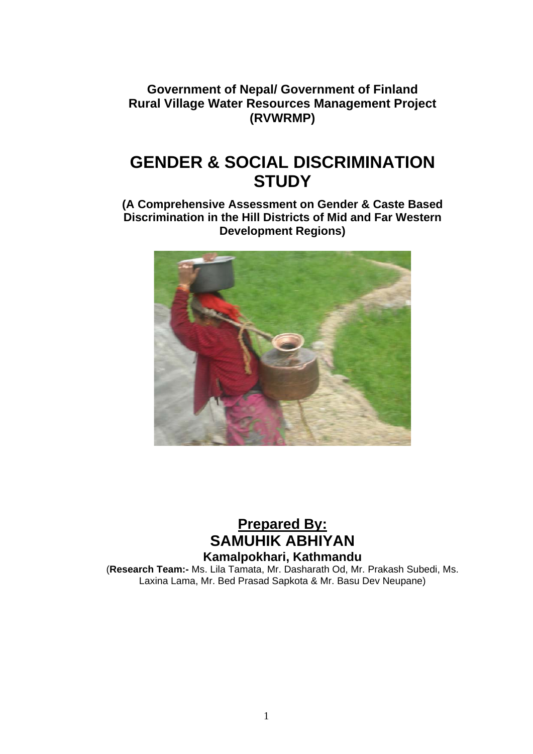**Government of Nepal/ Government of Finland**
**Rural Village Water Resources Management Project**
**(RVWRMP)**

# GENDER & SOCIAL DISCRIMINATION STUDY

**(A Comprehensive Assessment on Gender & Caste Based Discrimination in the Hill Districts of Mid and Far Western Development Regions)**

## Prepared By:
## SAMUHIK ABHIYAN
### Kamalpokhari, Kathmandu

(**Research Team:-** Ms. Lila Tamata, Mr. Dasharath Od, Mr. Prakash Subedi, Ms. Laxina Lama, Mr. Bed Prasad Sapkota & Mr. Basu Dev Neupane)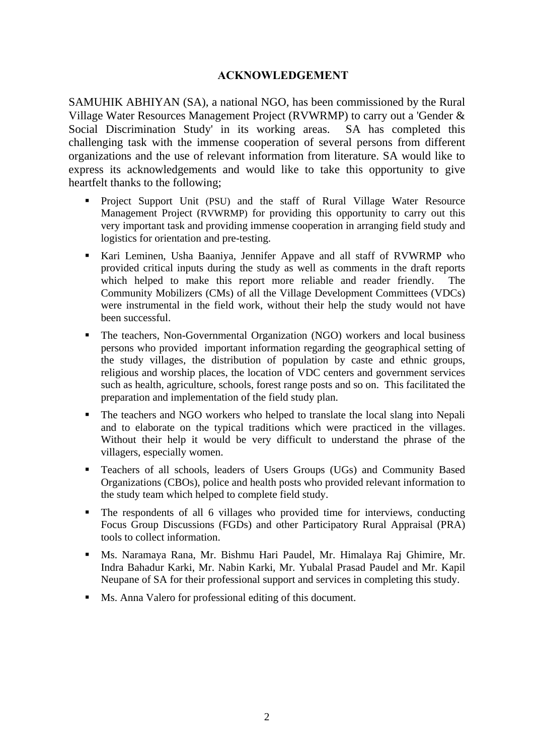# ACKNOWLEDGEMENT

SAMUHIK ABHIYAN (SA), a national NGO, has been commissioned by the Rural Village Water Resources Management Project (RVWRMP) to carry out a 'Gender & Social Discrimination Study' in its working areas. SA has completed this challenging task with the immense cooperation of several persons from different organizations and the use of relevant information from literature. SA would like to express its acknowledgements and would like to take this opportunity to give heartfelt thanks to the following;

- Project Support Unit (PSU) and the staff of Rural Village Water Resource Management Project (RVWRMP) for providing this opportunity to carry out this very important task and providing immense cooperation in arranging field study and logistics for orientation and pre-testing.
- Kari Leminen, Usha Baaniya, Jennifer Appave and all staff of RVWRMP who provided critical inputs during the study as well as comments in the draft reports which helped to make this report more reliable and reader friendly. The Community Mobilizers (CMs) of all the Village Development Committees (VDCs) were instrumental in the field work, without their help the study would not have been successful.
- The teachers, Non-Governmental Organization (NGO) workers and local business persons who provided important information regarding the geographical setting of the study villages, the distribution of population by caste and ethnic groups, religious and worship places, the location of VDC centers and government services such as health, agriculture, schools, forest range posts and so on. This facilitated the preparation and implementation of the field study plan.
- The teachers and NGO workers who helped to translate the local slang into Nepali and to elaborate on the typical traditions which were practiced in the villages. Without their help it would be very difficult to understand the phrase of the villagers, especially women.
- Teachers of all schools, leaders of Users Groups (UGs) and Community Based Organizations (CBOs), police and health posts who provided relevant information to the study team which helped to complete field study.
- The respondents of all 6 villages who provided time for interviews, conducting Focus Group Discussions (FGDs) and other Participatory Rural Appraisal (PRA) tools to collect information.
- Ms. Naramaya Rana, Mr. Bishmu Hari Paudel, Mr. Himalaya Raj Ghimire, Mr. Indra Bahadur Karki, Mr. Nabin Karki, Mr. Yubalal Prasad Paudel and Mr. Kapil Neupane of SA for their professional support and services in completing this study.
- Ms. Anna Valero for professional editing of this document.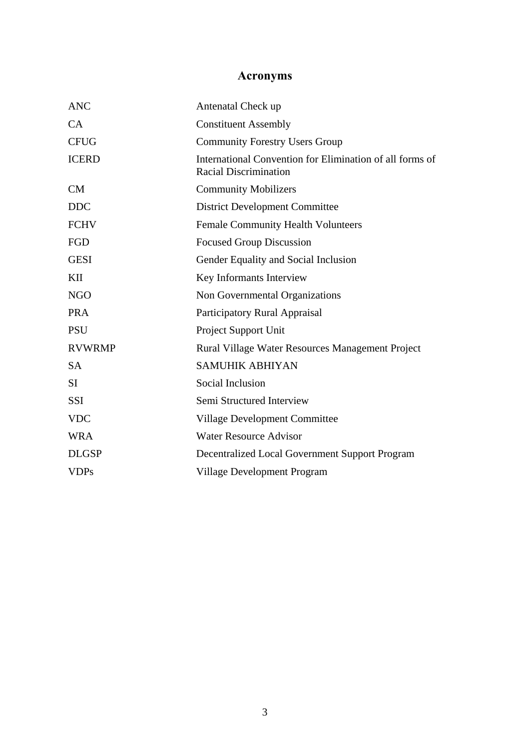# Acronyms

| | |
|---|---|
| ANC | Antenatal Check up |
| CA | Constituent Assembly |
| CFUG | Community Forestry Users Group |
| ICERD | International Convention for Elimination of all forms of Racial Discrimination |
| CM | Community Mobilizers |
| DDC | District Development Committee |
| FCHV | Female Community Health Volunteers |
| FGD | Focused Group Discussion |
| GESI | Gender Equality and Social Inclusion |
| KII | Key Informants Interview |
| NGO | Non Governmental Organizations |
| PRA | Participatory Rural Appraisal |
| PSU | Project Support Unit |
| RVWRMP | Rural Village Water Resources Management Project |
| SA | SAMUHIK ABHIYAN |
| SI | Social Inclusion |
| SSI | Semi Structured Interview |
| VDC | Village Development Committee |
| WRA | Water Resource Advisor |
| DLGSP | Decentralized Local Government Support Program |
| VDPs | Village Development Program |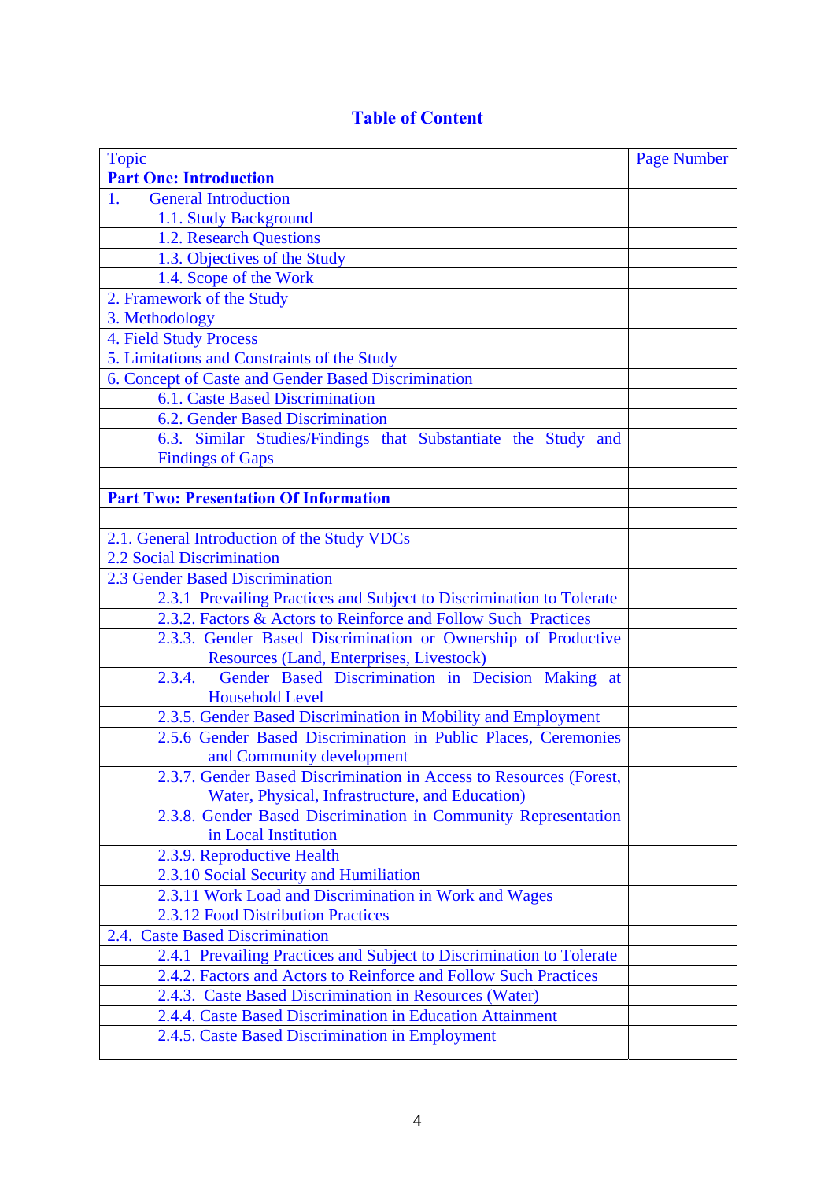# Table of Content

| Topic | Page Number |
|---|---|
| **Part One: Introduction** | |
| 1. General Introduction | |
| 1.1. Study Background | |
| 1.2. Research Questions | |
| 1.3. Objectives of the Study | |
| 1.4. Scope of the Work | |
| 2. Framework of the Study | |
| 3. Methodology | |
| 4. Field Study Process | |
| 5. Limitations and Constraints of the Study | |
| 6. Concept of Caste and Gender Based Discrimination | |
| 6.1. Caste Based Discrimination | |
| 6.2. Gender Based Discrimination | |
| 6.3. Similar Studies/Findings that Substantiate the Study and Findings of Gaps | |
| | |
| **Part Two: Presentation Of Information** | |
| | |
| 2.1. General Introduction of the Study VDCs | |
| 2.2 Social Discrimination | |
| 2.3 Gender Based Discrimination | |
| 2.3.1 Prevailing Practices and Subject to Discrimination to Tolerate | |
| 2.3.2. Factors & Actors to Reinforce and Follow Such Practices | |
| 2.3.3. Gender Based Discrimination or Ownership of Productive Resources (Land, Enterprises, Livestock) | |
| 2.3.4. Gender Based Discrimination in Decision Making at Household Level | |
| 2.3.5. Gender Based Discrimination in Mobility and Employment | |
| 2.5.6 Gender Based Discrimination in Public Places, Ceremonies and Community development | |
| 2.3.7. Gender Based Discrimination in Access to Resources (Forest, Water, Physical, Infrastructure, and Education) | |
| 2.3.8. Gender Based Discrimination in Community Representation in Local Institution | |
| 2.3.9. Reproductive Health | |
| 2.3.10 Social Security and Humiliation | |
| 2.3.11 Work Load and Discrimination in Work and Wages | |
| 2.3.12 Food Distribution Practices | |
| 2.4. Caste Based Discrimination | |
| 2.4.1 Prevailing Practices and Subject to Discrimination to Tolerate | |
| 2.4.2. Factors and Actors to Reinforce and Follow Such Practices | |
| 2.4.3. Caste Based Discrimination in Resources (Water) | |
| 2.4.4. Caste Based Discrimination in Education Attainment | |
| 2.4.5. Caste Based Discrimination in Employment | |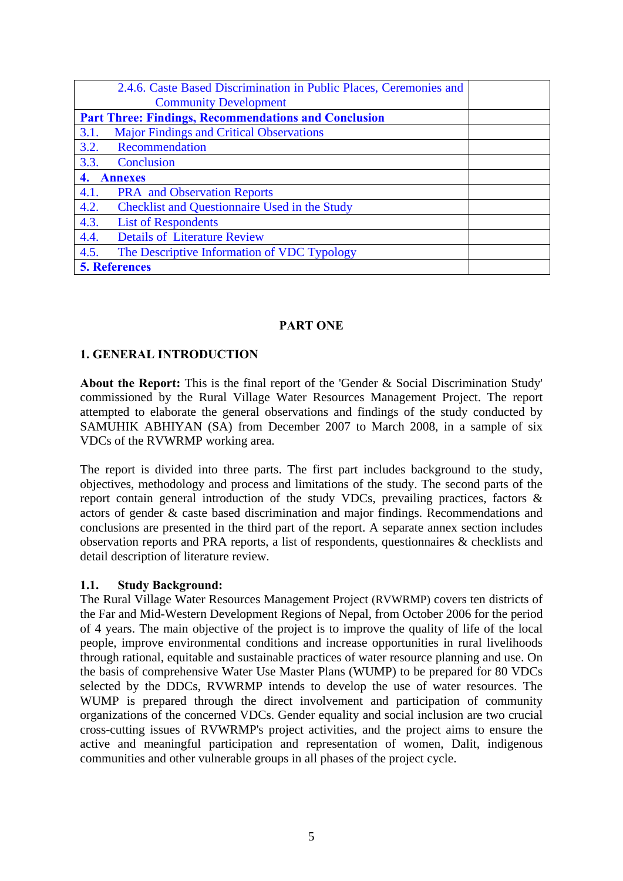| 2.4.6. Caste Based Discrimination in Public Places, Ceremonies and Community Development | |
|---|---|
| **Part Three: Findings, Recommendations and Conclusion** | |
| 3.1. Major Findings and Critical Observations | |
| 3.2. Recommendation | |
| 3.3. Conclusion | |
| **4. Annexes** | |
| 4.1. PRA and Observation Reports | |
| 4.2. Checklist and Questionnaire Used in the Study | |
| 4.3. List of Respondents | |
| 4.4. Details of Literature Review | |
| 4.5. The Descriptive Information of VDC Typology | |
| **5. References** | |

# PART ONE

## 1. GENERAL INTRODUCTION

**About the Report:** This is the final report of the 'Gender & Social Discrimination Study' commissioned by the Rural Village Water Resources Management Project. The report attempted to elaborate the general observations and findings of the study conducted by SAMUHIK ABHIYAN (SA) from December 2007 to March 2008, in a sample of six VDCs of the RVWRMP working area.

The report is divided into three parts. The first part includes background to the study, objectives, methodology and process and limitations of the study. The second parts of the report contain general introduction of the study VDCs, prevailing practices, factors & actors of gender & caste based discrimination and major findings. Recommendations and conclusions are presented in the third part of the report. A separate annex section includes observation reports and PRA reports, a list of respondents, questionnaires & checklists and detail description of literature review.

### 1.1. Study Background:

The Rural Village Water Resources Management Project (RVWRMP) covers ten districts of the Far and Mid-Western Development Regions of Nepal, from October 2006 for the period of 4 years. The main objective of the project is to improve the quality of life of the local people, improve environmental conditions and increase opportunities in rural livelihoods through rational, equitable and sustainable practices of water resource planning and use. On the basis of comprehensive Water Use Master Plans (WUMP) to be prepared for 80 VDCs selected by the DDCs, RVWRMP intends to develop the use of water resources. The WUMP is prepared through the direct involvement and participation of community organizations of the concerned VDCs. Gender equality and social inclusion are two crucial cross-cutting issues of RVWRMP's project activities, and the project aims to ensure the active and meaningful participation and representation of women, Dalit, indigenous communities and other vulnerable groups in all phases of the project cycle.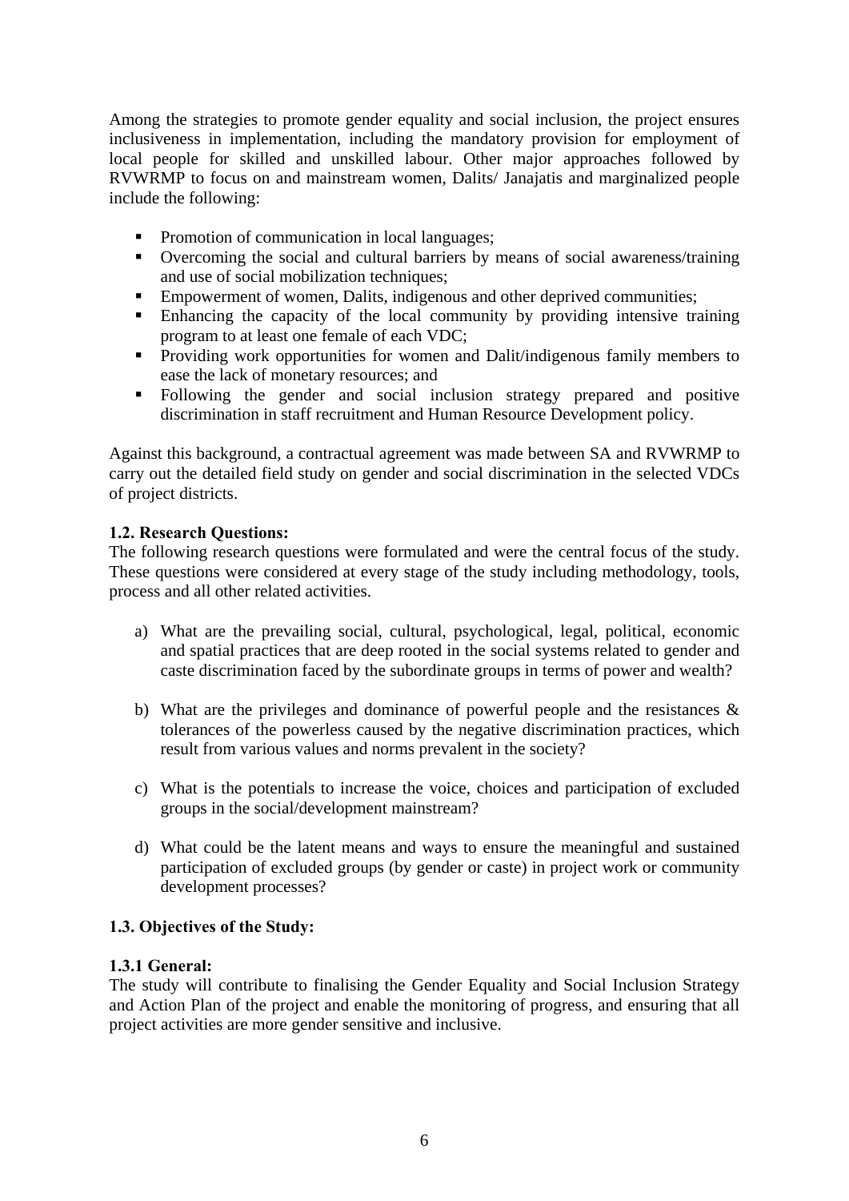Among the strategies to promote gender equality and social inclusion, the project ensures inclusiveness in implementation, including the mandatory provision for employment of local people for skilled and unskilled labour. Other major approaches followed by RVWRMP to focus on and mainstream women, Dalits/ Janajatis and marginalized people include the following:

- Promotion of communication in local languages;
- Overcoming the social and cultural barriers by means of social awareness/training and use of social mobilization techniques;
- Empowerment of women, Dalits, indigenous and other deprived communities;
- Enhancing the capacity of the local community by providing intensive training program to at least one female of each VDC;
- Providing work opportunities for women and Dalit/indigenous family members to ease the lack of monetary resources; and
- Following the gender and social inclusion strategy prepared and positive discrimination in staff recruitment and Human Resource Development policy.

Against this background, a contractual agreement was made between SA and RVWRMP to carry out the detailed field study on gender and social discrimination in the selected VDCs of project districts.

### 1.2. Research Questions:

The following research questions were formulated and were the central focus of the study. These questions were considered at every stage of the study including methodology, tools, process and all other related activities.

a) What are the prevailing social, cultural, psychological, legal, political, economic and spatial practices that are deep rooted in the social systems related to gender and caste discrimination faced by the subordinate groups in terms of power and wealth?

b) What are the privileges and dominance of powerful people and the resistances & tolerances of the powerless caused by the negative discrimination practices, which result from various values and norms prevalent in the society?

c) What is the potentials to increase the voice, choices and participation of excluded groups in the social/development mainstream?

d) What could be the latent means and ways to ensure the meaningful and sustained participation of excluded groups (by gender or caste) in project work or community development processes?

### 1.3. Objectives of the Study:

#### 1.3.1 General:

The study will contribute to finalising the Gender Equality and Social Inclusion Strategy and Action Plan of the project and enable the monitoring of progress, and ensuring that all project activities are more gender sensitive and inclusive.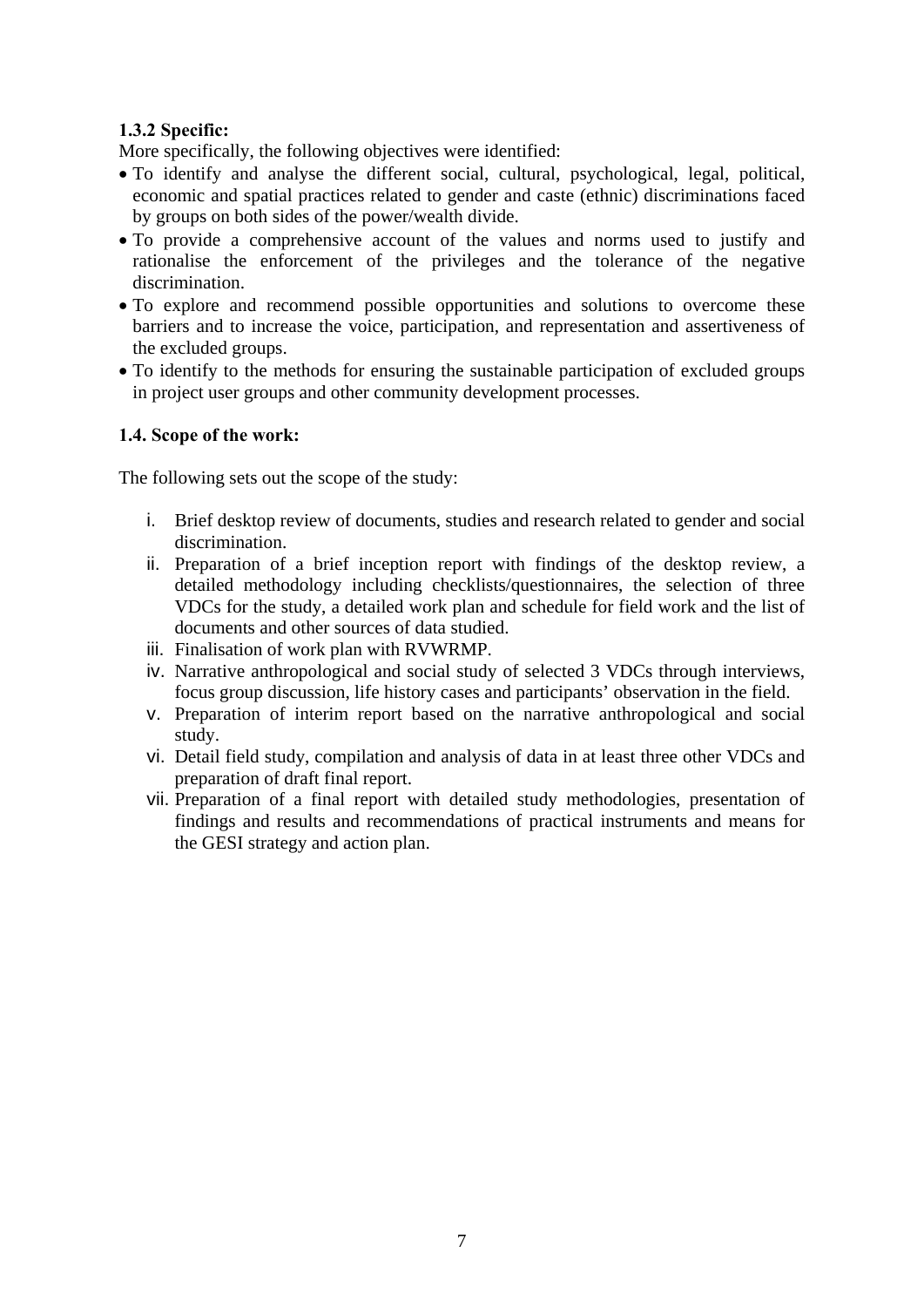**1.3.2 Specific:**

More specifically, the following objectives were identified:

- To identify and analyse the different social, cultural, psychological, legal, political, economic and spatial practices related to gender and caste (ethnic) discriminations faced by groups on both sides of the power/wealth divide.
- To provide a comprehensive account of the values and norms used to justify and rationalise the enforcement of the privileges and the tolerance of the negative discrimination.
- To explore and recommend possible opportunities and solutions to overcome these barriers and to increase the voice, participation, and representation and assertiveness of the excluded groups.
- To identify to the methods for ensuring the sustainable participation of excluded groups in project user groups and other community development processes.

**1.4. Scope of the work:**

The following sets out the scope of the study:

i. Brief desktop review of documents, studies and research related to gender and social discrimination.
ii. Preparation of a brief inception report with findings of the desktop review, a detailed methodology including checklists/questionnaires, the selection of three VDCs for the study, a detailed work plan and schedule for field work and the list of documents and other sources of data studied.
iii. Finalisation of work plan with RVWRMP.
iv. Narrative anthropological and social study of selected 3 VDCs through interviews, focus group discussion, life history cases and participants' observation in the field.
v. Preparation of interim report based on the narrative anthropological and social study.
vi. Detail field study, compilation and analysis of data in at least three other VDCs and preparation of draft final report.
vii. Preparation of a final report with detailed study methodologies, presentation of findings and results and recommendations of practical instruments and means for the GESI strategy and action plan.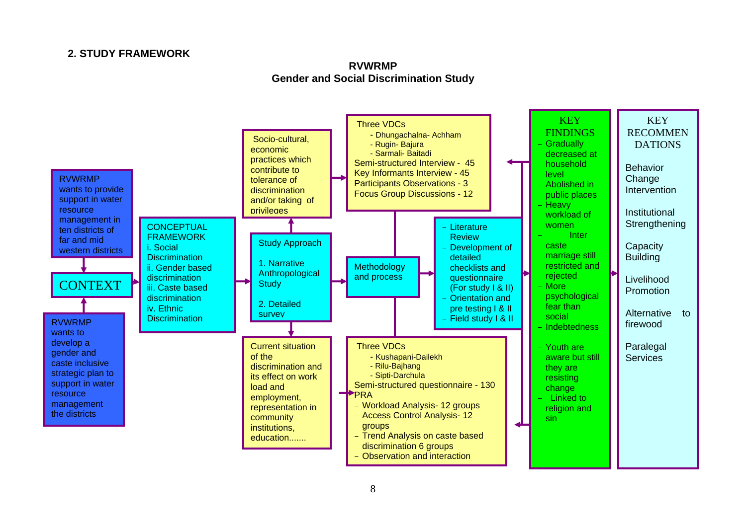## 2. STUDY FRAMEWORK

**RVWRMP**
**Gender and Social Discrimination Study**

**CONTEXT**

- RVWRMP wants to provide support in water resource management in ten districts of far and mid western districts
- RVWRMP wants to develop a gender and caste inclusive strategic plan to support in water resource management the districts

**CONCEPTUAL FRAMEWORK**

i. Social Discrimination
ii. Gender based discrimination
iii. Caste based discrimination
iv. Ethnic Discrimination

**Study Approach**

1. Narrative Anthropological Study
2. Detailed survey

Socio-cultural, economic practices which contribute to tolerance of discrimination and/or taking of privileges

Current situation of the discrimination and its effect on work load and employment, representation in community institutions, education.......

**Methodology and process**

- Literature Review
- Development of detailed checklists and questionnaire (For study I & II)
- Orientation and pre testing I & II
- Field study I & II

Three VDCs
- Dhungachalna- Achham
- Rugin- Bajura
- Sarmali- Baitadi

Semi-structured Interview - 45
Key Informants Interview - 45
Participants Observations - 3
Focus Group Discussions - 12

Three VDCs
- Kushapani-Dailekh
- Rilu-Bajhang
- Sipti-Darchula

Semi-structured questionnaire - 130
PRA
- Workload Analysis- 12 groups
- Access Control Analysis- 12 groups
- Trend Analysis on caste based discrimination 6 groups
- Observation and interaction

**KEY FINDINGS**

- Gradually decreased at household level
- Abolished in public places
- Heavy workload of women
- Inter caste marriage still restricted and rejected
- More psychological fear than social
- Indebtedness
- Youth are aware but still they are resisting change
- Linked to religion and sin

**KEY RECOMMENDATIONS**

- Behavior Change Intervention
- Institutional Strengthening
- Capacity Building
- Livelihood Promotion
- Alternative to firewood
- Paralegal Services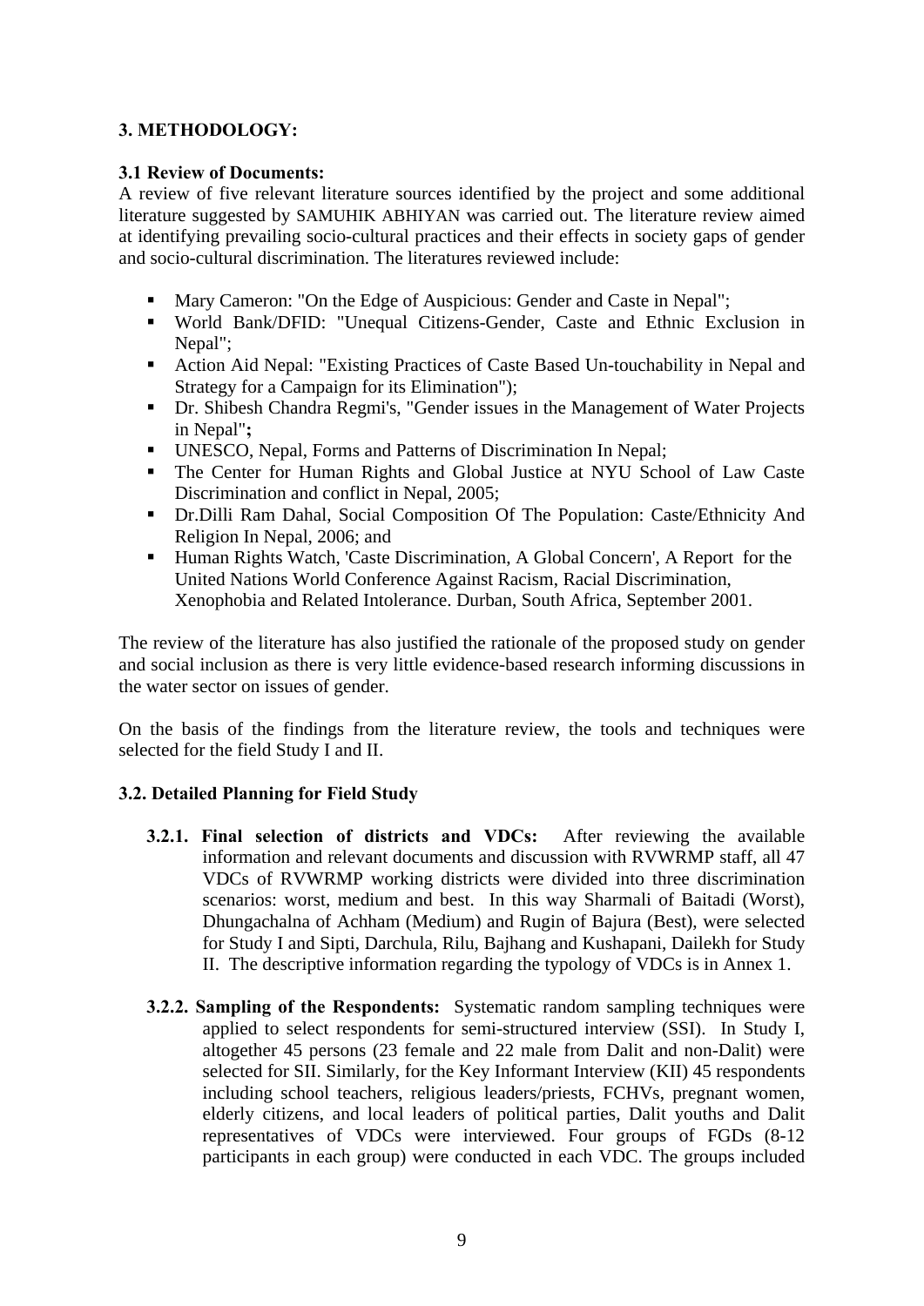## 3. METHODOLOGY:

### 3.1 Review of Documents:

A review of five relevant literature sources identified by the project and some additional literature suggested by SAMUHIK ABHIYAN was carried out. The literature review aimed at identifying prevailing socio-cultural practices and their effects in society gaps of gender and socio-cultural discrimination. The literatures reviewed include:

- Mary Cameron: "On the Edge of Auspicious: Gender and Caste in Nepal";
- World Bank/DFID: "Unequal Citizens-Gender, Caste and Ethnic Exclusion in Nepal";
- Action Aid Nepal: "Existing Practices of Caste Based Un-touchability in Nepal and Strategy for a Campaign for its Elimination");
- Dr. Shibesh Chandra Regmi's, "Gender issues in the Management of Water Projects in Nepal"**;**
- UNESCO, Nepal, Forms and Patterns of Discrimination In Nepal;
- The Center for Human Rights and Global Justice at NYU School of Law Caste Discrimination and conflict in Nepal, 2005;
- Dr.Dilli Ram Dahal, Social Composition Of The Population: Caste/Ethnicity And Religion In Nepal, 2006; and
- Human Rights Watch, 'Caste Discrimination, A Global Concern', A Report for the United Nations World Conference Against Racism, Racial Discrimination, Xenophobia and Related Intolerance. Durban, South Africa, September 2001.

The review of the literature has also justified the rationale of the proposed study on gender and social inclusion as there is very little evidence-based research informing discussions in the water sector on issues of gender.

On the basis of the findings from the literature review, the tools and techniques were selected for the field Study I and II.

### 3.2. Detailed Planning for Field Study

**3.2.1. Final selection of districts and VDCs:** After reviewing the available information and relevant documents and discussion with RVWRMP staff, all 47 VDCs of RVWRMP working districts were divided into three discrimination scenarios: worst, medium and best. In this way Sharmali of Baitadi (Worst), Dhungachalna of Achham (Medium) and Rugin of Bajura (Best), were selected for Study I and Sipti, Darchula, Rilu, Bajhang and Kushapani, Dailekh for Study II. The descriptive information regarding the typology of VDCs is in Annex 1.

**3.2.2. Sampling of the Respondents:** Systematic random sampling techniques were applied to select respondents for semi-structured interview (SSI). In Study I, altogether 45 persons (23 female and 22 male from Dalit and non-Dalit) were selected for SII. Similarly, for the Key Informant Interview (KII) 45 respondents including school teachers, religious leaders/priests, FCHVs, pregnant women, elderly citizens, and local leaders of political parties, Dalit youths and Dalit representatives of VDCs were interviewed. Four groups of FGDs (8-12 participants in each group) were conducted in each VDC. The groups included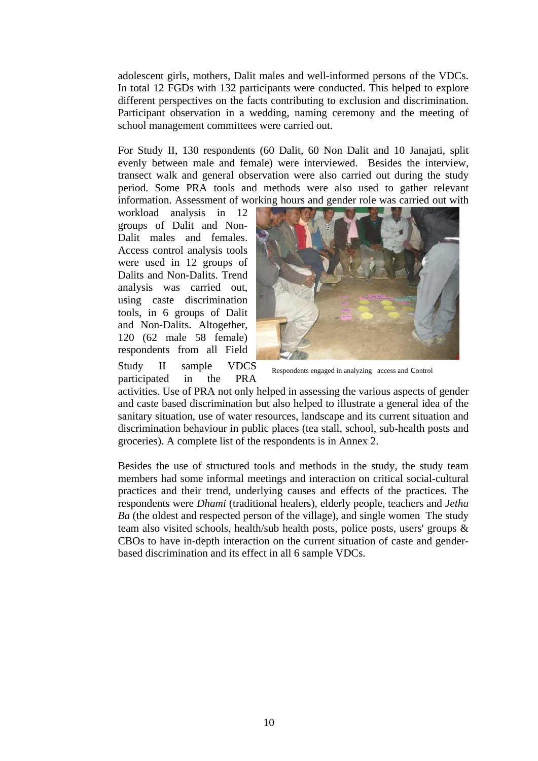adolescent girls, mothers, Dalit males and well-informed persons of the VDCs. In total 12 FGDs with 132 participants were conducted. This helped to explore different perspectives on the facts contributing to exclusion and discrimination. Participant observation in a wedding, naming ceremony and the meeting of school management committees were carried out.

For Study II, 130 respondents (60 Dalit, 60 Non Dalit and 10 Janajati, split evenly between male and female) were interviewed. Besides the interview, transect walk and general observation were also carried out during the study period. Some PRA tools and methods were also used to gather relevant information. Assessment of working hours and gender role was carried out with workload analysis in 12 groups of Dalit and Non-Dalit males and females. Access control analysis tools were used in 12 groups of Dalits and Non-Dalits. Trend analysis was carried out, using caste discrimination tools, in 6 groups of Dalit and Non-Dalits. Altogether, 120 (62 male 58 female) respondents from all Field Study II sample VDCS participated in the PRA activities. Use of PRA not only helped in assessing the various aspects of gender and caste based discrimination but also helped to illustrate a general idea of the sanitary situation, use of water resources, landscape and its current situation and discrimination behaviour in public places (tea stall, school, sub-health posts and groceries). A complete list of the respondents is in Annex 2.

Respondents engaged in analyzing access and Control

Besides the use of structured tools and methods in the study, the study team members had some informal meetings and interaction on critical social-cultural practices and their trend, underlying causes and effects of the practices. The respondents were *Dhami* (traditional healers), elderly people, teachers and *Jetha Ba* (the oldest and respected person of the village), and single women The study team also visited schools, health/sub health posts, police posts, users' groups & CBOs to have in-depth interaction on the current situation of caste and gender-based discrimination and its effect in all 6 sample VDCs.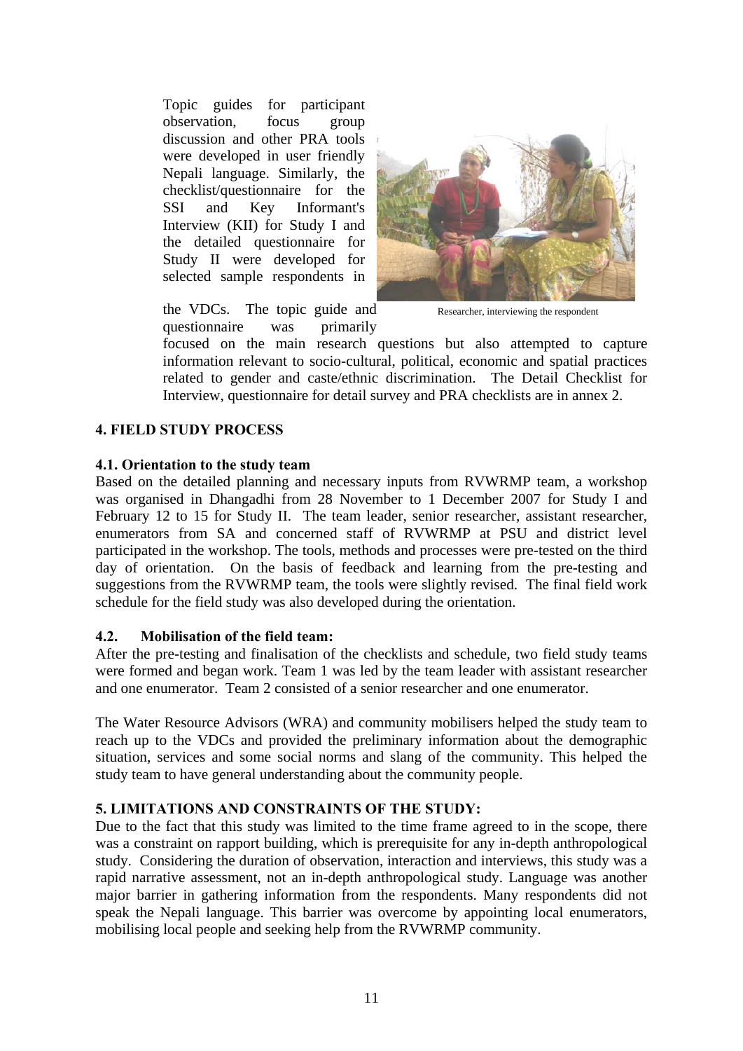Topic guides for participant observation, focus group discussion and other PRA tools were developed in user friendly Nepali language. Similarly, the checklist/questionnaire for the SSI and Key Informant's Interview (KII) for Study I and the detailed questionnaire for Study II were developed for selected sample respondents in the VDCs. The topic guide and questionnaire was primarily focused on the main research questions but also attempted to capture information relevant to socio-cultural, political, economic and spatial practices related to gender and caste/ethnic discrimination. The Detail Checklist for Interview, questionnaire for detail survey and PRA checklists are in annex 2.

Researcher, interviewing the respondent

## 4. FIELD STUDY PROCESS

### 4.1. Orientation to the study team

Based on the detailed planning and necessary inputs from RVWRMP team, a workshop was organised in Dhangadhi from 28 November to 1 December 2007 for Study I and February 12 to 15 for Study II. The team leader, senior researcher, assistant researcher, enumerators from SA and concerned staff of RVWRMP at PSU and district level participated in the workshop. The tools, methods and processes were pre-tested on the third day of orientation. On the basis of feedback and learning from the pre-testing and suggestions from the RVWRMP team, the tools were slightly revised. The final field work schedule for the field study was also developed during the orientation.

### 4.2. Mobilisation of the field team:

After the pre-testing and finalisation of the checklists and schedule, two field study teams were formed and began work. Team 1 was led by the team leader with assistant researcher and one enumerator. Team 2 consisted of a senior researcher and one enumerator.

The Water Resource Advisors (WRA) and community mobilisers helped the study team to reach up to the VDCs and provided the preliminary information about the demographic situation, services and some social norms and slang of the community. This helped the study team to have general understanding about the community people.

## 5. LIMITATIONS AND CONSTRAINTS OF THE STUDY:

Due to the fact that this study was limited to the time frame agreed to in the scope, there was a constraint on rapport building, which is prerequisite for any in-depth anthropological study. Considering the duration of observation, interaction and interviews, this study was a rapid narrative assessment, not an in-depth anthropological study. Language was another major barrier in gathering information from the respondents. Many respondents did not speak the Nepali language. This barrier was overcome by appointing local enumerators, mobilising local people and seeking help from the RVWRMP community.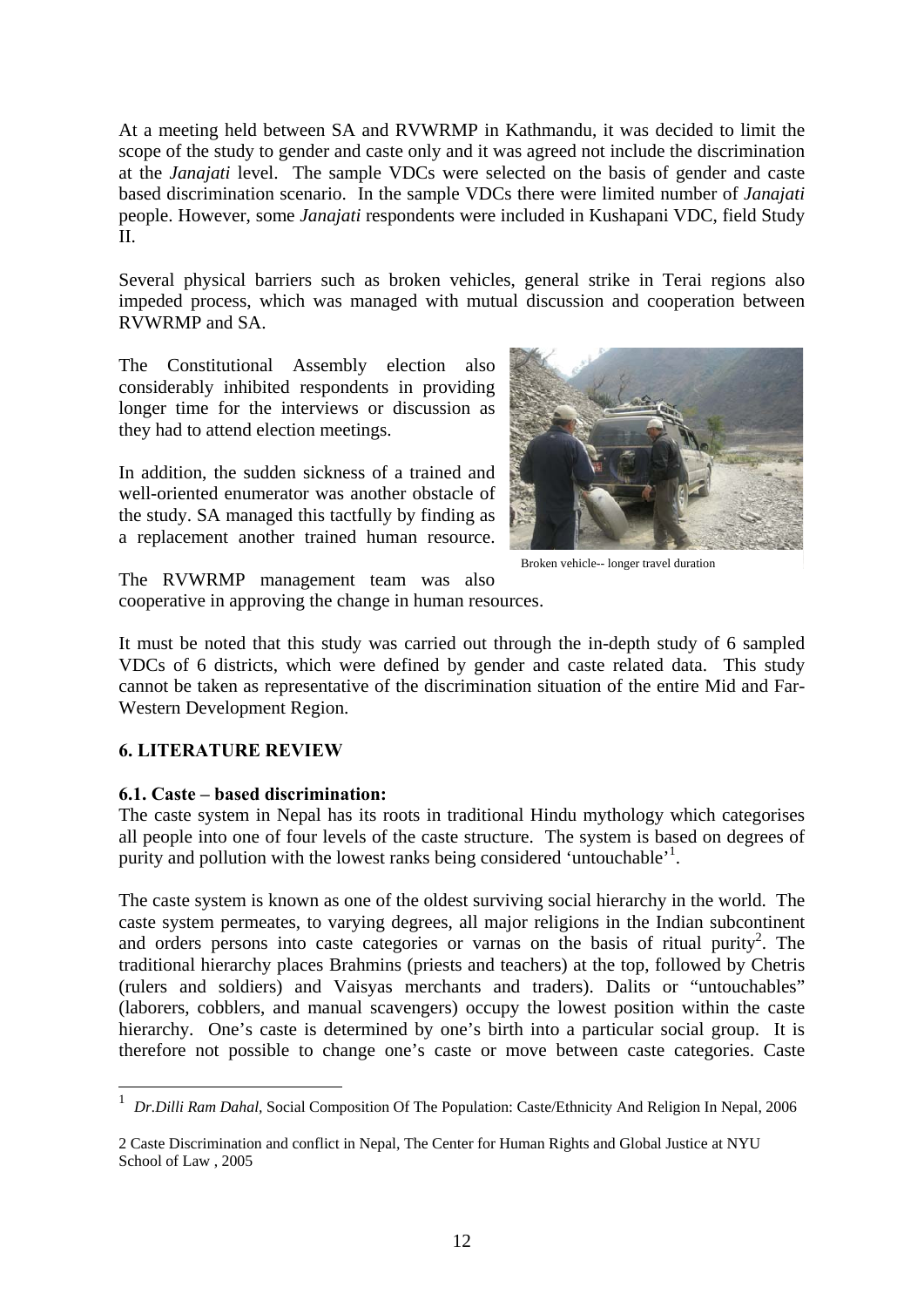At a meeting held between SA and RVWRMP in Kathmandu, it was decided to limit the scope of the study to gender and caste only and it was agreed not include the discrimination at the *Janajati* level. The sample VDCs were selected on the basis of gender and caste based discrimination scenario. In the sample VDCs there were limited number of *Janajati* people. However, some *Janajati* respondents were included in Kushapani VDC, field Study II.

Several physical barriers such as broken vehicles, general strike in Terai regions also impeded process, which was managed with mutual discussion and cooperation between RVWRMP and SA.

The Constitutional Assembly election also considerably inhibited respondents in providing longer time for the interviews or discussion as they had to attend election meetings.

In addition, the sudden sickness of a trained and well-oriented enumerator was another obstacle of the study. SA managed this tactfully by finding as a replacement another trained human resource. The RVWRMP management team was also cooperative in approving the change in human resources.

Broken vehicle-- longer travel duration

It must be noted that this study was carried out through the in-depth study of 6 sampled VDCs of 6 districts, which were defined by gender and caste related data. This study cannot be taken as representative of the discrimination situation of the entire Mid and Far-Western Development Region.

## 6. LITERATURE REVIEW

### 6.1. Caste – based discrimination:

The caste system in Nepal has its roots in traditional Hindu mythology which categorises all people into one of four levels of the caste structure. The system is based on degrees of purity and pollution with the lowest ranks being considered 'untouchable'[1].

The caste system is known as one of the oldest surviving social hierarchy in the world. The caste system permeates, to varying degrees, all major religions in the Indian subcontinent and orders persons into caste categories or varnas on the basis of ritual purity[2]. The traditional hierarchy places Brahmins (priests and teachers) at the top, followed by Chetris (rulers and soldiers) and Vaisyas merchants and traders). Dalits or "untouchables" (laborers, cobblers, and manual scavengers) occupy the lowest position within the caste hierarchy. One's caste is determined by one's birth into a particular social group. It is therefore not possible to change one's caste or move between caste categories. Caste

---

[1] *Dr.Dilli Ram Dahal*, Social Composition Of The Population: Caste/Ethnicity And Religion In Nepal, 2006

[2] Caste Discrimination and conflict in Nepal, The Center for Human Rights and Global Justice at NYU School of Law , 2005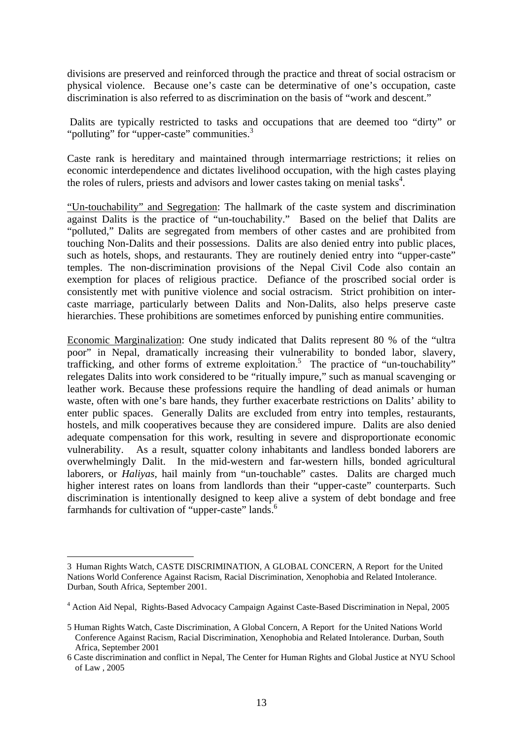divisions are preserved and reinforced through the practice and threat of social ostracism or physical violence. Because one's caste can be determinative of one's occupation, caste discrimination is also referred to as discrimination on the basis of "work and descent."

Dalits are typically restricted to tasks and occupations that are deemed too "dirty" or "polluting" for "upper-caste" communities.[3]

Caste rank is hereditary and maintained through intermarriage restrictions; it relies on economic interdependence and dictates livelihood occupation, with the high castes playing the roles of rulers, priests and advisors and lower castes taking on menial tasks[4].

<u>"Un-touchability" and Segregation</u>: The hallmark of the caste system and discrimination against Dalits is the practice of "un-touchability." Based on the belief that Dalits are "polluted," Dalits are segregated from members of other castes and are prohibited from touching Non-Dalits and their possessions. Dalits are also denied entry into public places, such as hotels, shops, and restaurants. They are routinely denied entry into "upper-caste" temples. The non-discrimination provisions of the Nepal Civil Code also contain an exemption for places of religious practice. Defiance of the proscribed social order is consistently met with punitive violence and social ostracism. Strict prohibition on inter-caste marriage, particularly between Dalits and Non-Dalits, also helps preserve caste hierarchies. These prohibitions are sometimes enforced by punishing entire communities.

<u>Economic Marginalization</u>: One study indicated that Dalits represent 80 % of the "ultra poor" in Nepal, dramatically increasing their vulnerability to bonded labor, slavery, trafficking, and other forms of extreme exploitation.[5] The practice of "un-touchability" relegates Dalits into work considered to be "ritually impure," such as manual scavenging or leather work. Because these professions require the handling of dead animals or human waste, often with one's bare hands, they further exacerbate restrictions on Dalits' ability to enter public spaces. Generally Dalits are excluded from entry into temples, restaurants, hostels, and milk cooperatives because they are considered impure. Dalits are also denied adequate compensation for this work, resulting in severe and disproportionate economic vulnerability. As a result, squatter colony inhabitants and landless bonded laborers are overwhelmingly Dalit. In the mid-western and far-western hills, bonded agricultural laborers, or *Haliyas*, hail mainly from "un-touchable" castes. Dalits are charged much higher interest rates on loans from landlords than their "upper-caste" counterparts. Such discrimination is intentionally designed to keep alive a system of debt bondage and free farmhands for cultivation of "upper-caste" lands.[6]

---

3 Human Rights Watch, CASTE DISCRIMINATION, A GLOBAL CONCERN, A Report for the United Nations World Conference Against Racism, Racial Discrimination, Xenophobia and Related Intolerance. Durban, South Africa, September 2001.

4 Action Aid Nepal, Rights-Based Advocacy Campaign Against Caste-Based Discrimination in Nepal, 2005

5 Human Rights Watch, Caste Discrimination, A Global Concern, A Report for the United Nations World Conference Against Racism, Racial Discrimination, Xenophobia and Related Intolerance. Durban, South Africa, September 2001

6 Caste discrimination and conflict in Nepal, The Center for Human Rights and Global Justice at NYU School of Law , 2005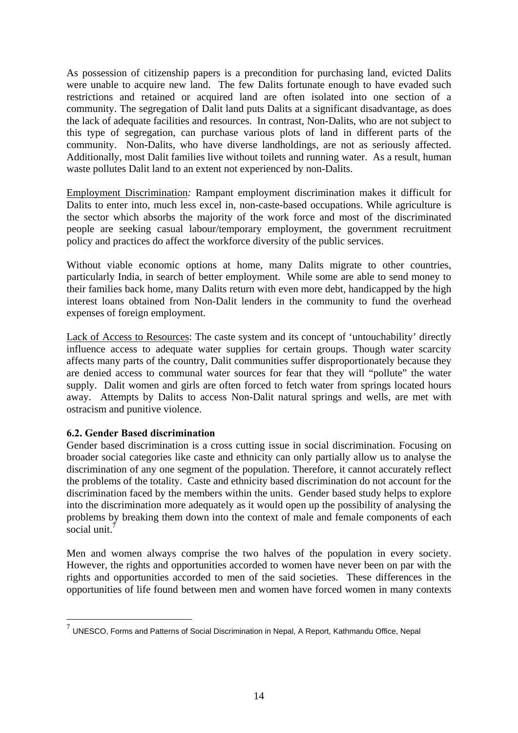As possession of citizenship papers is a precondition for purchasing land, evicted Dalits were unable to acquire new land. The few Dalits fortunate enough to have evaded such restrictions and retained or acquired land are often isolated into one section of a community. The segregation of Dalit land puts Dalits at a significant disadvantage, as does the lack of adequate facilities and resources. In contrast, Non-Dalits, who are not subject to this type of segregation, can purchase various plots of land in different parts of the community. Non-Dalits, who have diverse landholdings, are not as seriously affected. Additionally, most Dalit families live without toilets and running water. As a result, human waste pollutes Dalit land to an extent not experienced by non-Dalits.

Employment Discrimination*:* Rampant employment discrimination makes it difficult for Dalits to enter into, much less excel in, non-caste-based occupations. While agriculture is the sector which absorbs the majority of the work force and most of the discriminated people are seeking casual labour/temporary employment, the government recruitment policy and practices do affect the workforce diversity of the public services.

Without viable economic options at home, many Dalits migrate to other countries, particularly India, in search of better employment. While some are able to send money to their families back home, many Dalits return with even more debt, handicapped by the high interest loans obtained from Non-Dalit lenders in the community to fund the overhead expenses of foreign employment.

Lack of Access to Resources: The caste system and its concept of 'untouchability' directly influence access to adequate water supplies for certain groups. Though water scarcity affects many parts of the country, Dalit communities suffer disproportionately because they are denied access to communal water sources for fear that they will "pollute" the water supply. Dalit women and girls are often forced to fetch water from springs located hours away. Attempts by Dalits to access Non-Dalit natural springs and wells, are met with ostracism and punitive violence.

### 6.2. Gender Based discrimination

Gender based discrimination is a cross cutting issue in social discrimination. Focusing on broader social categories like caste and ethnicity can only partially allow us to analyse the discrimination of any one segment of the population. Therefore, it cannot accurately reflect the problems of the totality. Caste and ethnicity based discrimination do not account for the discrimination faced by the members within the units. Gender based study helps to explore into the discrimination more adequately as it would open up the possibility of analysing the problems by breaking them down into the context of male and female components of each social unit.[7]

Men and women always comprise the two halves of the population in every society. However, the rights and opportunities accorded to women have never been on par with the rights and opportunities accorded to men of the said societies. These differences in the opportunities of life found between men and women have forced women in many contexts

---

[7] UNESCO, Forms and Patterns of Social Discrimination in Nepal, A Report, Kathmandu Office, Nepal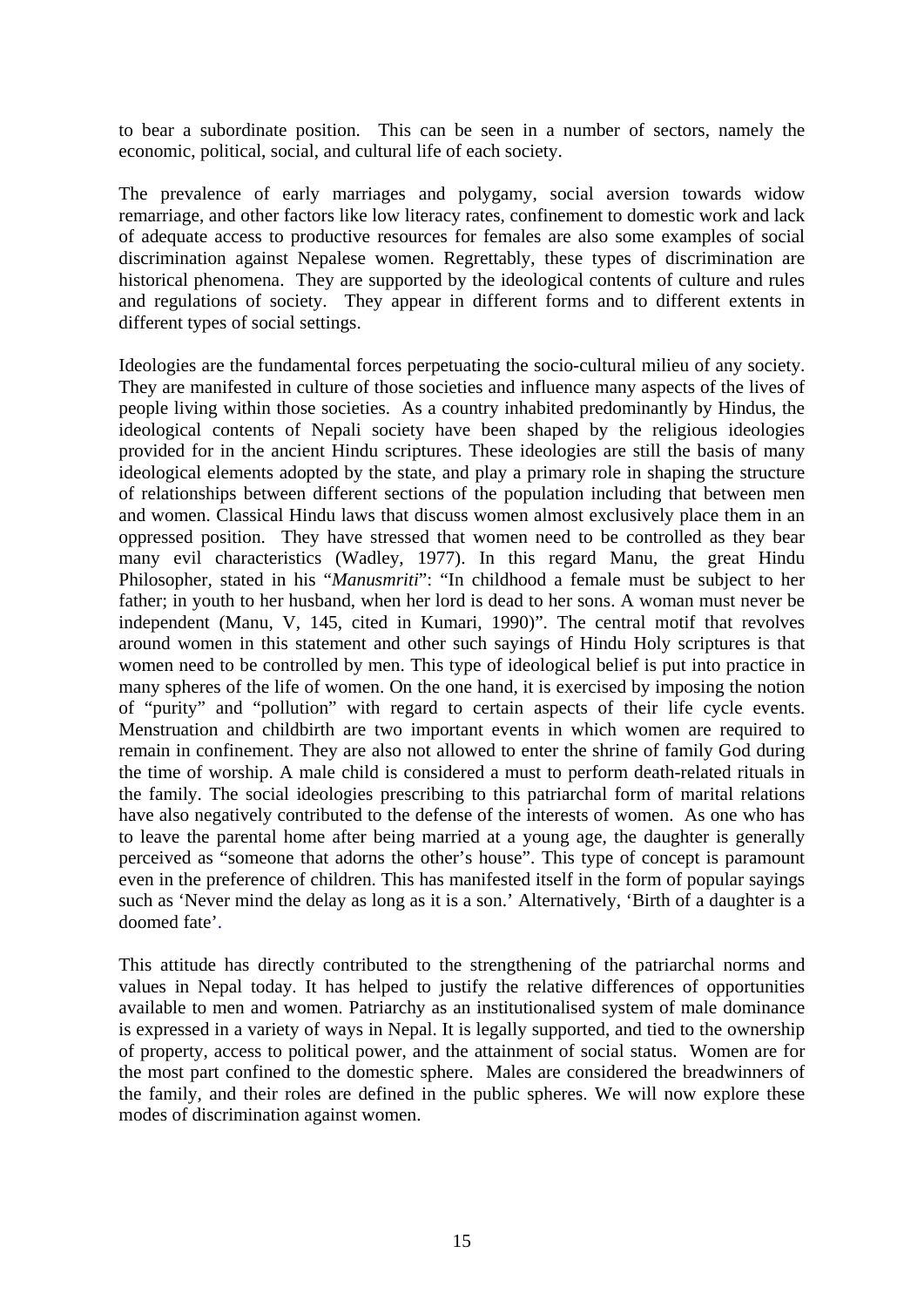to bear a subordinate position. This can be seen in a number of sectors, namely the economic, political, social, and cultural life of each society.

The prevalence of early marriages and polygamy, social aversion towards widow remarriage, and other factors like low literacy rates, confinement to domestic work and lack of adequate access to productive resources for females are also some examples of social discrimination against Nepalese women. Regrettably, these types of discrimination are historical phenomena. They are supported by the ideological contents of culture and rules and regulations of society. They appear in different forms and to different extents in different types of social settings.

Ideologies are the fundamental forces perpetuating the socio-cultural milieu of any society. They are manifested in culture of those societies and influence many aspects of the lives of people living within those societies. As a country inhabited predominantly by Hindus, the ideological contents of Nepali society have been shaped by the religious ideologies provided for in the ancient Hindu scriptures. These ideologies are still the basis of many ideological elements adopted by the state, and play a primary role in shaping the structure of relationships between different sections of the population including that between men and women. Classical Hindu laws that discuss women almost exclusively place them in an oppressed position. They have stressed that women need to be controlled as they bear many evil characteristics (Wadley, 1977). In this regard Manu, the great Hindu Philosopher, stated in his "*Manusmriti*": "In childhood a female must be subject to her father; in youth to her husband, when her lord is dead to her sons. A woman must never be independent (Manu, V, 145, cited in Kumari, 1990)". The central motif that revolves around women in this statement and other such sayings of Hindu Holy scriptures is that women need to be controlled by men. This type of ideological belief is put into practice in many spheres of the life of women. On the one hand, it is exercised by imposing the notion of "purity" and "pollution" with regard to certain aspects of their life cycle events. Menstruation and childbirth are two important events in which women are required to remain in confinement. They are also not allowed to enter the shrine of family God during the time of worship. A male child is considered a must to perform death-related rituals in the family. The social ideologies prescribing to this patriarchal form of marital relations have also negatively contributed to the defense of the interests of women. As one who has to leave the parental home after being married at a young age, the daughter is generally perceived as "someone that adorns the other's house". This type of concept is paramount even in the preference of children. This has manifested itself in the form of popular sayings such as 'Never mind the delay as long as it is a son.' Alternatively, 'Birth of a daughter is a doomed fate'.

This attitude has directly contributed to the strengthening of the patriarchal norms and values in Nepal today. It has helped to justify the relative differences of opportunities available to men and women. Patriarchy as an institutionalised system of male dominance is expressed in a variety of ways in Nepal. It is legally supported, and tied to the ownership of property, access to political power, and the attainment of social status. Women are for the most part confined to the domestic sphere. Males are considered the breadwinners of the family, and their roles are defined in the public spheres. We will now explore these modes of discrimination against women.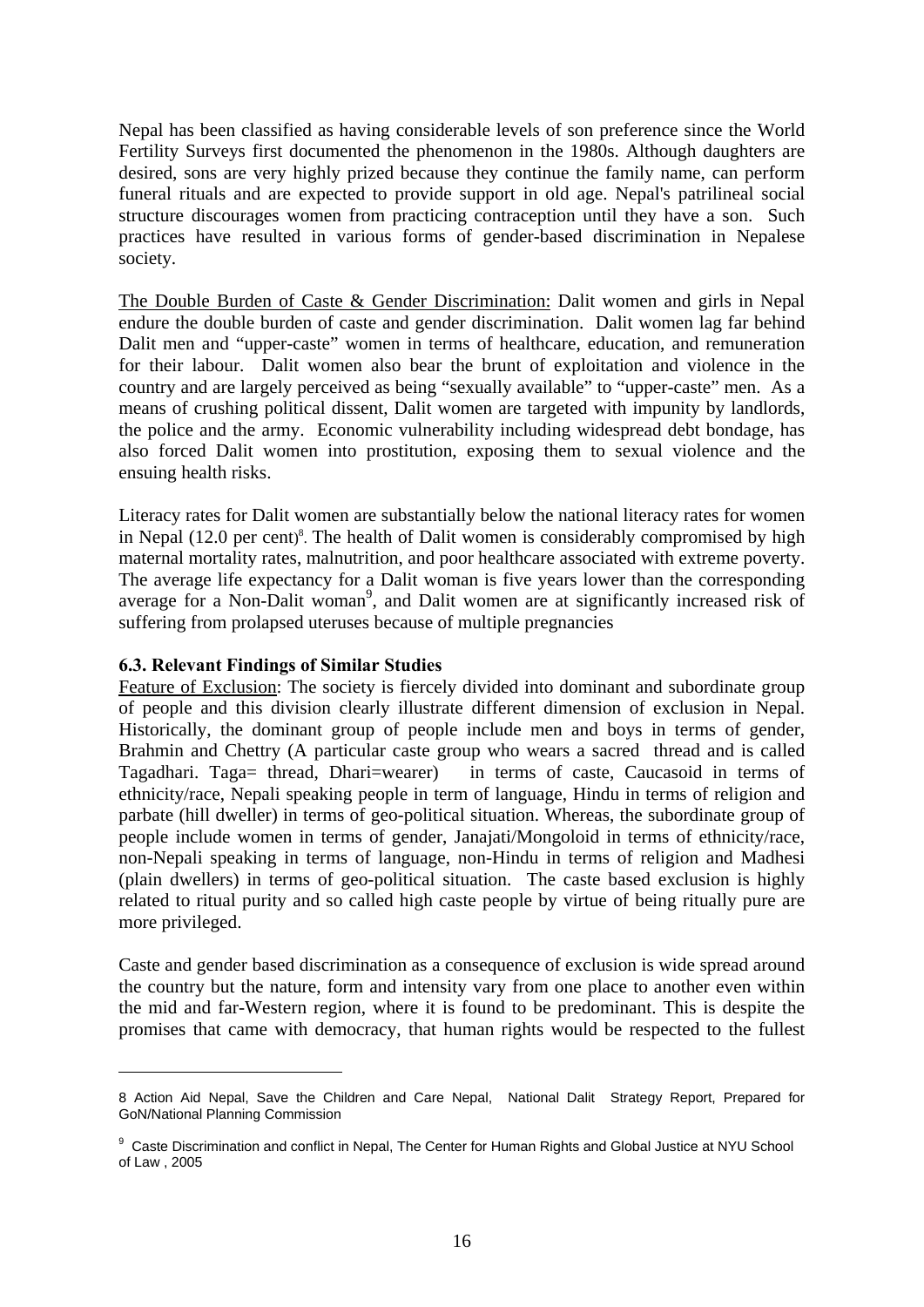Nepal has been classified as having considerable levels of son preference since the World Fertility Surveys first documented the phenomenon in the 1980s. Although daughters are desired, sons are very highly prized because they continue the family name, can perform funeral rituals and are expected to provide support in old age. Nepal's patrilineal social structure discourages women from practicing contraception until they have a son. Such practices have resulted in various forms of gender-based discrimination in Nepalese society.

The Double Burden of Caste & Gender Discrimination: Dalit women and girls in Nepal endure the double burden of caste and gender discrimination. Dalit women lag far behind Dalit men and "upper-caste" women in terms of healthcare, education, and remuneration for their labour. Dalit women also bear the brunt of exploitation and violence in the country and are largely perceived as being "sexually available" to "upper-caste" men. As a means of crushing political dissent, Dalit women are targeted with impunity by landlords, the police and the army. Economic vulnerability including widespread debt bondage, has also forced Dalit women into prostitution, exposing them to sexual violence and the ensuing health risks.

Literacy rates for Dalit women are substantially below the national literacy rates for women in Nepal (12.0 per cent)[8]. The health of Dalit women is considerably compromised by high maternal mortality rates, malnutrition, and poor healthcare associated with extreme poverty. The average life expectancy for a Dalit woman is five years lower than the corresponding average for a Non-Dalit woman[9], and Dalit women are at significantly increased risk of suffering from prolapsed uteruses because of multiple pregnancies

### 6.3. Relevant Findings of Similar Studies

Feature of Exclusion: The society is fiercely divided into dominant and subordinate group of people and this division clearly illustrate different dimension of exclusion in Nepal. Historically, the dominant group of people include men and boys in terms of gender, Brahmin and Chettry (A particular caste group who wears a sacred thread and is called Tagadhari. Taga= thread, Dhari=wearer) in terms of caste, Caucasoid in terms of ethnicity/race, Nepali speaking people in term of language, Hindu in terms of religion and parbate (hill dweller) in terms of geo-political situation. Whereas, the subordinate group of people include women in terms of gender, Janajati/Mongoloid in terms of ethnicity/race, non-Nepali speaking in terms of language, non-Hindu in terms of religion and Madhesi (plain dwellers) in terms of geo-political situation. The caste based exclusion is highly related to ritual purity and so called high caste people by virtue of being ritually pure are more privileged.

Caste and gender based discrimination as a consequence of exclusion is wide spread around the country but the nature, form and intensity vary from one place to another even within the mid and far-Western region, where it is found to be predominant. This is despite the promises that came with democracy, that human rights would be respected to the fullest

---

8 Action Aid Nepal, Save the Children and Care Nepal, National Dalit Strategy Report, Prepared for GoN/National Planning Commission

9 Caste Discrimination and conflict in Nepal, The Center for Human Rights and Global Justice at NYU School of Law , 2005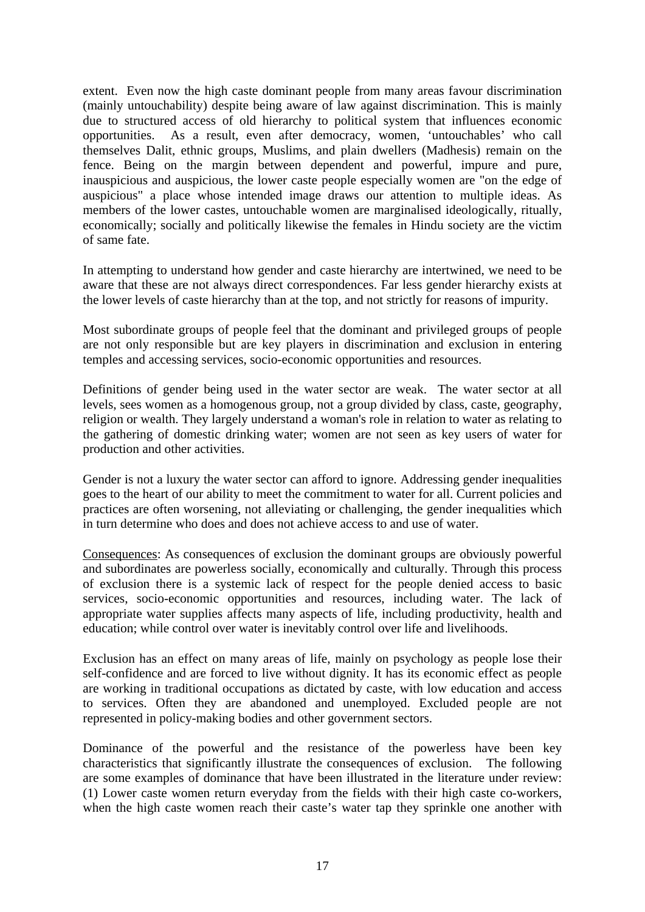extent. Even now the high caste dominant people from many areas favour discrimination (mainly untouchability) despite being aware of law against discrimination. This is mainly due to structured access of old hierarchy to political system that influences economic opportunities. As a result, even after democracy, women, 'untouchables' who call themselves Dalit, ethnic groups, Muslims, and plain dwellers (Madhesis) remain on the fence. Being on the margin between dependent and powerful, impure and pure, inauspicious and auspicious, the lower caste people especially women are "on the edge of auspicious" a place whose intended image draws our attention to multiple ideas. As members of the lower castes, untouchable women are marginalised ideologically, ritually, economically; socially and politically likewise the females in Hindu society are the victim of same fate.

In attempting to understand how gender and caste hierarchy are intertwined, we need to be aware that these are not always direct correspondences. Far less gender hierarchy exists at the lower levels of caste hierarchy than at the top, and not strictly for reasons of impurity.

Most subordinate groups of people feel that the dominant and privileged groups of people are not only responsible but are key players in discrimination and exclusion in entering temples and accessing services, socio-economic opportunities and resources.

Definitions of gender being used in the water sector are weak. The water sector at all levels, sees women as a homogenous group, not a group divided by class, caste, geography, religion or wealth. They largely understand a woman's role in relation to water as relating to the gathering of domestic drinking water; women are not seen as key users of water for production and other activities.

Gender is not a luxury the water sector can afford to ignore. Addressing gender inequalities goes to the heart of our ability to meet the commitment to water for all. Current policies and practices are often worsening, not alleviating or challenging, the gender inequalities which in turn determine who does and does not achieve access to and use of water.

<u>Consequences</u>: As consequences of exclusion the dominant groups are obviously powerful and subordinates are powerless socially, economically and culturally. Through this process of exclusion there is a systemic lack of respect for the people denied access to basic services, socio-economic opportunities and resources, including water. The lack of appropriate water supplies affects many aspects of life, including productivity, health and education; while control over water is inevitably control over life and livelihoods.

Exclusion has an effect on many areas of life, mainly on psychology as people lose their self-confidence and are forced to live without dignity. It has its economic effect as people are working in traditional occupations as dictated by caste, with low education and access to services. Often they are abandoned and unemployed. Excluded people are not represented in policy-making bodies and other government sectors.

Dominance of the powerful and the resistance of the powerless have been key characteristics that significantly illustrate the consequences of exclusion. The following are some examples of dominance that have been illustrated in the literature under review: (1) Lower caste women return everyday from the fields with their high caste co-workers, when the high caste women reach their caste's water tap they sprinkle one another with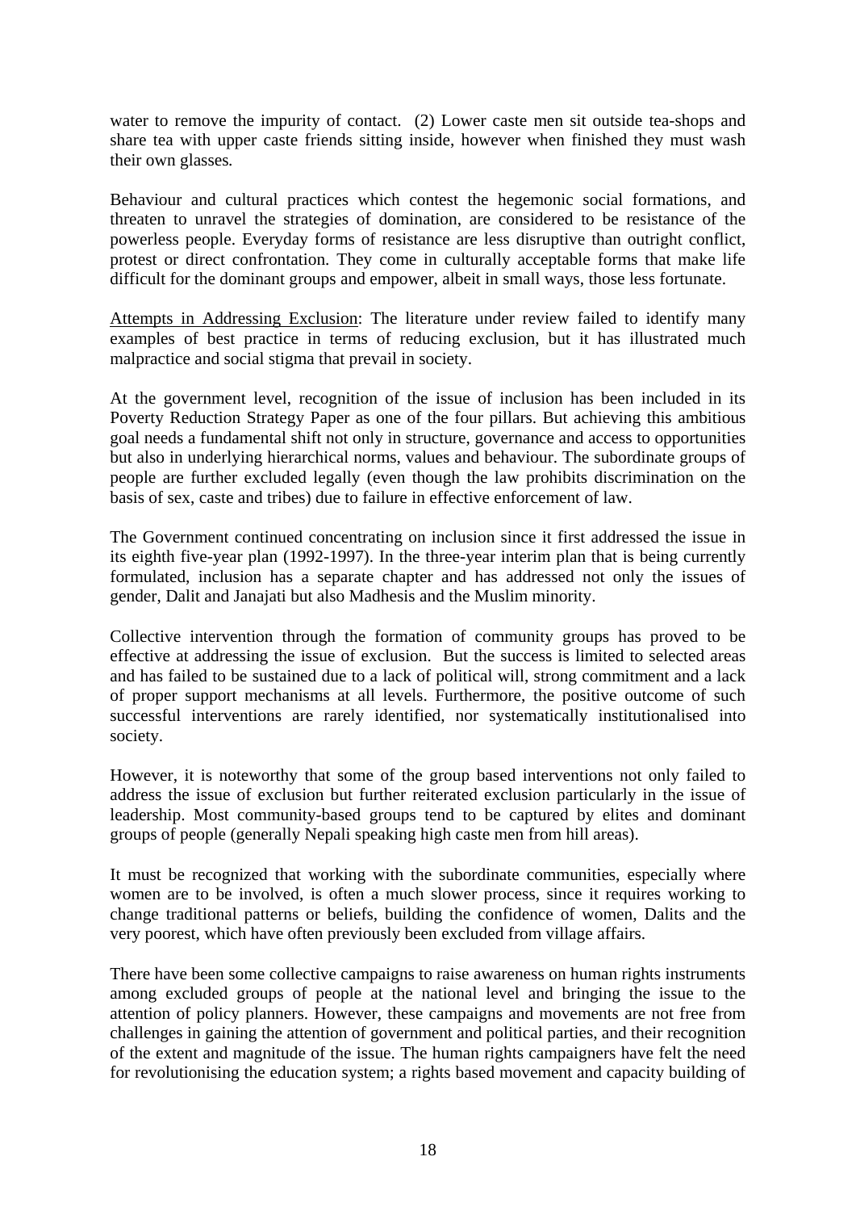water to remove the impurity of contact. (2) Lower caste men sit outside tea-shops and share tea with upper caste friends sitting inside, however when finished they must wash their own glasses.

Behaviour and cultural practices which contest the hegemonic social formations, and threaten to unravel the strategies of domination, are considered to be resistance of the powerless people. Everyday forms of resistance are less disruptive than outright conflict, protest or direct confrontation. They come in culturally acceptable forms that make life difficult for the dominant groups and empower, albeit in small ways, those less fortunate.

<u>Attempts in Addressing Exclusion</u>: The literature under review failed to identify many examples of best practice in terms of reducing exclusion, but it has illustrated much malpractice and social stigma that prevail in society.

At the government level, recognition of the issue of inclusion has been included in its Poverty Reduction Strategy Paper as one of the four pillars. But achieving this ambitious goal needs a fundamental shift not only in structure, governance and access to opportunities but also in underlying hierarchical norms, values and behaviour. The subordinate groups of people are further excluded legally (even though the law prohibits discrimination on the basis of sex, caste and tribes) due to failure in effective enforcement of law.

The Government continued concentrating on inclusion since it first addressed the issue in its eighth five-year plan (1992-1997). In the three-year interim plan that is being currently formulated, inclusion has a separate chapter and has addressed not only the issues of gender, Dalit and Janajati but also Madhesis and the Muslim minority.

Collective intervention through the formation of community groups has proved to be effective at addressing the issue of exclusion. But the success is limited to selected areas and has failed to be sustained due to a lack of political will, strong commitment and a lack of proper support mechanisms at all levels. Furthermore, the positive outcome of such successful interventions are rarely identified, nor systematically institutionalised into society.

However, it is noteworthy that some of the group based interventions not only failed to address the issue of exclusion but further reiterated exclusion particularly in the issue of leadership. Most community-based groups tend to be captured by elites and dominant groups of people (generally Nepali speaking high caste men from hill areas).

It must be recognized that working with the subordinate communities, especially where women are to be involved, is often a much slower process, since it requires working to change traditional patterns or beliefs, building the confidence of women, Dalits and the very poorest, which have often previously been excluded from village affairs.

There have been some collective campaigns to raise awareness on human rights instruments among excluded groups of people at the national level and bringing the issue to the attention of policy planners. However, these campaigns and movements are not free from challenges in gaining the attention of government and political parties, and their recognition of the extent and magnitude of the issue. The human rights campaigners have felt the need for revolutionising the education system; a rights based movement and capacity building of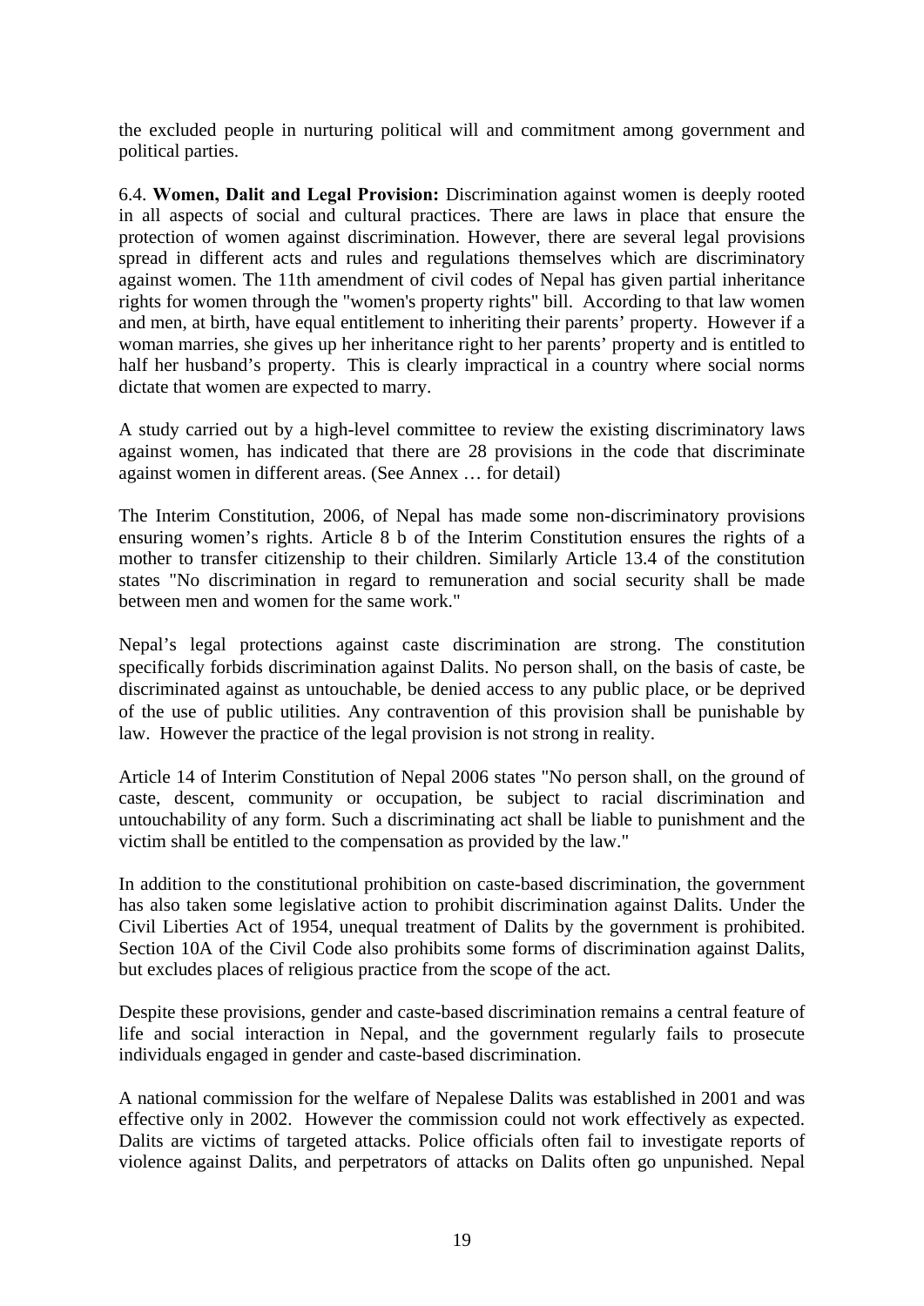the excluded people in nurturing political will and commitment among government and political parties.

6.4. **Women, Dalit and Legal Provision:** Discrimination against women is deeply rooted in all aspects of social and cultural practices. There are laws in place that ensure the protection of women against discrimination. However, there are several legal provisions spread in different acts and rules and regulations themselves which are discriminatory against women. The 11th amendment of civil codes of Nepal has given partial inheritance rights for women through the "women's property rights" bill. According to that law women and men, at birth, have equal entitlement to inheriting their parents' property. However if a woman marries, she gives up her inheritance right to her parents' property and is entitled to half her husband's property. This is clearly impractical in a country where social norms dictate that women are expected to marry.

A study carried out by a high-level committee to review the existing discriminatory laws against women, has indicated that there are 28 provisions in the code that discriminate against women in different areas. (See Annex … for detail)

The Interim Constitution, 2006, of Nepal has made some non-discriminatory provisions ensuring women's rights. Article 8 b of the Interim Constitution ensures the rights of a mother to transfer citizenship to their children. Similarly Article 13.4 of the constitution states "No discrimination in regard to remuneration and social security shall be made between men and women for the same work."

Nepal's legal protections against caste discrimination are strong. The constitution specifically forbids discrimination against Dalits. No person shall, on the basis of caste, be discriminated against as untouchable, be denied access to any public place, or be deprived of the use of public utilities. Any contravention of this provision shall be punishable by law. However the practice of the legal provision is not strong in reality.

Article 14 of Interim Constitution of Nepal 2006 states "No person shall, on the ground of caste, descent, community or occupation, be subject to racial discrimination and untouchability of any form. Such a discriminating act shall be liable to punishment and the victim shall be entitled to the compensation as provided by the law."

In addition to the constitutional prohibition on caste-based discrimination, the government has also taken some legislative action to prohibit discrimination against Dalits. Under the Civil Liberties Act of 1954, unequal treatment of Dalits by the government is prohibited. Section 10A of the Civil Code also prohibits some forms of discrimination against Dalits, but excludes places of religious practice from the scope of the act.

Despite these provisions, gender and caste-based discrimination remains a central feature of life and social interaction in Nepal, and the government regularly fails to prosecute individuals engaged in gender and caste-based discrimination.

A national commission for the welfare of Nepalese Dalits was established in 2001 and was effective only in 2002. However the commission could not work effectively as expected. Dalits are victims of targeted attacks. Police officials often fail to investigate reports of violence against Dalits, and perpetrators of attacks on Dalits often go unpunished. Nepal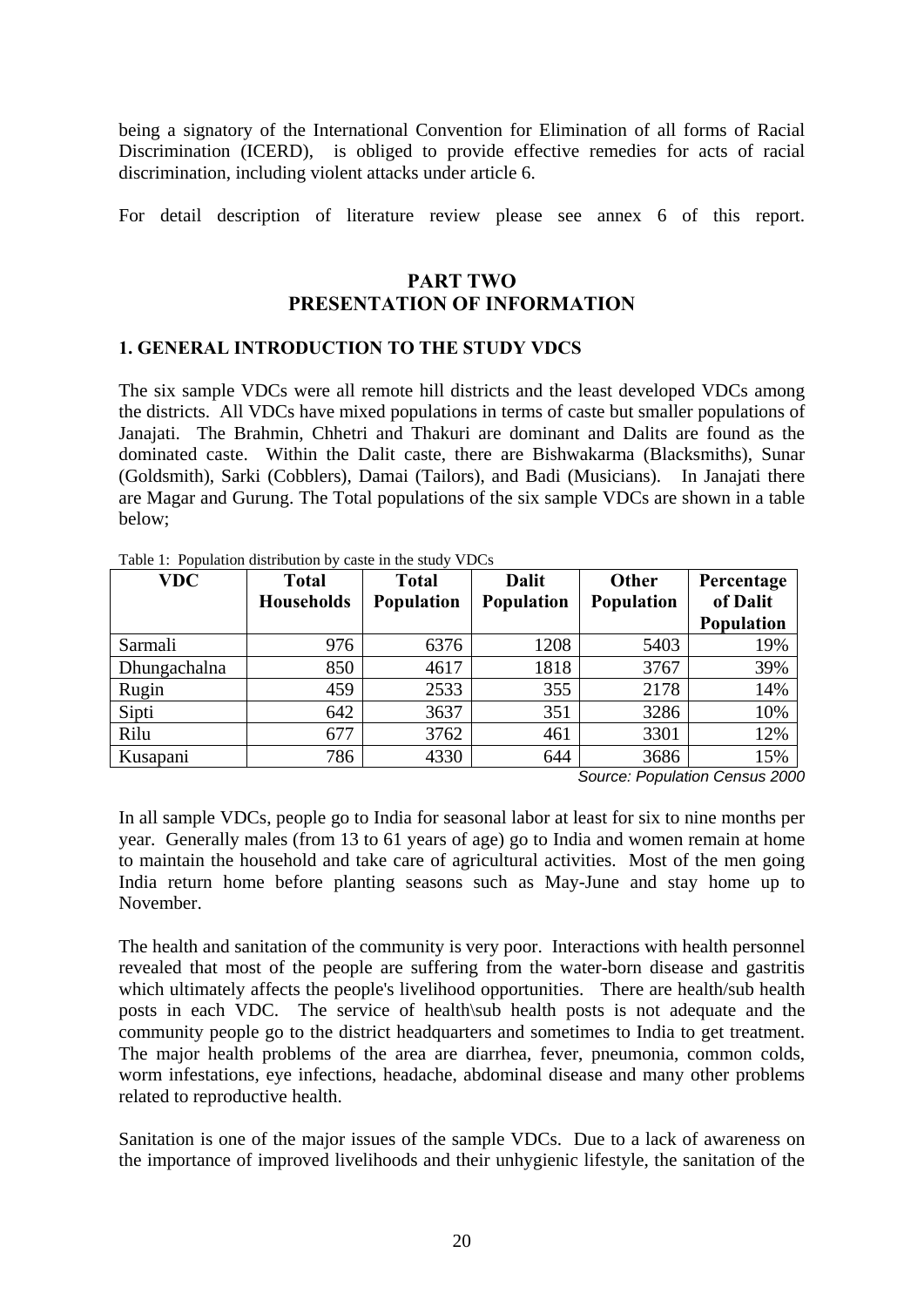being a signatory of the International Convention for Elimination of all forms of Racial Discrimination (ICERD), is obliged to provide effective remedies for acts of racial discrimination, including violent attacks under article 6.

For detail description of literature review please see annex 6 of this report.

# PART TWO
# PRESENTATION OF INFORMATION

## 1. GENERAL INTRODUCTION TO THE STUDY VDCS

The six sample VDCs were all remote hill districts and the least developed VDCs among the districts. All VDCs have mixed populations in terms of caste but smaller populations of Janajati. The Brahmin, Chhetri and Thakuri are dominant and Dalits are found as the dominated caste. Within the Dalit caste, there are Bishwakarma (Blacksmiths), Sunar (Goldsmith), Sarki (Cobblers), Damai (Tailors), and Badi (Musicians). In Janajati there are Magar and Gurung. The Total populations of the six sample VDCs are shown in a table below;

Table 1: Population distribution by caste in the study VDCs

| VDC | Total Households | Total Population | Dalit Population | Other Population | Percentage of Dalit Population |
|---|---|---|---|---|---|
| Sarmali | 976 | 6376 | 1208 | 5403 | 19% |
| Dhungachalna | 850 | 4617 | 1818 | 3767 | 39% |
| Rugin | 459 | 2533 | 355 | 2178 | 14% |
| Sipti | 642 | 3637 | 351 | 3286 | 10% |
| Rilu | 677 | 3762 | 461 | 3301 | 12% |
| Kusapani | 786 | 4330 | 644 | 3686 | 15% |

*Source: Population Census 2000*

In all sample VDCs, people go to India for seasonal labor at least for six to nine months per year. Generally males (from 13 to 61 years of age) go to India and women remain at home to maintain the household and take care of agricultural activities. Most of the men going India return home before planting seasons such as May-June and stay home up to November.

The health and sanitation of the community is very poor. Interactions with health personnel revealed that most of the people are suffering from the water-born disease and gastritis which ultimately affects the people's livelihood opportunities. There are health/sub health posts in each VDC. The service of health\sub health posts is not adequate and the community people go to the district headquarters and sometimes to India to get treatment. The major health problems of the area are diarrhea, fever, pneumonia, common colds, worm infestations, eye infections, headache, abdominal disease and many other problems related to reproductive health.

Sanitation is one of the major issues of the sample VDCs. Due to a lack of awareness on the importance of improved livelihoods and their unhygienic lifestyle, the sanitation of the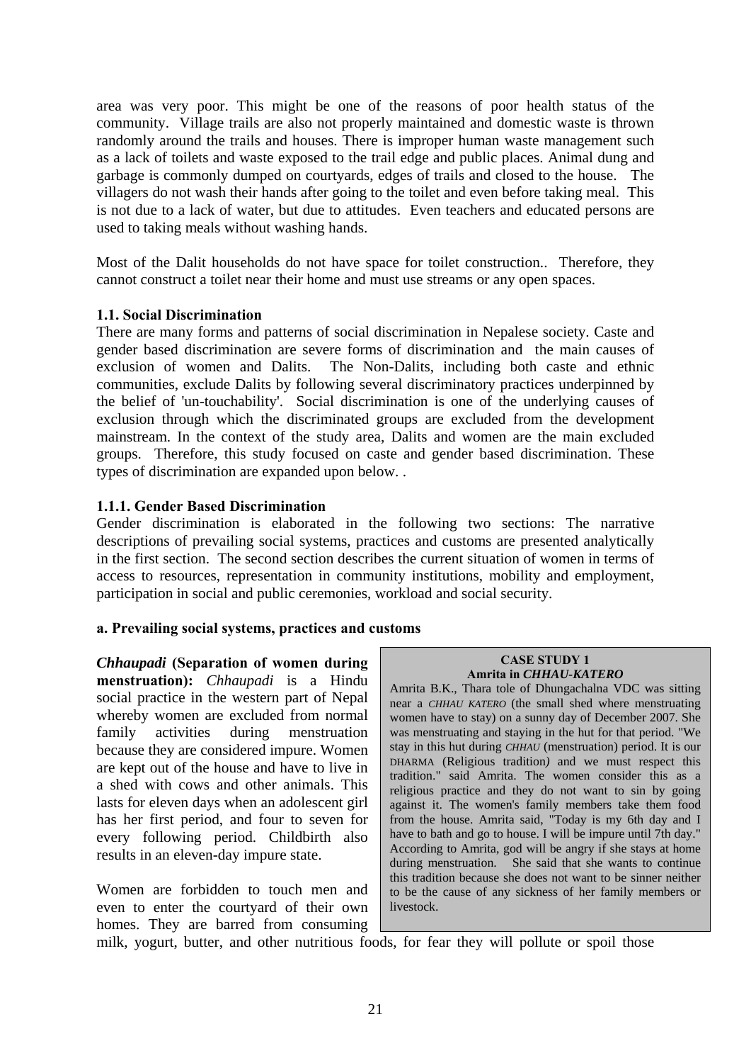area was very poor. This might be one of the reasons of poor health status of the community. Village trails are also not properly maintained and domestic waste is thrown randomly around the trails and houses. There is improper human waste management such as a lack of toilets and waste exposed to the trail edge and public places. Animal dung and garbage is commonly dumped on courtyards, edges of trails and closed to the house. The villagers do not wash their hands after going to the toilet and even before taking meal. This is not due to a lack of water, but due to attitudes. Even teachers and educated persons are used to taking meals without washing hands.

Most of the Dalit households do not have space for toilet construction.. Therefore, they cannot construct a toilet near their home and must use streams or any open spaces.

### 1.1. Social Discrimination

There are many forms and patterns of social discrimination in Nepalese society. Caste and gender based discrimination are severe forms of discrimination and the main causes of exclusion of women and Dalits. The Non-Dalits, including both caste and ethnic communities, exclude Dalits by following several discriminatory practices underpinned by the belief of 'un-touchability'. Social discrimination is one of the underlying causes of exclusion through which the discriminated groups are excluded from the development mainstream. In the context of the study area, Dalits and women are the main excluded groups. Therefore, this study focused on caste and gender based discrimination. These types of discrimination are expanded upon below. .

#### 1.1.1. Gender Based Discrimination

Gender discrimination is elaborated in the following two sections: The narrative descriptions of prevailing social systems, practices and customs are presented analytically in the first section. The second section describes the current situation of women in terms of access to resources, representation in community institutions, mobility and employment, participation in social and public ceremonies, workload and social security.

**a. Prevailing social systems, practices and customs**

***Chhaupadi* (Separation of women during menstruation):** *Chhaupadi* is a Hindu social practice in the western part of Nepal whereby women are excluded from normal family activities during menstruation because they are considered impure. Women are kept out of the house and have to live in a shed with cows and other animals. This lasts for eleven days when an adolescent girl has her first period, and four to seven for every following period. Childbirth also results in an eleven-day impure state.

> **CASE STUDY 1**
> **Amrita in *CHHAU-KATERO***
>
> Amrita B.K., Thara tole of Dhungachalna VDC was sitting near a *CHHAU KATERO* (the small shed where menstruating women have to stay) on a sunny day of December 2007. She was menstruating and staying in the hut for that period. "We stay in this hut during *CHHAU* (menstruation) period. It is our DHARMA (Religious tradition) and we must respect this tradition." said Amrita. The women consider this as a religious practice and they do not want to sin by going against it. The women's family members take them food from the house. Amrita said, "Today is my 6th day and I have to bath and go to house. I will be impure until 7th day." According to Amrita, god will be angry if she stays at home during menstruation. She said that she wants to continue this tradition because she does not want to be sinner neither to be the cause of any sickness of her family members or livestock.

Women are forbidden to touch men and even to enter the courtyard of their own homes. They are barred from consuming milk, yogurt, butter, and other nutritious foods, for fear they will pollute or spoil those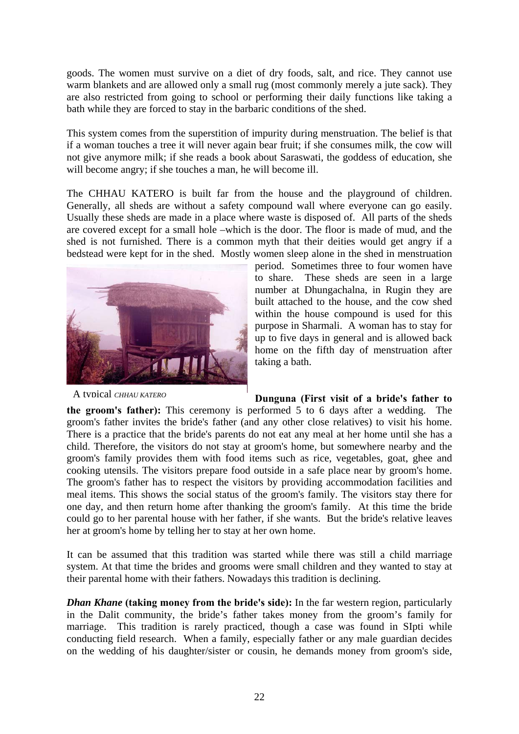goods. The women must survive on a diet of dry foods, salt, and rice. They cannot use warm blankets and are allowed only a small rug (most commonly merely a jute sack). They are also restricted from going to school or performing their daily functions like taking a bath while they are forced to stay in the barbaric conditions of the shed.

This system comes from the superstition of impurity during menstruation. The belief is that if a woman touches a tree it will never again bear fruit; if she consumes milk, the cow will not give anymore milk; if she reads a book about Saraswati, the goddess of education, she will become angry; if she touches a man, he will become ill.

The CHHAU KATERO is built far from the house and the playground of children. Generally, all sheds are without a safety compound wall where everyone can go easily. Usually these sheds are made in a place where waste is disposed of. All parts of the sheds are covered except for a small hole –which is the door. The floor is made of mud, and the shed is not furnished. There is a common myth that their deities would get angry if a bedstead were kept for in the shed. Mostly women sleep alone in the shed in menstruation period. Sometimes three to four women have to share. These sheds are seen in a large number at Dhungachalna, in Rugin they are built attached to the house, and the cow shed within the house compound is used for this purpose in Sharmali. A woman has to stay for up to five days in general and is allowed back home on the fifth day of menstruation after taking a bath.

A typical *CHHAU KATERO*

**Dunguna (First visit of a bride's father to the groom's father):** This ceremony is performed 5 to 6 days after a wedding. The groom's father invites the bride's father (and any other close relatives) to visit his home. There is a practice that the bride's parents do not eat any meal at her home until she has a child. Therefore, the visitors do not stay at groom's home, but somewhere nearby and the groom's family provides them with food items such as rice, vegetables, goat, ghee and cooking utensils. The visitors prepare food outside in a safe place near by groom's home. The groom's father has to respect the visitors by providing accommodation facilities and meal items. This shows the social status of the groom's family. The visitors stay there for one day, and then return home after thanking the groom's family. At this time the bride could go to her parental house with her father, if she wants. But the bride's relative leaves her at groom's home by telling her to stay at her own home.

It can be assumed that this tradition was started while there was still a child marriage system. At that time the brides and grooms were small children and they wanted to stay at their parental home with their fathers. Nowadays this tradition is declining.

***Dhan Khane*** **(taking money from the bride's side):** In the far western region, particularly in the Dalit community, the bride's father takes money from the groom's family for marriage. This tradition is rarely practiced, though a case was found in SIpti while conducting field research. When a family, especially father or any male guardian decides on the wedding of his daughter/sister or cousin, he demands money from groom's side,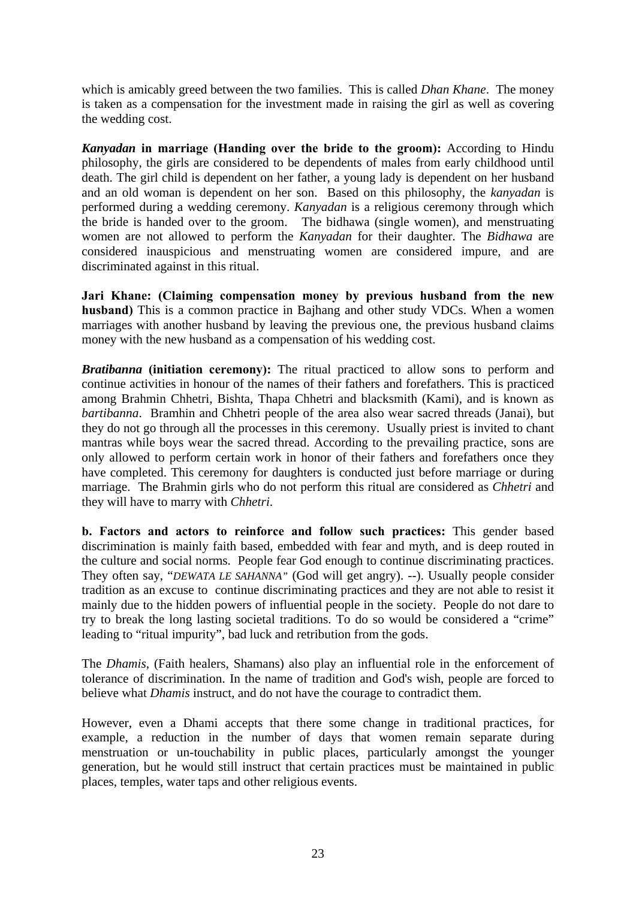which is amicably greed between the two families. This is called *Dhan Khane*. The money is taken as a compensation for the investment made in raising the girl as well as covering the wedding cost.

***Kanyadan* in marriage (Handing over the bride to the groom):** According to Hindu philosophy, the girls are considered to be dependents of males from early childhood until death. The girl child is dependent on her father, a young lady is dependent on her husband and an old woman is dependent on her son. Based on this philosophy, the *kanyadan* is performed during a wedding ceremony. *Kanyadan* is a religious ceremony through which the bride is handed over to the groom. The bidhawa (single women), and menstruating women are not allowed to perform the *Kanyadan* for their daughter. The *Bidhawa* are considered inauspicious and menstruating women are considered impure, and are discriminated against in this ritual.

**Jari Khane: (Claiming compensation money by previous husband from the new husband)** This is a common practice in Bajhang and other study VDCs. When a women marriages with another husband by leaving the previous one, the previous husband claims money with the new husband as a compensation of his wedding cost.

***Bratibanna* (initiation ceremony):** The ritual practiced to allow sons to perform and continue activities in honour of the names of their fathers and forefathers. This is practiced among Brahmin Chhetri, Bishta, Thapa Chhetri and blacksmith (Kami), and is known as *bartibanna*. Bramhin and Chhetri people of the area also wear sacred threads (Janai), but they do not go through all the processes in this ceremony. Usually priest is invited to chant mantras while boys wear the sacred thread. According to the prevailing practice, sons are only allowed to perform certain work in honor of their fathers and forefathers once they have completed. This ceremony for daughters is conducted just before marriage or during marriage. The Brahmin girls who do not perform this ritual are considered as *Chhetri* and they will have to marry with *Chhetri*.

**b. Factors and actors to reinforce and follow such practices:** This gender based discrimination is mainly faith based, embedded with fear and myth, and is deep routed in the culture and social norms. People fear God enough to continue discriminating practices. They often say, "*DEWATA LE SAHANNA"* (God will get angry). --). Usually people consider tradition as an excuse to continue discriminating practices and they are not able to resist it mainly due to the hidden powers of influential people in the society. People do not dare to try to break the long lasting societal traditions. To do so would be considered a "crime" leading to "ritual impurity", bad luck and retribution from the gods.

The *Dhamis*, (Faith healers, Shamans) also play an influential role in the enforcement of tolerance of discrimination. In the name of tradition and God's wish, people are forced to believe what *Dhamis* instruct, and do not have the courage to contradict them.

However, even a Dhami accepts that there some change in traditional practices, for example, a reduction in the number of days that women remain separate during menstruation or un-touchability in public places, particularly amongst the younger generation, but he would still instruct that certain practices must be maintained in public places, temples, water taps and other religious events.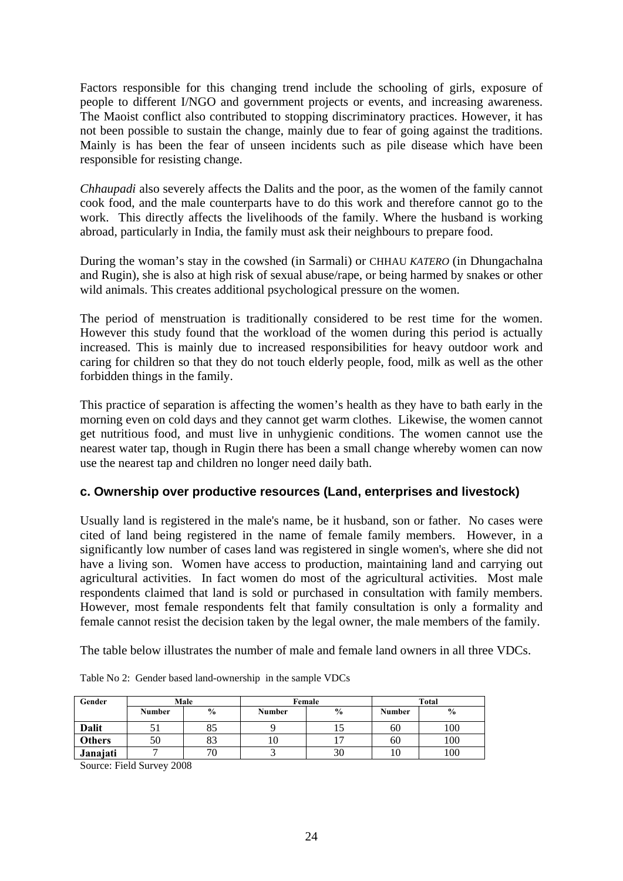Factors responsible for this changing trend include the schooling of girls, exposure of people to different I/NGO and government projects or events, and increasing awareness. The Maoist conflict also contributed to stopping discriminatory practices. However, it has not been possible to sustain the change, mainly due to fear of going against the traditions. Mainly is has been the fear of unseen incidents such as pile disease which have been responsible for resisting change.

*Chhaupadi* also severely affects the Dalits and the poor, as the women of the family cannot cook food, and the male counterparts have to do this work and therefore cannot go to the work. This directly affects the livelihoods of the family. Where the husband is working abroad, particularly in India, the family must ask their neighbours to prepare food.

During the woman's stay in the cowshed (in Sarmali) or CHHAU *KATERO* (in Dhungachalna and Rugin), she is also at high risk of sexual abuse/rape, or being harmed by snakes or other wild animals. This creates additional psychological pressure on the women.

The period of menstruation is traditionally considered to be rest time for the women. However this study found that the workload of the women during this period is actually increased. This is mainly due to increased responsibilities for heavy outdoor work and caring for children so that they do not touch elderly people, food, milk as well as the other forbidden things in the family.

This practice of separation is affecting the women's health as they have to bath early in the morning even on cold days and they cannot get warm clothes. Likewise, the women cannot get nutritious food, and must live in unhygienic conditions. The women cannot use the nearest water tap, though in Rugin there has been a small change whereby women can now use the nearest tap and children no longer need daily bath.

### c. Ownership over productive resources (Land, enterprises and livestock)

Usually land is registered in the male's name, be it husband, son or father. No cases were cited of land being registered in the name of female family members. However, in a significantly low number of cases land was registered in single women's, where she did not have a living son. Women have access to production, maintaining land and carrying out agricultural activities. In fact women do most of the agricultural activities. Most male respondents claimed that land is sold or purchased in consultation with family members. However, most female respondents felt that family consultation is only a formality and female cannot resist the decision taken by the legal owner, the male members of the family.

The table below illustrates the number of male and female land owners in all three VDCs.

Table No 2: Gender based land-ownership in the sample VDCs

| Gender | Male | | Female | | Total | |
|---|---|---|---|---|---|---|
| | Number | % | Number | % | Number | % |
| **Dalit** | 51 | 85 | 9 | 15 | 60 | 100 |
| **Others** | 50 | 83 | 10 | 17 | 60 | 100 |
| **Janajati** | 7 | 70 | 3 | 30 | 10 | 100 |

Source: Field Survey 2008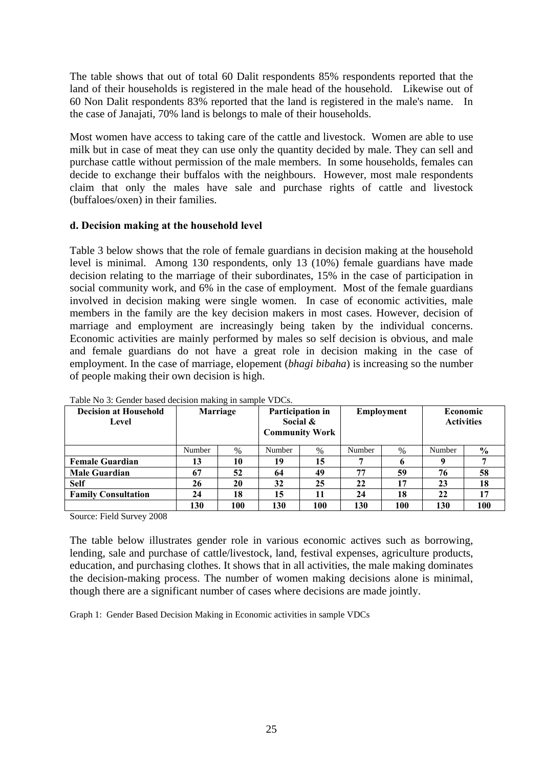The table shows that out of total 60 Dalit respondents 85% respondents reported that the land of their households is registered in the male head of the household. Likewise out of 60 Non Dalit respondents 83% reported that the land is registered in the male's name. In the case of Janajati, 70% land is belongs to male of their households.

Most women have access to taking care of the cattle and livestock. Women are able to use milk but in case of meat they can use only the quantity decided by male. They can sell and purchase cattle without permission of the male members. In some households, females can decide to exchange their buffalos with the neighbours. However, most male respondents claim that only the males have sale and purchase rights of cattle and livestock (buffaloes/oxen) in their families.

### d. Decision making at the household level

Table 3 below shows that the role of female guardians in decision making at the household level is minimal. Among 130 respondents, only 13 (10%) female guardians have made decision relating to the marriage of their subordinates, 15% in the case of participation in social community work, and 6% in the case of employment. Most of the female guardians involved in decision making were single women. In case of economic activities, male members in the family are the key decision makers in most cases. However, decision of marriage and employment are increasingly being taken by the individual concerns. Economic activities are mainly performed by males so self decision is obvious, and male and female guardians do not have a great role in decision making in the case of employment. In the case of marriage, elopement (*bhagi bibaha*) is increasing so the number of people making their own decision is high.

Table No 3: Gender based decision making in sample VDCs.

| Decision at Household Level | Marriage | | Participation in Social & Community Work | | Employment | | Economic Activities | |
|---|---|---|---|---|---|---|---|---|
| | Number | % | Number | % | Number | % | Number | % |
| **Female Guardian** | **13** | **10** | **19** | **15** | **7** | **6** | **9** | **7** |
| **Male Guardian** | **67** | **52** | **64** | **49** | **77** | **59** | **76** | **58** |
| **Self** | **26** | **20** | **32** | **25** | **22** | **17** | **23** | **18** |
| **Family Consultation** | **24** | **18** | **15** | **11** | **24** | **18** | **22** | **17** |
| | **130** | **100** | **130** | **100** | **130** | **100** | **130** | **100** |

Source: Field Survey 2008

The table below illustrates gender role in various economic actives such as borrowing, lending, sale and purchase of cattle/livestock, land, festival expenses, agriculture products, education, and purchasing clothes. It shows that in all activities, the male making dominates the decision-making process. The number of women making decisions alone is minimal, though there are a significant number of cases where decisions are made jointly.

Graph 1: Gender Based Decision Making in Economic activities in sample VDCs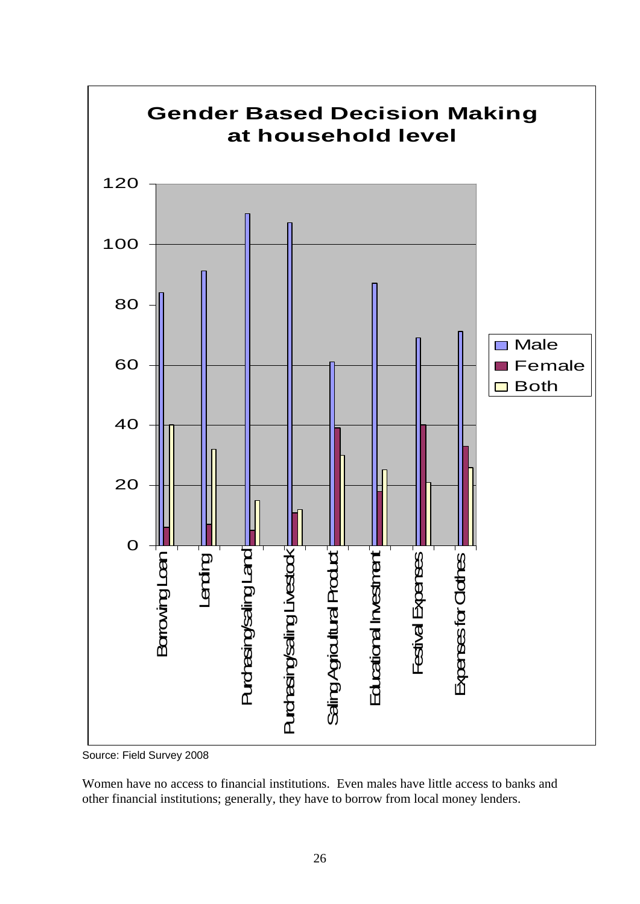**Gender Based Decision Making at household level**

| | Male | Female | Both |
|---|---|---|---|
| Borrowing Loan | 84 | 6 | 40 |
| Lending | 91 | 7 | 32 |
| Purchasing/selling Land | 110 | 5 | 15 |
| Purchasing/selling Livestock | 107 | 11 | 12 |
| Selling Agricultural Product | 61 | 39 | 30 |
| Educational Investment | 87 | 18 | 25 |
| Festival Expenses | 69 | 40 | 21 |
| Expenses for Clothes | 71 | 33 | 26 |

Source: Field Survey 2008

Women have no access to financial institutions. Even males have little access to banks and other financial institutions; generally, they have to borrow from local money lenders.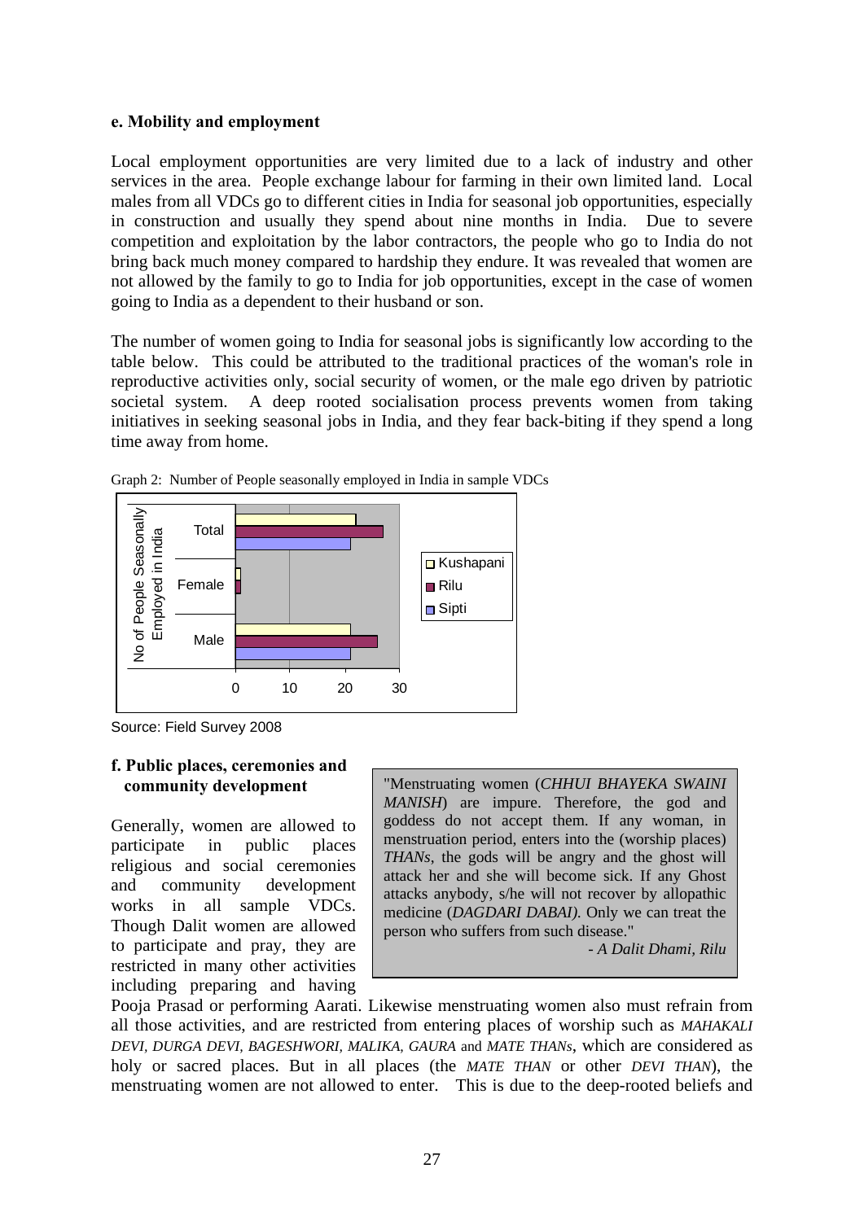### e. Mobility and employment

Local employment opportunities are very limited due to a lack of industry and other services in the area. People exchange labour for farming in their own limited land. Local males from all VDCs go to different cities in India for seasonal job opportunities, especially in construction and usually they spend about nine months in India. Due to severe competition and exploitation by the labor contractors, the people who go to India do not bring back much money compared to hardship they endure. It was revealed that women are not allowed by the family to go to India for job opportunities, except in the case of women going to India as a dependent to their husband or son.

The number of women going to India for seasonal jobs is significantly low according to the table below. This could be attributed to the traditional practices of the woman's role in reproductive activities only, social security of women, or the male ego driven by patriotic societal system. A deep rooted socialisation process prevents women from taking initiatives in seeking seasonal jobs in India, and they fear back-biting if they spend a long time away from home.

Graph 2: Number of People seasonally employed in India in sample VDCs

Source: Field Survey 2008

### f. Public places, ceremonies and community development

> "Menstruating women (*CHHUI BHAYEKA SWAINI MANISH*) are impure. Therefore, the god and goddess do not accept them. If any woman, in menstruation period, enters into the (worship places) *THANs*, the gods will be angry and the ghost will attack her and she will become sick. If any Ghost attacks anybody, s/he will not recover by allopathic medicine (*DAGDARI DABAI)*. Only we can treat the person who suffers from such disease."
>
> *- A Dalit Dhami, Rilu*

Generally, women are allowed to participate in public places religious and social ceremonies and community development works in all sample VDCs. Though Dalit women are allowed to participate and pray, they are restricted in many other activities including preparing and having Pooja Prasad or performing Aarati. Likewise menstruating women also must refrain from all those activities, and are restricted from entering places of worship such as *MAHAKALI DEVI, DURGA DEVI, BAGESHWORI, MALIKA, GAURA* and *MATE THANs*, which are considered as holy or sacred places. But in all places (the *MATE THAN* or other *DEVI THAN*), the menstruating women are not allowed to enter. This is due to the deep-rooted beliefs and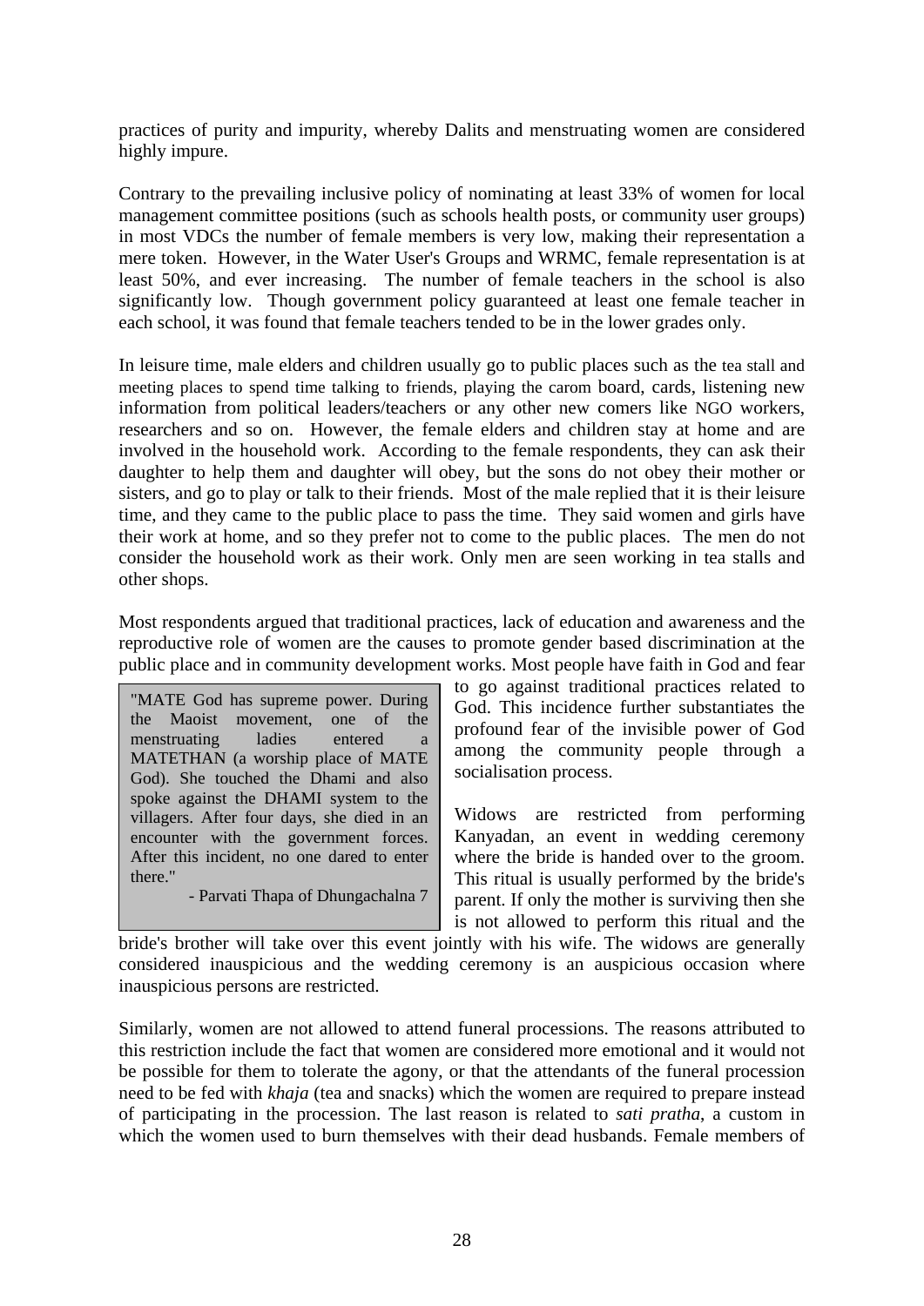practices of purity and impurity, whereby Dalits and menstruating women are considered highly impure.

Contrary to the prevailing inclusive policy of nominating at least 33% of women for local management committee positions (such as schools health posts, or community user groups) in most VDCs the number of female members is very low, making their representation a mere token. However, in the Water User's Groups and WRMC, female representation is at least 50%, and ever increasing. The number of female teachers in the school is also significantly low. Though government policy guaranteed at least one female teacher in each school, it was found that female teachers tended to be in the lower grades only.

In leisure time, male elders and children usually go to public places such as the tea stall and meeting places to spend time talking to friends, playing the carom board, cards, listening new information from political leaders/teachers or any other new comers like NGO workers, researchers and so on. However, the female elders and children stay at home and are involved in the household work. According to the female respondents, they can ask their daughter to help them and daughter will obey, but the sons do not obey their mother or sisters, and go to play or talk to their friends. Most of the male replied that it is their leisure time, and they came to the public place to pass the time. They said women and girls have their work at home, and so they prefer not to come to the public places. The men do not consider the household work as their work. Only men are seen working in tea stalls and other shops.

Most respondents argued that traditional practices, lack of education and awareness and the reproductive role of women are the causes to promote gender based discrimination at the public place and in community development works. Most people have faith in God and fear to go against traditional practices related to God. This incidence further substantiates the profound fear of the invisible power of God among the community people through a socialisation process.

> "MATE God has supreme power. During the Maoist movement, one of the menstruating ladies entered a MATETHAN (a worship place of MATE God). She touched the Dhami and also spoke against the DHAMI system to the villagers. After four days, she died in an encounter with the government forces. After this incident, no one dared to enter there."
>
> - Parvati Thapa of Dhungachalna 7

Widows are restricted from performing Kanyadan, an event in wedding ceremony where the bride is handed over to the groom. This ritual is usually performed by the bride's parent. If only the mother is surviving then she is not allowed to perform this ritual and the bride's brother will take over this event jointly with his wife. The widows are generally considered inauspicious and the wedding ceremony is an auspicious occasion where inauspicious persons are restricted.

Similarly, women are not allowed to attend funeral processions. The reasons attributed to this restriction include the fact that women are considered more emotional and it would not be possible for them to tolerate the agony, or that the attendants of the funeral procession need to be fed with *khaja* (tea and snacks) which the women are required to prepare instead of participating in the procession. The last reason is related to *sati pratha*, a custom in which the women used to burn themselves with their dead husbands. Female members of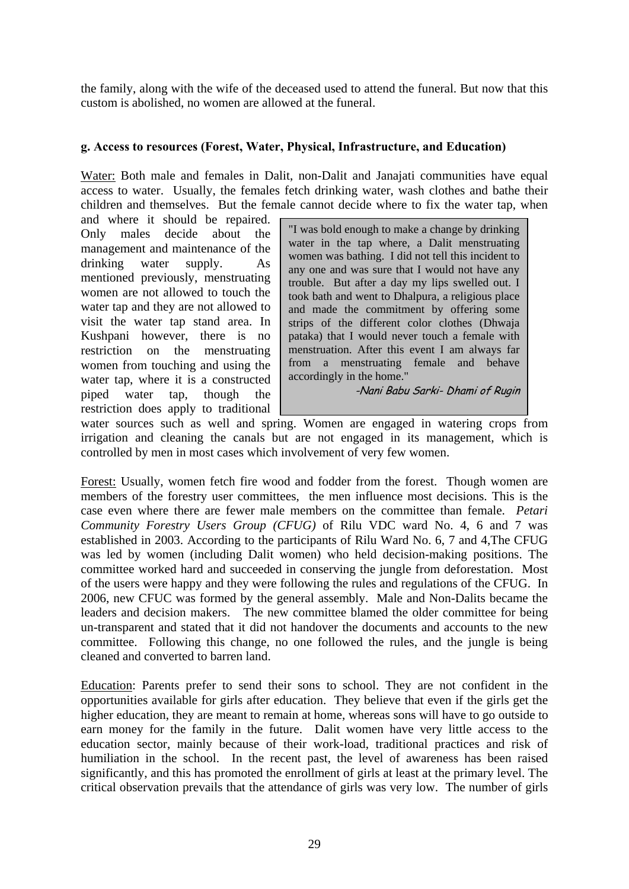the family, along with the wife of the deceased used to attend the funeral. But now that this custom is abolished, no women are allowed at the funeral.

**g. Access to resources (Forest, Water, Physical, Infrastructure, and Education)**

Water: Both male and females in Dalit, non-Dalit and Janajati communities have equal access to water. Usually, the females fetch drinking water, wash clothes and bathe their children and themselves. But the female cannot decide where to fix the water tap, when and where it should be repaired. Only males decide about the management and maintenance of the drinking water supply. As mentioned previously, menstruating women are not allowed to touch the water tap and they are not allowed to visit the water tap stand area. In Kushpani however, there is no restriction on the menstruating women from touching and using the water tap, where it is a constructed piped water tap, though the restriction does apply to traditional water sources such as well and spring. Women are engaged in watering crops from irrigation and cleaning the canals but are not engaged in its management, which is controlled by men in most cases which involvement of very few women.

> "I was bold enough to make a change by drinking water in the tap where, a Dalit menstruating women was bathing. I did not tell this incident to any one and was sure that I would not have any trouble. But after a day my lips swelled out. I took bath and went to Dhalpura, a religious place and made the commitment by offering some strips of the different color clothes (Dhwaja pataka) that I would never touch a female with menstruation. After this event I am always far from a menstruating female and behave accordingly in the home."
>
> *-Nani Babu Sarki- Dhami of Rugin*

Forest: Usually, women fetch fire wood and fodder from the forest. Though women are members of the forestry user committees, the men influence most decisions. This is the case even where there are fewer male members on the committee than female. *Petari Community Forestry Users Group (CFUG)* of Rilu VDC ward No. 4, 6 and 7 was established in 2003. According to the participants of Rilu Ward No. 6, 7 and 4,The CFUG was led by women (including Dalit women) who held decision-making positions. The committee worked hard and succeeded in conserving the jungle from deforestation. Most of the users were happy and they were following the rules and regulations of the CFUG. In 2006, new CFUC was formed by the general assembly. Male and Non-Dalits became the leaders and decision makers. The new committee blamed the older committee for being un-transparent and stated that it did not handover the documents and accounts to the new committee. Following this change, no one followed the rules, and the jungle is being cleaned and converted to barren land.

Education: Parents prefer to send their sons to school. They are not confident in the opportunities available for girls after education. They believe that even if the girls get the higher education, they are meant to remain at home, whereas sons will have to go outside to earn money for the family in the future. Dalit women have very little access to the education sector, mainly because of their work-load, traditional practices and risk of humiliation in the school. In the recent past, the level of awareness has been raised significantly, and this has promoted the enrollment of girls at least at the primary level. The critical observation prevails that the attendance of girls was very low. The number of girls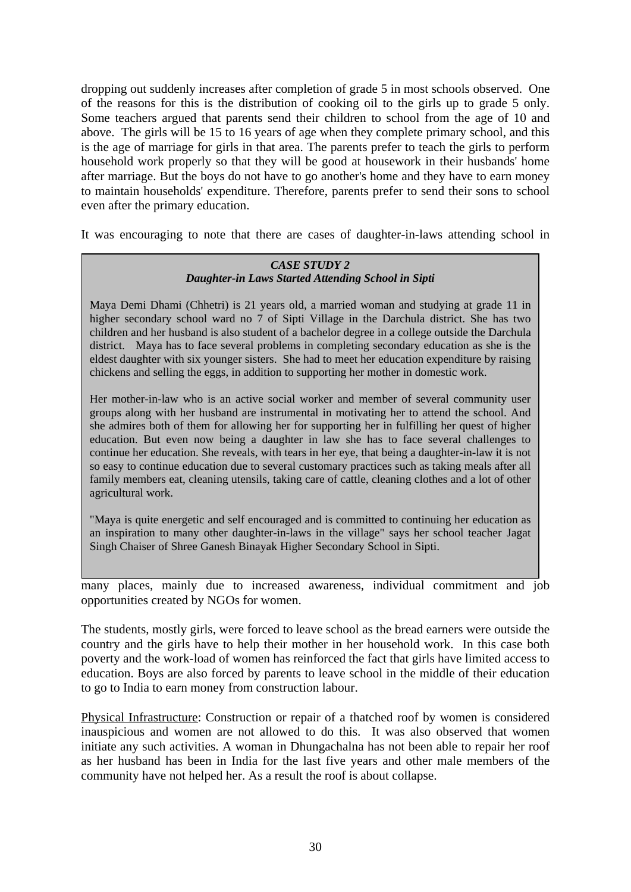dropping out suddenly increases after completion of grade 5 in most schools observed. One of the reasons for this is the distribution of cooking oil to the girls up to grade 5 only. Some teachers argued that parents send their children to school from the age of 10 and above. The girls will be 15 to 16 years of age when they complete primary school, and this is the age of marriage for girls in that area. The parents prefer to teach the girls to perform household work properly so that they will be good at housework in their husbands' home after marriage. But the boys do not have to go another's home and they have to earn money to maintain households' expenditure. Therefore, parents prefer to send their sons to school even after the primary education.

It was encouraging to note that there are cases of daughter-in-laws attending school in many places, mainly due to increased awareness, individual commitment and job opportunities created by NGOs for women.

> ***CASE STUDY 2***
> ***Daughter-in Laws Started Attending School in Sipti***
>
> Maya Demi Dhami (Chhetri) is 21 years old, a married woman and studying at grade 11 in higher secondary school ward no 7 of Sipti Village in the Darchula district. She has two children and her husband is also student of a bachelor degree in a college outside the Darchula district. Maya has to face several problems in completing secondary education as she is the eldest daughter with six younger sisters. She had to meet her education expenditure by raising chickens and selling the eggs, in addition to supporting her mother in domestic work.
>
> Her mother-in-law who is an active social worker and member of several community user groups along with her husband are instrumental in motivating her to attend the school. And she admires both of them for allowing her for supporting her in fulfilling her quest of higher education. But even now being a daughter in law she has to face several challenges to continue her education. She reveals, with tears in her eye, that being a daughter-in-law it is not so easy to continue education due to several customary practices such as taking meals after all family members eat, cleaning utensils, taking care of cattle, cleaning clothes and a lot of other agricultural work.
>
> "Maya is quite energetic and self encouraged and is committed to continuing her education as an inspiration to many other daughter-in-laws in the village" says her school teacher Jagat Singh Chaiser of Shree Ganesh Binayak Higher Secondary School in Sipti.

The students, mostly girls, were forced to leave school as the bread earners were outside the country and the girls have to help their mother in her household work. In this case both poverty and the work-load of women has reinforced the fact that girls have limited access to education. Boys are also forced by parents to leave school in the middle of their education to go to India to earn money from construction labour.

Physical Infrastructure: Construction or repair of a thatched roof by women is considered inauspicious and women are not allowed to do this. It was also observed that women initiate any such activities. A woman in Dhungachalna has not been able to repair her roof as her husband has been in India for the last five years and other male members of the community have not helped her. As a result the roof is about collapse.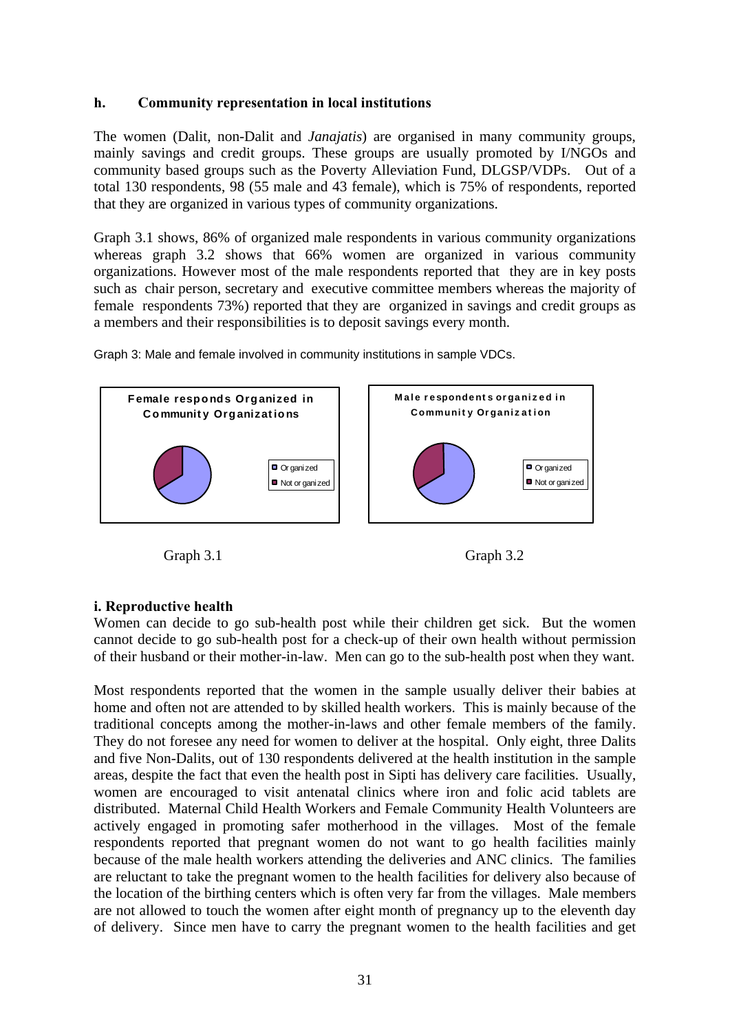### h. Community representation in local institutions

The women (Dalit, non-Dalit and *Janajatis*) are organised in many community groups, mainly savings and credit groups. These groups are usually promoted by I/NGOs and community based groups such as the Poverty Alleviation Fund, DLGSP/VDPs. Out of a total 130 respondents, 98 (55 male and 43 female), which is 75% of respondents, reported that they are organized in various types of community organizations.

Graph 3.1 shows, 86% of organized male respondents in various community organizations whereas graph 3.2 shows that 66% women are organized in various community organizations. However most of the male respondents reported that they are in key posts such as chair person, secretary and executive committee members whereas the majority of female respondents 73%) reported that they are organized in savings and credit groups as a members and their responsibilities is to deposit savings every month.

Graph 3: Male and female involved in community institutions in sample VDCs.

**Female responds Organized in Community Organizations**

- Organized
- Not organized

Graph 3.1

**Male respondents organized in Community Organization**

- Organized
- Not organized

Graph 3.2

### i. Reproductive health

Women can decide to go sub-health post while their children get sick. But the women cannot decide to go sub-health post for a check-up of their own health without permission of their husband or their mother-in-law. Men can go to the sub-health post when they want.

Most respondents reported that the women in the sample usually deliver their babies at home and often not are attended to by skilled health workers. This is mainly because of the traditional concepts among the mother-in-laws and other female members of the family. They do not foresee any need for women to deliver at the hospital. Only eight, three Dalits and five Non-Dalits, out of 130 respondents delivered at the health institution in the sample areas, despite the fact that even the health post in Sipti has delivery care facilities. Usually, women are encouraged to visit antenatal clinics where iron and folic acid tablets are distributed. Maternal Child Health Workers and Female Community Health Volunteers are actively engaged in promoting safer motherhood in the villages. Most of the female respondents reported that pregnant women do not want to go health facilities mainly because of the male health workers attending the deliveries and ANC clinics. The families are reluctant to take the pregnant women to the health facilities for delivery also because of the location of the birthing centers which is often very far from the villages. Male members are not allowed to touch the women after eight month of pregnancy up to the eleventh day of delivery. Since men have to carry the pregnant women to the health facilities and get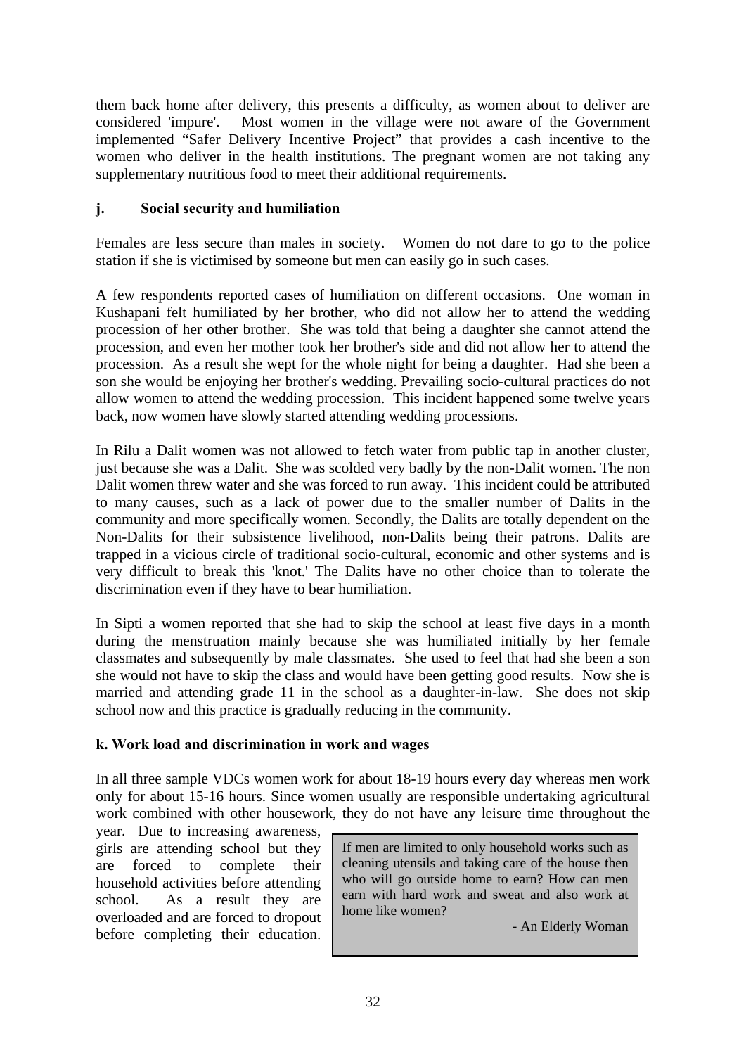them back home after delivery, this presents a difficulty, as women about to deliver are considered 'impure'. Most women in the village were not aware of the Government implemented "Safer Delivery Incentive Project" that provides a cash incentive to the women who deliver in the health institutions. The pregnant women are not taking any supplementary nutritious food to meet their additional requirements.

### j. Social security and humiliation

Females are less secure than males in society. Women do not dare to go to the police station if she is victimised by someone but men can easily go in such cases.

A few respondents reported cases of humiliation on different occasions. One woman in Kushapani felt humiliated by her brother, who did not allow her to attend the wedding procession of her other brother. She was told that being a daughter she cannot attend the procession, and even her mother took her brother's side and did not allow her to attend the procession. As a result she wept for the whole night for being a daughter. Had she been a son she would be enjoying her brother's wedding. Prevailing socio-cultural practices do not allow women to attend the wedding procession. This incident happened some twelve years back, now women have slowly started attending wedding processions.

In Rilu a Dalit women was not allowed to fetch water from public tap in another cluster, just because she was a Dalit. She was scolded very badly by the non-Dalit women. The non Dalit women threw water and she was forced to run away. This incident could be attributed to many causes, such as a lack of power due to the smaller number of Dalits in the community and more specifically women. Secondly, the Dalits are totally dependent on the Non-Dalits for their subsistence livelihood, non-Dalits being their patrons. Dalits are trapped in a vicious circle of traditional socio-cultural, economic and other systems and is very difficult to break this 'knot.' The Dalits have no other choice than to tolerate the discrimination even if they have to bear humiliation.

In Sipti a women reported that she had to skip the school at least five days in a month during the menstruation mainly because she was humiliated initially by her female classmates and subsequently by male classmates. She used to feel that had she been a son she would not have to skip the class and would have been getting good results. Now she is married and attending grade 11 in the school as a daughter-in-law. She does not skip school now and this practice is gradually reducing in the community.

### k. Work load and discrimination in work and wages

In all three sample VDCs women work for about 18-19 hours every day whereas men work only for about 15-16 hours. Since women usually are responsible undertaking agricultural work combined with other housework, they do not have any leisure time throughout the year. Due to increasing awareness, girls are attending school but they are forced to complete their household activities before attending school. As a result they are overloaded and are forced to dropout before completing their education.

> If men are limited to only household works such as cleaning utensils and taking care of the house then who will go outside home to earn? How can men earn with hard work and sweat and also work at home like women?
>
> \- An Elderly Woman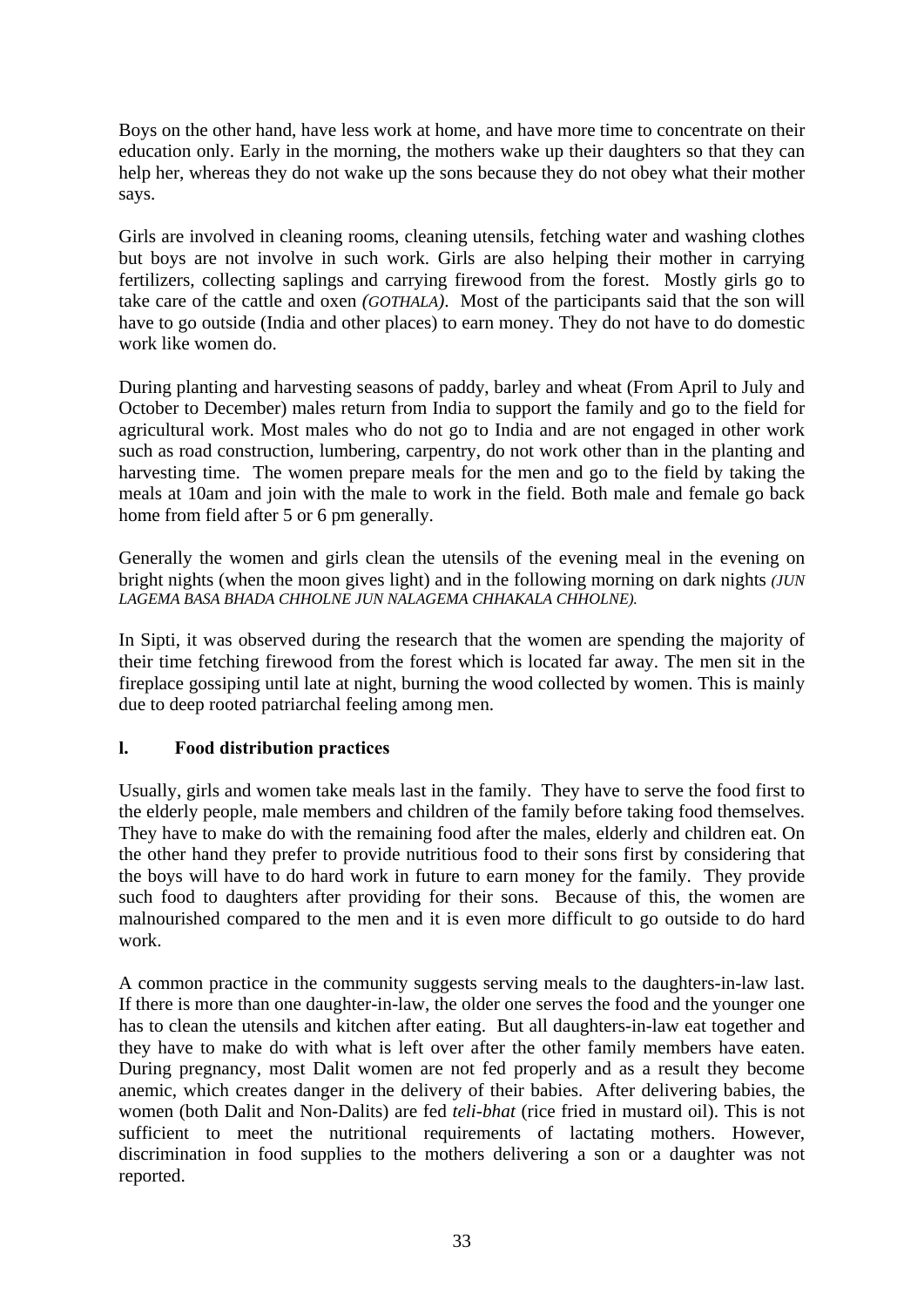Boys on the other hand, have less work at home, and have more time to concentrate on their education only. Early in the morning, the mothers wake up their daughters so that they can help her, whereas they do not wake up the sons because they do not obey what their mother says.

Girls are involved in cleaning rooms, cleaning utensils, fetching water and washing clothes but boys are not involve in such work. Girls are also helping their mother in carrying fertilizers, collecting saplings and carrying firewood from the forest. Mostly girls go to take care of the cattle and oxen *(GOTHALA)*. Most of the participants said that the son will have to go outside (India and other places) to earn money. They do not have to do domestic work like women do.

During planting and harvesting seasons of paddy, barley and wheat (From April to July and October to December) males return from India to support the family and go to the field for agricultural work. Most males who do not go to India and are not engaged in other work such as road construction, lumbering, carpentry, do not work other than in the planting and harvesting time. The women prepare meals for the men and go to the field by taking the meals at 10am and join with the male to work in the field. Both male and female go back home from field after 5 or 6 pm generally.

Generally the women and girls clean the utensils of the evening meal in the evening on bright nights (when the moon gives light) and in the following morning on dark nights *(JUN LAGEMA BASA BHADA CHHOLNE JUN NALAGEMA CHHAKALA CHHOLNE).*

In Sipti, it was observed during the research that the women are spending the majority of their time fetching firewood from the forest which is located far away. The men sit in the fireplace gossiping until late at night, burning the wood collected by women. This is mainly due to deep rooted patriarchal feeling among men.

**l. Food distribution practices**

Usually, girls and women take meals last in the family. They have to serve the food first to the elderly people, male members and children of the family before taking food themselves. They have to make do with the remaining food after the males, elderly and children eat. On the other hand they prefer to provide nutritious food to their sons first by considering that the boys will have to do hard work in future to earn money for the family. They provide such food to daughters after providing for their sons. Because of this, the women are malnourished compared to the men and it is even more difficult to go outside to do hard work.

A common practice in the community suggests serving meals to the daughters-in-law last. If there is more than one daughter-in-law, the older one serves the food and the younger one has to clean the utensils and kitchen after eating. But all daughters-in-law eat together and they have to make do with what is left over after the other family members have eaten. During pregnancy, most Dalit women are not fed properly and as a result they become anemic, which creates danger in the delivery of their babies. After delivering babies, the women (both Dalit and Non-Dalits) are fed *teli-bhat* (rice fried in mustard oil). This is not sufficient to meet the nutritional requirements of lactating mothers. However, discrimination in food supplies to the mothers delivering a son or a daughter was not reported.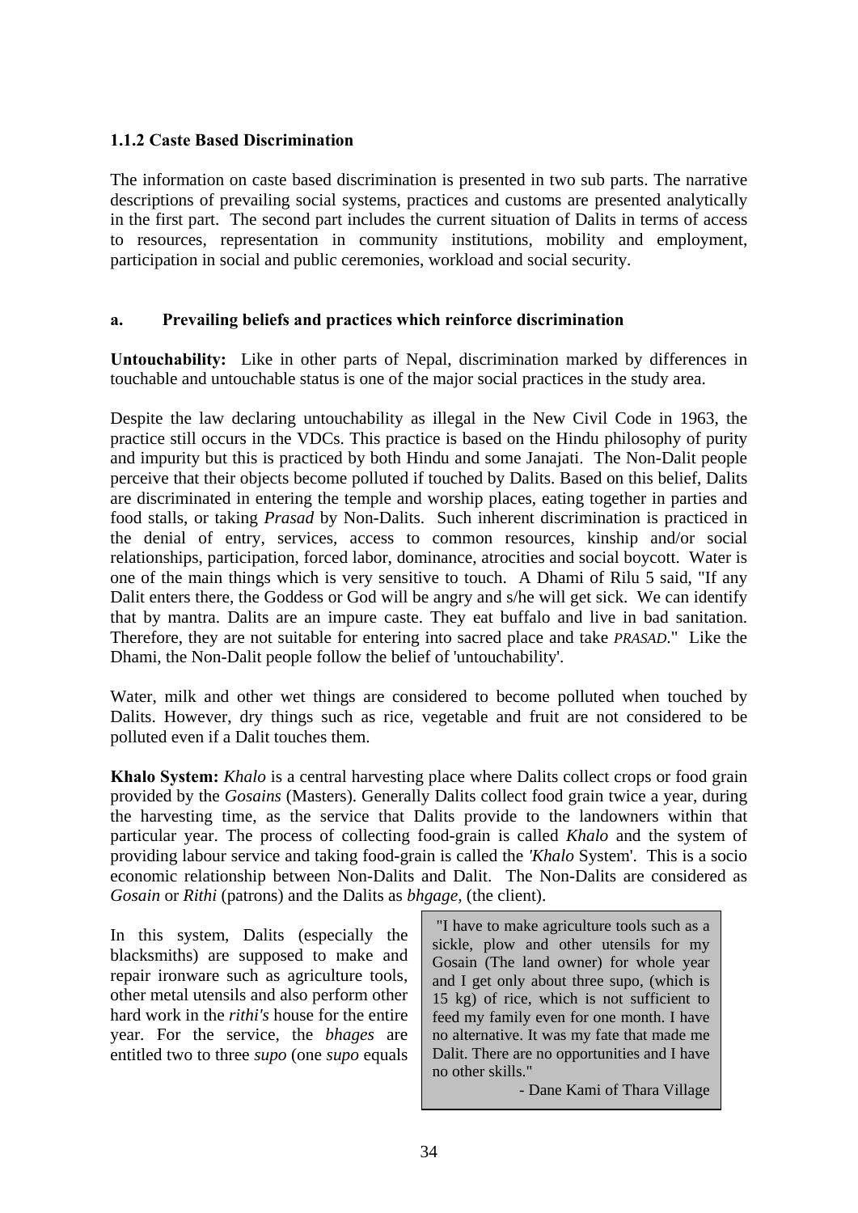### 1.1.2 Caste Based Discrimination

The information on caste based discrimination is presented in two sub parts. The narrative descriptions of prevailing social systems, practices and customs are presented analytically in the first part. The second part includes the current situation of Dalits in terms of access to resources, representation in community institutions, mobility and employment, participation in social and public ceremonies, workload and social security.

#### a. Prevailing beliefs and practices which reinforce discrimination

**Untouchability:** Like in other parts of Nepal, discrimination marked by differences in touchable and untouchable status is one of the major social practices in the study area.

Despite the law declaring untouchability as illegal in the New Civil Code in 1963, the practice still occurs in the VDCs. This practice is based on the Hindu philosophy of purity and impurity but this is practiced by both Hindu and some Janajati. The Non-Dalit people perceive that their objects become polluted if touched by Dalits. Based on this belief, Dalits are discriminated in entering the temple and worship places, eating together in parties and food stalls, or taking *Prasad* by Non-Dalits. Such inherent discrimination is practiced in the denial of entry, services, access to common resources, kinship and/or social relationships, participation, forced labor, dominance, atrocities and social boycott. Water is one of the main things which is very sensitive to touch. A Dhami of Rilu 5 said, "If any Dalit enters there, the Goddess or God will be angry and s/he will get sick. We can identify that by mantra. Dalits are an impure caste. They eat buffalo and live in bad sanitation. Therefore, they are not suitable for entering into sacred place and take *PRASAD*." Like the Dhami, the Non-Dalit people follow the belief of 'untouchability'.

Water, milk and other wet things are considered to become polluted when touched by Dalits. However, dry things such as rice, vegetable and fruit are not considered to be polluted even if a Dalit touches them.

**Khalo System:** *Khalo* is a central harvesting place where Dalits collect crops or food grain provided by the *Gosains* (Masters). Generally Dalits collect food grain twice a year, during the harvesting time, as the service that Dalits provide to the landowners within that particular year. The process of collecting food-grain is called *Khalo* and the system of providing labour service and taking food-grain is called the *'Khalo* System'. This is a socio economic relationship between Non-Dalits and Dalit. The Non-Dalits are considered as *Gosain* or *Rithi* (patrons) and the Dalits as *bhgage,* (the client).

In this system, Dalits (especially the blacksmiths) are supposed to make and repair ironware such as agriculture tools, other metal utensils and also perform other hard work in the *rithi's* house for the entire year. For the service, the *bhages* are entitled two to three *supo* (one *supo* equals

> "I have to make agriculture tools such as a sickle, plow and other utensils for my Gosain (The land owner) for whole year and I get only about three supo, (which is 15 kg) of rice, which is not sufficient to feed my family even for one month. I have no alternative. It was my fate that made me Dalit. There are no opportunities and I have no other skills."
>
> \- Dane Kami of Thara Village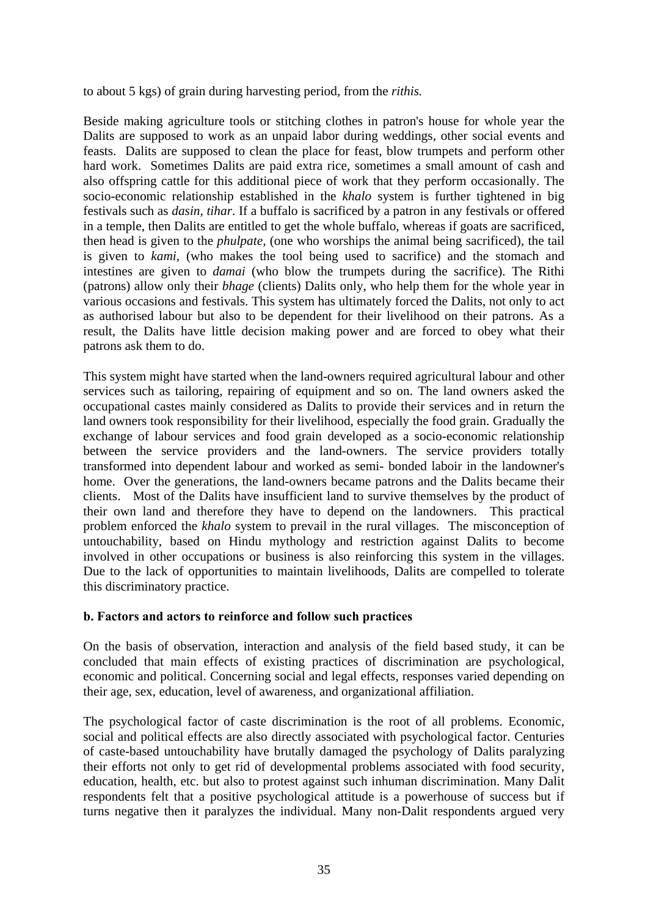to about 5 kgs) of grain during harvesting period, from the *rithis.*

Beside making agriculture tools or stitching clothes in patron's house for whole year the Dalits are supposed to work as an unpaid labor during weddings, other social events and feasts. Dalits are supposed to clean the place for feast, blow trumpets and perform other hard work. Sometimes Dalits are paid extra rice, sometimes a small amount of cash and also offspring cattle for this additional piece of work that they perform occasionally. The socio-economic relationship established in the *khalo* system is further tightened in big festivals such as *dasin*, *tihar*. If a buffalo is sacrificed by a patron in any festivals or offered in a temple, then Dalits are entitled to get the whole buffalo, whereas if goats are sacrificed, then head is given to the *phulpate,* (one who worships the animal being sacrificed), the tail is given to *kami,* (who makes the tool being used to sacrifice) and the stomach and intestines are given to *damai* (who blow the trumpets during the sacrifice). The Rithi (patrons) allow only their *bhage* (clients) Dalits only, who help them for the whole year in various occasions and festivals. This system has ultimately forced the Dalits, not only to act as authorised labour but also to be dependent for their livelihood on their patrons. As a result, the Dalits have little decision making power and are forced to obey what their patrons ask them to do.

This system might have started when the land-owners required agricultural labour and other services such as tailoring, repairing of equipment and so on. The land owners asked the occupational castes mainly considered as Dalits to provide their services and in return the land owners took responsibility for their livelihood, especially the food grain. Gradually the exchange of labour services and food grain developed as a socio-economic relationship between the service providers and the land-owners. The service providers totally transformed into dependent labour and worked as semi- bonded laboir in the landowner's home. Over the generations, the land-owners became patrons and the Dalits became their clients. Most of the Dalits have insufficient land to survive themselves by the product of their own land and therefore they have to depend on the landowners. This practical problem enforced the *khalo* system to prevail in the rural villages. The misconception of untouchability, based on Hindu mythology and restriction against Dalits to become involved in other occupations or business is also reinforcing this system in the villages. Due to the lack of opportunities to maintain livelihoods, Dalits are compelled to tolerate this discriminatory practice.

**b. Factors and actors to reinforce and follow such practices**

On the basis of observation, interaction and analysis of the field based study, it can be concluded that main effects of existing practices of discrimination are psychological, economic and political. Concerning social and legal effects, responses varied depending on their age, sex, education, level of awareness, and organizational affiliation.

The psychological factor of caste discrimination is the root of all problems. Economic, social and political effects are also directly associated with psychological factor. Centuries of caste-based untouchability have brutally damaged the psychology of Dalits paralyzing their efforts not only to get rid of developmental problems associated with food security, education, health, etc. but also to protest against such inhuman discrimination. Many Dalit respondents felt that a positive psychological attitude is a powerhouse of success but if turns negative then it paralyzes the individual. Many non-Dalit respondents argued very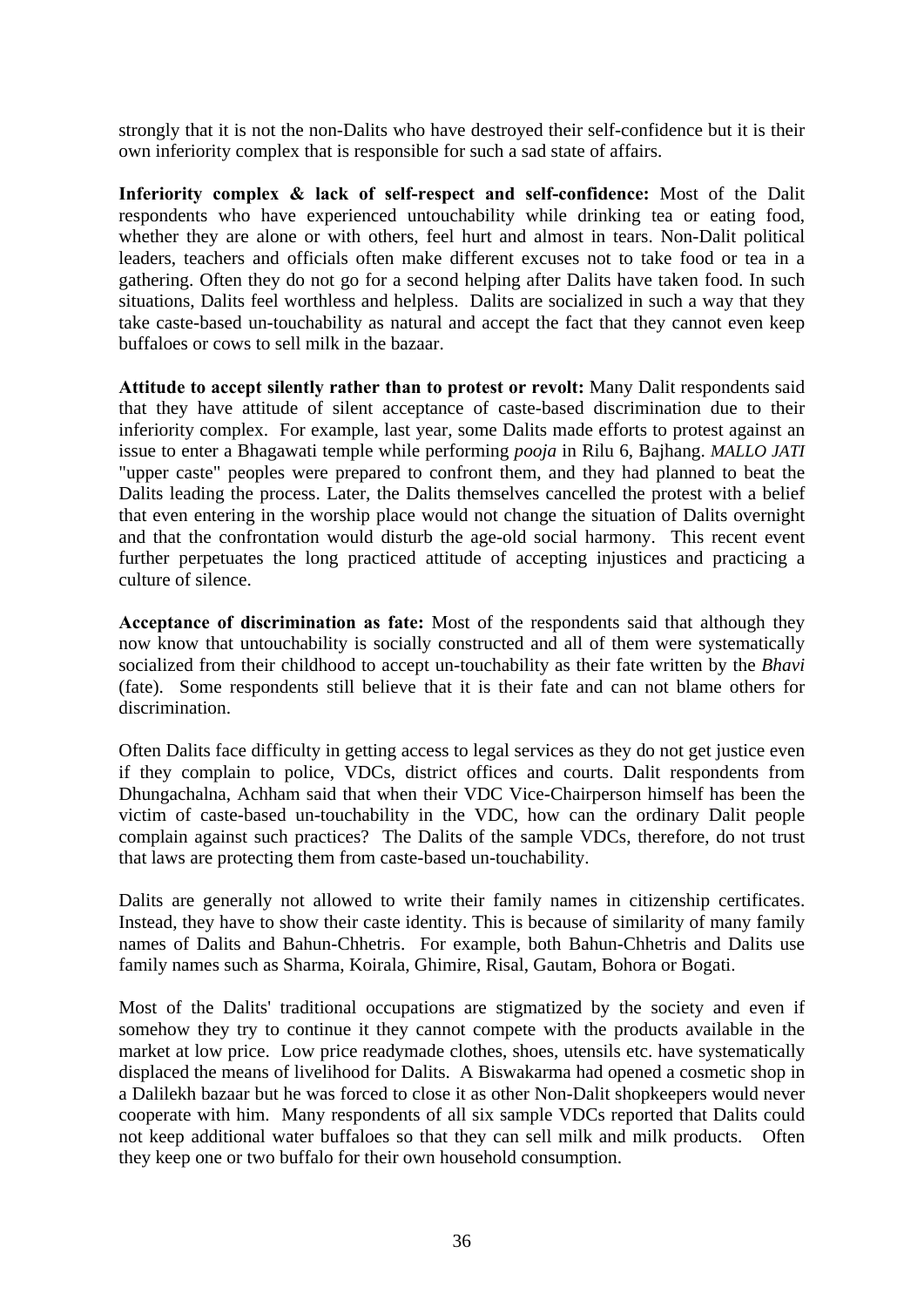strongly that it is not the non-Dalits who have destroyed their self-confidence but it is their own inferiority complex that is responsible for such a sad state of affairs.

**Inferiority complex & lack of self-respect and self-confidence:** Most of the Dalit respondents who have experienced untouchability while drinking tea or eating food, whether they are alone or with others, feel hurt and almost in tears. Non-Dalit political leaders, teachers and officials often make different excuses not to take food or tea in a gathering. Often they do not go for a second helping after Dalits have taken food. In such situations, Dalits feel worthless and helpless. Dalits are socialized in such a way that they take caste-based un-touchability as natural and accept the fact that they cannot even keep buffaloes or cows to sell milk in the bazaar.

**Attitude to accept silently rather than to protest or revolt:** Many Dalit respondents said that they have attitude of silent acceptance of caste-based discrimination due to their inferiority complex. For example, last year, some Dalits made efforts to protest against an issue to enter a Bhagawati temple while performing *pooja* in Rilu 6, Bajhang. *MALLO JATI* "upper caste" peoples were prepared to confront them, and they had planned to beat the Dalits leading the process. Later, the Dalits themselves cancelled the protest with a belief that even entering in the worship place would not change the situation of Dalits overnight and that the confrontation would disturb the age-old social harmony. This recent event further perpetuates the long practiced attitude of accepting injustices and practicing a culture of silence.

**Acceptance of discrimination as fate:** Most of the respondents said that although they now know that untouchability is socially constructed and all of them were systematically socialized from their childhood to accept un-touchability as their fate written by the *Bhavi* (fate). Some respondents still believe that it is their fate and can not blame others for discrimination.

Often Dalits face difficulty in getting access to legal services as they do not get justice even if they complain to police, VDCs, district offices and courts. Dalit respondents from Dhungachalna, Achham said that when their VDC Vice-Chairperson himself has been the victim of caste-based un-touchability in the VDC, how can the ordinary Dalit people complain against such practices? The Dalits of the sample VDCs, therefore, do not trust that laws are protecting them from caste-based un-touchability.

Dalits are generally not allowed to write their family names in citizenship certificates. Instead, they have to show their caste identity. This is because of similarity of many family names of Dalits and Bahun-Chhetris. For example, both Bahun-Chhetris and Dalits use family names such as Sharma, Koirala, Ghimire, Risal, Gautam, Bohora or Bogati.

Most of the Dalits' traditional occupations are stigmatized by the society and even if somehow they try to continue it they cannot compete with the products available in the market at low price. Low price readymade clothes, shoes, utensils etc. have systematically displaced the means of livelihood for Dalits. A Biswakarma had opened a cosmetic shop in a Dalilekh bazaar but he was forced to close it as other Non-Dalit shopkeepers would never cooperate with him. Many respondents of all six sample VDCs reported that Dalits could not keep additional water buffaloes so that they can sell milk and milk products. Often they keep one or two buffalo for their own household consumption.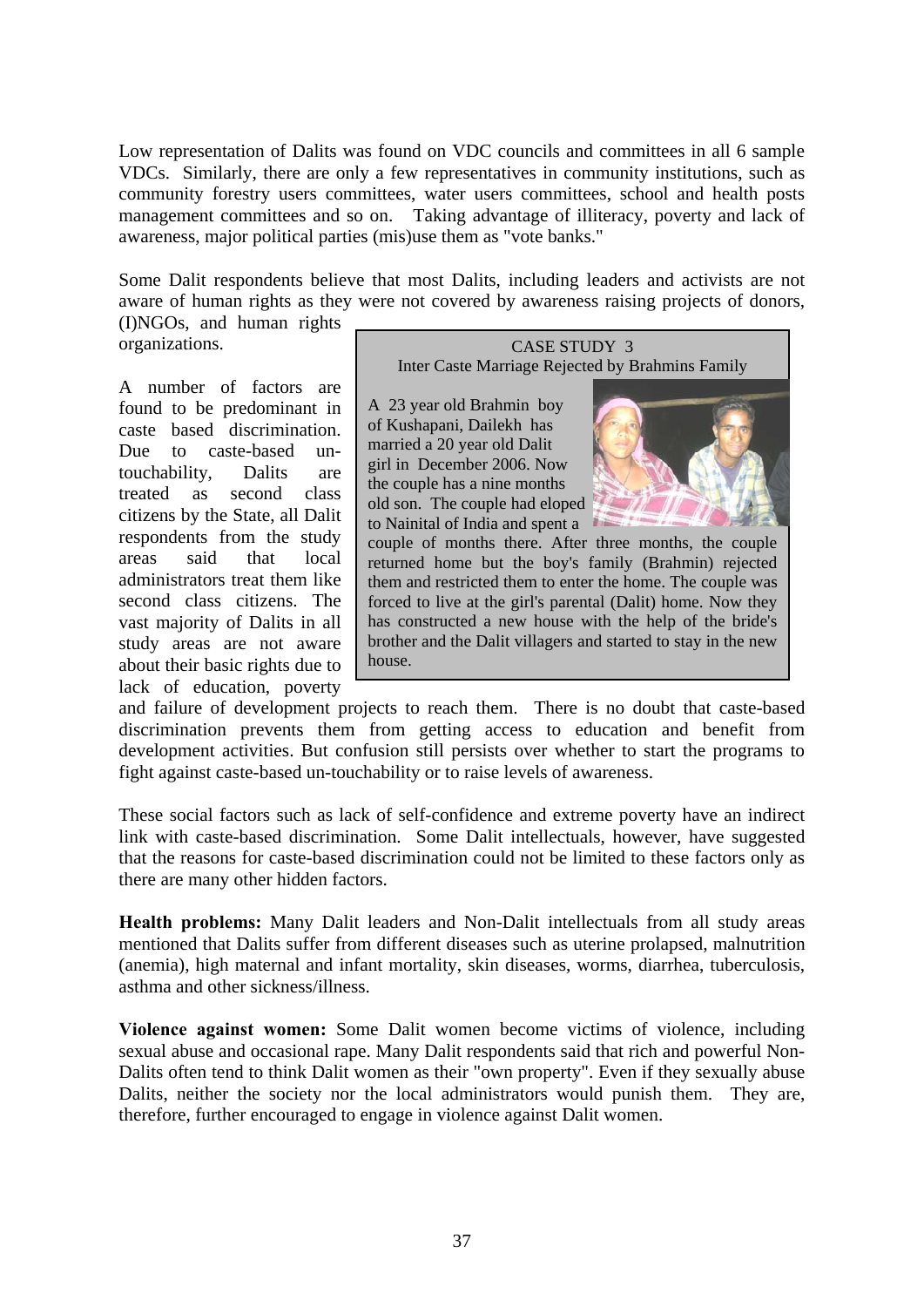Low representation of Dalits was found on VDC councils and committees in all 6 sample VDCs. Similarly, there are only a few representatives in community institutions, such as community forestry users committees, water users committees, school and health posts management committees and so on. Taking advantage of illiteracy, poverty and lack of awareness, major political parties (mis)use them as "vote banks."

Some Dalit respondents believe that most Dalits, including leaders and activists are not aware of human rights as they were not covered by awareness raising projects of donors, (I)NGOs, and human rights organizations.

> **CASE STUDY 3**
> **Inter Caste Marriage Rejected by Brahmins Family**
>
> A 23 year old Brahmin boy of Kushapani, Dailekh has married a 20 year old Dalit girl in December 2006. Now the couple has a nine months old son. The couple had eloped to Nainital of India and spent a couple of months there. After three months, the couple returned home but the boy's family (Brahmin) rejected them and restricted them to enter the home. The couple was forced to live at the girl's parental (Dalit) home. Now they has constructed a new house with the help of the bride's brother and the Dalit villagers and started to stay in the new house.

A number of factors are found to be predominant in caste based discrimination. Due to caste-based un-touchability, Dalits are treated as second class citizens by the State, all Dalit respondents from the study areas said that local administrators treat them like second class citizens. The vast majority of Dalits in all study areas are not aware about their basic rights due to lack of education, poverty and failure of development projects to reach them. There is no doubt that caste-based discrimination prevents them from getting access to education and benefit from development activities. But confusion still persists over whether to start the programs to fight against caste-based un-touchability or to raise levels of awareness.

These social factors such as lack of self-confidence and extreme poverty have an indirect link with caste-based discrimination. Some Dalit intellectuals, however, have suggested that the reasons for caste-based discrimination could not be limited to these factors only as there are many other hidden factors.

**Health problems:** Many Dalit leaders and Non-Dalit intellectuals from all study areas mentioned that Dalits suffer from different diseases such as uterine prolapsed, malnutrition (anemia), high maternal and infant mortality, skin diseases, worms, diarrhea, tuberculosis, asthma and other sickness/illness.

**Violence against women:** Some Dalit women become victims of violence, including sexual abuse and occasional rape. Many Dalit respondents said that rich and powerful Non-Dalits often tend to think Dalit women as their "own property". Even if they sexually abuse Dalits, neither the society nor the local administrators would punish them. They are, therefore, further encouraged to engage in violence against Dalit women.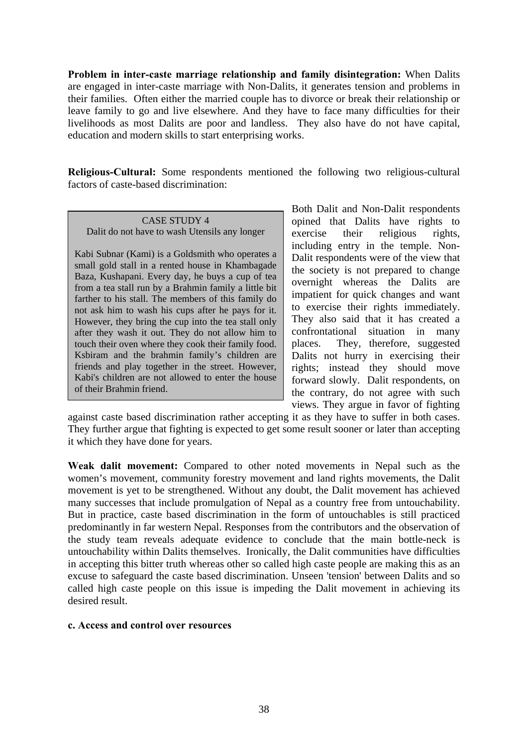**Problem in inter-caste marriage relationship and family disintegration:** When Dalits are engaged in inter-caste marriage with Non-Dalits, it generates tension and problems in their families. Often either the married couple has to divorce or break their relationship or leave family to go and live elsewhere. And they have to face many difficulties for their livelihoods as most Dalits are poor and landless. They also have do not have capital, education and modern skills to start enterprising works.

**Religious-Cultural:** Some respondents mentioned the following two religious-cultural factors of caste-based discrimination:

> CASE STUDY 4
> Dalit do not have to wash Utensils any longer
>
> Kabi Subnar (Kami) is a Goldsmith who operates a small gold stall in a rented house in Khambagade Baza, Kushapani. Every day, he buys a cup of tea from a tea stall run by a Brahmin family a little bit farther to his stall. The members of this family do not ask him to wash his cups after he pays for it. However, they bring the cup into the tea stall only after they wash it out. They do not allow him to touch their oven where they cook their family food. Ksbiram and the brahmin family's children are friends and play together in the street. However, Kabi's children are not allowed to enter the house of their Brahmin friend.

Both Dalit and Non-Dalit respondents opined that Dalits have rights to exercise their religious rights, including entry in the temple. Non-Dalit respondents were of the view that the society is not prepared to change overnight whereas the Dalits are impatient for quick changes and want to exercise their rights immediately. They also said that it has created a confrontational situation in many places. They, therefore, suggested Dalits not hurry in exercising their rights; instead they should move forward slowly. Dalit respondents, on the contrary, do not agree with such views. They argue in favor of fighting against caste based discrimination rather accepting it as they have to suffer in both cases. They further argue that fighting is expected to get some result sooner or later than accepting it which they have done for years.

**Weak dalit movement:** Compared to other noted movements in Nepal such as the women's movement, community forestry movement and land rights movements, the Dalit movement is yet to be strengthened. Without any doubt, the Dalit movement has achieved many successes that include promulgation of Nepal as a country free from untouchability. But in practice, caste based discrimination in the form of untouchables is still practiced predominantly in far western Nepal. Responses from the contributors and the observation of the study team reveals adequate evidence to conclude that the main bottle-neck is untouchability within Dalits themselves. Ironically, the Dalit communities have difficulties in accepting this bitter truth whereas other so called high caste people are making this as an excuse to safeguard the caste based discrimination. Unseen 'tension' between Dalits and so called high caste people on this issue is impeding the Dalit movement in achieving its desired result.

**c. Access and control over resources**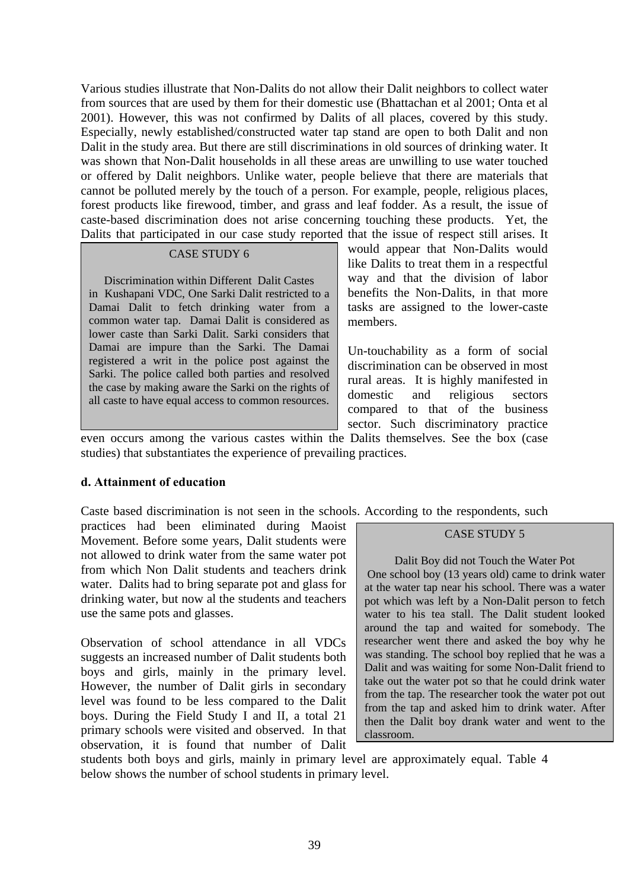Various studies illustrate that Non-Dalits do not allow their Dalit neighbors to collect water from sources that are used by them for their domestic use (Bhattachan et al 2001; Onta et al 2001). However, this was not confirmed by Dalits of all places, covered by this study. Especially, newly established/constructed water tap stand are open to both Dalit and non Dalit in the study area. But there are still discriminations in old sources of drinking water. It was shown that Non-Dalit households in all these areas are unwilling to use water touched or offered by Dalit neighbors. Unlike water, people believe that there are materials that cannot be polluted merely by the touch of a person. For example, people, religious places, forest products like firewood, timber, and grass and leaf fodder. As a result, the issue of caste-based discrimination does not arise concerning touching these products. Yet, the Dalits that participated in our case study reported that the issue of respect still arises. It would appear that Non-Dalits would like Dalits to treat them in a respectful way and that the division of labor benefits the Non-Dalits, in that more tasks are assigned to the lower-caste members.

> CASE STUDY 6
>
> Discrimination within Different Dalit Castes
>
> in Kushapani VDC, One Sarki Dalit restricted to a Damai Dalit to fetch drinking water from a common water tap. Damai Dalit is considered as lower caste than Sarki Dalit. Sarki considers that Damai are impure than the Sarki. The Damai registered a writ in the police post against the Sarki. The police called both parties and resolved the case by making aware the Sarki on the rights of all caste to have equal access to common resources.

Un-touchability as a form of social discrimination can be observed in most rural areas. It is highly manifested in domestic and religious sectors compared to that of the business sector. Such discriminatory practice even occurs among the various castes within the Dalits themselves. See the box (case studies) that substantiates the experience of prevailing practices.

**d. Attainment of education**

Caste based discrimination is not seen in the schools. According to the respondents, such practices had been eliminated during Maoist Movement. Before some years, Dalit students were not allowed to drink water from the same water pot from which Non Dalit students and teachers drink water. Dalits had to bring separate pot and glass for drinking water, but now al the students and teachers use the same pots and glasses.

> CASE STUDY 5
>
> Dalit Boy did not Touch the Water Pot
>
> One school boy (13 years old) came to drink water at the water tap near his school. There was a water pot which was left by a Non-Dalit person to fetch water to his tea stall. The Dalit student looked around the tap and waited for somebody. The researcher went there and asked the boy why he was standing. The school boy replied that he was a Dalit and was waiting for some Non-Dalit friend to take out the water pot so that he could drink water from the tap. The researcher took the water pot out from the tap and asked him to drink water. After then the Dalit boy drank water and went to the classroom.

Observation of school attendance in all VDCs suggests an increased number of Dalit students both boys and girls, mainly in the primary level. However, the number of Dalit girls in secondary level was found to be less compared to the Dalit boys. During the Field Study I and II, a total 21 primary schools were visited and observed. In that observation, it is found that number of Dalit students both boys and girls, mainly in primary level are approximately equal. Table 4 below shows the number of school students in primary level.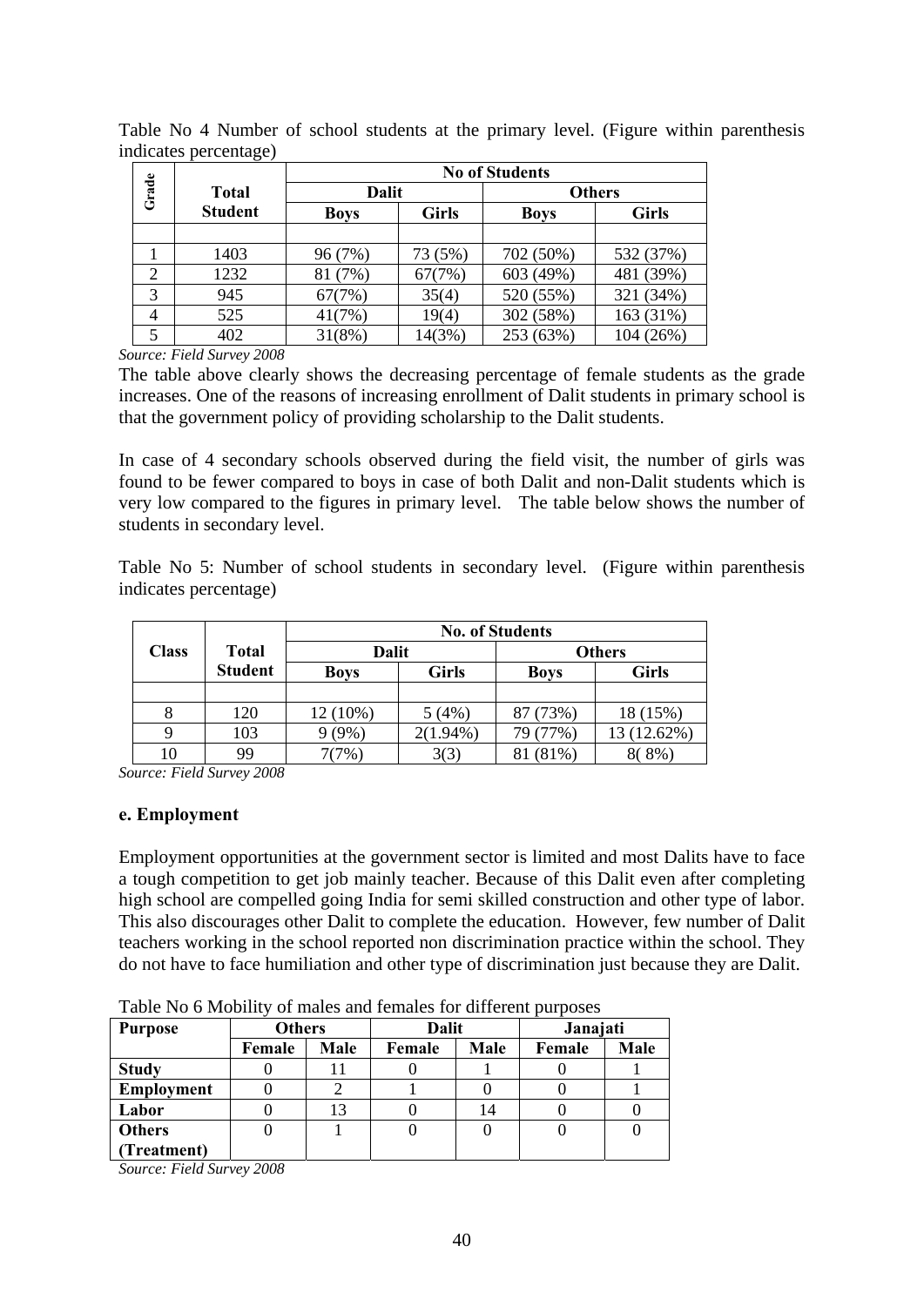Table No 4 Number of school students at the primary level. (Figure within parenthesis indicates percentage)

| Grade | Total Student | No of Students | | | |
|---|---|---|---|---|---|
| | | Dalit | | Others | |
| | | Boys | Girls | Boys | Girls |
| | | | | | |
| 1 | 1403 | 96 (7%) | 73 (5%) | 702 (50%) | 532 (37%) |
| 2 | 1232 | 81 (7%) | 67(7%) | 603 (49%) | 481 (39%) |
| 3 | 945 | 67(7%) | 35(4) | 520 (55%) | 321 (34%) |
| 4 | 525 | 41(7%) | 19(4) | 302 (58%) | 163 (31%) |
| 5 | 402 | 31(8%) | 14(3%) | 253 (63%) | 104 (26%) |

*Source: Field Survey 2008*

The table above clearly shows the decreasing percentage of female students as the grade increases. One of the reasons of increasing enrollment of Dalit students in primary school is that the government policy of providing scholarship to the Dalit students.

In case of 4 secondary schools observed during the field visit, the number of girls was found to be fewer compared to boys in case of both Dalit and non-Dalit students which is very low compared to the figures in primary level. The table below shows the number of students in secondary level.

Table No 5: Number of school students in secondary level. (Figure within parenthesis indicates percentage)

| Class | Total Student | No. of Students | | | |
|---|---|---|---|---|---|
| | | Dalit | | Others | |
| | | Boys | Girls | Boys | Girls |
| | | | | | |
| 8 | 120 | 12 (10%) | 5 (4%) | 87 (73%) | 18 (15%) |
| 9 | 103 | 9 (9%) | 2(1.94%) | 79 (77%) | 13 (12.62%) |
| 10 | 99 | 7(7%) | 3(3) | 81 (81%) | 8( 8%) |

*Source: Field Survey 2008*

**e. Employment**

Employment opportunities at the government sector is limited and most Dalits have to face a tough competition to get job mainly teacher. Because of this Dalit even after completing high school are compelled going India for semi skilled construction and other type of labor. This also discourages other Dalit to complete the education. However, few number of Dalit teachers working in the school reported non discrimination practice within the school. They do not have to face humiliation and other type of discrimination just because they are Dalit.

Table No 6 Mobility of males and females for different purposes

| Purpose | Others | | Dalit | | Janajati | |
|---|---|---|---|---|---|---|
| | Female | Male | Female | Male | Female | Male |
| Study | 0 | 11 | 0 | 1 | 0 | 1 |
| Employment | 0 | 2 | 1 | 0 | 0 | 1 |
| Labor | 0 | 13 | 0 | 14 | 0 | 0 |
| Others (Treatment) | 0 | 1 | 0 | 0 | 0 | 0 |

*Source: Field Survey 2008*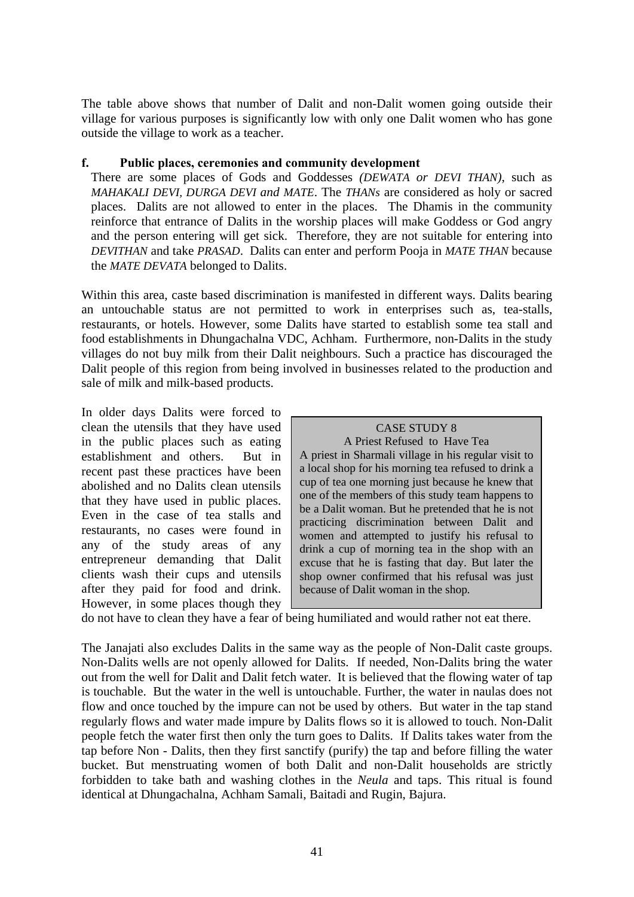The table above shows that number of Dalit and non-Dalit women going outside their village for various purposes is significantly low with only one Dalit women who has gone outside the village to work as a teacher.

**f. Public places, ceremonies and community development**

There are some places of Gods and Goddesses *(DEWATA or DEVI THAN)*, such as *MAHAKALI DEVI, DURGA DEVI and MATE*. The *THANs* are considered as holy or sacred places. Dalits are not allowed to enter in the places. The Dhamis in the community reinforce that entrance of Dalits in the worship places will make Goddess or God angry and the person entering will get sick. Therefore, they are not suitable for entering into *DEVITHAN* and take *PRASAD*. Dalits can enter and perform Pooja in *MATE THAN* because the *MATE DEVATA* belonged to Dalits.

Within this area, caste based discrimination is manifested in different ways. Dalits bearing an untouchable status are not permitted to work in enterprises such as, tea-stalls, restaurants, or hotels. However, some Dalits have started to establish some tea stall and food establishments in Dhungachalna VDC, Achham. Furthermore, non-Dalits in the study villages do not buy milk from their Dalit neighbours. Such a practice has discouraged the Dalit people of this region from being involved in businesses related to the production and sale of milk and milk-based products.

In older days Dalits were forced to clean the utensils that they have used in the public places such as eating establishment and others. But in recent past these practices have been abolished and no Dalits clean utensils that they have used in public places. Even in the case of tea stalls and restaurants, no cases were found in any of the study areas of any entrepreneur demanding that Dalit clients wash their cups and utensils after they paid for food and drink. However, in some places though they do not have to clean they have a fear of being humiliated and would rather not eat there.

> CASE STUDY 8
>
> A Priest Refused to Have Tea
>
> A priest in Sharmali village in his regular visit to a local shop for his morning tea refused to drink a cup of tea one morning just because he knew that one of the members of this study team happens to be a Dalit woman. But he pretended that he is not practicing discrimination between Dalit and women and attempted to justify his refusal to drink a cup of morning tea in the shop with an excuse that he is fasting that day. But later the shop owner confirmed that his refusal was just because of Dalit woman in the shop.

The Janajati also excludes Dalits in the same way as the people of Non-Dalit caste groups. Non-Dalits wells are not openly allowed for Dalits. If needed, Non-Dalits bring the water out from the well for Dalit and Dalit fetch water. It is believed that the flowing water of tap is touchable. But the water in the well is untouchable. Further, the water in naulas does not flow and once touched by the impure can not be used by others. But water in the tap stand regularly flows and water made impure by Dalits flows so it is allowed to touch. Non-Dalit people fetch the water first then only the turn goes to Dalits. If Dalits takes water from the tap before Non - Dalits, then they first sanctify (purify) the tap and before filling the water bucket. But menstruating women of both Dalit and non-Dalit households are strictly forbidden to take bath and washing clothes in the *Neula* and taps. This ritual is found identical at Dhungachalna, Achham Samali, Baitadi and Rugin, Bajura.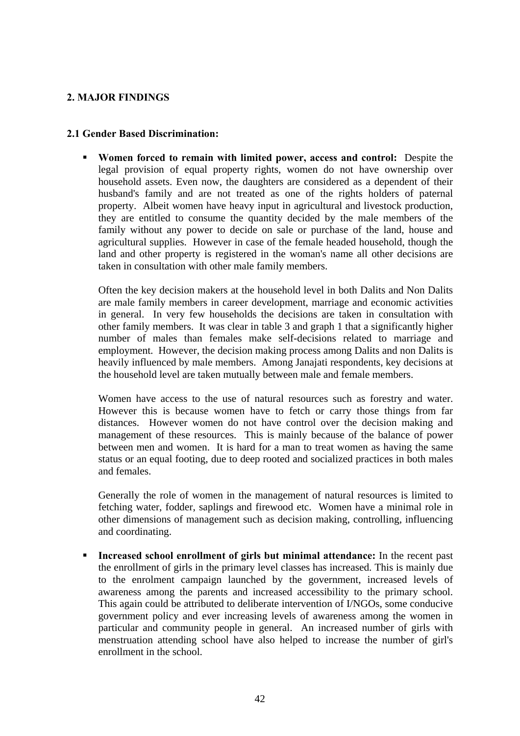## 2. MAJOR FINDINGS

### 2.1 Gender Based Discrimination:

- **Women forced to remain with limited power, access and control:** Despite the legal provision of equal property rights, women do not have ownership over household assets. Even now, the daughters are considered as a dependent of their husband's family and are not treated as one of the rights holders of paternal property. Albeit women have heavy input in agricultural and livestock production, they are entitled to consume the quantity decided by the male members of the family without any power to decide on sale or purchase of the land, house and agricultural supplies. However in case of the female headed household, though the land and other property is registered in the woman's name all other decisions are taken in consultation with other male family members.

  Often the key decision makers at the household level in both Dalits and Non Dalits are male family members in career development, marriage and economic activities in general. In very few households the decisions are taken in consultation with other family members. It was clear in table 3 and graph 1 that a significantly higher number of males than females make self-decisions related to marriage and employment. However, the decision making process among Dalits and non Dalits is heavily influenced by male members. Among Janajati respondents, key decisions at the household level are taken mutually between male and female members.

  Women have access to the use of natural resources such as forestry and water. However this is because women have to fetch or carry those things from far distances. However women do not have control over the decision making and management of these resources. This is mainly because of the balance of power between men and women. It is hard for a man to treat women as having the same status or an equal footing, due to deep rooted and socialized practices in both males and females.

  Generally the role of women in the management of natural resources is limited to fetching water, fodder, saplings and firewood etc. Women have a minimal role in other dimensions of management such as decision making, controlling, influencing and coordinating.

- **Increased school enrollment of girls but minimal attendance:** In the recent past the enrollment of girls in the primary level classes has increased. This is mainly due to the enrolment campaign launched by the government, increased levels of awareness among the parents and increased accessibility to the primary school. This again could be attributed to deliberate intervention of I/NGOs, some conducive government policy and ever increasing levels of awareness among the women in particular and community people in general. An increased number of girls with menstruation attending school have also helped to increase the number of girl's enrollment in the school.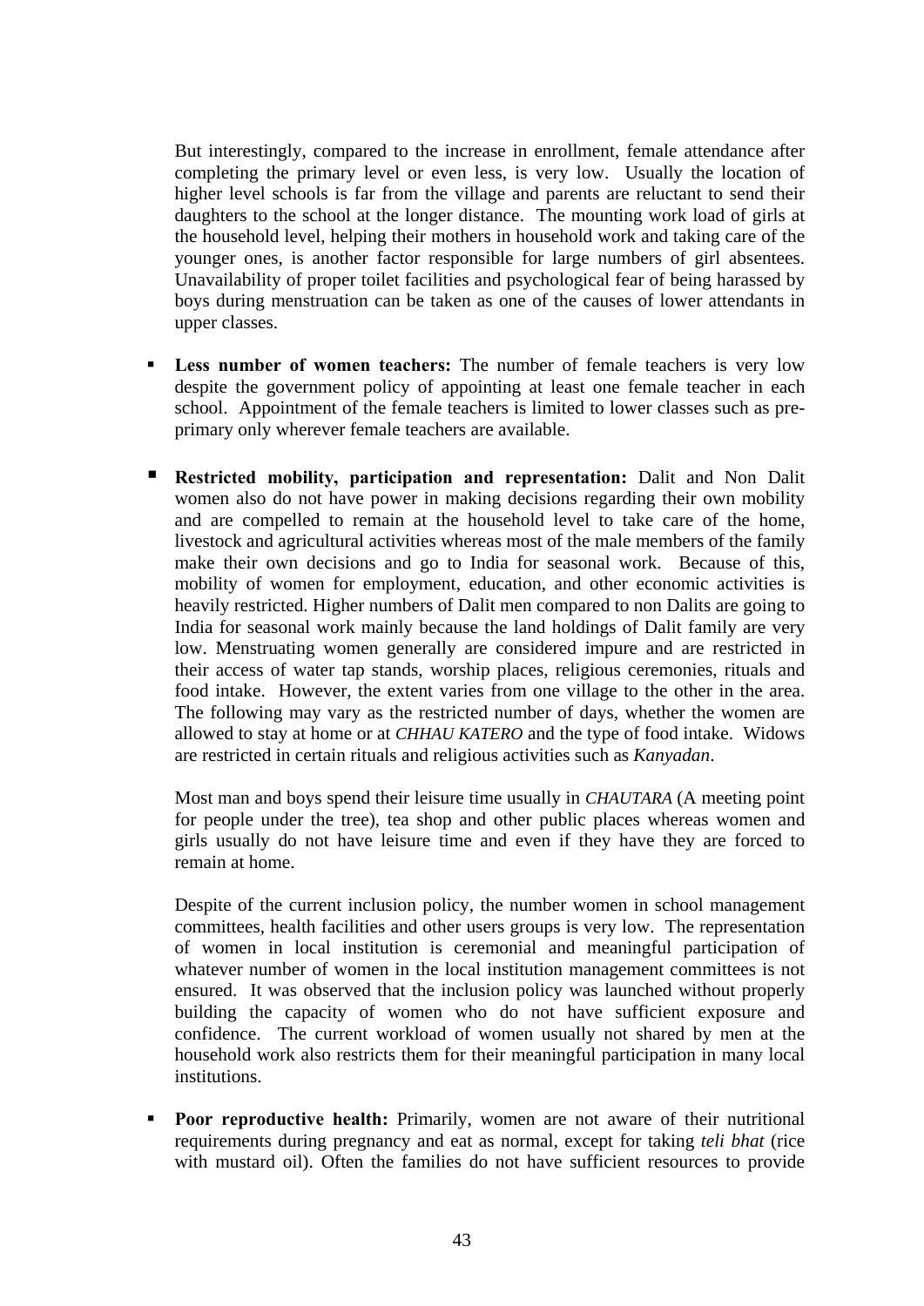But interestingly, compared to the increase in enrollment, female attendance after completing the primary level or even less, is very low. Usually the location of higher level schools is far from the village and parents are reluctant to send their daughters to the school at the longer distance. The mounting work load of girls at the household level, helping their mothers in household work and taking care of the younger ones, is another factor responsible for large numbers of girl absentees. Unavailability of proper toilet facilities and psychological fear of being harassed by boys during menstruation can be taken as one of the causes of lower attendants in upper classes.

- **Less number of women teachers:** The number of female teachers is very low despite the government policy of appointing at least one female teacher in each school. Appointment of the female teachers is limited to lower classes such as pre-primary only wherever female teachers are available.

- **Restricted mobility, participation and representation:** Dalit and Non Dalit women also do not have power in making decisions regarding their own mobility and are compelled to remain at the household level to take care of the home, livestock and agricultural activities whereas most of the male members of the family make their own decisions and go to India for seasonal work. Because of this, mobility of women for employment, education, and other economic activities is heavily restricted. Higher numbers of Dalit men compared to non Dalits are going to India for seasonal work mainly because the land holdings of Dalit family are very low. Menstruating women generally are considered impure and are restricted in their access of water tap stands, worship places, religious ceremonies, rituals and food intake. However, the extent varies from one village to the other in the area. The following may vary as the restricted number of days, whether the women are allowed to stay at home or at *CHHAU KATERO* and the type of food intake. Widows are restricted in certain rituals and religious activities such as *Kanyadan*.

  Most man and boys spend their leisure time usually in *CHAUTARA* (A meeting point for people under the tree), tea shop and other public places whereas women and girls usually do not have leisure time and even if they have they are forced to remain at home.

  Despite of the current inclusion policy, the number women in school management committees, health facilities and other users groups is very low. The representation of women in local institution is ceremonial and meaningful participation of whatever number of women in the local institution management committees is not ensured. It was observed that the inclusion policy was launched without properly building the capacity of women who do not have sufficient exposure and confidence. The current workload of women usually not shared by men at the household work also restricts them for their meaningful participation in many local institutions.

- **Poor reproductive health:** Primarily, women are not aware of their nutritional requirements during pregnancy and eat as normal, except for taking *teli bhat* (rice with mustard oil). Often the families do not have sufficient resources to provide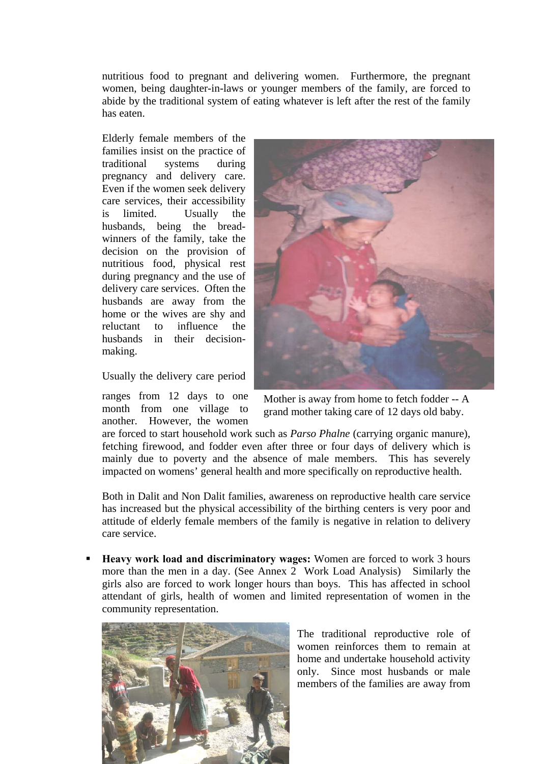nutritious food to pregnant and delivering women. Furthermore, the pregnant women, being daughter-in-laws or younger members of the family, are forced to abide by the traditional system of eating whatever is left after the rest of the family has eaten.

Elderly female members of the families insist on the practice of traditional systems during pregnancy and delivery care. Even if the women seek delivery care services, their accessibility is limited. Usually the husbands, being the bread-winners of the family, take the decision on the provision of nutritious food, physical rest during pregnancy and the use of delivery care services. Often the husbands are away from the home or the wives are shy and reluctant to influence the husbands in their decision-making.

Mother is away from home to fetch fodder -- A grand mother taking care of 12 days old baby.

Usually the delivery care period ranges from 12 days to one month from one village to another. However, the women are forced to start household work such as *Parso Phalne* (carrying organic manure), fetching firewood, and fodder even after three or four days of delivery which is mainly due to poverty and the absence of male members. This has severely impacted on womens' general health and more specifically on reproductive health.

Both in Dalit and Non Dalit families, awareness on reproductive health care service has increased but the physical accessibility of the birthing centers is very poor and attitude of elderly female members of the family is negative in relation to delivery care service.

- **Heavy work load and discriminatory wages:** Women are forced to work 3 hours more than the men in a day. (See Annex 2 Work Load Analysis) Similarly the girls also are forced to work longer hours than boys. This has affected in school attendant of girls, health of women and limited representation of women in the community representation.

The traditional reproductive role of women reinforces them to remain at home and undertake household activity only. Since most husbands or male members of the families are away from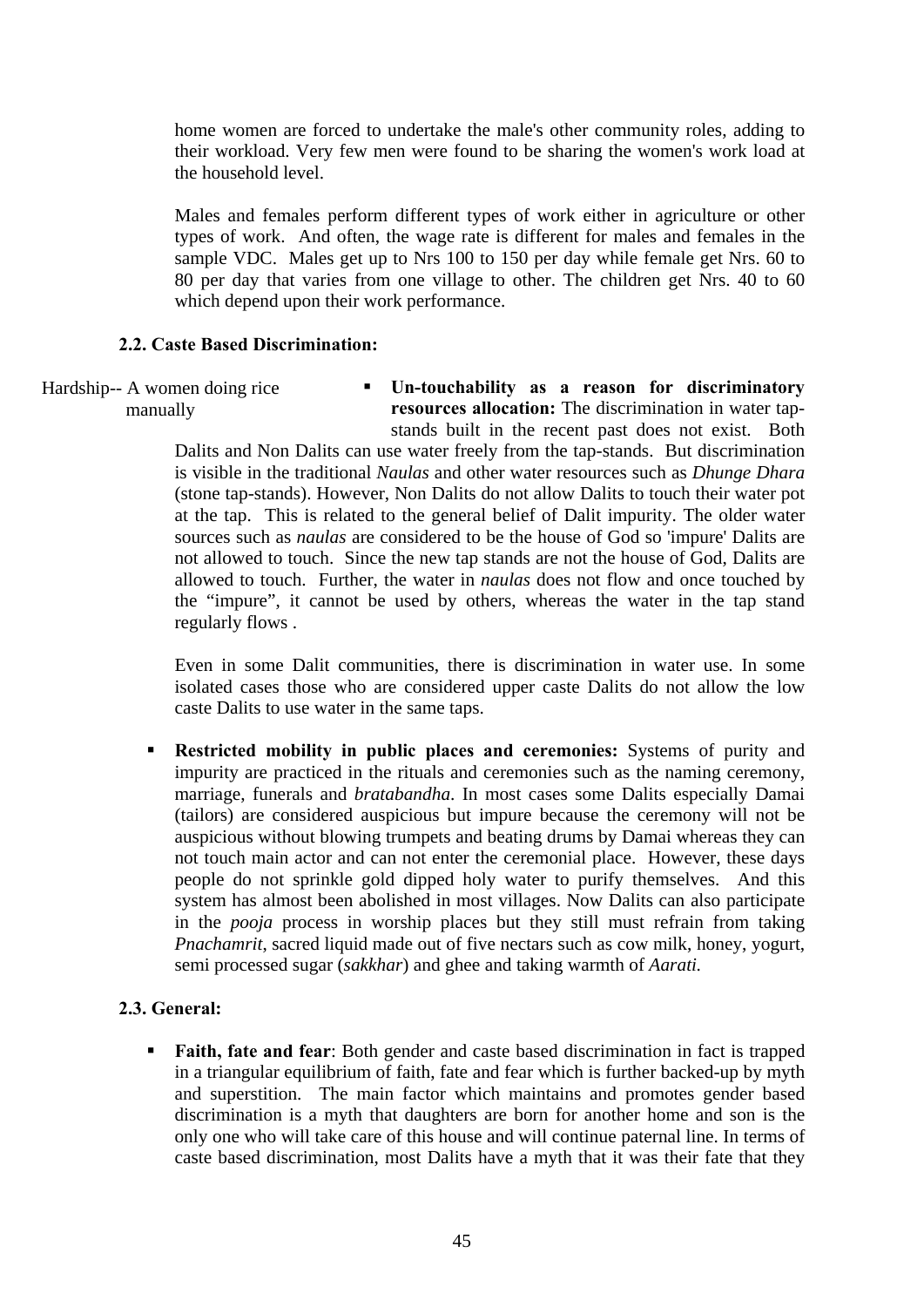home women are forced to undertake the male's other community roles, adding to their workload. Very few men were found to be sharing the women's work load at the household level.

Males and females perform different types of work either in agriculture or other types of work. And often, the wage rate is different for males and females in the sample VDC. Males get up to Nrs 100 to 150 per day while female get Nrs. 60 to 80 per day that varies from one village to other. The children get Nrs. 40 to 60 which depend upon their work performance.

### 2.2. Caste Based Discrimination:

Hardship-- A women doing rice manually

- **Un-touchability as a reason for discriminatory resources allocation:** The discrimination in water tap-stands built in the recent past does not exist. Both Dalits and Non Dalits can use water freely from the tap-stands. But discrimination is visible in the traditional *Naulas* and other water resources such as *Dhunge Dhara* (stone tap-stands). However, Non Dalits do not allow Dalits to touch their water pot at the tap. This is related to the general belief of Dalit impurity. The older water sources such as *naulas* are considered to be the house of God so 'impure' Dalits are not allowed to touch. Since the new tap stands are not the house of God, Dalits are allowed to touch. Further, the water in *naulas* does not flow and once touched by the "impure", it cannot be used by others, whereas the water in the tap stand regularly flows .

  Even in some Dalit communities, there is discrimination in water use. In some isolated cases those who are considered upper caste Dalits do not allow the low caste Dalits to use water in the same taps.

- **Restricted mobility in public places and ceremonies:** Systems of purity and impurity are practiced in the rituals and ceremonies such as the naming ceremony, marriage, funerals and *bratabandha*. In most cases some Dalits especially Damai (tailors) are considered auspicious but impure because the ceremony will not be auspicious without blowing trumpets and beating drums by Damai whereas they can not touch main actor and can not enter the ceremonial place. However, these days people do not sprinkle gold dipped holy water to purify themselves. And this system has almost been abolished in most villages. Now Dalits can also participate in the *pooja* process in worship places but they still must refrain from taking *Pnachamrit*, sacred liquid made out of five nectars such as cow milk, honey, yogurt, semi processed sugar (*sakkhar*) and ghee and taking warmth of *Aarati.*

### 2.3. General:

- **Faith, fate and fear**: Both gender and caste based discrimination in fact is trapped in a triangular equilibrium of faith, fate and fear which is further backed-up by myth and superstition. The main factor which maintains and promotes gender based discrimination is a myth that daughters are born for another home and son is the only one who will take care of this house and will continue paternal line. In terms of caste based discrimination, most Dalits have a myth that it was their fate that they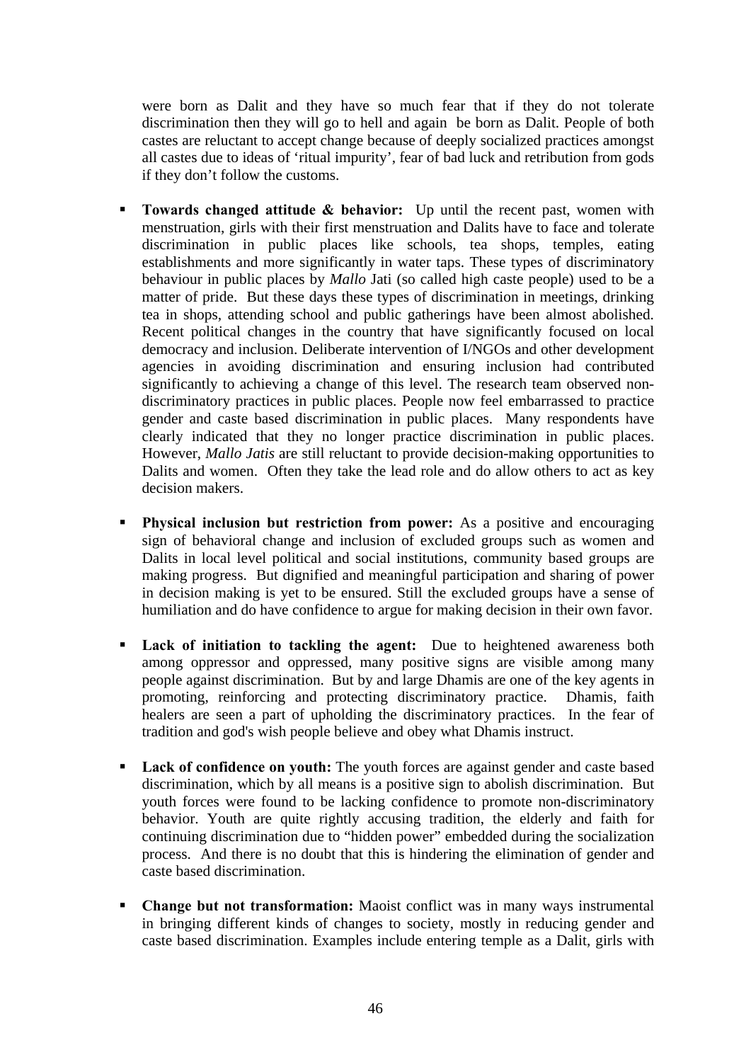were born as Dalit and they have so much fear that if they do not tolerate discrimination then they will go to hell and again be born as Dalit. People of both castes are reluctant to accept change because of deeply socialized practices amongst all castes due to ideas of 'ritual impurity', fear of bad luck and retribution from gods if they don't follow the customs.

- **Towards changed attitude & behavior:** Up until the recent past, women with menstruation, girls with their first menstruation and Dalits have to face and tolerate discrimination in public places like schools, tea shops, temples, eating establishments and more significantly in water taps. These types of discriminatory behaviour in public places by *Mallo* Jati (so called high caste people) used to be a matter of pride. But these days these types of discrimination in meetings, drinking tea in shops, attending school and public gatherings have been almost abolished. Recent political changes in the country that have significantly focused on local democracy and inclusion. Deliberate intervention of I/NGOs and other development agencies in avoiding discrimination and ensuring inclusion had contributed significantly to achieving a change of this level. The research team observed non-discriminatory practices in public places. People now feel embarrassed to practice gender and caste based discrimination in public places. Many respondents have clearly indicated that they no longer practice discrimination in public places. However, *Mallo Jatis* are still reluctant to provide decision-making opportunities to Dalits and women. Often they take the lead role and do allow others to act as key decision makers.

- **Physical inclusion but restriction from power:** As a positive and encouraging sign of behavioral change and inclusion of excluded groups such as women and Dalits in local level political and social institutions, community based groups are making progress. But dignified and meaningful participation and sharing of power in decision making is yet to be ensured. Still the excluded groups have a sense of humiliation and do have confidence to argue for making decision in their own favor.

- **Lack of initiation to tackling the agent:** Due to heightened awareness both among oppressor and oppressed, many positive signs are visible among many people against discrimination. But by and large Dhamis are one of the key agents in promoting, reinforcing and protecting discriminatory practice. Dhamis, faith healers are seen a part of upholding the discriminatory practices. In the fear of tradition and god's wish people believe and obey what Dhamis instruct.

- **Lack of confidence on youth:** The youth forces are against gender and caste based discrimination, which by all means is a positive sign to abolish discrimination. But youth forces were found to be lacking confidence to promote non-discriminatory behavior. Youth are quite rightly accusing tradition, the elderly and faith for continuing discrimination due to "hidden power" embedded during the socialization process. And there is no doubt that this is hindering the elimination of gender and caste based discrimination.

- **Change but not transformation:** Maoist conflict was in many ways instrumental in bringing different kinds of changes to society, mostly in reducing gender and caste based discrimination. Examples include entering temple as a Dalit, girls with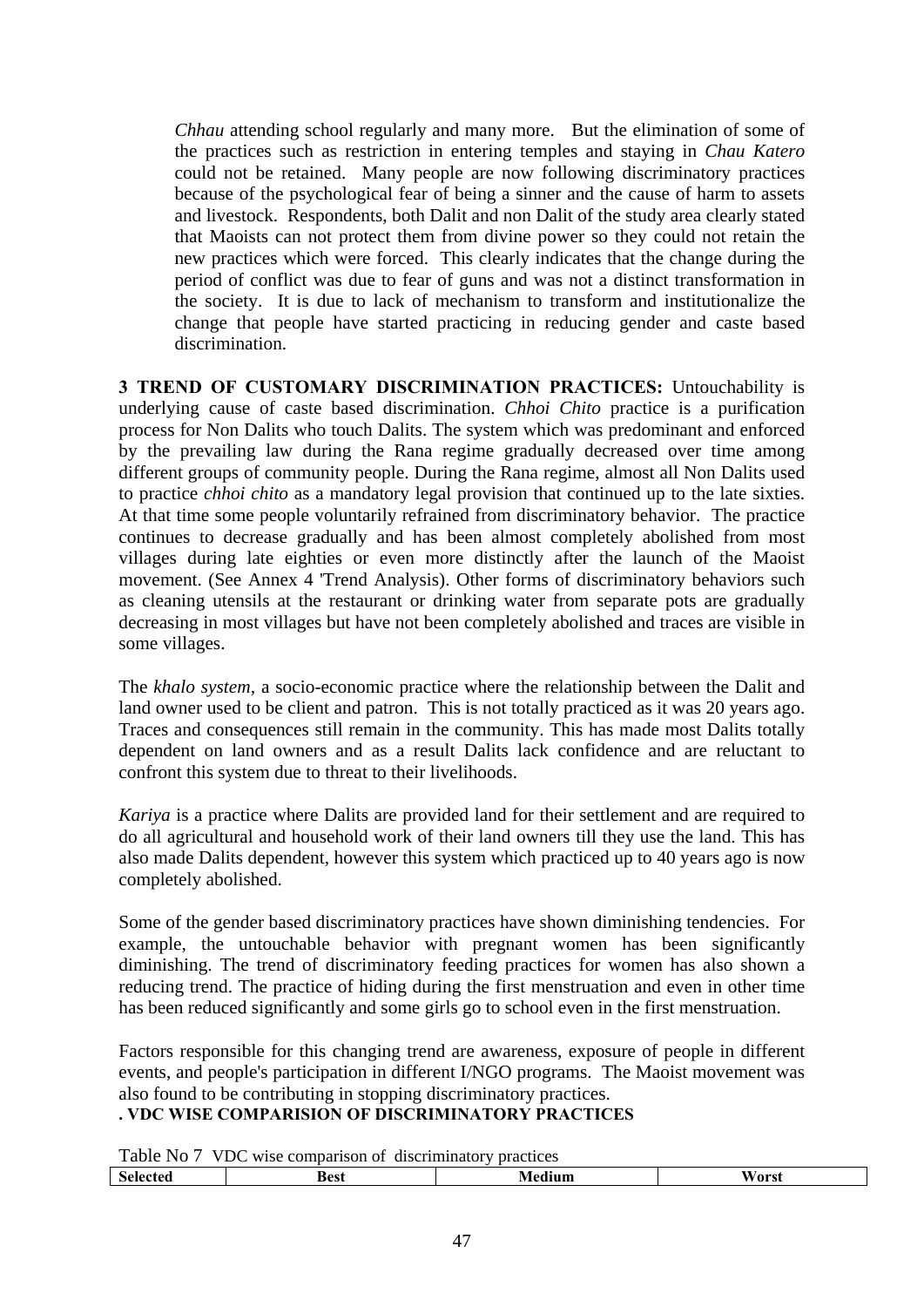*Chhau* attending school regularly and many more. But the elimination of some of the practices such as restriction in entering temples and staying in *Chau Katero* could not be retained. Many people are now following discriminatory practices because of the psychological fear of being a sinner and the cause of harm to assets and livestock. Respondents, both Dalit and non Dalit of the study area clearly stated that Maoists can not protect them from divine power so they could not retain the new practices which were forced. This clearly indicates that the change during the period of conflict was due to fear of guns and was not a distinct transformation in the society. It is due to lack of mechanism to transform and institutionalize the change that people have started practicing in reducing gender and caste based discrimination.

**3 TREND OF CUSTOMARY DISCRIMINATION PRACTICES:** Untouchability is underlying cause of caste based discrimination. *Chhoi Chito* practice is a purification process for Non Dalits who touch Dalits. The system which was predominant and enforced by the prevailing law during the Rana regime gradually decreased over time among different groups of community people. During the Rana regime, almost all Non Dalits used to practice *chhoi chito* as a mandatory legal provision that continued up to the late sixties. At that time some people voluntarily refrained from discriminatory behavior. The practice continues to decrease gradually and has been almost completely abolished from most villages during late eighties or even more distinctly after the launch of the Maoist movement. (See Annex 4 'Trend Analysis). Other forms of discriminatory behaviors such as cleaning utensils at the restaurant or drinking water from separate pots are gradually decreasing in most villages but have not been completely abolished and traces are visible in some villages.

The *khalo system,* a socio-economic practice where the relationship between the Dalit and land owner used to be client and patron. This is not totally practiced as it was 20 years ago. Traces and consequences still remain in the community. This has made most Dalits totally dependent on land owners and as a result Dalits lack confidence and are reluctant to confront this system due to threat to their livelihoods.

*Kariya* is a practice where Dalits are provided land for their settlement and are required to do all agricultural and household work of their land owners till they use the land. This has also made Dalits dependent, however this system which practiced up to 40 years ago is now completely abolished.

Some of the gender based discriminatory practices have shown diminishing tendencies. For example, the untouchable behavior with pregnant women has been significantly diminishing. The trend of discriminatory feeding practices for women has also shown a reducing trend. The practice of hiding during the first menstruation and even in other time has been reduced significantly and some girls go to school even in the first menstruation.

Factors responsible for this changing trend are awareness, exposure of people in different events, and people's participation in different I/NGO programs. The Maoist movement was also found to be contributing in stopping discriminatory practices.

**. VDC WISE COMPARISION OF DISCRIMINATORY PRACTICES**

Table No 7 VDC wise comparison of discriminatory practices

| Selected | Best | Medium | Worst |
|---|---|---|---|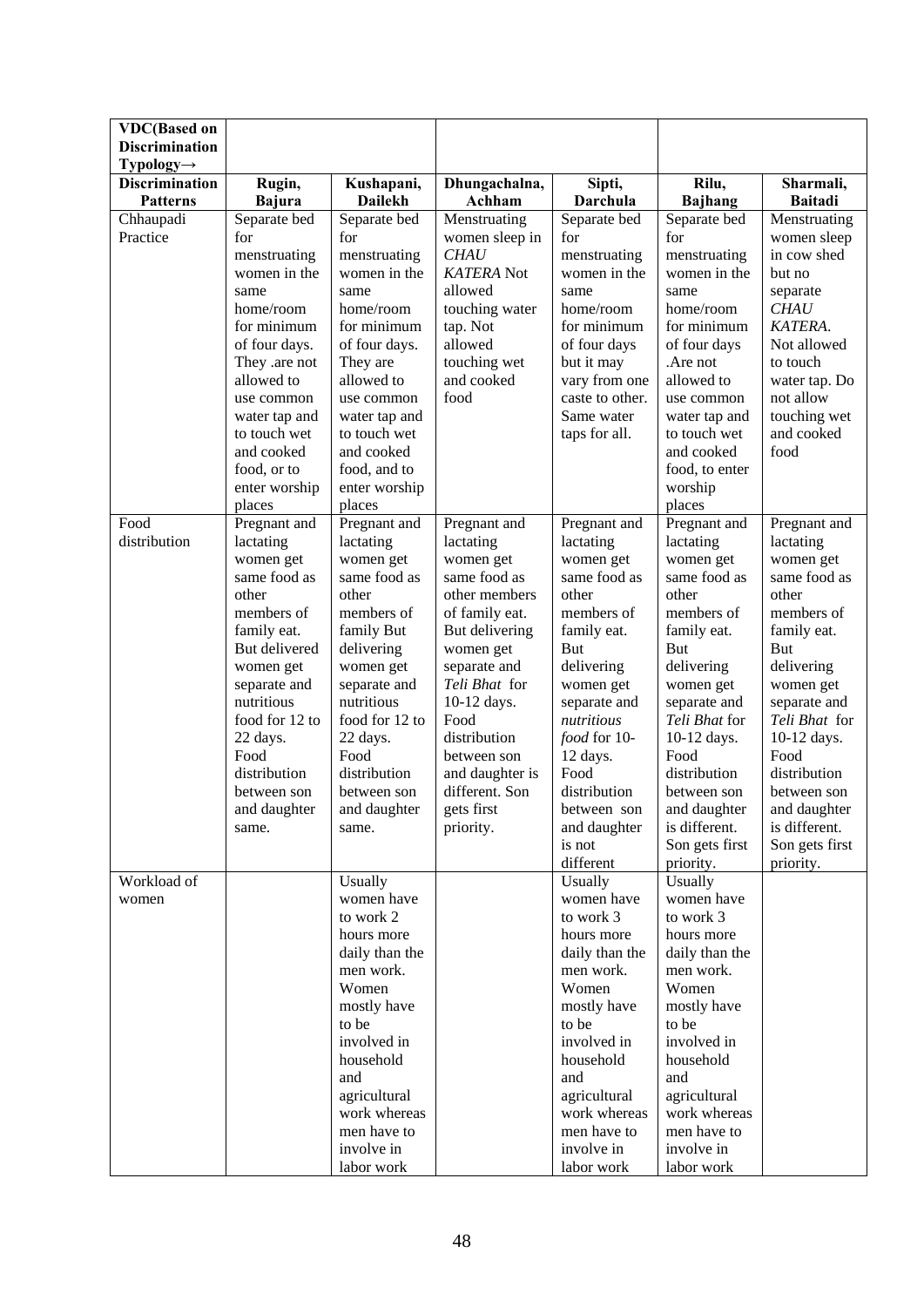| VDC(Based on Discrimination Typology→ | | | | | | |
|---|---|---|---|---|---|---|
| **Discrimination Patterns** | **Rugin, Bajura** | **Kushapani, Dailekh** | **Dhungachalna, Achham** | **Sipti, Darchula** | **Rilu, Bajhang** | **Sharmali, Baitadi** |
| Chhaupadi Practice | Separate bed for menstruating women in the same home/room for minimum of four days. They .are not allowed to use common water tap and to touch wet and cooked food, or to enter worship places | Separate bed for menstruating women in the same home/room for minimum of four days. They are allowed to use common water tap and to touch wet and cooked food, and to enter worship places | Menstruating women sleep in *CHAU KATERA* Not allowed touching water tap. Not allowed touching wet and cooked food | Separate bed for menstruating women in the same home/room for minimum of four days but it may vary from one caste to other. Same water taps for all. | Separate bed for menstruating women in the same home/room for minimum of four days .Are not allowed to use common water tap and to touch wet and cooked food, to enter worship places | Menstruating women sleep in cow shed but no separate *CHAU KATERA*. Not allowed to touch water tap. Do not allow touching wet and cooked food |
| Food distribution | Pregnant and lactating women get same food as other members of family eat. But delivered women get separate and nutritious food for 12 to 22 days. Food distribution between son and daughter same. | Pregnant and lactating women get same food as other members of family But delivering women get separate and nutritious food for 12 to 22 days. Food distribution between son and daughter same. | Pregnant and lactating women get same food as other members of family eat. But delivering women get separate and *Teli Bhat* for 10-12 days. Food distribution between son and daughter is different. Son gets first priority. | Pregnant and lactating women get same food as other members of family eat. But delivering women get separate and *nutritious food* for 10-12 days. Food distribution between son and daughter is not different | Pregnant and lactating women get same food as other members of family eat. But delivering women get separate and *Teli Bhat* for 10-12 days. Food distribution between son and daughter is different. Son gets first priority. | Pregnant and lactating women get same food as other members of family eat. But delivering women get separate and *Teli Bhat* for 10-12 days. Food distribution between son and daughter is different. Son gets first priority. |
| Workload of women | | Usually women have to work 2 hours more daily than the men work. Women mostly have to be involved in household and agricultural work whereas men have to involve in labor work | | Usually women have to work 3 hours more daily than the men work. Women mostly have to be involved in household and agricultural work whereas men have to involve in labor work | Usually women have to work 3 hours more daily than the men work. Women mostly have to be involved in household and agricultural work whereas men have to involve in labor work | |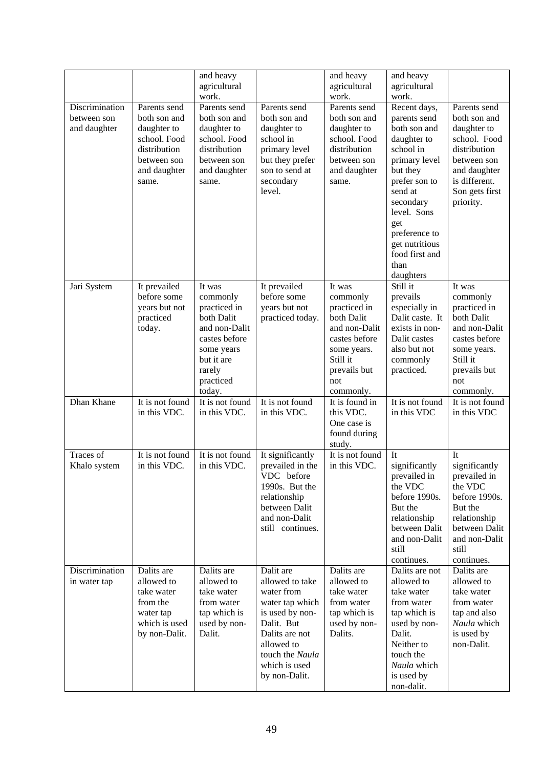| | | | | | | |
|---|---|---|---|---|---|---|
| | | and heavy agricultural work. | | and heavy agricultural work. | and heavy agricultural work. | |
| Discrimination between son and daughter | Parents send both son and daughter to school. Food distribution between son and daughter same. | Parents send both son and daughter to school. Food distribution between son and daughter same. | Parents send both son and daughter to school in primary level but they prefer son to send at secondary level. | Parents send both son and daughter to school. Food distribution between son and daughter same. | Recent days, parents send both son and daughter to school in primary level but they prefer son to send at secondary level. Sons get preference to get nutritious food first and than daughters | Parents send both son and daughter to school. Food distribution between son and daughter is different. Son gets first priority. |
| Jari System | It prevailed before some years but not practiced today. | It was commonly practiced in both Dalit and non-Dalit castes before some years but it are rarely practiced today. | It prevailed before some years but not practiced today. | It was commonly practiced in both Dalit and non-Dalit castes before some years. Still it prevails but not commonly. | Still it prevails especially in Dalit caste. It exists in non-Dalit castes also but not commonly practiced. | It was commonly practiced in both Dalit and non-Dalit castes before some years. Still it prevails but not commonly. |
| Dhan Khane | It is not found in this VDC. | It is not found in this VDC. | It is not found in this VDC. | It is found in this VDC. One case is found during study. | It is not found in this VDC | It is not found in this VDC |
| Traces of Khalo system | It is not found in this VDC. | It is not found in this VDC. | It significantly prevailed in the VDC before 1990s. But the relationship between Dalit and non-Dalit still continues. | It is not found in this VDC. | It significantly prevailed in the VDC before 1990s. But the relationship between Dalit and non-Dalit still continues. | It significantly prevailed in the VDC before 1990s. But the relationship between Dalit and non-Dalit still continues. |
| Discrimination in water tap | Dalits are allowed to take water from the water tap which is used by non-Dalit. | Dalits are allowed to take water from water tap which is used by non-Dalit. | Dalit are allowed to take water from water tap which is used by non-Dalit. But Dalits are not allowed to touch the *Naula* which is used by non-Dalit. | Dalits are allowed to take water from water tap which is used by non-Dalits. | Dalits are not allowed to take water from water tap which is used by non-Dalit. Neither to touch the *Naula* which is used by non-dalit. | Dalits are allowed to take water from water tap and also *Naula* which is used by non-Dalit. |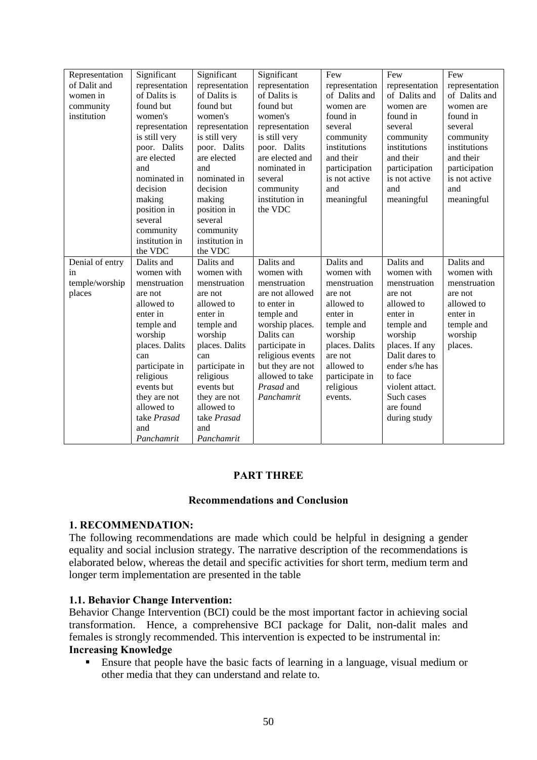| | | | | | | |
|---|---|---|---|---|---|---|
| Representation of Dalit and women in community institution | Significant representation of Dalits is found but women's representation is still very poor. Dalits are elected and nominated in decision making position in several community institution in the VDC | Significant representation of Dalits is found but women's representation is still very poor. Dalits are elected and nominated in decision making position in several community institution in the VDC | Significant representation of Dalits is found but women's representation is still very poor. Dalits are elected and nominated in several community institution in the VDC | Few representation of Dalits and women are found in several community institutions and their participation is not active and meaningful | Few representation of Dalits and women are found in several community institutions and their participation is not active and meaningful | Few representation of Dalits and women are found in several community institutions and their participation is not active and meaningful |
| Denial of entry in temple/worship places | Dalits and women with menstruation are not allowed to enter in temple and worship places. Dalits can participate in religious events but they are not allowed to take *Prasad* and *Panchamrit* | Dalits and women with menstruation are not allowed to enter in temple and worship places. Dalits can participate in religious events but they are not allowed to take *Prasad* and *Panchamrit* | Dalits and women with menstruation are not allowed to enter in temple and worship places. Dalits can participate in religious events but they are not allowed to take *Prasad* and *Panchamrit* | Dalits and women with menstruation are not allowed to enter in temple and worship places. Dalits are not allowed to participate in religious events. | Dalits and women with menstruation are not allowed to enter in temple and worship places. If any Dalit dares to ender s/he has to face violent attact. Such cases are found during study | Dalits and women with menstruation are not allowed to enter in temple and worship places. |

# PART THREE

## Recommendations and Conclusion

### 1. RECOMMENDATION:

The following recommendations are made which could be helpful in designing a gender equality and social inclusion strategy. The narrative description of the recommendations is elaborated below, whereas the detail and specific activities for short term, medium term and longer term implementation are presented in the table

#### 1.1. Behavior Change Intervention:

Behavior Change Intervention (BCI) could be the most important factor in achieving social transformation. Hence, a comprehensive BCI package for Dalit, non-dalit males and females is strongly recommended. This intervention is expected to be instrumental in:

**Increasing Knowledge**

- Ensure that people have the basic facts of learning in a language, visual medium or other media that they can understand and relate to.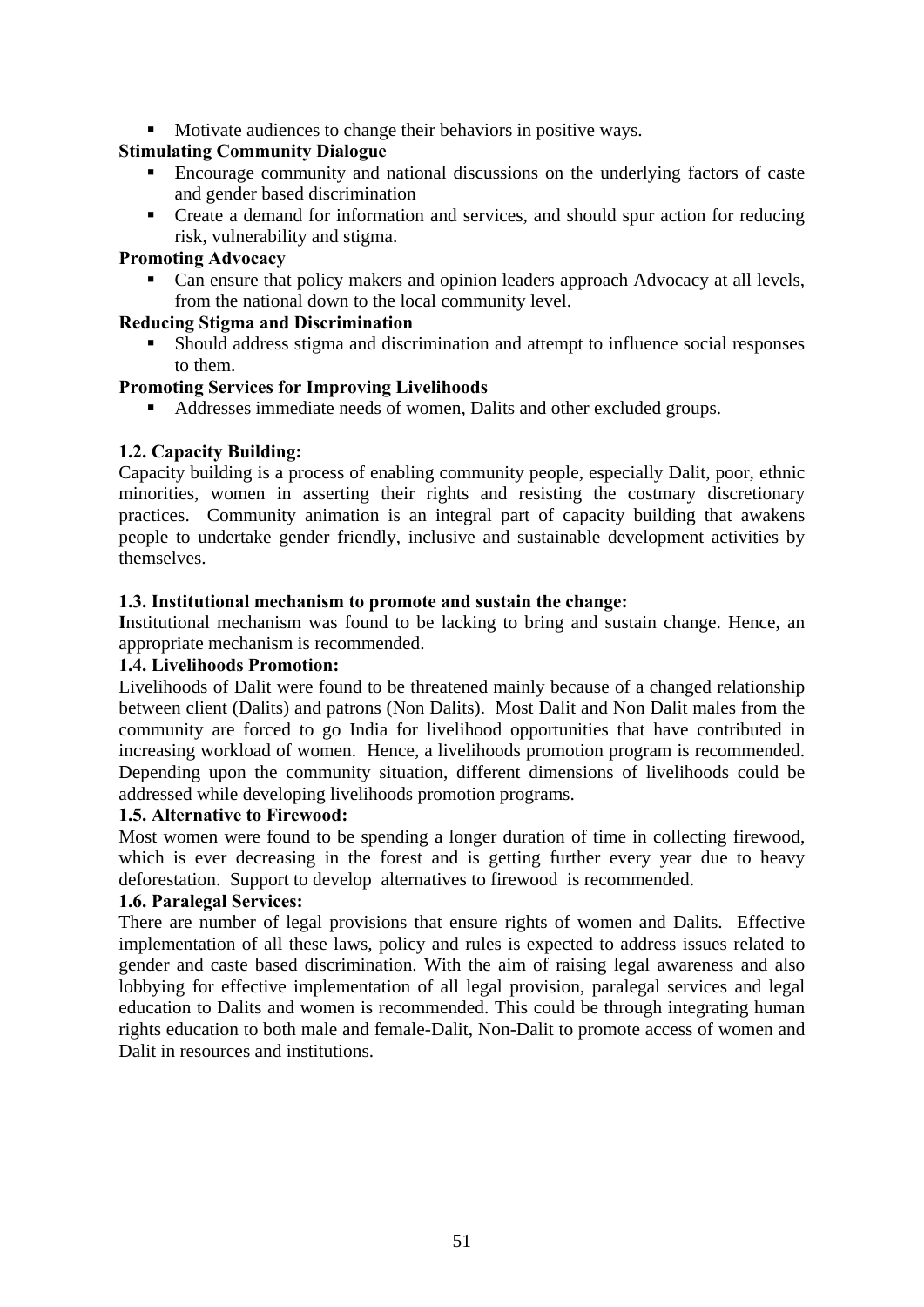- Motivate audiences to change their behaviors in positive ways.

**Stimulating Community Dialogue**

- Encourage community and national discussions on the underlying factors of caste and gender based discrimination
- Create a demand for information and services, and should spur action for reducing risk, vulnerability and stigma.

**Promoting Advocacy**

- Can ensure that policy makers and opinion leaders approach Advocacy at all levels, from the national down to the local community level.

**Reducing Stigma and Discrimination**

- Should address stigma and discrimination and attempt to influence social responses to them.

**Promoting Services for Improving Livelihoods**

- Addresses immediate needs of women, Dalits and other excluded groups.

### 1.2. Capacity Building:

Capacity building is a process of enabling community people, especially Dalit, poor, ethnic minorities, women in asserting their rights and resisting the costmary discretionary practices. Community animation is an integral part of capacity building that awakens people to undertake gender friendly, inclusive and sustainable development activities by themselves.

### 1.3. Institutional mechanism to promote and sustain the change:

**I**nstitutional mechanism was found to be lacking to bring and sustain change. Hence, an appropriate mechanism is recommended.

### 1.4. Livelihoods Promotion:

Livelihoods of Dalit were found to be threatened mainly because of a changed relationship between client (Dalits) and patrons (Non Dalits). Most Dalit and Non Dalit males from the community are forced to go India for livelihood opportunities that have contributed in increasing workload of women. Hence, a livelihoods promotion program is recommended. Depending upon the community situation, different dimensions of livelihoods could be addressed while developing livelihoods promotion programs.

### 1.5. Alternative to Firewood:

Most women were found to be spending a longer duration of time in collecting firewood, which is ever decreasing in the forest and is getting further every year due to heavy deforestation. Support to develop alternatives to firewood is recommended.

### 1.6. Paralegal Services:

There are number of legal provisions that ensure rights of women and Dalits. Effective implementation of all these laws, policy and rules is expected to address issues related to gender and caste based discrimination. With the aim of raising legal awareness and also lobbying for effective implementation of all legal provision, paralegal services and legal education to Dalits and women is recommended. This could be through integrating human rights education to both male and female-Dalit, Non-Dalit to promote access of women and Dalit in resources and institutions.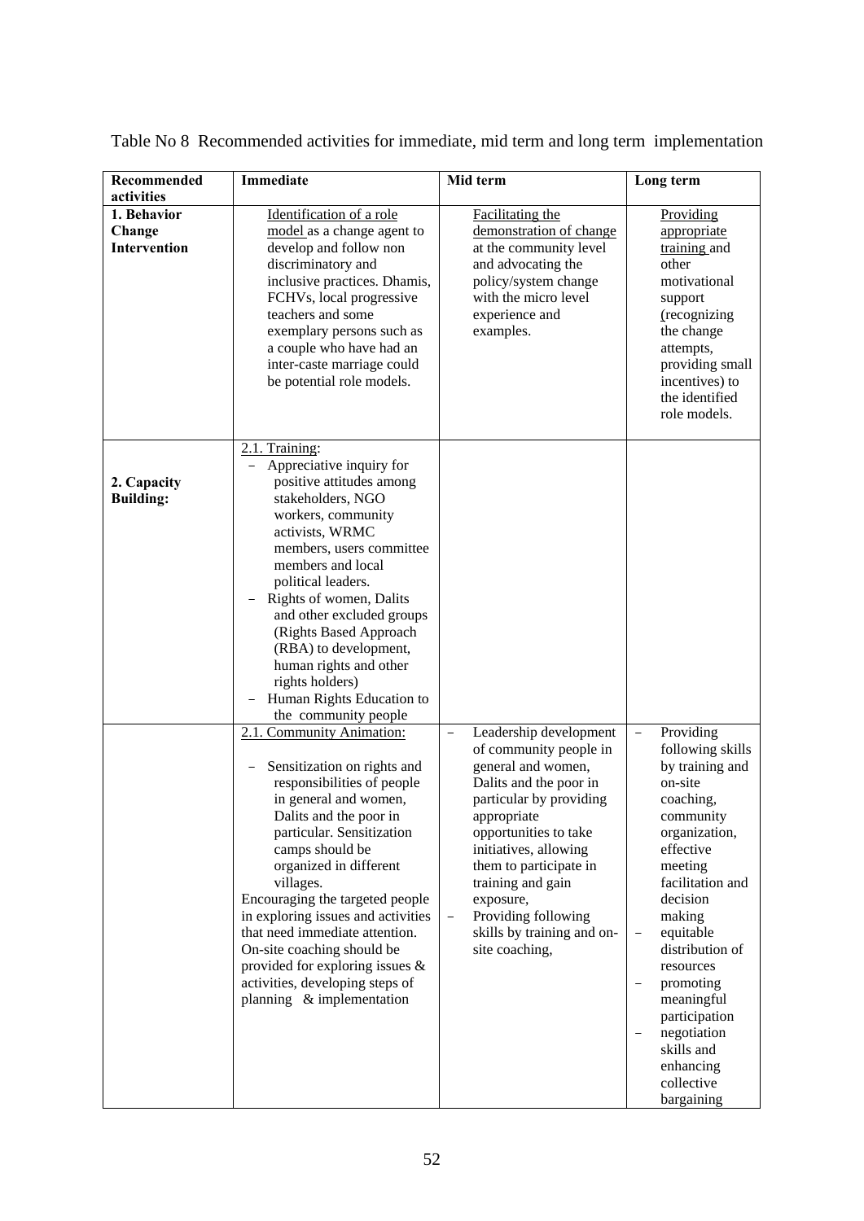Table No 8 Recommended activities for immediate, mid term and long term implementation

| Recommended activities | Immediate | Mid term | Long term |
|---|---|---|---|
| **1. Behavior Change Intervention** | Identification of a role model as a change agent to develop and follow non discriminatory and inclusive practices. Dhamis, FCHVs, local progressive teachers and some exemplary persons such as a couple who have had an inter-caste marriage could be potential role models. | Facilitating the demonstration of change at the community level and advocating the policy/system change with the micro level experience and examples. | Providing appropriate training and other motivational support (recognizing the change attempts, providing small incentives) to the identified role models. |
| **2. Capacity Building:** | 2.1. Training:<br>– Appreciative inquiry for positive attitudes among stakeholders, NGO workers, community activists, WRMC members, users committee members and local political leaders.<br>– Rights of women, Dalits and other excluded groups (Rights Based Approach (RBA) to development, human rights and other rights holders)<br>– Human Rights Education to the community people | | |
| | 2.1. Community Animation:<br>– Sensitization on rights and responsibilities of people in general and women, Dalits and the poor in particular. Sensitization camps should be organized in different villages.<br>Encouraging the targeted people in exploring issues and activities that need immediate attention. On-site coaching should be provided for exploring issues & activities, developing steps of planning & implementation | – Leadership development of community people in general and women, Dalits and the poor in particular by providing appropriate opportunities to take initiatives, allowing them to participate in training and gain exposure,<br>– Providing following skills by training and on-site coaching, | – Providing following skills by training and on-site coaching, community organization, effective meeting facilitation and decision making<br>– equitable distribution of resources<br>– promoting meaningful participation<br>– negotiation skills and enhancing collective bargaining |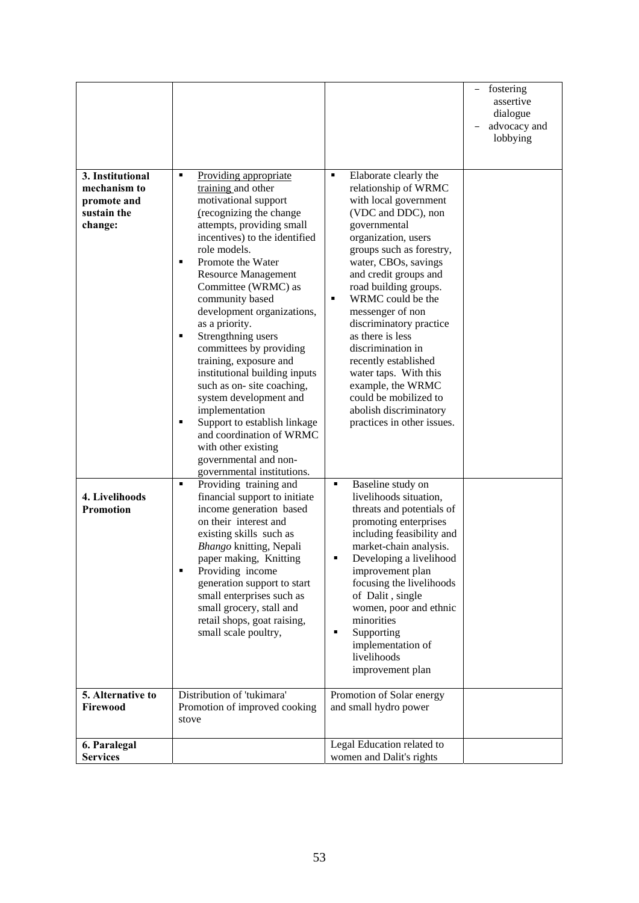| | | | |
|---|---|---|---|
| | | | – fostering assertive dialogue<br>– advocacy and lobbying |
| **3. Institutional mechanism to promote and sustain the change:** | ▪ Providing appropriate training and other motivational support (recognizing the change attempts, providing small incentives) to the identified role models.<br>▪ Promote the Water Resource Management Committee (WRMC) as community based development organizations, as a priority.<br>▪ Strengthning users committees by providing training, exposure and institutional building inputs such as on- site coaching, system development and implementation<br>▪ Support to establish linkage and coordination of WRMC with other existing governmental and non-governmental institutions. | ▪ Elaborate clearly the relationship of WRMC with local government (VDC and DDC), non governmental organization, users groups such as forestry, water, CBOs, savings and credit groups and road building groups.<br>▪ WRMC could be the messenger of non discriminatory practice as there is less discrimination in recently established water taps. With this example, the WRMC could be mobilized to abolish discriminatory practices in other issues. | |
| **4. Livelihoods Promotion** | ▪ Providing training and financial support to initiate income generation based on their interest and existing skills such as *Bhango* knitting, Nepali paper making, Knitting<br>▪ Providing income generation support to start small enterprises such as small grocery, stall and retail shops, goat raising, small scale poultry, | ▪ Baseline study on livelihoods situation, threats and potentials of promoting enterprises including feasibility and market-chain analysis.<br>▪ Developing a livelihood improvement plan focusing the livelihoods of Dalit , single women, poor and ethnic minorities<br>▪ Supporting implementation of livelihoods improvement plan | |
| **5. Alternative to Firewood** | Distribution of 'tukimara'<br>Promotion of improved cooking stove | Promotion of Solar energy and small hydro power | |
| **6. Paralegal Services** | | Legal Education related to women and Dalit's rights | |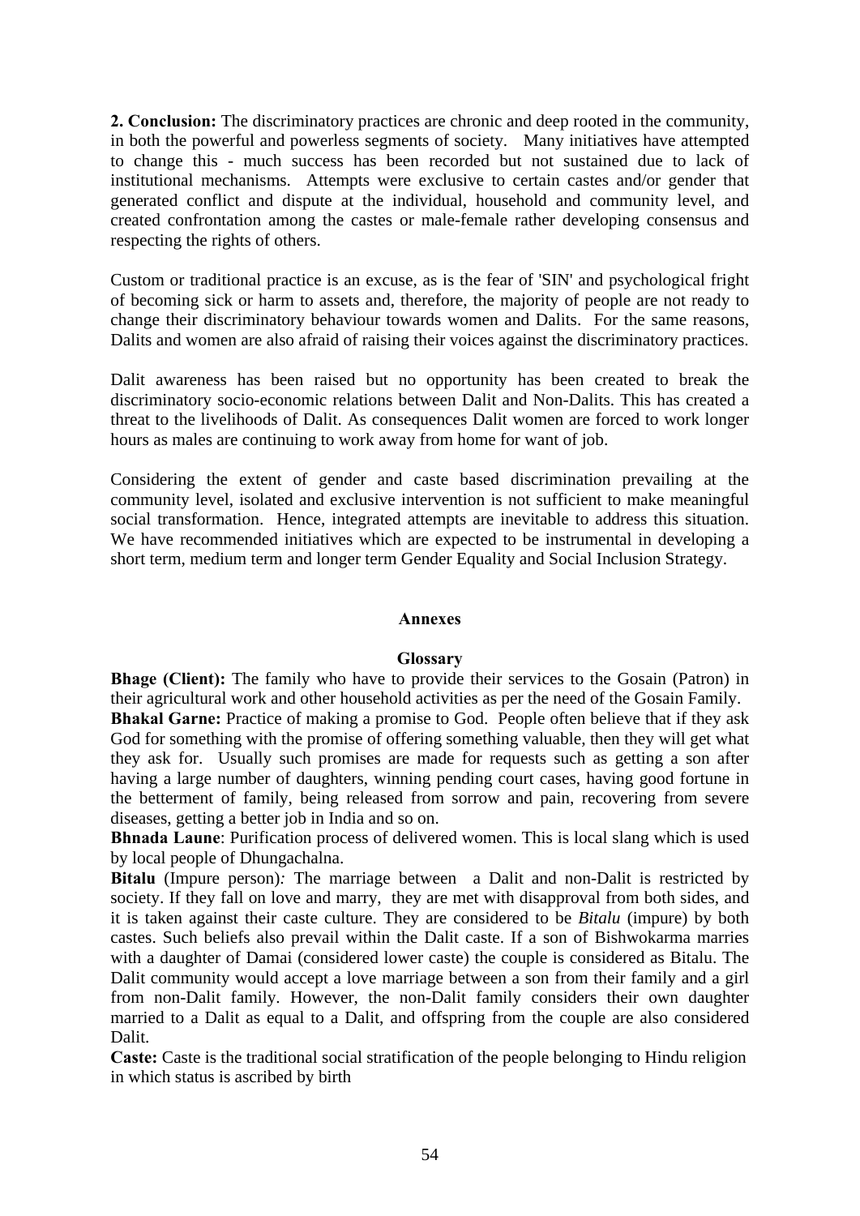**2. Conclusion:** The discriminatory practices are chronic and deep rooted in the community, in both the powerful and powerless segments of society. Many initiatives have attempted to change this - much success has been recorded but not sustained due to lack of institutional mechanisms. Attempts were exclusive to certain castes and/or gender that generated conflict and dispute at the individual, household and community level, and created confrontation among the castes or male-female rather developing consensus and respecting the rights of others.

Custom or traditional practice is an excuse, as is the fear of 'SIN' and psychological fright of becoming sick or harm to assets and, therefore, the majority of people are not ready to change their discriminatory behaviour towards women and Dalits. For the same reasons, Dalits and women are also afraid of raising their voices against the discriminatory practices.

Dalit awareness has been raised but no opportunity has been created to break the discriminatory socio-economic relations between Dalit and Non-Dalits. This has created a threat to the livelihoods of Dalit. As consequences Dalit women are forced to work longer hours as males are continuing to work away from home for want of job.

Considering the extent of gender and caste based discrimination prevailing at the community level, isolated and exclusive intervention is not sufficient to make meaningful social transformation. Hence, integrated attempts are inevitable to address this situation. We have recommended initiatives which are expected to be instrumental in developing a short term, medium term and longer term Gender Equality and Social Inclusion Strategy.

## Annexes

### Glossary

**Bhage (Client):** The family who have to provide their services to the Gosain (Patron) in their agricultural work and other household activities as per the need of the Gosain Family.

**Bhakal Garne:** Practice of making a promise to God. People often believe that if they ask God for something with the promise of offering something valuable, then they will get what they ask for. Usually such promises are made for requests such as getting a son after having a large number of daughters, winning pending court cases, having good fortune in the betterment of family, being released from sorrow and pain, recovering from severe diseases, getting a better job in India and so on.

**Bhnada Laune**: Purification process of delivered women. This is local slang which is used by local people of Dhungachalna.

**Bitalu** (Impure person): The marriage between a Dalit and non-Dalit is restricted by society. If they fall on love and marry, they are met with disapproval from both sides, and it is taken against their caste culture. They are considered to be *Bitalu* (impure) by both castes. Such beliefs also prevail within the Dalit caste. If a son of Bishwokarma marries with a daughter of Damai (considered lower caste) the couple is considered as Bitalu. The Dalit community would accept a love marriage between a son from their family and a girl from non-Dalit family. However, the non-Dalit family considers their own daughter married to a Dalit as equal to a Dalit, and offspring from the couple are also considered Dalit.

**Caste:** Caste is the traditional social stratification of the people belonging to Hindu religion in which status is ascribed by birth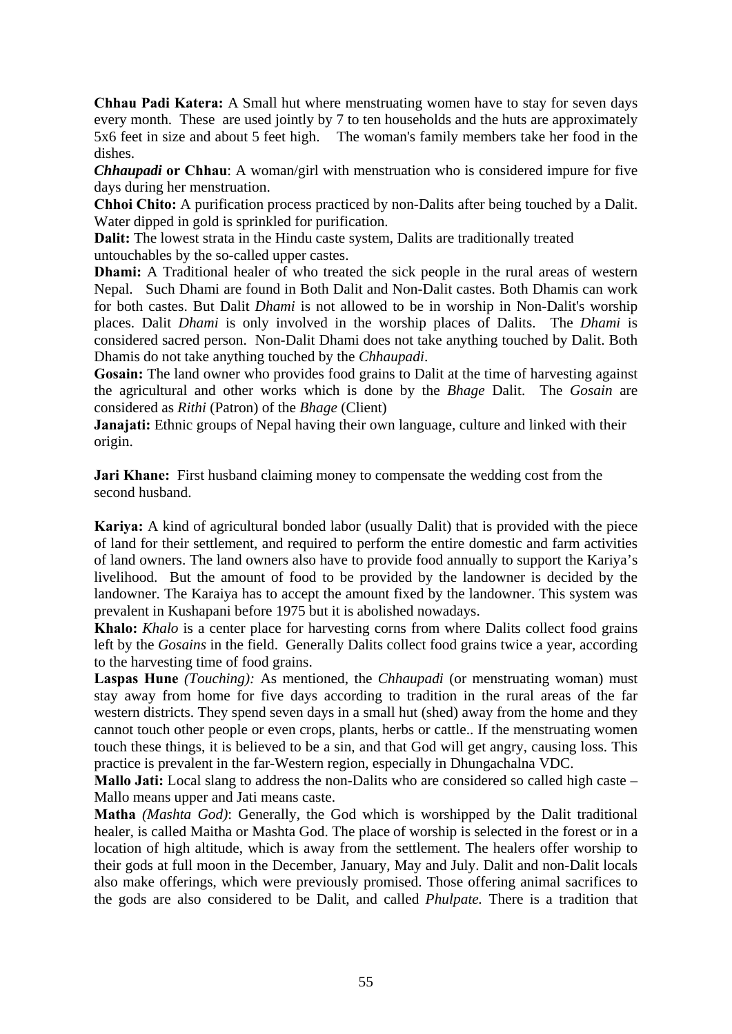**Chhau Padi Katera:** A Small hut where menstruating women have to stay for seven days every month. These are used jointly by 7 to ten households and the huts are approximately 5x6 feet in size and about 5 feet high. The woman's family members take her food in the dishes.

***Chhaupadi* or Chhau**: A woman/girl with menstruation who is considered impure for five days during her menstruation.

**Chhoi Chito:** A purification process practiced by non-Dalits after being touched by a Dalit. Water dipped in gold is sprinkled for purification.

**Dalit:** The lowest strata in the Hindu caste system, Dalits are traditionally treated untouchables by the so-called upper castes.

**Dhami:** A Traditional healer of who treated the sick people in the rural areas of western Nepal. Such Dhami are found in Both Dalit and Non-Dalit castes. Both Dhamis can work for both castes. But Dalit *Dhami* is not allowed to be in worship in Non-Dalit's worship places. Dalit *Dhami* is only involved in the worship places of Dalits. The *Dhami* is considered sacred person. Non-Dalit Dhami does not take anything touched by Dalit. Both Dhamis do not take anything touched by the *Chhaupadi*.

**Gosain:** The land owner who provides food grains to Dalit at the time of harvesting against the agricultural and other works which is done by the *Bhage* Dalit. The *Gosain* are considered as *Rithi* (Patron) of the *Bhage* (Client)

**Janajati:** Ethnic groups of Nepal having their own language, culture and linked with their origin.

**Jari Khane:** First husband claiming money to compensate the wedding cost from the second husband.

**Kariya:** A kind of agricultural bonded labor (usually Dalit) that is provided with the piece of land for their settlement, and required to perform the entire domestic and farm activities of land owners. The land owners also have to provide food annually to support the Kariya's livelihood. But the amount of food to be provided by the landowner is decided by the landowner. The Karaiya has to accept the amount fixed by the landowner. This system was prevalent in Kushapani before 1975 but it is abolished nowadays.

**Khalo:** *Khalo* is a center place for harvesting corns from where Dalits collect food grains left by the *Gosains* in the field. Generally Dalits collect food grains twice a year, according to the harvesting time of food grains.

**Laspas Hune** *(Touching):* As mentioned, the *Chhaupadi* (or menstruating woman) must stay away from home for five days according to tradition in the rural areas of the far western districts. They spend seven days in a small hut (shed) away from the home and they cannot touch other people or even crops, plants, herbs or cattle.. If the menstruating women touch these things, it is believed to be a sin, and that God will get angry, causing loss. This practice is prevalent in the far-Western region, especially in Dhungachalna VDC.

**Mallo Jati:** Local slang to address the non-Dalits who are considered so called high caste – Mallo means upper and Jati means caste.

**Matha** *(Mashta God)*: Generally, the God which is worshipped by the Dalit traditional healer, is called Maitha or Mashta God. The place of worship is selected in the forest or in a location of high altitude, which is away from the settlement. The healers offer worship to their gods at full moon in the December, January, May and July. Dalit and non-Dalit locals also make offerings, which were previously promised. Those offering animal sacrifices to the gods are also considered to be Dalit, and called *Phulpate.* There is a tradition that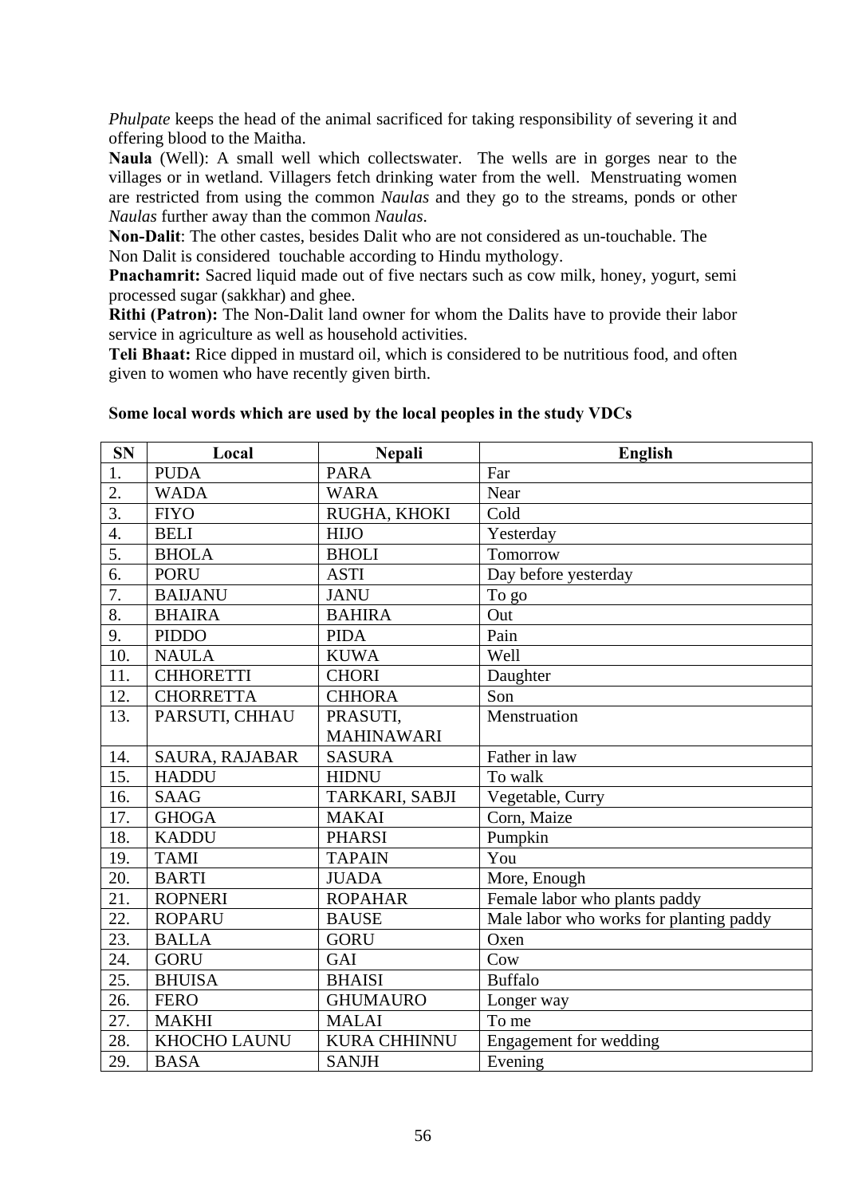*Phulpate* keeps the head of the animal sacrificed for taking responsibility of severing it and offering blood to the Maitha.

**Naula** (Well): A small well which collectswater. The wells are in gorges near to the villages or in wetland. Villagers fetch drinking water from the well. Menstruating women are restricted from using the common *Naulas* and they go to the streams, ponds or other *Naulas* further away than the common *Naulas*.

**Non-Dalit**: The other castes, besides Dalit who are not considered as un-touchable. The Non Dalit is considered touchable according to Hindu mythology.

**Pnachamrit:** Sacred liquid made out of five nectars such as cow milk, honey, yogurt, semi processed sugar (sakkhar) and ghee.

**Rithi (Patron):** The Non-Dalit land owner for whom the Dalits have to provide their labor service in agriculture as well as household activities.

**Teli Bhaat:** Rice dipped in mustard oil, which is considered to be nutritious food, and often given to women who have recently given birth.

**Some local words which are used by the local peoples in the study VDCs**

| SN | Local | Nepali | English |
|---|---|---|---|
| 1. | PUDA | PARA | Far |
| 2. | WADA | WARA | Near |
| 3. | FIYO | RUGHA, KHOKI | Cold |
| 4. | BELI | HIJO | Yesterday |
| 5. | BHOLA | BHOLI | Tomorrow |
| 6. | PORU | ASTI | Day before yesterday |
| 7. | BAIJANU | JANU | To go |
| 8. | BHAIRA | BAHIRA | Out |
| 9. | PIDDO | PIDA | Pain |
| 10. | NAULA | KUWA | Well |
| 11. | CHHORETTI | CHORI | Daughter |
| 12. | CHORRETTA | CHHORA | Son |
| 13. | PARSUTI, CHHAU | PRASUTI, MAHINAWARI | Menstruation |
| 14. | SAURA, RAJABAR | SASURA | Father in law |
| 15. | HADDU | HIDNU | To walk |
| 16. | SAAG | TARKARI, SABJI | Vegetable, Curry |
| 17. | GHOGA | MAKAI | Corn, Maize |
| 18. | KADDU | PHARSI | Pumpkin |
| 19. | TAMI | TAPAIN | You |
| 20. | BARTI | JUADA | More, Enough |
| 21. | ROPNERI | ROPAHAR | Female labor who plants paddy |
| 22. | ROPARU | BAUSE | Male labor who works for planting paddy |
| 23. | BALLA | GORU | Oxen |
| 24. | GORU | GAI | Cow |
| 25. | BHUISA | BHAISI | Buffalo |
| 26. | FERO | GHUMAURO | Longer way |
| 27. | MAKHI | MALAI | To me |
| 28. | KHOCHO LAUNU | KURA CHHINNU | Engagement for wedding |
| 29. | BASA | SANJH | Evening |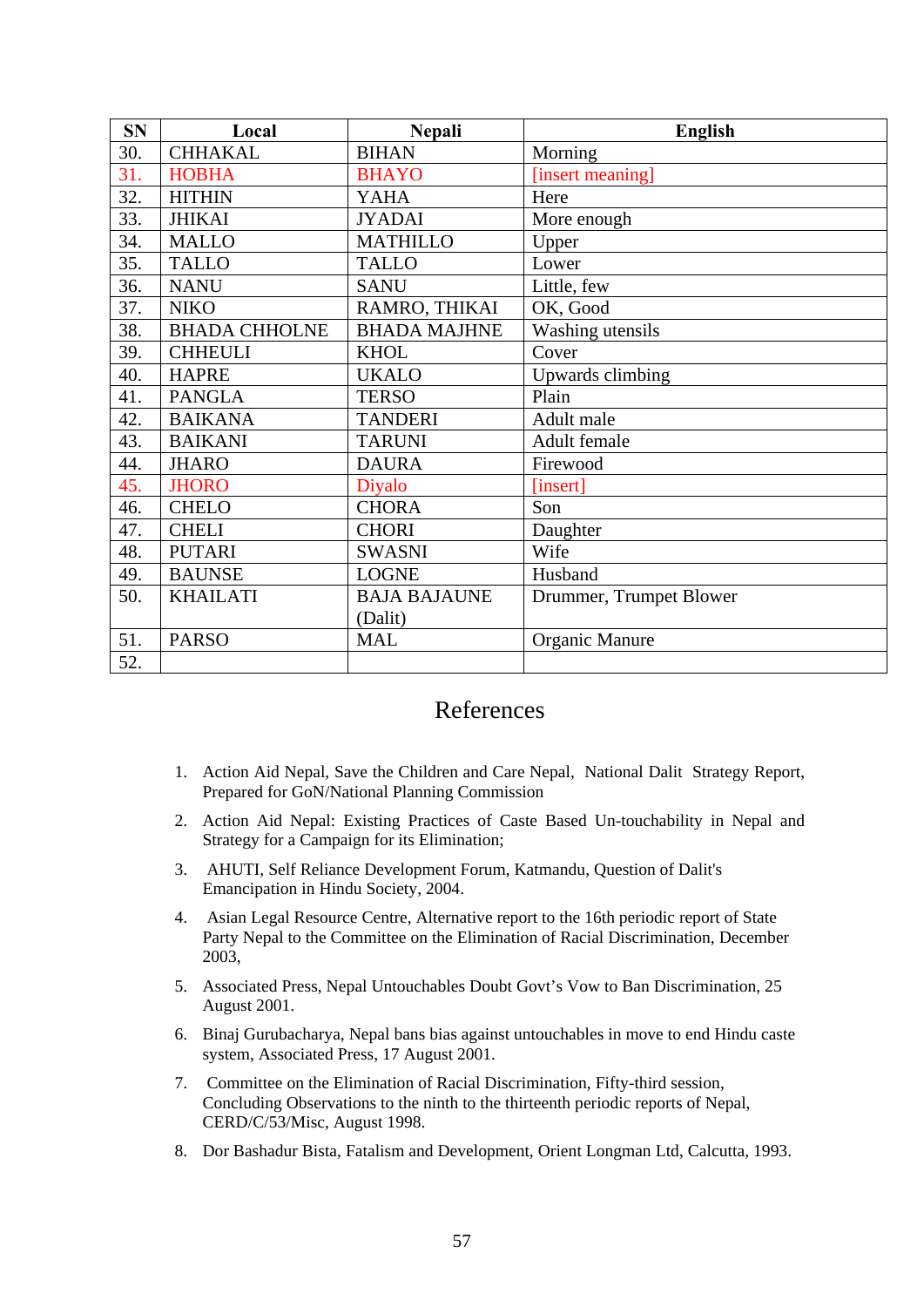| SN | Local | Nepali | English |
|---|---|---|---|
| 30. | CHHAKAL | BIHAN | Morning |
| 31. | HOBHA | BHAYO | [insert meaning] |
| 32. | HITHIN | YAHA | Here |
| 33. | JHIKAI | JYADAI | More enough |
| 34. | MALLO | MATHILLO | Upper |
| 35. | TALLO | TALLO | Lower |
| 36. | NANU | SANU | Little, few |
| 37. | NIKO | RAMRO, THIKAI | OK, Good |
| 38. | BHADA CHHOLNE | BHADA MAJHNE | Washing utensils |
| 39. | CHHEULI | KHOL | Cover |
| 40. | HAPRE | UKALO | Upwards climbing |
| 41. | PANGLA | TERSO | Plain |
| 42. | BAIKANA | TANDERI | Adult male |
| 43. | BAIKANI | TARUNI | Adult female |
| 44. | JHARO | DAURA | Firewood |
| 45. | JHORO | Diyalo | [insert] |
| 46. | CHELO | CHORA | Son |
| 47. | CHELI | CHORI | Daughter |
| 48. | PUTARI | SWASNI | Wife |
| 49. | BAUNSE | LOGNE | Husband |
| 50. | KHAILATI | BAJA BAJAUNE (Dalit) | Drummer, Trumpet Blower |
| 51. | PARSO | MAL | Organic Manure |
| 52. | | | |

# References

1. Action Aid Nepal, Save the Children and Care Nepal, National Dalit Strategy Report, Prepared for GoN/National Planning Commission
2. Action Aid Nepal: Existing Practices of Caste Based Un-touchability in Nepal and Strategy for a Campaign for its Elimination;
3. AHUTI, Self Reliance Development Forum, Katmandu, Question of Dalit's Emancipation in Hindu Society, 2004.
4. Asian Legal Resource Centre, Alternative report to the 16th periodic report of State Party Nepal to the Committee on the Elimination of Racial Discrimination, December 2003,
5. Associated Press, Nepal Untouchables Doubt Govt's Vow to Ban Discrimination, 25 August 2001.
6. Binaj Gurubacharya, Nepal bans bias against untouchables in move to end Hindu caste system, Associated Press, 17 August 2001.
7. Committee on the Elimination of Racial Discrimination, Fifty-third session, Concluding Observations to the ninth to the thirteenth periodic reports of Nepal, CERD/C/53/Misc, August 1998.
8. Dor Bashadur Bista, Fatalism and Development, Orient Longman Ltd, Calcutta, 1993.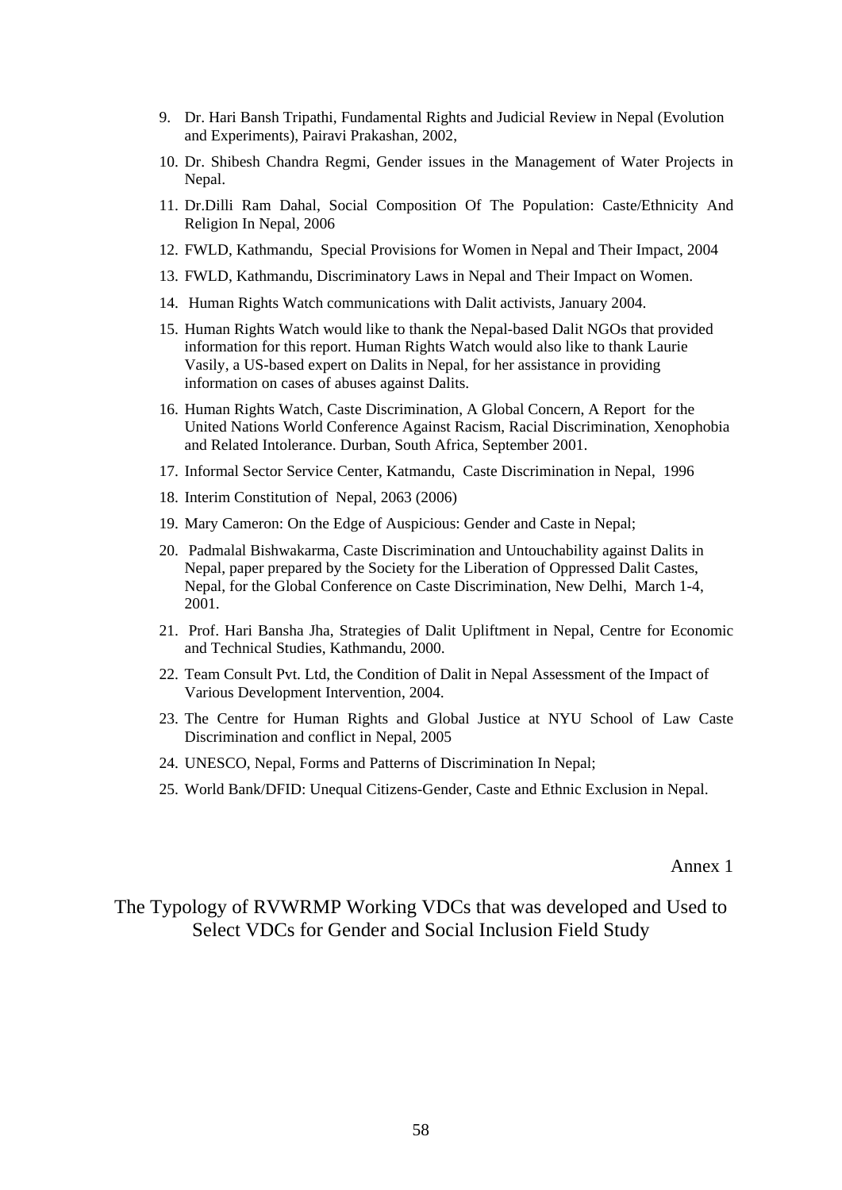9. Dr. Hari Bansh Tripathi, Fundamental Rights and Judicial Review in Nepal (Evolution and Experiments), Pairavi Prakashan, 2002,
10. Dr. Shibesh Chandra Regmi, Gender issues in the Management of Water Projects in Nepal.
11. Dr.Dilli Ram Dahal, Social Composition Of The Population: Caste/Ethnicity And Religion In Nepal, 2006
12. FWLD, Kathmandu, Special Provisions for Women in Nepal and Their Impact, 2004
13. FWLD, Kathmandu, Discriminatory Laws in Nepal and Their Impact on Women.
14. Human Rights Watch communications with Dalit activists, January 2004.
15. Human Rights Watch would like to thank the Nepal-based Dalit NGOs that provided information for this report. Human Rights Watch would also like to thank Laurie Vasily, a US-based expert on Dalits in Nepal, for her assistance in providing information on cases of abuses against Dalits.
16. Human Rights Watch, Caste Discrimination, A Global Concern, A Report for the United Nations World Conference Against Racism, Racial Discrimination, Xenophobia and Related Intolerance. Durban, South Africa, September 2001.
17. Informal Sector Service Center, Katmandu, Caste Discrimination in Nepal, 1996
18. Interim Constitution of Nepal, 2063 (2006)
19. Mary Cameron: On the Edge of Auspicious: Gender and Caste in Nepal;
20. Padmalal Bishwakarma, Caste Discrimination and Untouchability against Dalits in Nepal, paper prepared by the Society for the Liberation of Oppressed Dalit Castes, Nepal, for the Global Conference on Caste Discrimination, New Delhi, March 1-4, 2001.
21. Prof. Hari Bansha Jha, Strategies of Dalit Upliftment in Nepal, Centre for Economic and Technical Studies, Kathmandu, 2000.
22. Team Consult Pvt. Ltd, the Condition of Dalit in Nepal Assessment of the Impact of Various Development Intervention, 2004.
23. The Centre for Human Rights and Global Justice at NYU School of Law Caste Discrimination and conflict in Nepal, 2005
24. UNESCO, Nepal, Forms and Patterns of Discrimination In Nepal;
25. World Bank/DFID: Unequal Citizens-Gender, Caste and Ethnic Exclusion in Nepal.

Annex 1

## The Typology of RVWRMP Working VDCs that was developed and Used to Select VDCs for Gender and Social Inclusion Field Study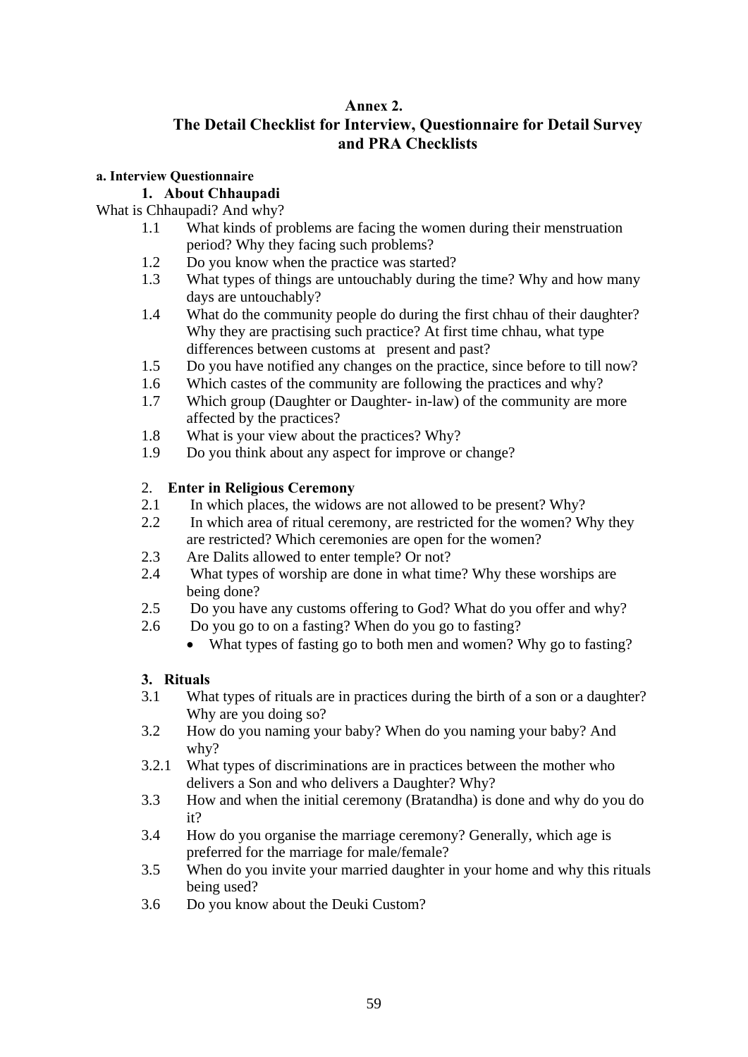# Annex 2.
## The Detail Checklist for Interview, Questionnaire for Detail Survey and PRA Checklists

**a. Interview Questionnaire**

### 1. About Chhaupadi

What is Chhaupadi? And why?

- 1.1 What kinds of problems are facing the women during their menstruation period? Why they facing such problems?
- 1.2 Do you know when the practice was started?
- 1.3 What types of things are untouchably during the time? Why and how many days are untouchably?
- 1.4 What do the community people do during the first chhau of their daughter? Why they are practising such practice? At first time chhau, what type differences between customs at present and past?
- 1.5 Do you have notified any changes on the practice, since before to till now?
- 1.6 Which castes of the community are following the practices and why?
- 1.7 Which group (Daughter or Daughter- in-law) of the community are more affected by the practices?
- 1.8 What is your view about the practices? Why?
- 1.9 Do you think about any aspect for improve or change?

### 2. Enter in Religious Ceremony

- 2.1 In which places, the widows are not allowed to be present? Why?
- 2.2 In which area of ritual ceremony, are restricted for the women? Why they are restricted? Which ceremonies are open for the women?
- 2.3 Are Dalits allowed to enter temple? Or not?
- 2.4 What types of worship are done in what time? Why these worships are being done?
- 2.5 Do you have any customs offering to God? What do you offer and why?
- 2.6 Do you go to on a fasting? When do you go to fasting?
  - What types of fasting go to both men and women? Why go to fasting?

### 3. Rituals

- 3.1 What types of rituals are in practices during the birth of a son or a daughter? Why are you doing so?
- 3.2 How do you naming your baby? When do you naming your baby? And why?
- 3.2.1 What types of discriminations are in practices between the mother who delivers a Son and who delivers a Daughter? Why?
- 3.3 How and when the initial ceremony (Bratandha) is done and why do you do it?
- 3.4 How do you organise the marriage ceremony? Generally, which age is preferred for the marriage for male/female?
- 3.5 When do you invite your married daughter in your home and why this rituals being used?
- 3.6 Do you know about the Deuki Custom?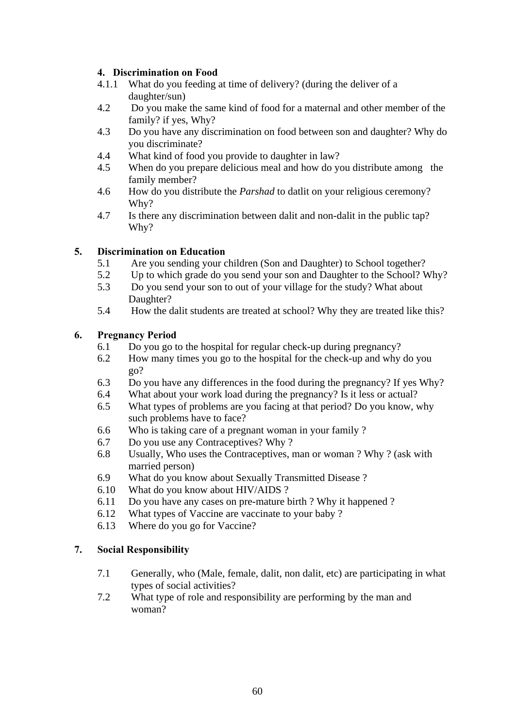**4. Discrimination on Food**

4.1.1 What do you feeding at time of delivery? (during the deliver of a daughter/sun)

4.2 Do you make the same kind of food for a maternal and other member of the family? if yes, Why?

4.3 Do you have any discrimination on food between son and daughter? Why do you discriminate?

4.4 What kind of food you provide to daughter in law?

4.5 When do you prepare delicious meal and how do you distribute among the family member?

4.6 How do you distribute the *Parshad* to datlit on your religious ceremony? Why?

4.7 Is there any discrimination between dalit and non-dalit in the public tap? Why?

**5. Discrimination on Education**

5.1 Are you sending your children (Son and Daughter) to School together?

5.2 Up to which grade do you send your son and Daughter to the School? Why?

5.3 Do you send your son to out of your village for the study? What about Daughter?

5.4 How the dalit students are treated at school? Why they are treated like this?

**6. Pregnancy Period**

6.1 Do you go to the hospital for regular check-up during pregnancy?

6.2 How many times you go to the hospital for the check-up and why do you go?

6.3 Do you have any differences in the food during the pregnancy? If yes Why?

6.4 What about your work load during the pregnancy? Is it less or actual?

6.5 What types of problems are you facing at that period? Do you know, why such problems have to face?

6.6 Who is taking care of a pregnant woman in your family ?

6.7 Do you use any Contraceptives? Why ?

6.8 Usually, Who uses the Contraceptives, man or woman ? Why ? (ask with married person)

6.9 What do you know about Sexually Transmitted Disease ?

6.10 What do you know about HIV/AIDS ?

6.11 Do you have any cases on pre-mature birth ? Why it happened ?

6.12 What types of Vaccine are vaccinate to your baby ?

6.13 Where do you go for Vaccine?

**7. Social Responsibility**

7.1 Generally, who (Male, female, dalit, non dalit, etc) are participating in what types of social activities?

7.2 What type of role and responsibility are performing by the man and woman?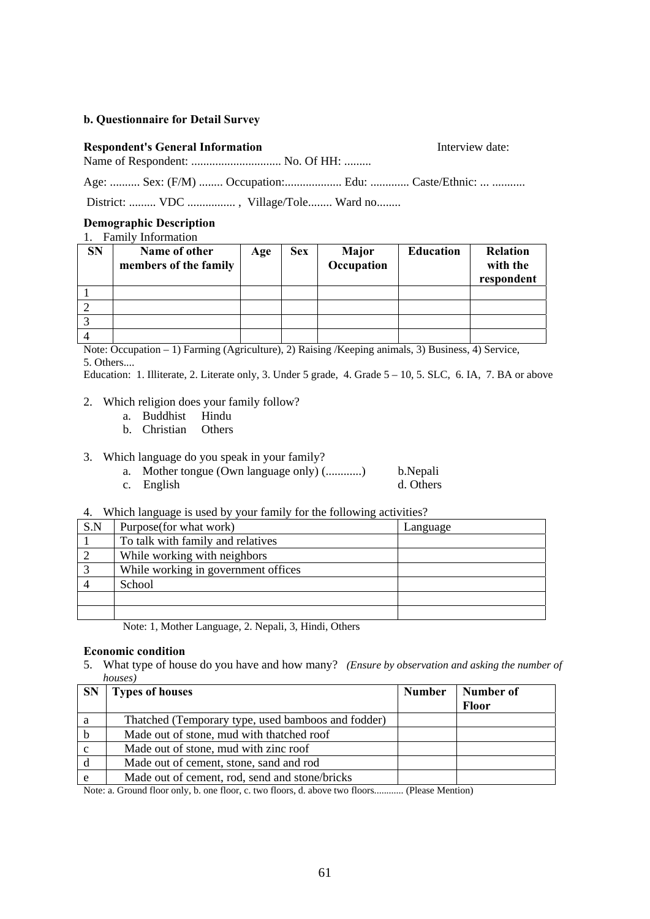**b. Questionnaire for Detail Survey**

**Respondent's General Information** Interview date:

Name of Respondent: .............................. No. Of HH: .........

Age: .......... Sex: (F/M) ........ Occupation:................... Edu: ............. Caste/Ethnic: ... ...........

District: ......... VDC ................ , Village/Tole........ Ward no........

**Demographic Description**

1. Family Information

| SN | Name of other members of the family | Age | Sex | Major Occupation | Education | Relation with the respondent |
|---|---|---|---|---|---|---|
| 1 | | | | | | |
| 2 | | | | | | |
| 3 | | | | | | |
| 4 | | | | | | |

Note: Occupation – 1) Farming (Agriculture), 2) Raising /Keeping animals, 3) Business, 4) Service, 5. Others....

Education: 1. Illiterate, 2. Literate only, 3. Under 5 grade, 4. Grade 5 – 10, 5. SLC, 6. IA, 7. BA or above

2. Which religion does your family follow?
   a. Buddhist Hindu
   b. Christian Others

3. Which language do you speak in your family?
   a. Mother tongue (Own language only) (............) b.Nepali
   c. English d. Others

4. Which language is used by your family for the following activities?

| S.N | Purpose(for what work) | Language |
|---|---|---|
| 1 | To talk with family and relatives | |
| 2 | While working with neighbors | |
| 3 | While working in government offices | |
| 4 | School | |
| | | |
| | | |

Note: 1, Mother Language, 2. Nepali, 3, Hindi, Others

**Economic condition**

5. What type of house do you have and how many? *(Ensure by observation and asking the number of houses)*

| SN | Types of houses | Number | Number of Floor |
|---|---|---|---|
| a | Thatched (Temporary type, used bamboos and fodder) | | |
| b | Made out of stone, mud with thatched roof | | |
| c | Made out of stone, mud with zinc roof | | |
| d | Made out of cement, stone, sand and rod | | |
| e | Made out of cement, rod, send and stone/bricks | | |

Note: a. Ground floor only, b. one floor, c. two floors, d. above two floors........... (Please Mention)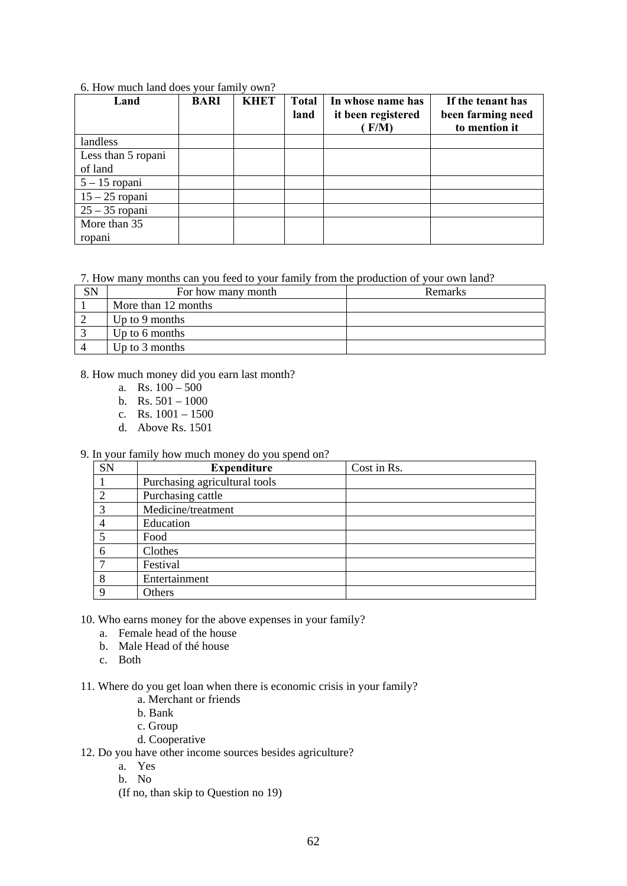6. How much land does your family own?

| Land | BARI | KHET | Total land | In whose name has it been registered ( F/M) | If the tenant has been farming need to mention it |
|---|---|---|---|---|---|
| landless | | | | | |
| Less than 5 ropani of land | | | | | |
| 5 – 15 ropani | | | | | |
| 15 – 25 ropani | | | | | |
| 25 – 35 ropani | | | | | |
| More than 35 ropani | | | | | |

7. How many months can you feed to your family from the production of your own land?

| SN | For how many month | Remarks |
|---|---|---|
| 1 | More than 12 months | |
| 2 | Up to 9 months | |
| 3 | Up to 6 months | |
| 4 | Up to 3 months | |

8. How much money did you earn last month?

a. Rs. 100 – 500
b. Rs. 501 – 1000
c. Rs. 1001 – 1500
d. Above Rs. 1501

9. In your family how much money do you spend on?

| SN | Expenditure | Cost in Rs. |
|---|---|---|
| 1 | Purchasing agricultural tools | |
| 2 | Purchasing cattle | |
| 3 | Medicine/treatment | |
| 4 | Education | |
| 5 | Food | |
| 6 | Clothes | |
| 7 | Festival | |
| 8 | Entertainment | |
| 9 | Others | |

10. Who earns money for the above expenses in your family?

a. Female head of the house
b. Male Head of thé house
c. Both

11. Where do you get loan when there is economic crisis in your family?

a. Merchant or friends
b. Bank
c. Group
d. Cooperative

12. Do you have other income sources besides agriculture?

a. Yes
b. No

(If no, than skip to Question no 19)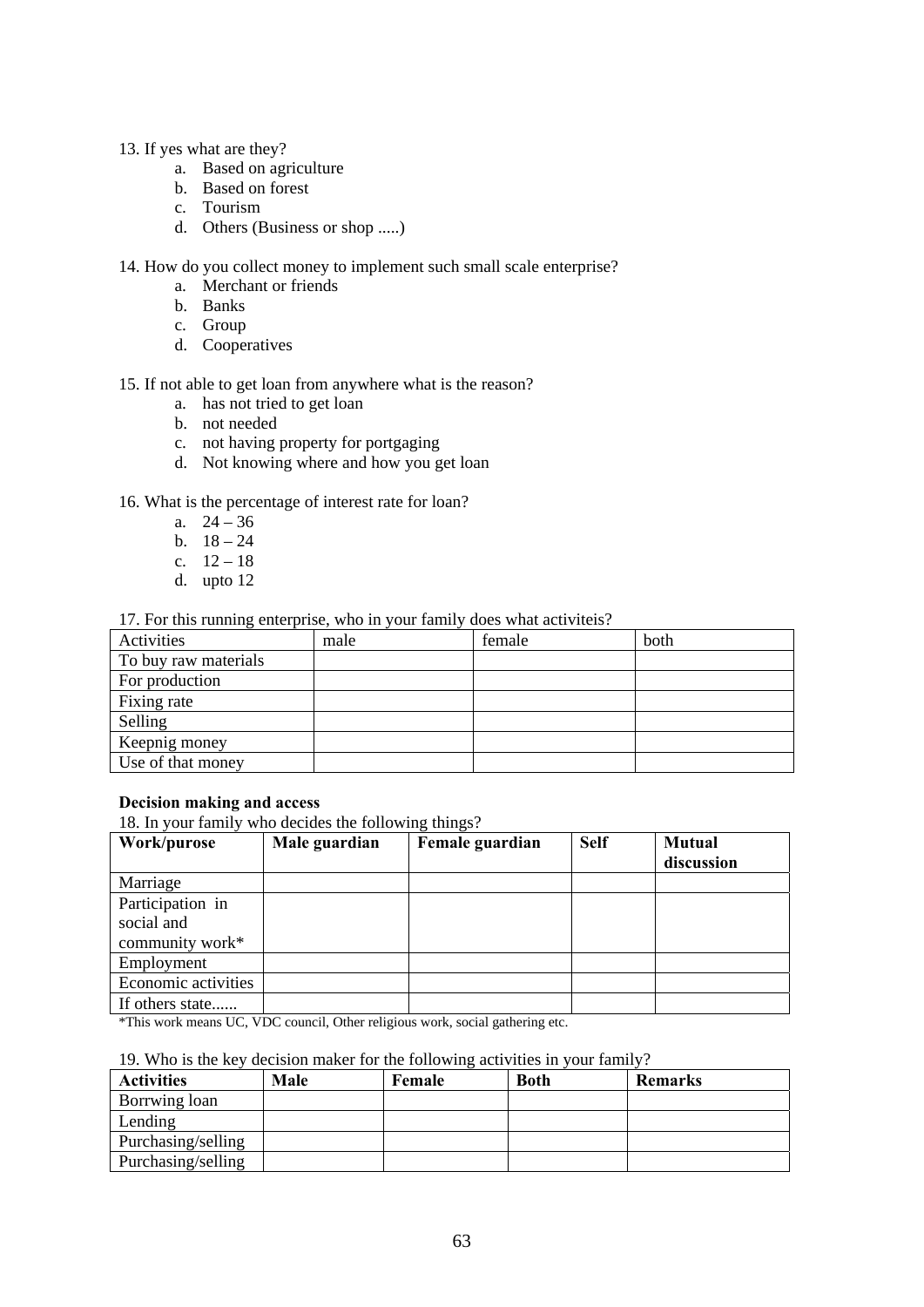13. If yes what are they?

   a. Based on agriculture
   b. Based on forest
   c. Tourism
   d. Others (Business or shop .....)

14. How do you collect money to implement such small scale enterprise?

   a. Merchant or friends
   b. Banks
   c. Group
   d. Cooperatives

15. If not able to get loan from anywhere what is the reason?

   a. has not tried to get loan
   b. not needed
   c. not having property for portgaging
   d. Not knowing where and how you get loan

16. What is the percentage of interest rate for loan?

   a. 24 – 36
   b. 18 – 24
   c. 12 – 18
   d. upto 12

17. For this running enterprise, who in your family does what activiteis?

| Activities | male | female | both |
|---|---|---|---|
| To buy raw materials | | | |
| For production | | | |
| Fixing rate | | | |
| Selling | | | |
| Keepnig money | | | |
| Use of that money | | | |

**Decision making and access**

18. In your family who decides the following things?

| **Work/purose** | **Male guardian** | **Female guardian** | **Self** | **Mutual discussion** |
|---|---|---|---|---|
| Marriage | | | | |
| Participation in social and community work* | | | | |
| Employment | | | | |
| Economic activities | | | | |
| If others state...... | | | | |

*This work means UC, VDC council, Other religious work, social gathering etc.

19. Who is the key decision maker for the following activities in your family?

| **Activities** | **Male** | **Female** | **Both** | **Remarks** |
|---|---|---|---|---|
| Borrwing loan | | | | |
| Lending | | | | |
| Purchasing/selling | | | | |
| Purchasing/selling | | | | |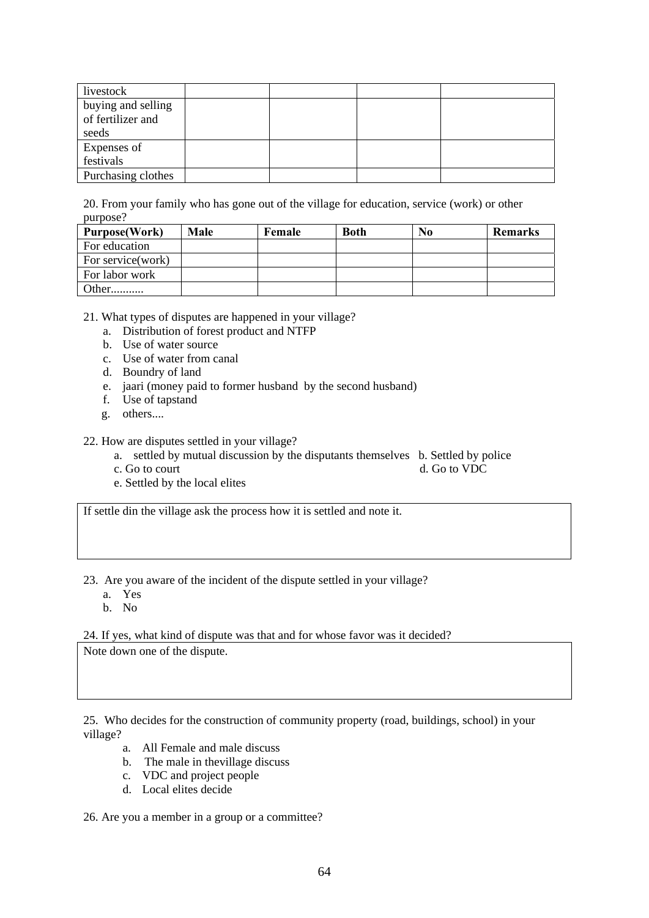| livestock | | | | |
|---|---|---|---|---|
| buying and selling of fertilizer and seeds | | | | |
| Expenses of festivals | | | | |
| Purchasing clothes | | | | |

20. From your family who has gone out of the village for education, service (work) or other purpose?

| **Purpose(Work)** | **Male** | **Female** | **Both** | **No** | **Remarks** |
|---|---|---|---|---|---|
| For education | | | | | |
| For service(work) | | | | | |
| For labor work | | | | | |
| Other........... | | | | | |

21. What types of disputes are happened in your village?

  a. Distribution of forest product and NTFP
  b. Use of water source
  c. Use of water from canal
  d. Boundry of land
  e. jaari (money paid to former husband by the second husband)
  f. Use of tapstand
  g. others....

22. How are disputes settled in your village?

  a. settled by mutual discussion by the disputants themselves  b. Settled by police
  c. Go to court  d. Go to VDC
  e. Settled by the local elites

| If settle din the village ask the process how it is settled and note it. |
|---|
| |

23. Are you aware of the incident of the dispute settled in your village?

  a. Yes
  b. No

24. If yes, what kind of dispute was that and for whose favor was it decided?

| Note down one of the dispute. |
|---|
| |

25. Who decides for the construction of community property (road, buildings, school) in your village?

  a. All Female and male discuss
  b. The male in thevillage discuss
  c. VDC and project people
  d. Local elites decide

26. Are you a member in a group or a committee?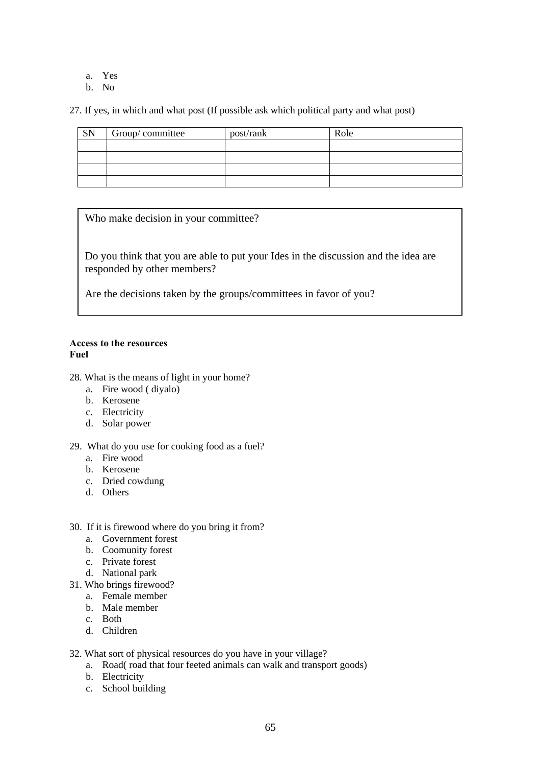a. Yes
b. No

27. If yes, in which and what post (If possible ask which political party and what post)

| SN | Group/ committee | post/rank | Role |
|---|---|---|---|
| | | | |
| | | | |
| | | | |
| | | | |

Who make decision in your committee?

Do you think that you are able to put your Ides in the discussion and the idea are responded by other members?

Are the decisions taken by the groups/committees in favor of you?

**Access to the resources**
**Fuel**

28. What is the means of light in your home?
    a. Fire wood ( diyalo)
    b. Kerosene
    c. Electricity
    d. Solar power

29. What do you use for cooking food as a fuel?
    a. Fire wood
    b. Kerosene
    c. Dried cowdung
    d. Others

30. If it is firewood where do you bring it from?
    a. Government forest
    b. Coomunity forest
    c. Private forest
    d. National park

31. Who brings firewood?
    a. Female member
    b. Male member
    c. Both
    d. Children

32. What sort of physical resources do you have in your village?
    a. Road( road that four feeted animals can walk and transport goods)
    b. Electricity
    c. School building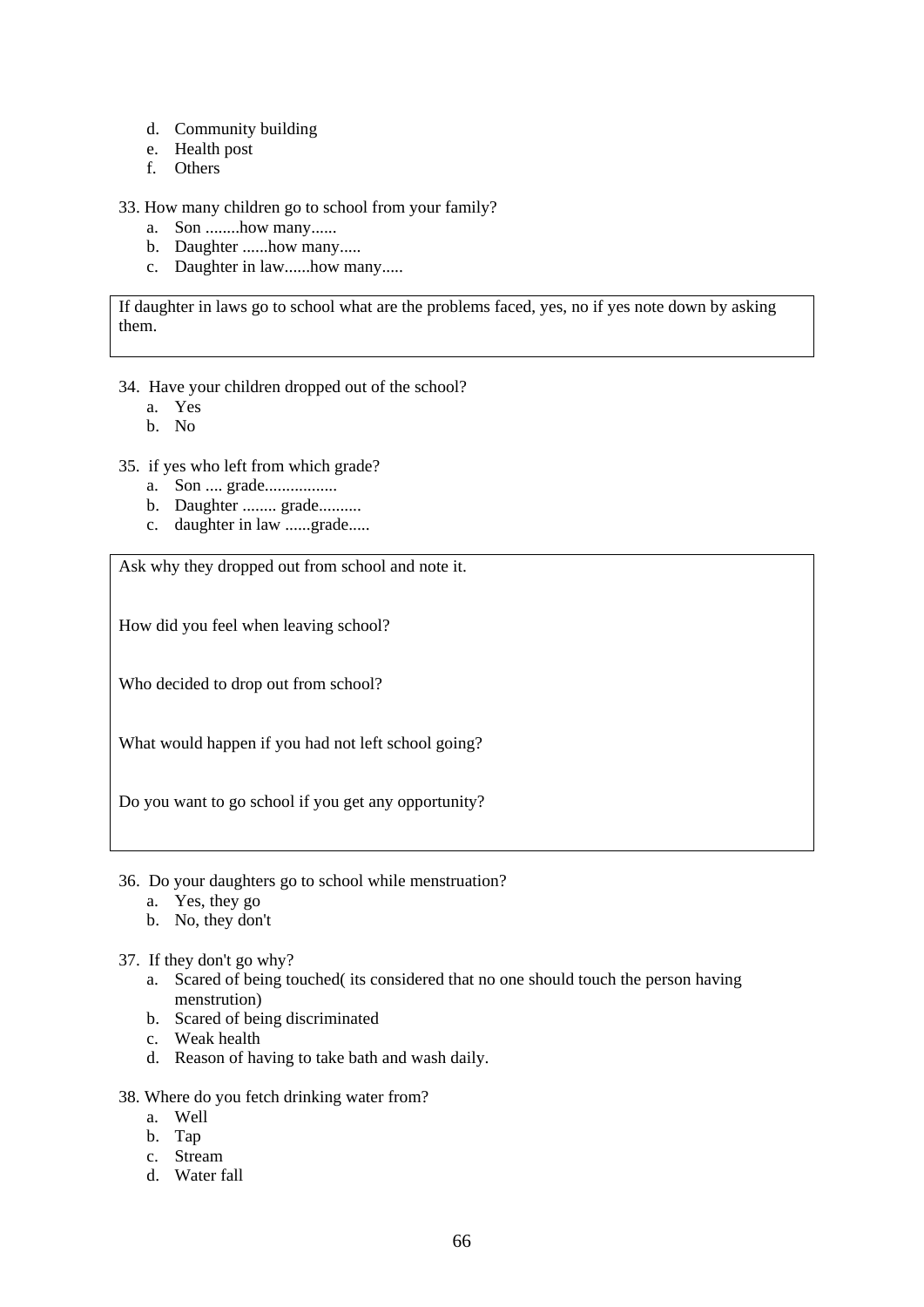d. Community building
e. Health post
f. Others

33. How many children go to school from your family?
    a. Son ........how many......
    b. Daughter ......how many.....
    c. Daughter in law......how many.....

If daughter in laws go to school what are the problems faced, yes, no if yes note down by asking them.

34. Have your children dropped out of the school?
    a. Yes
    b. No

35. if yes who left from which grade?
    a. Son .... grade.................
    b. Daughter ........ grade..........
    c. daughter in law ......grade.....

Ask why they dropped out from school and note it.

How did you feel when leaving school?

Who decided to drop out from school?

What would happen if you had not left school going?

Do you want to go school if you get any opportunity?

36. Do your daughters go to school while menstruation?
    a. Yes, they go
    b. No, they don't

37. If they don't go why?
    a. Scared of being touched( its considered that no one should touch the person having menstruation)
    b. Scared of being discriminated
    c. Weak health
    d. Reason of having to take bath and wash daily.

38. Where do you fetch drinking water from?
    a. Well
    b. Tap
    c. Stream
    d. Water fall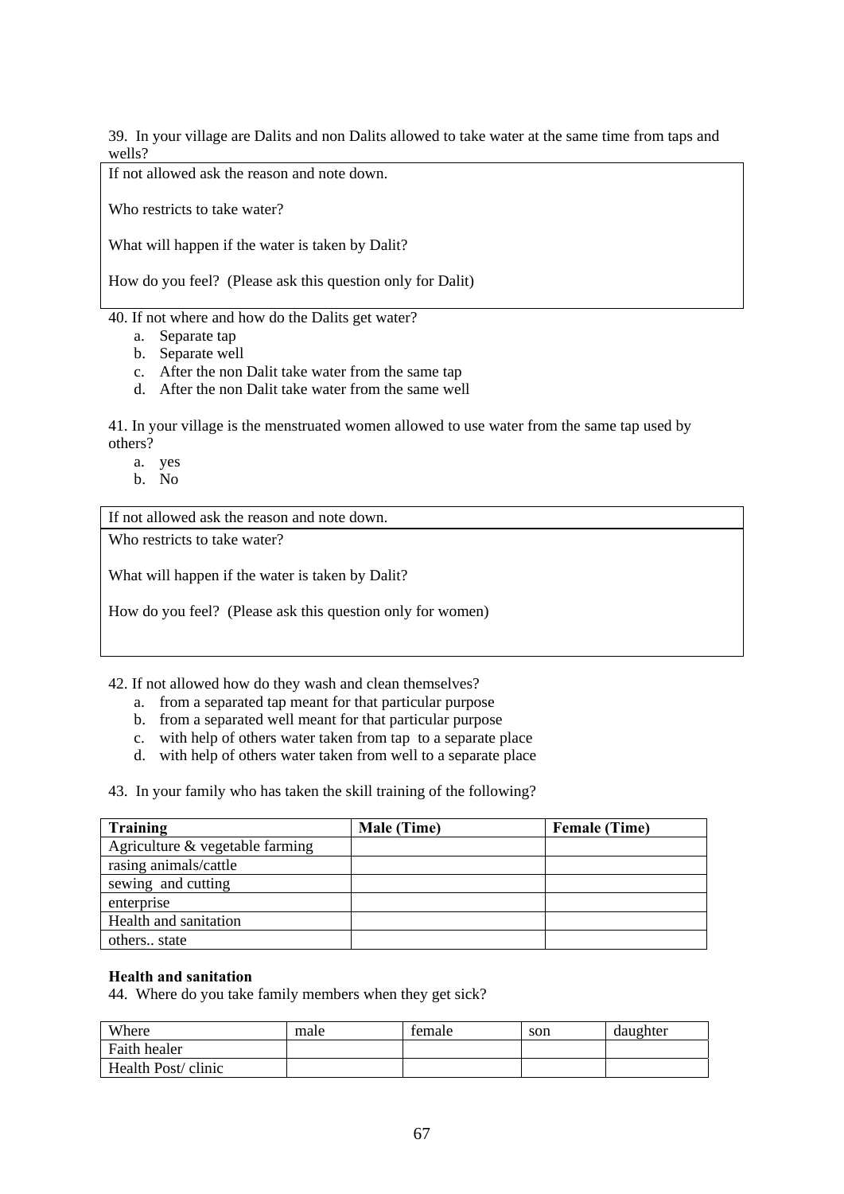39. In your village are Dalits and non Dalits allowed to take water at the same time from taps and wells?

| If not allowed ask the reason and note down.<br><br>Who restricts to take water?<br><br>What will happen if the water is taken by Dalit?<br><br>How do you feel? (Please ask this question only for Dalit) |
|---|

40. If not where and how do the Dalits get water?

  a. Separate tap
  b. Separate well
  c. After the non Dalit take water from the same tap
  d. After the non Dalit take water from the same well

41. In your village is the menstruated women allowed to use water from the same tap used by others?

  a. yes
  b. No

| If not allowed ask the reason and note down. |
|---|
| Who restricts to take water?<br><br>What will happen if the water is taken by Dalit?<br><br>How do you feel? (Please ask this question only for women) |

42. If not allowed how do they wash and clean themselves?

  a. from a separated tap meant for that particular purpose
  b. from a separated well meant for that particular purpose
  c. with help of others water taken from tap to a separate place
  d. with help of others water taken from well to a separate place

43. In your family who has taken the skill training of the following?

| **Training** | **Male (Time)** | **Female (Time)** |
|---|---|---|
| Agriculture & vegetable farming | | |
| rasing animals/cattle | | |
| sewing and cutting | | |
| enterprise | | |
| Health and sanitation | | |
| others.. state | | |

**Health and sanitation**

44. Where do you take family members when they get sick?

| Where | male | female | son | daughter |
|---|---|---|---|---|
| Faith healer | | | | |
| Health Post/ clinic | | | | |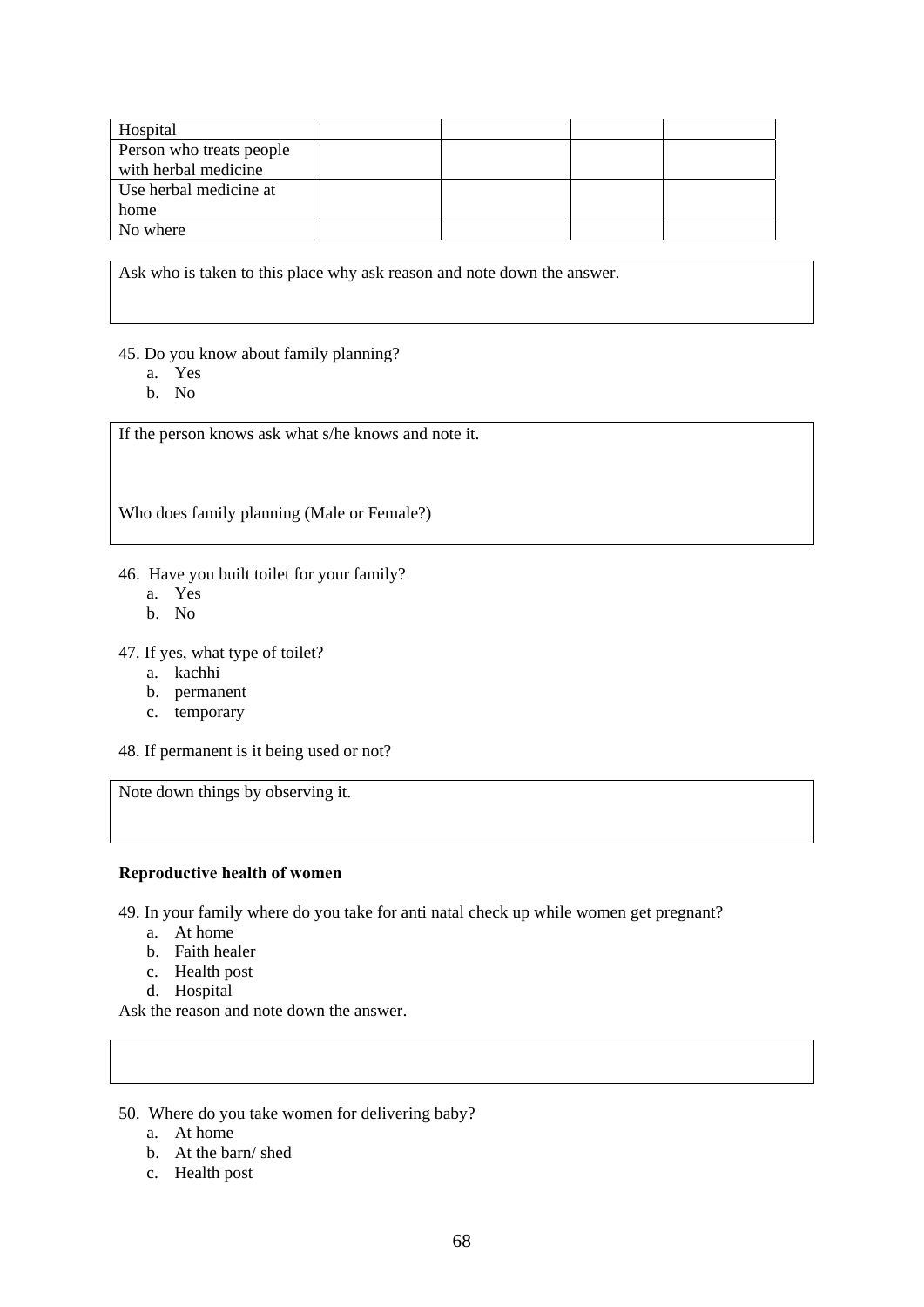| | | | | |
|---|---|---|---|---|
| Hospital | | | | |
| Person who treats people with herbal medicine | | | | |
| Use herbal medicine at home | | | | |
| No where | | | | |

Ask who is taken to this place why ask reason and note down the answer.

45. Do you know about family planning?
    a. Yes
    b. No

If the person knows ask what s/he knows and note it.

Who does family planning (Male or Female?)

46. Have you built toilet for your family?
    a. Yes
    b. No

47. If yes, what type of toilet?
    a. kachhi
    b. permanent
    c. temporary

48. If permanent is it being used or not?

Note down things by observing it.

**Reproductive health of women**

49. In your family where do you take for anti natal check up while women get pregnant?
    a. At home
    b. Faith healer
    c. Health post
    d. Hospital

Ask the reason and note down the answer.

50. Where do you take women for delivering baby?
    a. At home
    b. At the barn/ shed
    c. Health post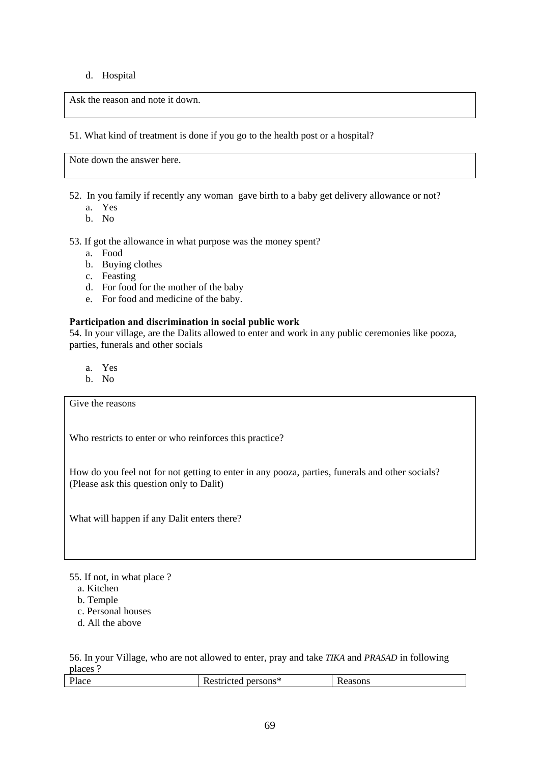d. Hospital

| Ask the reason and note it down. |
|---|

51. What kind of treatment is done if you go to the health post or a hospital?

| Note down the answer here. |
|---|

52. In you family if recently any woman gave birth to a baby get delivery allowance or not?
    a. Yes
    b. No

53. If got the allowance in what purpose was the money spent?
    a. Food
    b. Buying clothes
    c. Feasting
    d. For food for the mother of the baby
    e. For food and medicine of the baby.

**Participation and discrimination in social public work**

54. In your village, are the Dalits allowed to enter and work in any public ceremonies like pooza, parties, funerals and other socials

    a. Yes
    b. No

| Give the reasons<br><br>Who restricts to enter or who reinforces this practice?<br><br>How do you feel not for not getting to enter in any pooza, parties, funerals and other socials? (Please ask this question only to Dalit)<br><br>What will happen if any Dalit enters there? |
|---|

55. If not, in what place ?
    a. Kitchen
    b. Temple
    c. Personal houses
    d. All the above

56. In your Village, who are not allowed to enter, pray and take *TIKA* and *PRASAD* in following places ?

| Place | Restricted persons* | Reasons |
|---|---|---|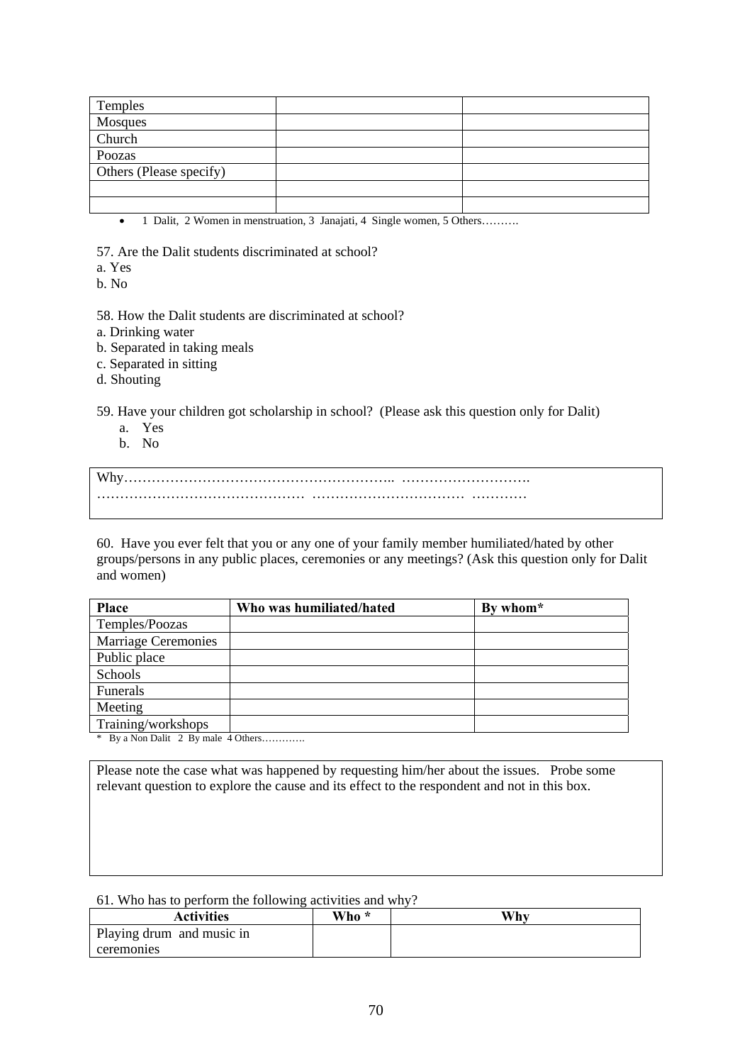| Temples | | |
|---|---|---|
| Mosques | | |
| Church | | |
| Poozas | | |
| Others (Please specify) | | |
| | | |
| | | |

- 1 Dalit, 2 Women in menstruation, 3 Janajati, 4 Single women, 5 Others……….

57. Are the Dalit students discriminated at school?

a. Yes

b. No

58. How the Dalit students are discriminated at school?

a. Drinking water

b. Separated in taking meals

c. Separated in sitting

d. Shouting

59. Have your children got scholarship in school? (Please ask this question only for Dalit)

a. Yes
b. No

Why………………………………………………….. ……………………….
……………………………………… …………………………… …………

60. Have you ever felt that you or any one of your family member humiliated/hated by other groups/persons in any public places, ceremonies or any meetings? (Ask this question only for Dalit and women)

| Place | Who was humiliated/hated | By whom* |
|---|---|---|
| Temples/Poozas | | |
| Marriage Ceremonies | | |
| Public place | | |
| Schools | | |
| Funerals | | |
| Meeting | | |
| Training/workshops | | |

\* By a Non Dalit 2 By male 4 Others………….

Please note the case what was happened by requesting him/her about the issues. Probe some relevant question to explore the cause and its effect to the respondent and not in this box.

61. Who has to perform the following activities and why?

| Activities | Who * | Why |
|---|---|---|
| Playing drum and music in ceremonies | | |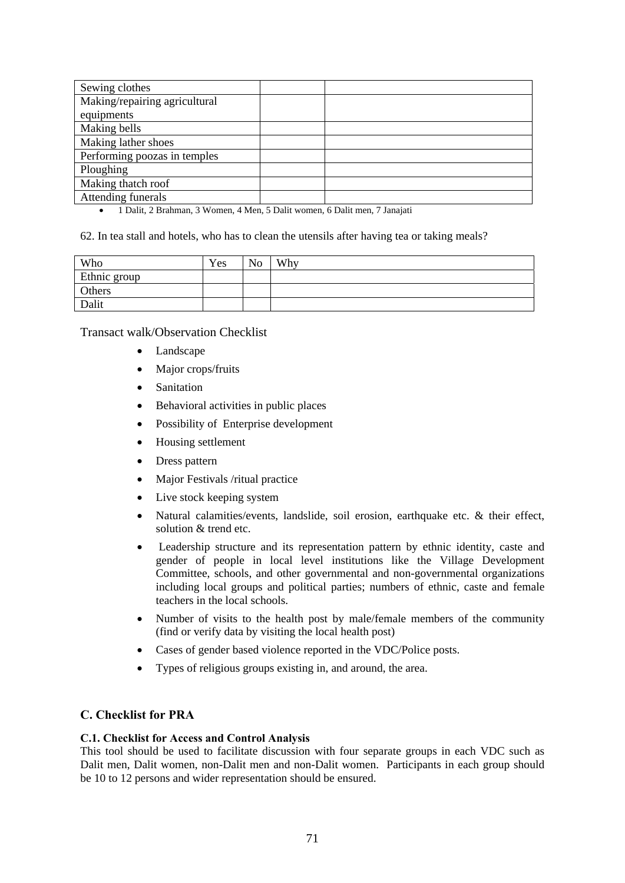| | | |
|---|---|---|
| Sewing clothes | | |
| Making/repairing agricultural equipments | | |
| Making bells | | |
| Making lather shoes | | |
| Performing poozas in temples | | |
| Ploughing | | |
| Making thatch roof | | |
| Attending funerals | | |

- 1 Dalit, 2 Brahman, 3 Women, 4 Men, 5 Dalit women, 6 Dalit men, 7 Janajati

62. In tea stall and hotels, who has to clean the utensils after having tea or taking meals?

| Who | Yes | No | Why |
|---|---|---|---|
| Ethnic group | | | |
| Others | | | |
| Dalit | | | |

Transact walk/Observation Checklist

- Landscape
- Major crops/fruits
- Sanitation
- Behavioral activities in public places
- Possibility of Enterprise development
- Housing settlement
- Dress pattern
- Major Festivals /ritual practice
- Live stock keeping system
- Natural calamities/events, landslide, soil erosion, earthquake etc. & their effect, solution & trend etc.
- Leadership structure and its representation pattern by ethnic identity, caste and gender of people in local level institutions like the Village Development Committee, schools, and other governmental and non-governmental organizations including local groups and political parties; numbers of ethnic, caste and female teachers in the local schools.
- Number of visits to the health post by male/female members of the community (find or verify data by visiting the local health post)
- Cases of gender based violence reported in the VDC/Police posts.
- Types of religious groups existing in, and around, the area.

## C. Checklist for PRA

### C.1. Checklist for Access and Control Analysis

This tool should be used to facilitate discussion with four separate groups in each VDC such as Dalit men, Dalit women, non-Dalit men and non-Dalit women. Participants in each group should be 10 to 12 persons and wider representation should be ensured.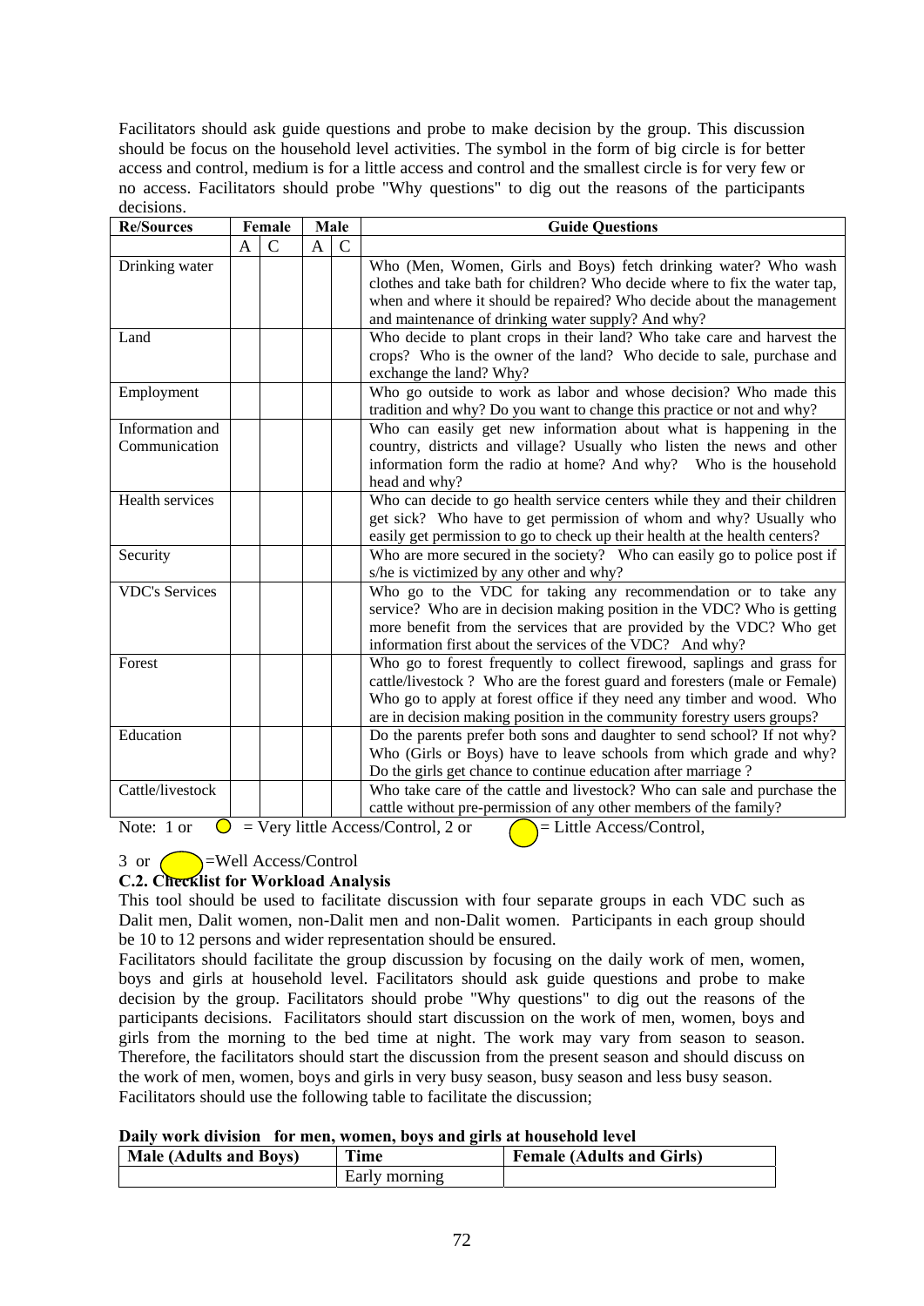Facilitators should ask guide questions and probe to make decision by the group. This discussion should be focus on the household level activities. The symbol in the form of big circle is for better access and control, medium is for a little access and control and the smallest circle is for very few or no access. Facilitators should probe "Why questions" to dig out the reasons of the participants decisions.

| Re/Sources | Female | | Male | | Guide Questions |
|---|---|---|---|---|---|
| | A | C | A | C | |
| Drinking water | | | | | Who (Men, Women, Girls and Boys) fetch drinking water? Who wash clothes and take bath for children? Who decide where to fix the water tap, when and where it should be repaired? Who decide about the management and maintenance of drinking water supply? And why? |
| Land | | | | | Who decide to plant crops in their land? Who take care and harvest the crops? Who is the owner of the land? Who decide to sale, purchase and exchange the land? Why? |
| Employment | | | | | Who go outside to work as labor and whose decision? Who made this tradition and why? Do you want to change this practice or not and why? |
| Information and Communication | | | | | Who can easily get new information about what is happening in the country, districts and village? Usually who listen the news and other information form the radio at home? And why? Who is the household head and why? |
| Health services | | | | | Who can decide to go health service centers while they and their children get sick? Who have to get permission of whom and why? Usually who easily get permission to go to check up their health at the health centers? |
| Security | | | | | Who are more secured in the society? Who can easily go to police post if s/he is victimized by any other and why? |
| VDC's Services | | | | | Who go to the VDC for taking any recommendation or to take any service? Who are in decision making position in the VDC? Who is getting more benefit from the services that are provided by the VDC? Who get information first about the services of the VDC? And why? |
| Forest | | | | | Who go to forest frequently to collect firewood, saplings and grass for cattle/livestock ? Who are the forest guard and foresters (male or Female) Who go to apply at forest office if they need any timber and wood. Who are in decision making position in the community forestry users groups? |
| Education | | | | | Do the parents prefer both sons and daughter to send school? If not why? Who (Girls or Boys) have to leave schools from which grade and why? Do the girls get chance to continue education after marriage ? |
| Cattle/livestock | | | | | Who take care of the cattle and livestock? Who can sale and purchase the cattle without pre-permission of any other members of the family? |

Note: 1 or ○ = Very little Access/Control, 2 or ○ = Little Access/Control, 3 or ○ =Well Access/Control

**C.2. Checklist for Workload Analysis**

This tool should be used to facilitate discussion with four separate groups in each VDC such as Dalit men, Dalit women, non-Dalit men and non-Dalit women. Participants in each group should be 10 to 12 persons and wider representation should be ensured.

Facilitators should facilitate the group discussion by focusing on the daily work of men, women, boys and girls at household level. Facilitators should ask guide questions and probe to make decision by the group. Facilitators should probe "Why questions" to dig out the reasons of the participants decisions. Facilitators should start discussion on the work of men, women, boys and girls from the morning to the bed time at night. The work may vary from season to season. Therefore, the facilitators should start the discussion from the present season and should discuss on the work of men, women, boys and girls in very busy season, busy season and less busy season. Facilitators should use the following table to facilitate the discussion;

**Daily work division for men, women, boys and girls at household level**

| Male (Adults and Boys) | Time | Female (Adults and Girls) |
|---|---|---|
| | Early morning | |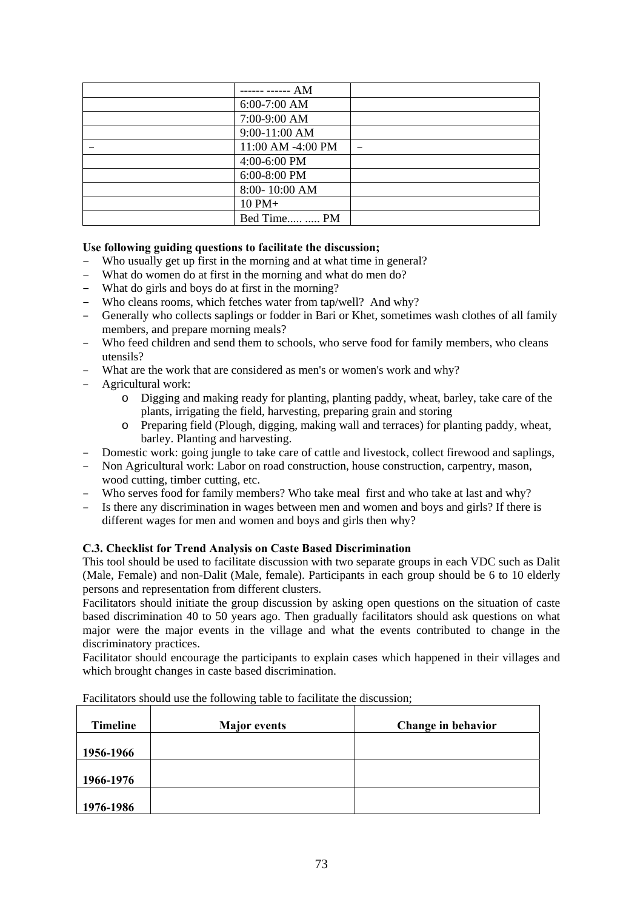| | ------ ------ AM | |
|---|---|---|
| | 6:00-7:00 AM | |
| | 7:00-9:00 AM | |
| | 9:00-11:00 AM | |
| – | 11:00 AM -4:00 PM | – |
| | 4:00-6:00 PM | |
| | 6:00-8:00 PM | |
| | 8:00- 10:00 AM | |
| | 10 PM+ | |
| | Bed Time..... ..... PM | |

**Use following guiding questions to facilitate the discussion;**

- Who usually get up first in the morning and at what time in general?
- What do women do at first in the morning and what do men do?
- What do girls and boys do at first in the morning?
- Who cleans rooms, which fetches water from tap/well? And why?
- Generally who collects saplings or fodder in Bari or Khet, sometimes wash clothes of all family members, and prepare morning meals?
- Who feed children and send them to schools, who serve food for family members, who cleans utensils?
- What are the work that are considered as men's or women's work and why?
- Agricultural work:
  - Digging and making ready for planting, planting paddy, wheat, barley, take care of the plants, irrigating the field, harvesting, preparing grain and storing
  - Preparing field (Plough, digging, making wall and terraces) for planting paddy, wheat, barley. Planting and harvesting.
- Domestic work: going jungle to take care of cattle and livestock, collect firewood and saplings,
- Non Agricultural work: Labor on road construction, house construction, carpentry, mason, wood cutting, timber cutting, etc.
- Who serves food for family members? Who take meal first and who take at last and why?
- Is there any discrimination in wages between men and women and boys and girls? If there is different wages for men and women and boys and girls then why?

**C.3. Checklist for Trend Analysis on Caste Based Discrimination**

This tool should be used to facilitate discussion with two separate groups in each VDC such as Dalit (Male, Female) and non-Dalit (Male, female). Participants in each group should be 6 to 10 elderly persons and representation from different clusters.

Facilitators should initiate the group discussion by asking open questions on the situation of caste based discrimination 40 to 50 years ago. Then gradually facilitators should ask questions on what major were the major events in the village and what the events contributed to change in the discriminatory practices.

Facilitator should encourage the participants to explain cases which happened in their villages and which brought changes in caste based discrimination.

Facilitators should use the following table to facilitate the discussion;

| Timeline | Major events | Change in behavior |
|---|---|---|
| 1956-1966 | | |
| 1966-1976 | | |
| 1976-1986 | | |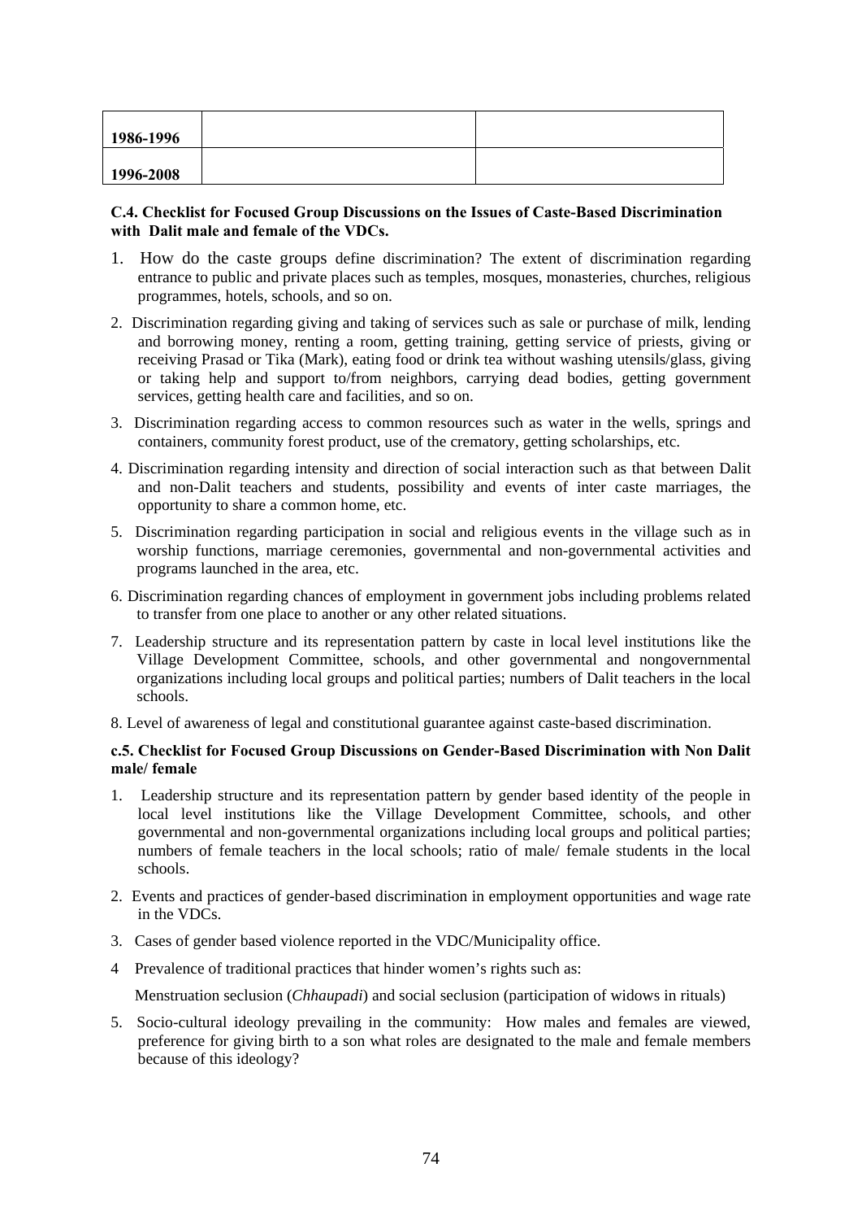| 1986-1996 | | |
|---|---|---|
| 1996-2008 | | |

**C.4. Checklist for Focused Group Discussions on the Issues of Caste-Based Discrimination with Dalit male and female of the VDCs.**

1. How do the caste groups define discrimination? The extent of discrimination regarding entrance to public and private places such as temples, mosques, monasteries, churches, religious programmes, hotels, schools, and so on.
2. Discrimination regarding giving and taking of services such as sale or purchase of milk, lending and borrowing money, renting a room, getting training, getting service of priests, giving or receiving Prasad or Tika (Mark), eating food or drink tea without washing utensils/glass, giving or taking help and support to/from neighbors, carrying dead bodies, getting government services, getting health care and facilities, and so on.
3. Discrimination regarding access to common resources such as water in the wells, springs and containers, community forest product, use of the crematory, getting scholarships, etc.
4. Discrimination regarding intensity and direction of social interaction such as that between Dalit and non-Dalit teachers and students, possibility and events of inter caste marriages, the opportunity to share a common home, etc.
5. Discrimination regarding participation in social and religious events in the village such as in worship functions, marriage ceremonies, governmental and non-governmental activities and programs launched in the area, etc.
6. Discrimination regarding chances of employment in government jobs including problems related to transfer from one place to another or any other related situations.
7. Leadership structure and its representation pattern by caste in local level institutions like the Village Development Committee, schools, and other governmental and nongovernmental organizations including local groups and political parties; numbers of Dalit teachers in the local schools.
8. Level of awareness of legal and constitutional guarantee against caste-based discrimination.

**c.5. Checklist for Focused Group Discussions on Gender-Based Discrimination with Non Dalit male/ female**

1. Leadership structure and its representation pattern by gender based identity of the people in local level institutions like the Village Development Committee, schools, and other governmental and non-governmental organizations including local groups and political parties; numbers of female teachers in the local schools; ratio of male/ female students in the local schools.
2. Events and practices of gender-based discrimination in employment opportunities and wage rate in the VDCs.
3. Cases of gender based violence reported in the VDC/Municipality office.
4. Prevalence of traditional practices that hinder women's rights such as:

   Menstruation seclusion (*Chhaupadi*) and social seclusion (participation of widows in rituals)

5. Socio-cultural ideology prevailing in the community: How males and females are viewed, preference for giving birth to a son what roles are designated to the male and female members because of this ideology?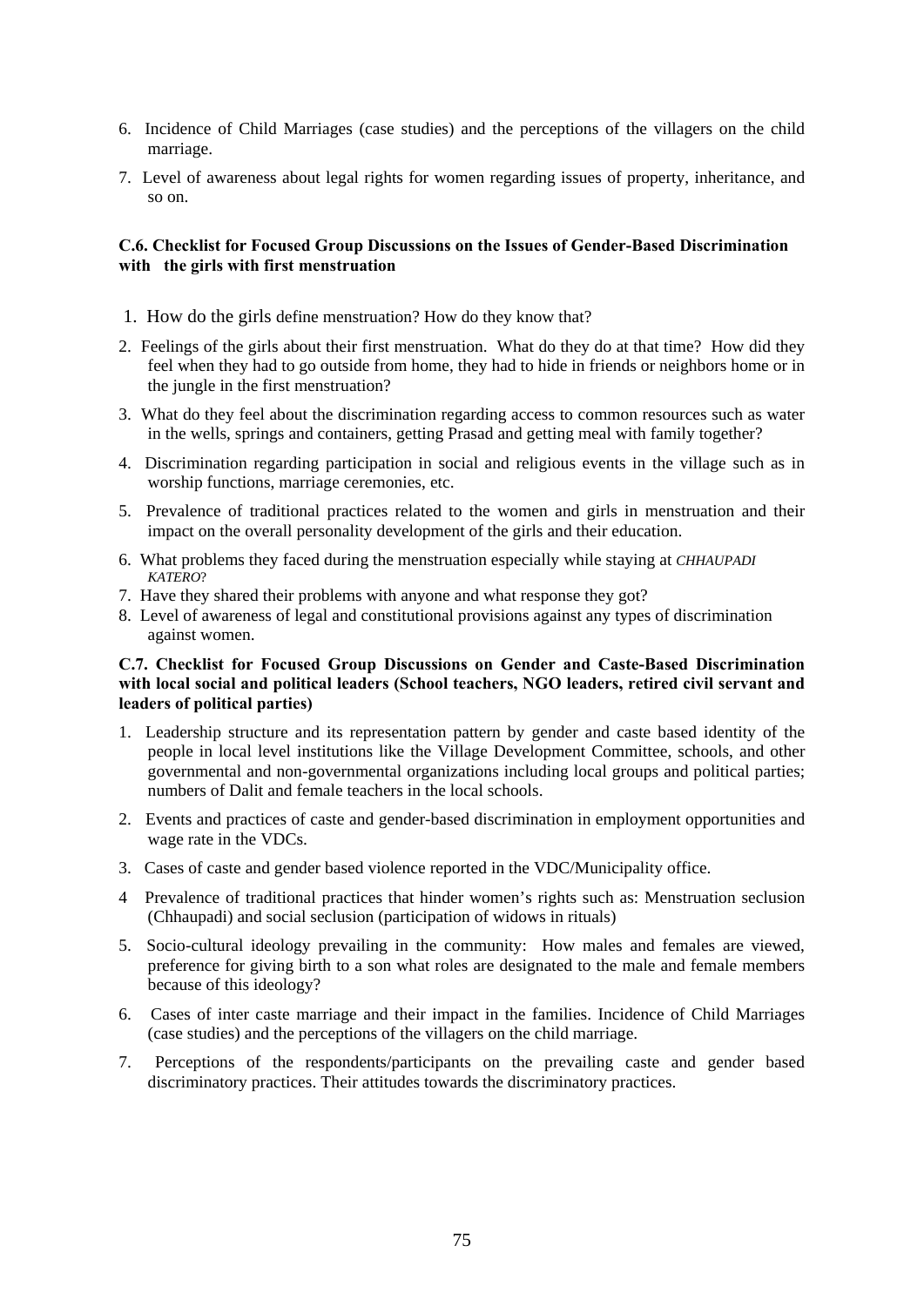6. Incidence of Child Marriages (case studies) and the perceptions of the villagers on the child marriage.
7. Level of awareness about legal rights for women regarding issues of property, inheritance, and so on.

**C.6. Checklist for Focused Group Discussions on the Issues of Gender-Based Discrimination with the girls with first menstruation**

1. How do the girls define menstruation? How do they know that?
2. Feelings of the girls about their first menstruation. What do they do at that time? How did they feel when they had to go outside from home, they had to hide in friends or neighbors home or in the jungle in the first menstruation?
3. What do they feel about the discrimination regarding access to common resources such as water in the wells, springs and containers, getting Prasad and getting meal with family together?
4. Discrimination regarding participation in social and religious events in the village such as in worship functions, marriage ceremonies, etc.
5. Prevalence of traditional practices related to the women and girls in menstruation and their impact on the overall personality development of the girls and their education.
6. What problems they faced during the menstruation especially while staying at *CHHAUPADI KATERO*?
7. Have they shared their problems with anyone and what response they got?
8. Level of awareness of legal and constitutional provisions against any types of discrimination against women.

**C.7. Checklist for Focused Group Discussions on Gender and Caste-Based Discrimination with local social and political leaders (School teachers, NGO leaders, retired civil servant and leaders of political parties)**

1. Leadership structure and its representation pattern by gender and caste based identity of the people in local level institutions like the Village Development Committee, schools, and other governmental and non-governmental organizations including local groups and political parties; numbers of Dalit and female teachers in the local schools.
2. Events and practices of caste and gender-based discrimination in employment opportunities and wage rate in the VDCs.
3. Cases of caste and gender based violence reported in the VDC/Municipality office.
4. Prevalence of traditional practices that hinder women's rights such as: Menstruation seclusion (Chhaupadi) and social seclusion (participation of widows in rituals)
5. Socio-cultural ideology prevailing in the community: How males and females are viewed, preference for giving birth to a son what roles are designated to the male and female members because of this ideology?
6. Cases of inter caste marriage and their impact in the families. Incidence of Child Marriages (case studies) and the perceptions of the villagers on the child marriage.
7. Perceptions of the respondents/participants on the prevailing caste and gender based discriminatory practices. Their attitudes towards the discriminatory practices.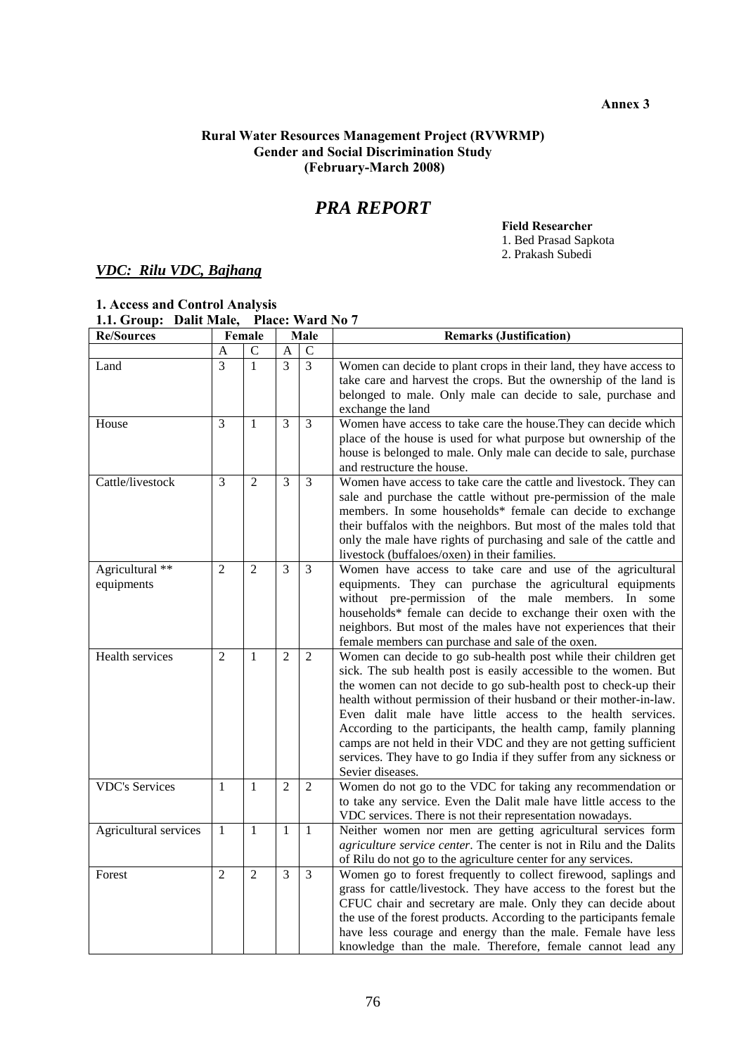**Annex 3**

**Rural Water Resources Management Project (RVWRMP)**
**Gender and Social Discrimination Study**
**(February-March 2008)**

# *PRA REPORT*

**Field Researcher**
1. Bed Prasad Sapkota
2. Prakash Subedi

## *VDC: Rilu VDC, Bajhang*

### 1. Access and Control Analysis

**1.1. Group: Dalit Male, Place: Ward No 7**

| Re/Sources | Female | | Male | | Remarks (Justification) |
|---|---|---|---|---|---|
| | A | C | A | C | |
| Land | 3 | 1 | 3 | 3 | Women can decide to plant crops in their land, they have access to take care and harvest the crops. But the ownership of the land is belonged to male. Only male can decide to sale, purchase and exchange the land |
| House | 3 | 1 | 3 | 3 | Women have access to take care the house.They can decide which place of the house is used for what purpose but ownership of the house is belonged to male. Only male can decide to sale, purchase and restructure the house. |
| Cattle/livestock | 3 | 2 | 3 | 3 | Women have access to take care the cattle and livestock. They can sale and purchase the cattle without pre-permission of the male members. In some households* female can decide to exchange their buffalos with the neighbors. But most of the males told that only the male have rights of purchasing and sale of the cattle and livestock (buffaloes/oxen) in their families. |
| Agricultural ** equipments | 2 | 2 | 3 | 3 | Women have access to take care and use of the agricultural equipments. They can purchase the agricultural equipments without pre-permission of the male members. In some households* female can decide to exchange their oxen with the neighbors. But most of the males have not experiences that their female members can purchase and sale of the oxen. |
| Health services | 2 | 1 | 2 | 2 | Women can decide to go sub-health post while their children get sick. The sub health post is easily accessible to the women. But the women can not decide to go sub-health post to check-up their health without permission of their husband or their mother-in-law. Even dalit male have little access to the health services. According to the participants, the health camp, family planning camps are not held in their VDC and they are not getting sufficient services. They have to go India if they suffer from any sickness or Sevier diseases. |
| VDC's Services | 1 | 1 | 2 | 2 | Women do not go to the VDC for taking any recommendation or to take any service. Even the Dalit male have little access to the VDC services. There is not their representation nowadays. |
| Agricultural services | 1 | 1 | 1 | 1 | Neither women nor men are getting agricultural services form *agriculture service center*. The center is not in Rilu and the Dalits of Rilu do not go to the agriculture center for any services. |
| Forest | 2 | 2 | 3 | 3 | Women go to forest frequently to collect firewood, saplings and grass for cattle/livestock. They have access to the forest but the CFUC chair and secretary are male. Only they can decide about the use of the forest products. According to the participants female have less courage and energy than the male. Female have less knowledge than the male. Therefore, female cannot lead any |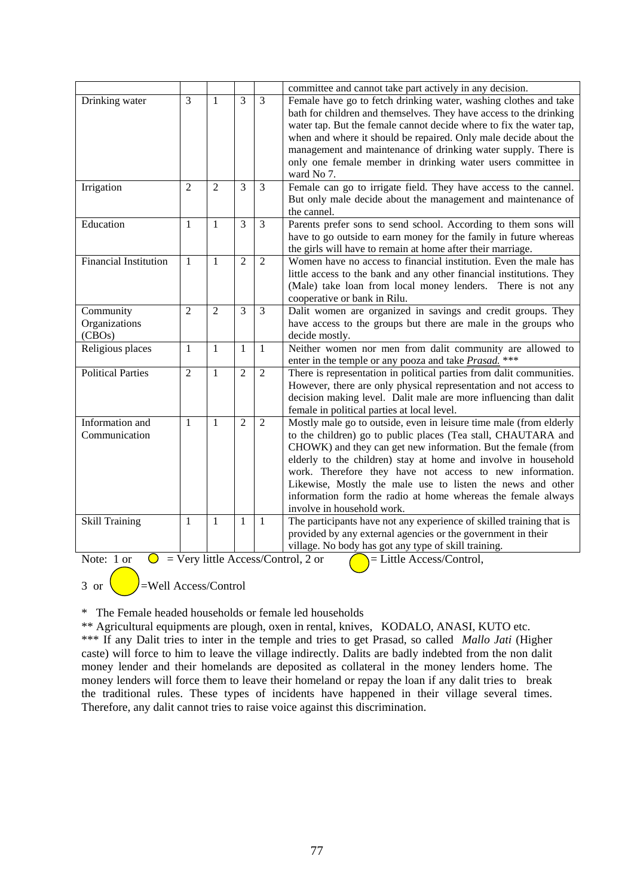| | | | | | |
|---|---|---|---|---|---|
| | | | | | committee and cannot take part actively in any decision. |
| Drinking water | 3 | 1 | 3 | 3 | Female have go to fetch drinking water, washing clothes and take bath for children and themselves. They have access to the drinking water tap. But the female cannot decide where to fix the water tap, when and where it should be repaired. Only male decide about the management and maintenance of drinking water supply. There is only one female member in drinking water users committee in ward No 7. |
| Irrigation | 2 | 2 | 3 | 3 | Female can go to irrigate field. They have access to the cannel. But only male decide about the management and maintenance of the cannel. |
| Education | 1 | 1 | 3 | 3 | Parents prefer sons to send school. According to them sons will have to go outside to earn money for the family in future whereas the girls will have to remain at home after their marriage. |
| Financial Institution | 1 | 1 | 2 | 2 | Women have no access to financial institution. Even the male has little access to the bank and any other financial institutions. They (Male) take loan from local money lenders. There is not any cooperative or bank in Rilu. |
| Community Organizations (CBOs) | 2 | 2 | 3 | 3 | Dalit women are organized in savings and credit groups. They have access to the groups but there are male in the groups who decide mostly. |
| Religious places | 1 | 1 | 1 | 1 | Neither women nor men from dalit community are allowed to enter in the temple or any pooza and take ***Prasad.*** *** |
| Political Parties | 2 | 1 | 2 | 2 | There is representation in political parties from dalit communities. However, there are only physical representation and not access to decision making level. Dalit male are more influencing than dalit female in political parties at local level. |
| Information and Communication | 1 | 1 | 2 | 2 | Mostly male go to outside, even in leisure time male (from elderly to the children) go to public places (Tea stall, CHAUTARA and CHOWK) and they can get new information. But the female (from elderly to the children) stay at home and involve in household work. Therefore they have not access to new information. Likewise, Mostly the male use to listen the news and other information form the radio at home whereas the female always involve in household work. |
| Skill Training | 1 | 1 | 1 | 1 | The participants have not any experience of skilled training that is provided by any external agencies or the government in their village. No body has got any type of skill training. |

Note: 1 or ○ = Very little Access/Control, 2 or ○ = Little Access/Control,

3 or ○ =Well Access/Control

\* The Female headed households or female led households

\** Agricultural equipments are plough, oxen in rental, knives, KODALO, ANASI, KUTO etc.

\*** If any Dalit tries to inter in the temple and tries to get Prasad, so called *Mallo Jati* (Higher caste) will force to him to leave the village indirectly. Dalits are badly indebted from the non dalit money lender and their homelands are deposited as collateral in the money lenders home. The money lenders will force them to leave their homeland or repay the loan if any dalit tries to break the traditional rules. These types of incidents have happened in their village several times. Therefore, any dalit cannot tries to raise voice against this discrimination.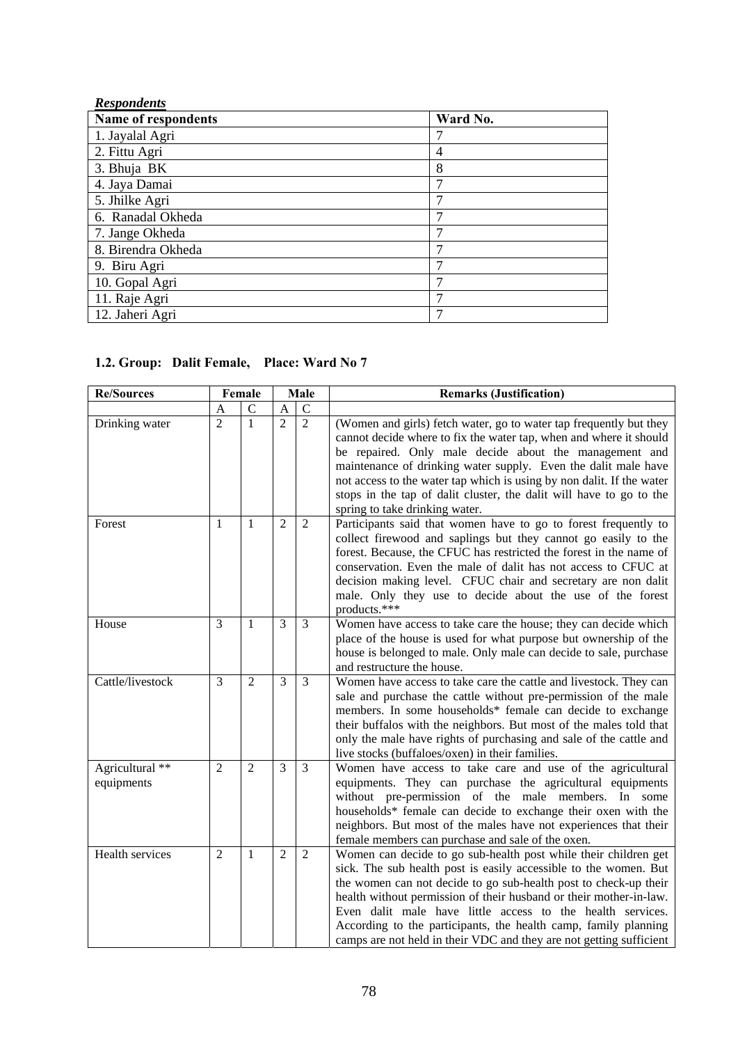***Respondents***

| Name of respondents | Ward No. |
|---|---|
| 1. Jayalal Agri | 7 |
| 2. Fittu Agri | 4 |
| 3. Bhuja BK | 8 |
| 4. Jaya Damai | 7 |
| 5. Jhilke Agri | 7 |
| 6. Ranadal Okheda | 7 |
| 7. Jange Okheda | 7 |
| 8. Birendra Okheda | 7 |
| 9. Biru Agri | 7 |
| 10. Gopal Agri | 7 |
| 11. Raje Agri | 7 |
| 12. Jaheri Agri | 7 |

### 1.2. Group: Dalit Female, Place: Ward No 7

| Re/Sources | Female | | Male | | Remarks (Justification) |
|---|---|---|---|---|---|
| | A | C | A | C | |
| Drinking water | 2 | 1 | 2 | 2 | (Women and girls) fetch water, go to water tap frequently but they cannot decide where to fix the water tap, when and where it should be repaired. Only male decide about the management and maintenance of drinking water supply. Even the dalit male have not access to the water tap which is using by non dalit. If the water stops in the tap of dalit cluster, the dalit will have to go to the spring to take drinking water. |
| Forest | 1 | 1 | 2 | 2 | Participants said that women have to go to forest frequently to collect firewood and saplings but they cannot go easily to the forest. Because, the CFUC has restricted the forest in the name of conservation. Even the male of dalit has not access to CFUC at decision making level. CFUC chair and secretary are non dalit male. Only they use to decide about the use of the forest products.*** |
| House | 3 | 1 | 3 | 3 | Women have access to take care the house; they can decide which place of the house is used for what purpose but ownership of the house is belonged to male. Only male can decide to sale, purchase and restructure the house. |
| Cattle/livestock | 3 | 2 | 3 | 3 | Women have access to take care the cattle and livestock. They can sale and purchase the cattle without pre-permission of the male members. In some households* female can decide to exchange their buffalos with the neighbors. But most of the males told that only the male have rights of purchasing and sale of the cattle and live stocks (buffaloes/oxen) in their families. |
| Agricultural ** equipments | 2 | 2 | 3 | 3 | Women have access to take care and use of the agricultural equipments. They can purchase the agricultural equipments without pre-permission of the male members. In some households* female can decide to exchange their oxen with the neighbors. But most of the males have not experiences that their female members can purchase and sale of the oxen. |
| Health services | 2 | 1 | 2 | 2 | Women can decide to go sub-health post while their children get sick. The sub health post is easily accessible to the women. But the women can not decide to go sub-health post to check-up their health without permission of their husband or their mother-in-law. Even dalit male have little access to the health services. According to the participants, the health camp, family planning camps are not held in their VDC and they are not getting sufficient |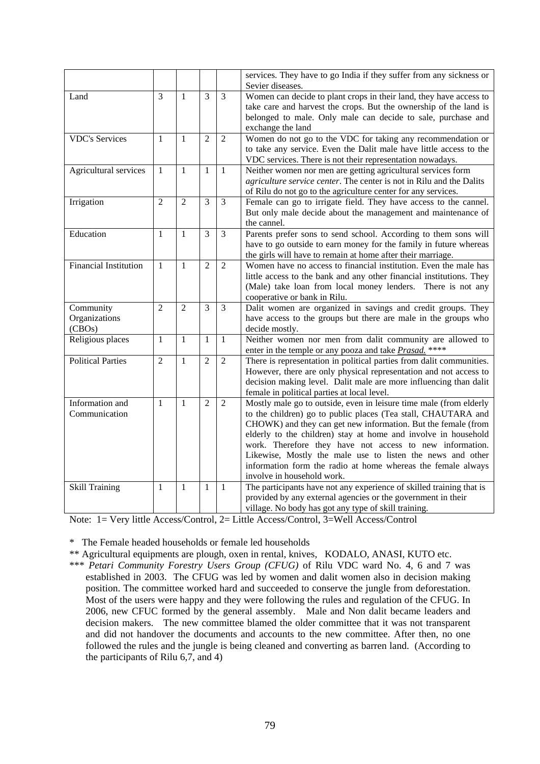| | | | | | |
|---|---|---|---|---|---|
| | | | | | services. They have to go India if they suffer from any sickness or Sevier diseases. |
| Land | 3 | 1 | 3 | 3 | Women can decide to plant crops in their land, they have access to take care and harvest the crops. But the ownership of the land is belonged to male. Only male can decide to sale, purchase and exchange the land |
| VDC's Services | 1 | 1 | 2 | 2 | Women do not go to the VDC for taking any recommendation or to take any service. Even the Dalit male have little access to the VDC services. There is not their representation nowadays. |
| Agricultural services | 1 | 1 | 1 | 1 | Neither women nor men are getting agricultural services form *agriculture service center*. The center is not in Rilu and the Dalits of Rilu do not go to the agriculture center for any services. |
| Irrigation | 2 | 2 | 3 | 3 | Female can go to irrigate field. They have access to the cannel. But only male decide about the management and maintenance of the cannel. |
| Education | 1 | 1 | 3 | 3 | Parents prefer sons to send school. According to them sons will have to go outside to earn money for the family in future whereas the girls will have to remain at home after their marriage. |
| Financial Institution | 1 | 1 | 2 | 2 | Women have no access to financial institution. Even the male has little access to the bank and any other financial institutions. They (Male) take loan from local money lenders. There is not any cooperative or bank in Rilu. |
| Community Organizations (CBOs) | 2 | 2 | 3 | 3 | Dalit women are organized in savings and credit groups. They have access to the groups but there are male in the groups who decide mostly. |
| Religious places | 1 | 1 | 1 | 1 | Neither women nor men from dalit community are allowed to enter in the temple or any pooza and take ***Prasad.*** **** |
| Political Parties | 2 | 1 | 2 | 2 | There is representation in political parties from dalit communities. However, there are only physical representation and not access to decision making level. Dalit male are more influencing than dalit female in political parties at local level. |
| Information and Communication | 1 | 1 | 2 | 2 | Mostly male go to outside, even in leisure time male (from elderly to the children) go to public places (Tea stall, CHAUTARA and CHOWK) and they can get new information. But the female (from elderly to the children) stay at home and involve in household work. Therefore they have not access to new information. Likewise, Mostly the male use to listen the news and other information form the radio at home whereas the female always involve in household work. |
| Skill Training | 1 | 1 | 1 | 1 | The participants have not any experience of skilled training that is provided by any external agencies or the government in their village. No body has got any type of skill training. |

Note: 1= Very little Access/Control, 2= Little Access/Control, 3=Well Access/Control

\* The Female headed households or female led households

** Agricultural equipments are plough, oxen in rental, knives, KODALO, ANASI, KUTO etc.

*** *Petari Community Forestry Users Group (CFUG)* of Rilu VDC ward No. 4, 6 and 7 was established in 2003. The CFUG was led by women and dalit women also in decision making position. The committee worked hard and succeeded to conserve the jungle from deforestation. Most of the users were happy and they were following the rules and regulation of the CFUG. In 2006, new CFUC formed by the general assembly. Male and Non dalit became leaders and decision makers. The new committee blamed the older committee that it was not transparent and did not handover the documents and accounts to the new committee. After then, no one followed the rules and the jungle is being cleaned and converting as barren land. (According to the participants of Rilu 6,7, and 4)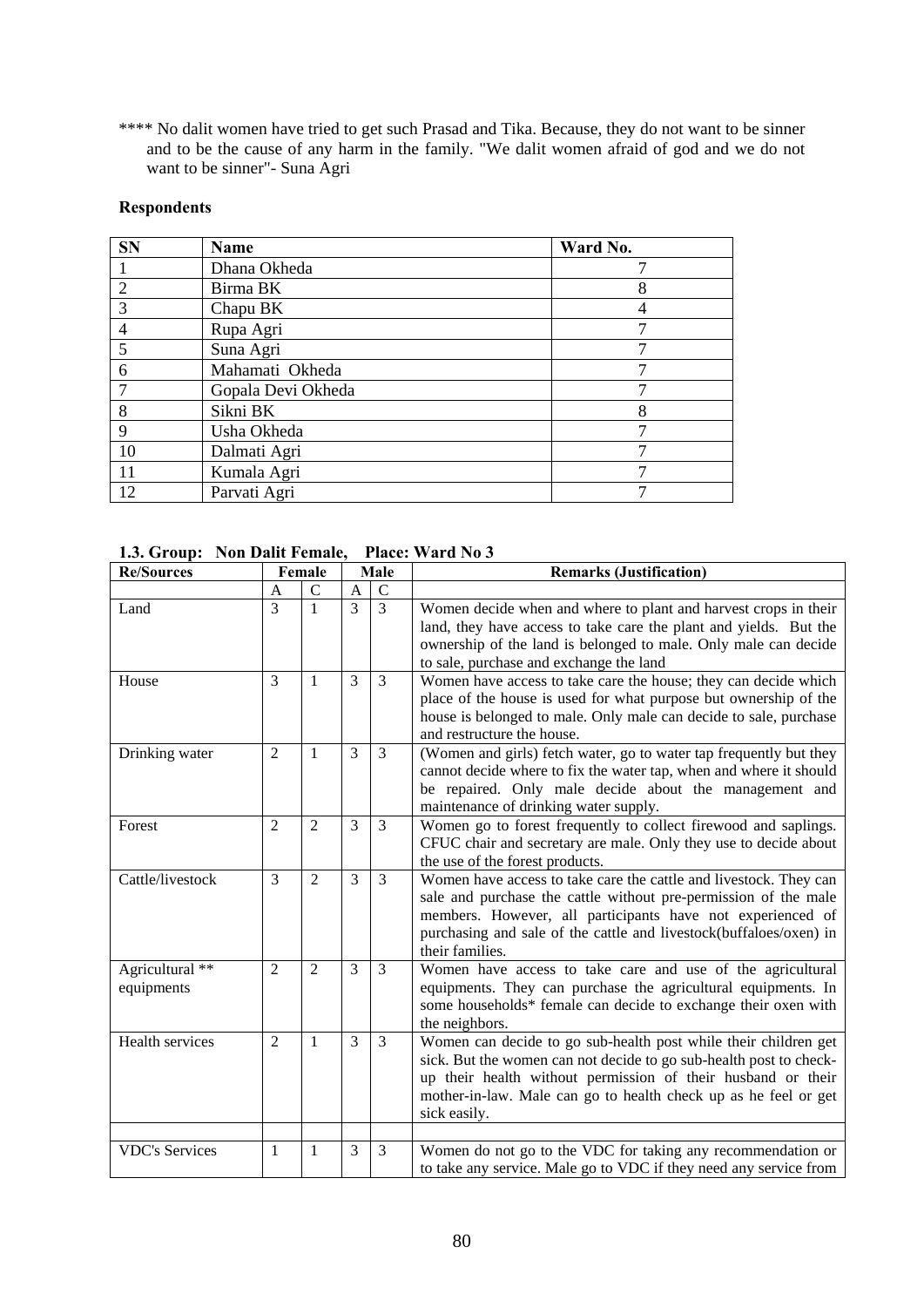**** No dalit women have tried to get such Prasad and Tika. Because, they do not want to be sinner and to be the cause of any harm in the family. "We dalit women afraid of god and we do not want to be sinner"- Suna Agri

**Respondents**

| SN | Name | Ward No. |
|---|---|---|
| 1 | Dhana Okheda | 7 |
| 2 | Birma BK | 8 |
| 3 | Chapu BK | 4 |
| 4 | Rupa Agri | 7 |
| 5 | Suna Agri | 7 |
| 6 | Mahamati Okheda | 7 |
| 7 | Gopala Devi Okheda | 7 |
| 8 | Sikni BK | 8 |
| 9 | Usha Okheda | 7 |
| 10 | Dalmati Agri | 7 |
| 11 | Kumala Agri | 7 |
| 12 | Parvati Agri | 7 |

**1.3. Group: Non Dalit Female, Place: Ward No 3**

| Re/Sources | Female | | Male | | Remarks (Justification) |
|---|---|---|---|---|---|
| | A | C | A | C | |
| Land | 3 | 1 | 3 | 3 | Women decide when and where to plant and harvest crops in their land, they have access to take care the plant and yields. But the ownership of the land is belonged to male. Only male can decide to sale, purchase and exchange the land |
| House | 3 | 1 | 3 | 3 | Women have access to take care the house; they can decide which place of the house is used for what purpose but ownership of the house is belonged to male. Only male can decide to sale, purchase and restructure the house. |
| Drinking water | 2 | 1 | 3 | 3 | (Women and girls) fetch water, go to water tap frequently but they cannot decide where to fix the water tap, when and where it should be repaired. Only male decide about the management and maintenance of drinking water supply. |
| Forest | 2 | 2 | 3 | 3 | Women go to forest frequently to collect firewood and saplings. CFUC chair and secretary are male. Only they use to decide about the use of the forest products. |
| Cattle/livestock | 3 | 2 | 3 | 3 | Women have access to take care the cattle and livestock. They can sale and purchase the cattle without pre-permission of the male members. However, all participants have not experienced of purchasing and sale of the cattle and livestock(buffaloes/oxen) in their families. |
| Agricultural ** equipments | 2 | 2 | 3 | 3 | Women have access to take care and use of the agricultural equipments. They can purchase the agricultural equipments. In some households* female can decide to exchange their oxen with the neighbors. |
| Health services | 2 | 1 | 3 | 3 | Women can decide to go sub-health post while their children get sick. But the women can not decide to go sub-health post to check-up their health without permission of their husband or their mother-in-law. Male can go to health check up as he feel or get sick easily. |
| | | | | | |
| VDC's Services | 1 | 1 | 3 | 3 | Women do not go to the VDC for taking any recommendation or to take any service. Male go to VDC if they need any service from |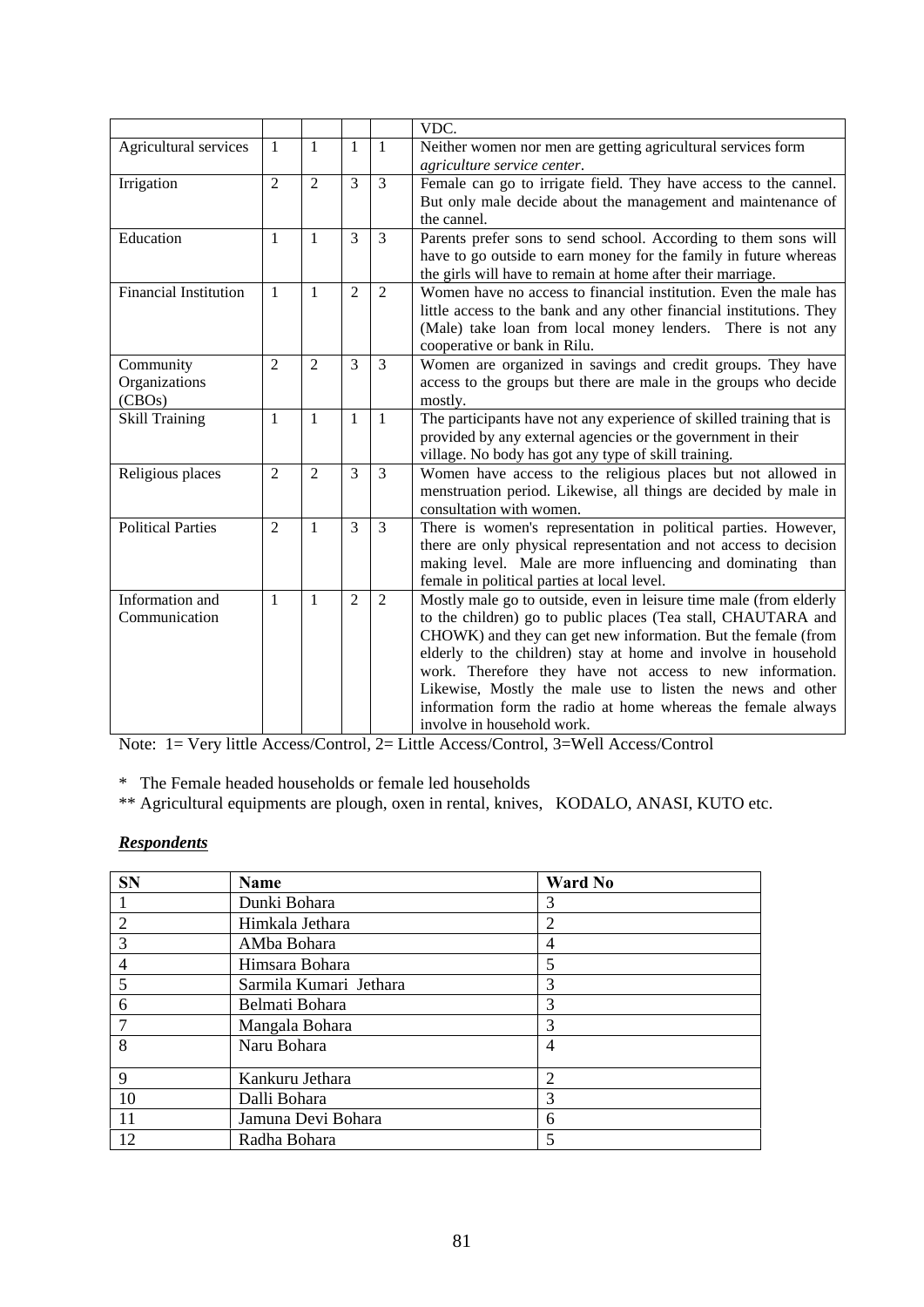|  |  |  |  |  | VDC. |
|---|---|---|---|---|---|
| Agricultural services | 1 | 1 | 1 | 1 | Neither women nor men are getting agricultural services form *agriculture service center*. |
| Irrigation | 2 | 2 | 3 | 3 | Female can go to irrigate field. They have access to the cannel. But only male decide about the management and maintenance of the cannel. |
| Education | 1 | 1 | 3 | 3 | Parents prefer sons to send school. According to them sons will have to go outside to earn money for the family in future whereas the girls will have to remain at home after their marriage. |
| Financial Institution | 1 | 1 | 2 | 2 | Women have no access to financial institution. Even the male has little access to the bank and any other financial institutions. They (Male) take loan from local money lenders. There is not any cooperative or bank in Rilu. |
| Community Organizations (CBOs) | 2 | 2 | 3 | 3 | Women are organized in savings and credit groups. They have access to the groups but there are male in the groups who decide mostly. |
| Skill Training | 1 | 1 | 1 | 1 | The participants have not any experience of skilled training that is provided by any external agencies or the government in their village. No body has got any type of skill training. |
| Religious places | 2 | 2 | 3 | 3 | Women have access to the religious places but not allowed in menstruation period. Likewise, all things are decided by male in consultation with women. |
| Political Parties | 2 | 1 | 3 | 3 | There is women's representation in political parties. However, there are only physical representation and not access to decision making level. Male are more influencing and dominating than female in political parties at local level. |
| Information and Communication | 1 | 1 | 2 | 2 | Mostly male go to outside, even in leisure time male (from elderly to the children) go to public places (Tea stall, CHAUTARA and CHOWK) and they can get new information. But the female (from elderly to the children) stay at home and involve in household work. Therefore they have not access to new information. Likewise, Mostly the male use to listen the news and other information form the radio at home whereas the female always involve in household work. |

Note: 1= Very little Access/Control, 2= Little Access/Control, 3=Well Access/Control

\* The Female headed households or female led households

\*\* Agricultural equipments are plough, oxen in rental, knives, KODALO, ANASI, KUTO etc.

***Respondents***

| SN | Name | Ward No |
|---|---|---|
| 1 | Dunki Bohara | 3 |
| 2 | Himkala Jethara | 2 |
| 3 | AMba Bohara | 4 |
| 4 | Himsara Bohara | 5 |
| 5 | Sarmila Kumari Jethara | 3 |
| 6 | Belmati Bohara | 3 |
| 7 | Mangala Bohara | 3 |
| 8 | Naru Bohara | 4 |
| 9 | Kankuru Jethara | 2 |
| 10 | Dalli Bohara | 3 |
| 11 | Jamuna Devi Bohara | 6 |
| 12 | Radha Bohara | 5 |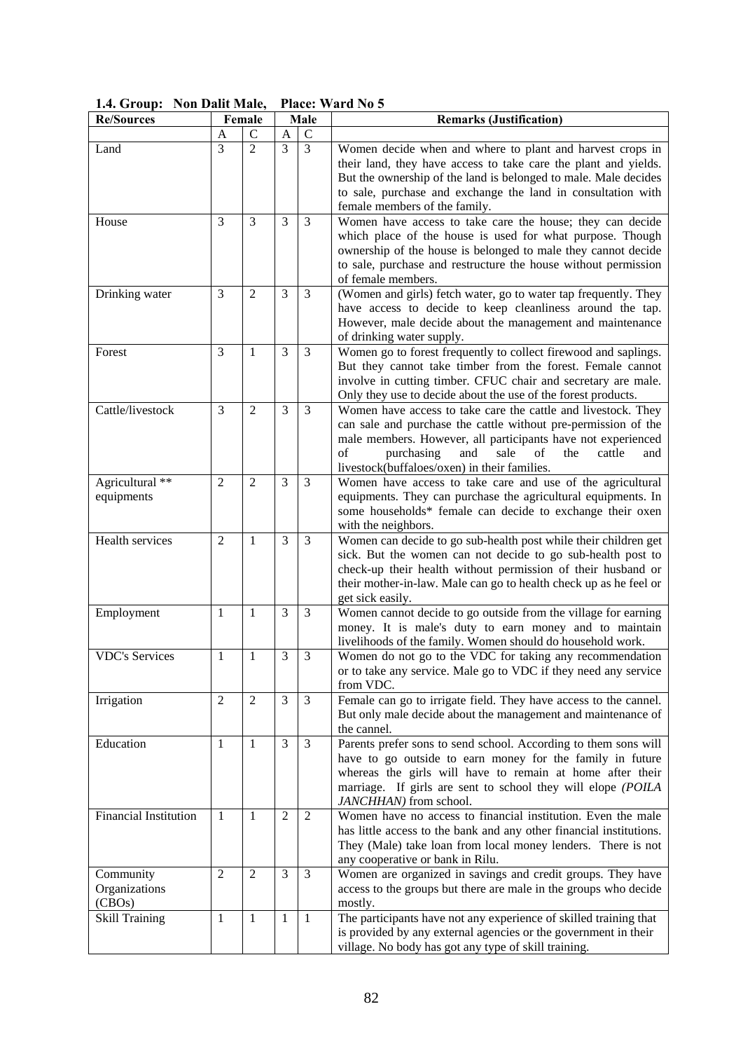**1.4. Group: Non Dalit Male, Place: Ward No 5**

| Re/Sources | Female | | Male | | Remarks (Justification) |
|---|---|---|---|---|---|
| | A | C | A | C | |
| Land | 3 | 2 | 3 | 3 | Women decide when and where to plant and harvest crops in their land, they have access to take care the plant and yields. But the ownership of the land is belonged to male. Male decides to sale, purchase and exchange the land in consultation with female members of the family. |
| House | 3 | 3 | 3 | 3 | Women have access to take care the house; they can decide which place of the house is used for what purpose. Though ownership of the house is belonged to male they cannot decide to sale, purchase and restructure the house without permission of female members. |
| Drinking water | 3 | 2 | 3 | 3 | (Women and girls) fetch water, go to water tap frequently. They have access to decide to keep cleanliness around the tap. However, male decide about the management and maintenance of drinking water supply. |
| Forest | 3 | 1 | 3 | 3 | Women go to forest frequently to collect firewood and saplings. But they cannot take timber from the forest. Female cannot involve in cutting timber. CFUC chair and secretary are male. Only they use to decide about the use of the forest products. |
| Cattle/livestock | 3 | 2 | 3 | 3 | Women have access to take care the cattle and livestock. They can sale and purchase the cattle without pre-permission of the male members. However, all participants have not experienced of purchasing and sale of the cattle and livestock(buffaloes/oxen) in their families. |
| Agricultural ** equipments | 2 | 2 | 3 | 3 | Women have access to take care and use of the agricultural equipments. They can purchase the agricultural equipments. In some households* female can decide to exchange their oxen with the neighbors. |
| Health services | 2 | 1 | 3 | 3 | Women can decide to go sub-health post while their children get sick. But the women can not decide to go sub-health post to check-up their health without permission of their husband or their mother-in-law. Male can go to health check up as he feel or get sick easily. |
| Employment | 1 | 1 | 3 | 3 | Women cannot decide to go outside from the village for earning money. It is male's duty to earn money and to maintain livelihoods of the family. Women should do household work. |
| VDC's Services | 1 | 1 | 3 | 3 | Women do not go to the VDC for taking any recommendation or to take any service. Male go to VDC if they need any service from VDC. |
| Irrigation | 2 | 2 | 3 | 3 | Female can go to irrigate field. They have access to the cannel. But only male decide about the management and maintenance of the cannel. |
| Education | 1 | 1 | 3 | 3 | Parents prefer sons to send school. According to them sons will have to go outside to earn money for the family in future whereas the girls will have to remain at home after their marriage. If girls are sent to school they will elope *(POILA JANCHHAN)* from school. |
| Financial Institution | 1 | 1 | 2 | 2 | Women have no access to financial institution. Even the male has little access to the bank and any other financial institutions. They (Male) take loan from local money lenders. There is not any cooperative or bank in Rilu. |
| Community Organizations (CBOs) | 2 | 2 | 3 | 3 | Women are organized in savings and credit groups. They have access to the groups but there are male in the groups who decide mostly. |
| Skill Training | 1 | 1 | 1 | 1 | The participants have not any experience of skilled training that is provided by any external agencies or the government in their village. No body has got any type of skill training. |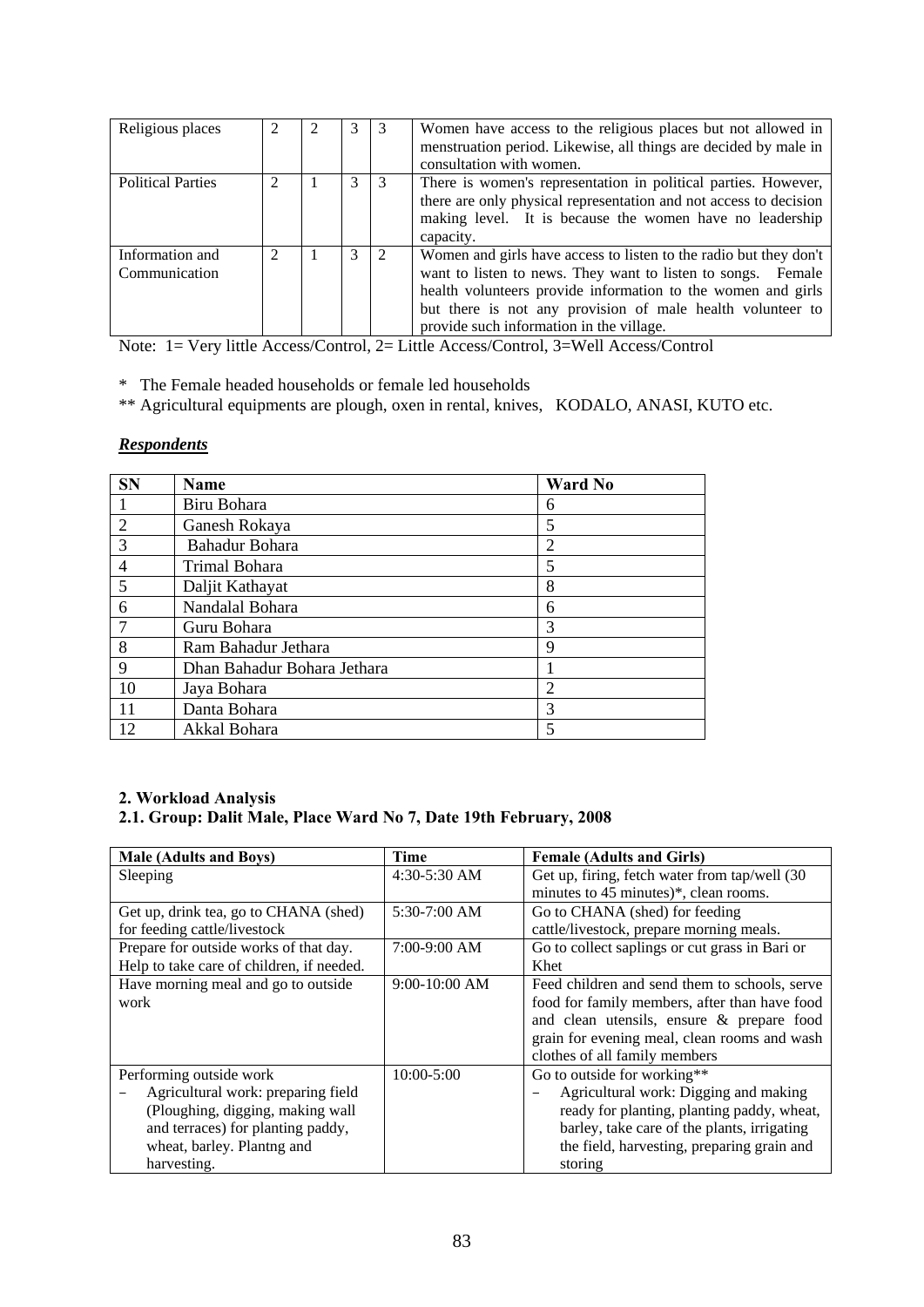| Religious places | 2 | 2 | 3 | 3 | Women have access to the religious places but not allowed in menstruation period. Likewise, all things are decided by male in consultation with women. |
|---|---|---|---|---|---|
| Political Parties | 2 | 1 | 3 | 3 | There is women's representation in political parties. However, there are only physical representation and not access to decision making level. It is because the women have no leadership capacity. |
| Information and Communication | 2 | 1 | 3 | 2 | Women and girls have access to listen to the radio but they don't want to listen to news. They want to listen to songs. Female health volunteers provide information to the women and girls but there is not any provision of male health volunteer to provide such information in the village. |

Note: 1= Very little Access/Control, 2= Little Access/Control, 3=Well Access/Control

\* The Female headed households or female led households

\*\* Agricultural equipments are plough, oxen in rental, knives, KODALO, ANASI, KUTO etc.

***Respondents***

| SN | Name | Ward No |
|---|---|---|
| 1 | Biru Bohara | 6 |
| 2 | Ganesh Rokaya | 5 |
| 3 | Bahadur Bohara | 2 |
| 4 | Trimal Bohara | 5 |
| 5 | Daljit Kathayat | 8 |
| 6 | Nandalal Bohara | 6 |
| 7 | Guru Bohara | 3 |
| 8 | Ram Bahadur Jethara | 9 |
| 9 | Dhan Bahadur Bohara Jethara | 1 |
| 10 | Jaya Bohara | 2 |
| 11 | Danta Bohara | 3 |
| 12 | Akkal Bohara | 5 |

**2. Workload Analysis**

**2.1. Group: Dalit Male, Place Ward No 7, Date 19th February, 2008**

| Male (Adults and Boys) | Time | Female (Adults and Girls) |
|---|---|---|
| Sleeping | 4:30-5:30 AM | Get up, firing, fetch water from tap/well (30 minutes to 45 minutes)\*, clean rooms. |
| Get up, drink tea, go to CHANA (shed) for feeding cattle/livestock | 5:30-7:00 AM | Go to CHANA (shed) for feeding cattle/livestock, prepare morning meals. |
| Prepare for outside works of that day. Help to take care of children, if needed. | 7:00-9:00 AM | Go to collect saplings or cut grass in Bari or Khet |
| Have morning meal and go to outside work | 9:00-10:00 AM | Feed children and send them to schools, serve food for family members, after than have food and clean utensils, ensure & prepare food grain for evening meal, clean rooms and wash clothes of all family members |
| Performing outside work<br>– Agricultural work: preparing field (Ploughing, digging, making wall and terraces) for planting paddy, wheat, barley. Plantng and harvesting. | 10:00-5:00 | Go to outside for working\*\*<br>– Agricultural work: Digging and making ready for planting, planting paddy, wheat, barley, take care of the plants, irrigating the field, harvesting, preparing grain and storing |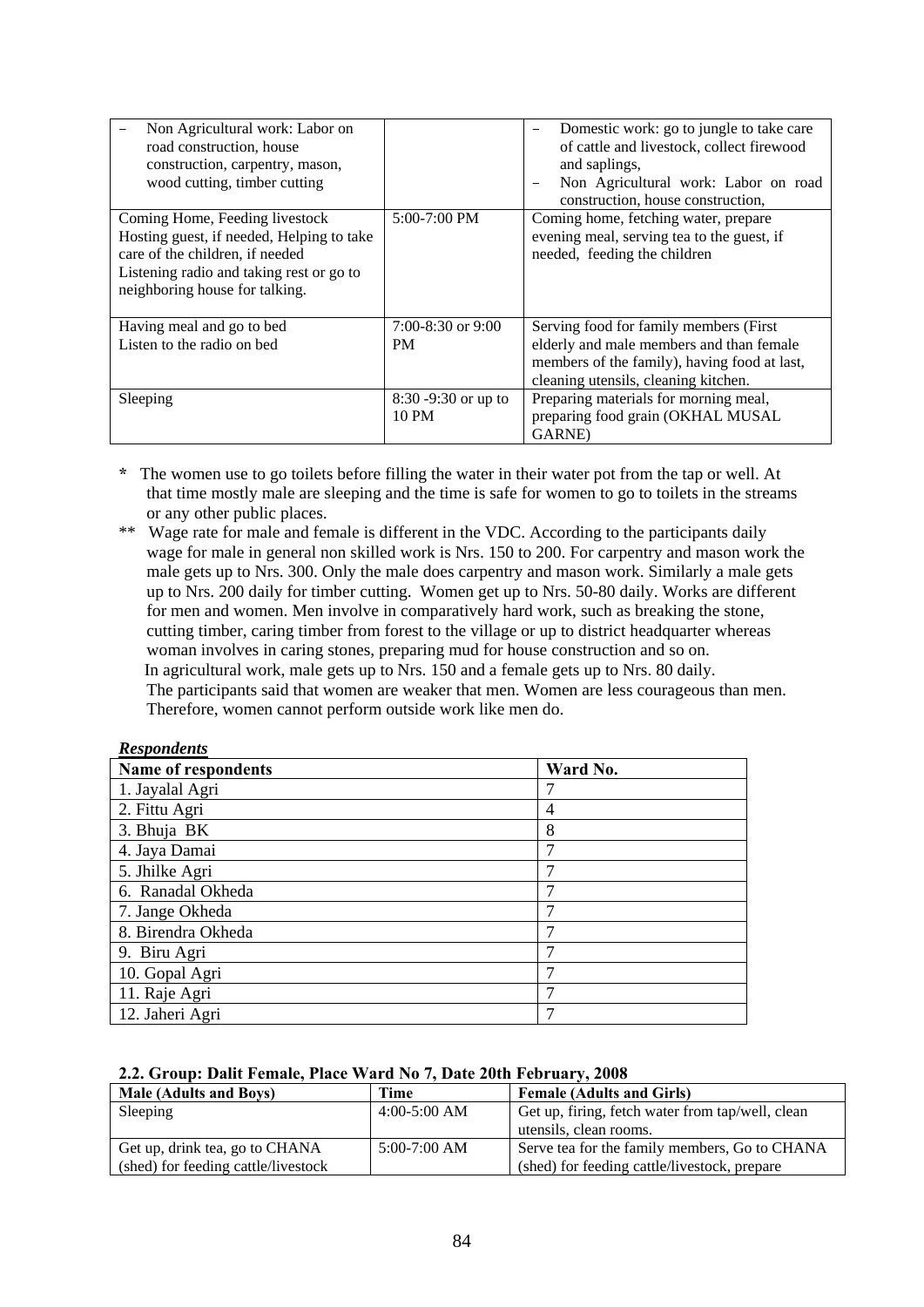| | | |
|---|---|---|
| – Non Agricultural work: Labor on road construction, house construction, carpentry, mason, wood cutting, timber cutting | | – Domestic work: go to jungle to take care of cattle and livestock, collect firewood and saplings, <br> – Non Agricultural work: Labor on road construction, house construction, |
| Coming Home, Feeding livestock Hosting guest, if needed, Helping to take care of the children, if needed Listening radio and taking rest or go to neighboring house for talking. | 5:00-7:00 PM | Coming home, fetching water, prepare evening meal, serving tea to the guest, if needed, feeding the children |
| Having meal and go to bed Listen to the radio on bed | 7:00-8:30 or 9:00 PM | Serving food for family members (First elderly and male members and than female members of the family), having food at last, cleaning utensils, cleaning kitchen. |
| Sleeping | 8:30 -9:30 or up to 10 PM | Preparing materials for morning meal, preparing food grain (OKHAL MUSAL GARNE) |

\* The women use to go toilets before filling the water in their water pot from the tap or well. At that time mostly male are sleeping and the time is safe for women to go to toilets in the streams or any other public places.

\** Wage rate for male and female is different in the VDC. According to the participants daily wage for male in general non skilled work is Nrs. 150 to 200. For carpentry and mason work the male gets up to Nrs. 300. Only the male does carpentry and mason work. Similarly a male gets up to Nrs. 200 daily for timber cutting. Women get up to Nrs. 50-80 daily. Works are different for men and women. Men involve in comparatively hard work, such as breaking the stone, cutting timber, caring timber from forest to the village or up to district headquarter whereas woman involves in caring stones, preparing mud for house construction and so on.
In agricultural work, male gets up to Nrs. 150 and a female gets up to Nrs. 80 daily.
The participants said that women are weaker that men. Women are less courageous than men. Therefore, women cannot perform outside work like men do.

***Respondents***

| Name of respondents | Ward No. |
|---|---|
| 1. Jayalal Agri | 7 |
| 2. Fittu Agri | 4 |
| 3. Bhuja BK | 8 |
| 4. Jaya Damai | 7 |
| 5. Jhilke Agri | 7 |
| 6. Ranadal Okheda | 7 |
| 7. Jange Okheda | 7 |
| 8. Birendra Okheda | 7 |
| 9. Biru Agri | 7 |
| 10. Gopal Agri | 7 |
| 11. Raje Agri | 7 |
| 12. Jaheri Agri | 7 |

**2.2. Group: Dalit Female, Place Ward No 7, Date 20th February, 2008**

| Male (Adults and Boys) | Time | Female (Adults and Girls) |
|---|---|---|
| Sleeping | 4:00-5:00 AM | Get up, firing, fetch water from tap/well, clean utensils, clean rooms. |
| Get up, drink tea, go to CHANA (shed) for feeding cattle/livestock | 5:00-7:00 AM | Serve tea for the family members, Go to CHANA (shed) for feeding cattle/livestock, prepare |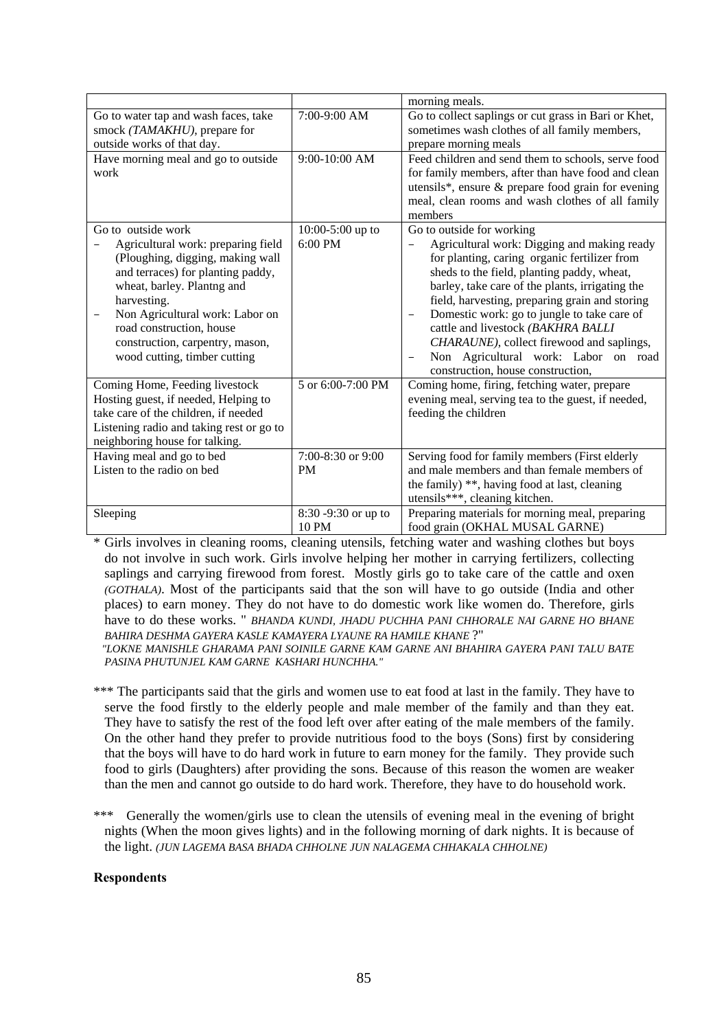| | | morning meals. |
|---|---|---|
| Go to water tap and wash faces, take smock *(TAMAKHU)*, prepare for outside works of that day. | 7:00-9:00 AM | Go to collect saplings or cut grass in Bari or Khet, sometimes wash clothes of all family members, prepare morning meals |
| Have morning meal and go to outside work | 9:00-10:00 AM | Feed children and send them to schools, serve food for family members, after than have food and clean utensils*, ensure & prepare food grain for evening meal, clean rooms and wash clothes of all family members |
| Go to outside work<br>– Agricultural work: preparing field (Ploughing, digging, making wall and terraces) for planting paddy, wheat, barley. Plantng and harvesting.<br>– Non Agricultural work: Labor on road construction, house construction, carpentry, mason, wood cutting, timber cutting | 10:00-5:00 up to 6:00 PM | Go to outside for working<br>– Agricultural work: Digging and making ready for planting, caring organic fertilizer from sheds to the field, planting paddy, wheat, barley, take care of the plants, irrigating the field, harvesting, preparing grain and storing<br>– Domestic work: go to jungle to take care of cattle and livestock *(BAKHRA BALLI CHARAUNE)*, collect firewood and saplings,<br>– Non Agricultural work: Labor on road construction, house construction, |
| Coming Home, Feeding livestock Hosting guest, if needed, Helping to take care of the children, if needed Listening radio and taking rest or go to neighboring house for talking. | 5 or 6:00-7:00 PM | Coming home, firing, fetching water, prepare evening meal, serving tea to the guest, if needed, feeding the children |
| Having meal and go to bed Listen to the radio on bed | 7:00-8:30 or 9:00 PM | Serving food for family members (First elderly and male members and than female members of the family) **, having food at last, cleaning utensils***, cleaning kitchen. |
| Sleeping | 8:30 -9:30 or up to 10 PM | Preparing materials for morning meal, preparing food grain (OKHAL MUSAL GARNE) |

\* Girls involves in cleaning rooms, cleaning utensils, fetching water and washing clothes but boys do not involve in such work. Girls involve helping her mother in carrying fertilizers, collecting saplings and carrying firewood from forest. Mostly girls go to take care of the cattle and oxen *(GOTHALA)*. Most of the participants said that the son will have to go outside (India and other places) to earn money. They do not have to do domestic work like women do. Therefore, girls have to do these works. " *BHANDA KUNDI, JHADU PUCHHA PANI CHHORALE NAI GARNE HO BHANE BAHIRA DESHMA GAYERA KASLE KAMAYERA LYAUNE RA HAMILE KHANE* ?"

*"LOKNE MANISHLE GHARAMA PANI SOINILE GARNE KAM GARNE ANI BHAHIRA GAYERA PANI TALU BATE PASINA PHUTUNJEL KAM GARNE KASHARI HUNCHHA."*

\*** The participants said that the girls and women use to eat food at last in the family. They have to serve the food firstly to the elderly people and male member of the family and than they eat. They have to satisfy the rest of the food left over after eating of the male members of the family. On the other hand they prefer to provide nutritious food to the boys (Sons) first by considering that the boys will have to do hard work in future to earn money for the family. They provide such food to girls (Daughters) after providing the sons. Because of this reason the women are weaker than the men and cannot go outside to do hard work. Therefore, they have to do household work.

\*** Generally the women/girls use to clean the utensils of evening meal in the evening of bright nights (When the moon gives lights) and in the following morning of dark nights. It is because of the light. *(JUN LAGEMA BASA BHADA CHHOLNE JUN NALAGEMA CHHAKALA CHHOLNE)*

**Respondents**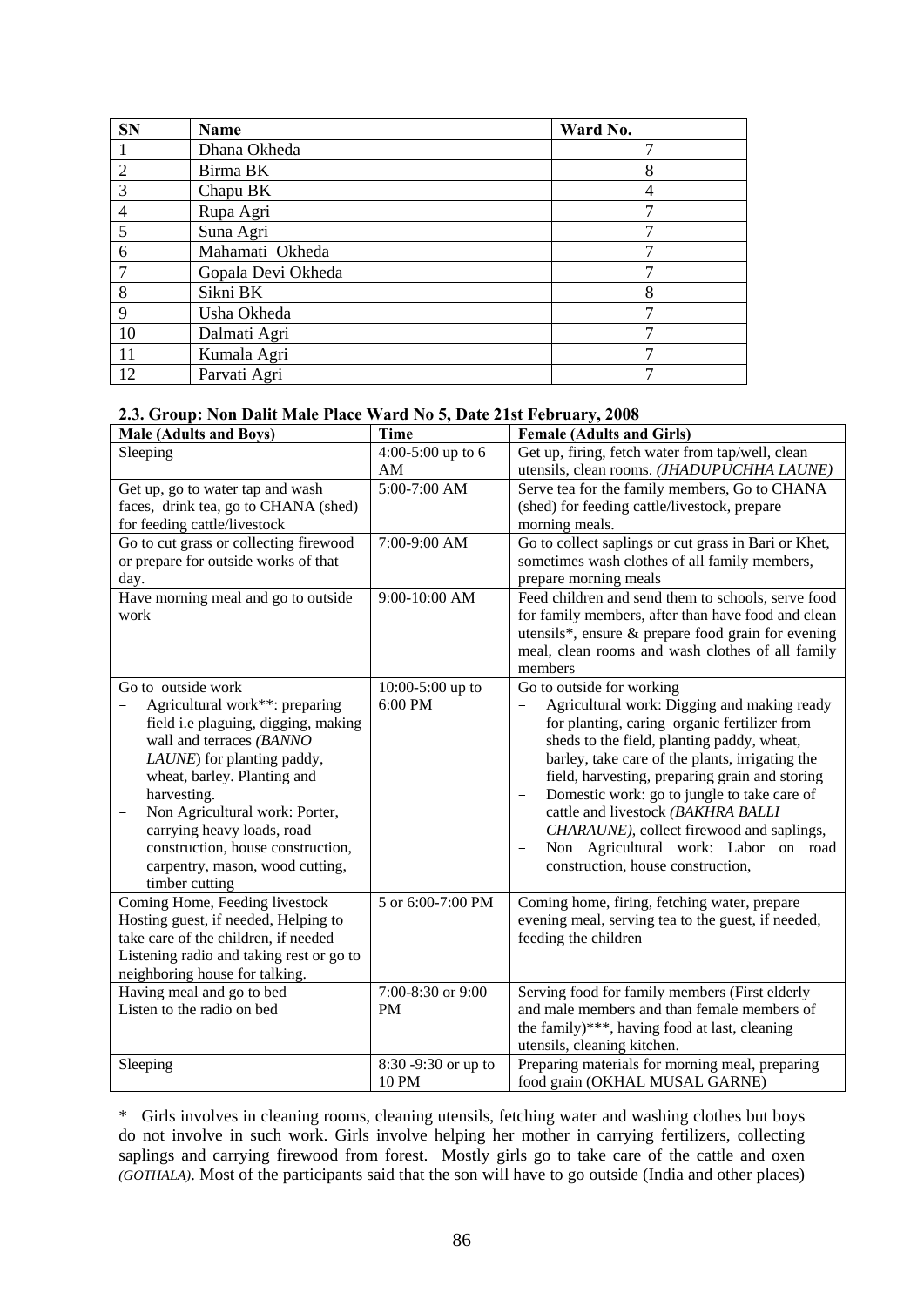| SN | Name | Ward No. |
|---|---|---|
| 1 | Dhana Okheda | 7 |
| 2 | Birma BK | 8 |
| 3 | Chapu BK | 4 |
| 4 | Rupa Agri | 7 |
| 5 | Suna Agri | 7 |
| 6 | Mahamati Okheda | 7 |
| 7 | Gopala Devi Okheda | 7 |
| 8 | Sikni BK | 8 |
| 9 | Usha Okheda | 7 |
| 10 | Dalmati Agri | 7 |
| 11 | Kumala Agri | 7 |
| 12 | Parvati Agri | 7 |

**2.3. Group: Non Dalit Male Place Ward No 5, Date 21st February, 2008**

| Male (Adults and Boys) | Time | Female (Adults and Girls) |
|---|---|---|
| Sleeping | 4:00-5:00 up to 6 AM | Get up, firing, fetch water from tap/well, clean utensils, clean rooms. *(JHADUPUCHHA LAUNE)* |
| Get up, go to water tap and wash faces, drink tea, go to CHANA (shed) for feeding cattle/livestock | 5:00-7:00 AM | Serve tea for the family members, Go to CHANA (shed) for feeding cattle/livestock, prepare morning meals. |
| Go to cut grass or collecting firewood or prepare for outside works of that day. | 7:00-9:00 AM | Go to collect saplings or cut grass in Bari or Khet, sometimes wash clothes of all family members, prepare morning meals |
| Have morning meal and go to outside work | 9:00-10:00 AM | Feed children and send them to schools, serve food for family members, after than have food and clean utensils*, ensure & prepare food grain for evening meal, clean rooms and wash clothes of all family members |
| Go to outside work<br>– Agricultural work**: preparing field i.e plaguing, digging, making wall and terraces *(BANNO LAUNE)* for planting paddy, wheat, barley. Planting and harvesting.<br>– Non Agricultural work: Porter, carrying heavy loads, road construction, house construction, carpentry, mason, wood cutting, timber cutting | 10:00-5:00 up to 6:00 PM | Go to outside for working<br>– Agricultural work: Digging and making ready for planting, caring organic fertilizer from sheds to the field, planting paddy, wheat, barley, take care of the plants, irrigating the field, harvesting, preparing grain and storing<br>– Domestic work: go to jungle to take care of cattle and livestock *(BAKHRA BALLI CHARAUNE)*, collect firewood and saplings,<br>– Non Agricultural work: Labor on road construction, house construction, |
| Coming Home, Feeding livestock Hosting guest, if needed, Helping to take care of the children, if needed Listening radio and taking rest or go to neighboring house for talking. | 5 or 6:00-7:00 PM | Coming home, firing, fetching water, prepare evening meal, serving tea to the guest, if needed, feeding the children |
| Having meal and go to bed<br>Listen to the radio on bed | 7:00-8:30 or 9:00 PM | Serving food for family members (First elderly and male members and than female members of the family)***, having food at last, cleaning utensils, cleaning kitchen. |
| Sleeping | 8:30 -9:30 or up to 10 PM | Preparing materials for morning meal, preparing food grain (OKHAL MUSAL GARNE) |

\* Girls involves in cleaning rooms, cleaning utensils, fetching water and washing clothes but boys do not involve in such work. Girls involve helping her mother in carrying fertilizers, collecting saplings and carrying firewood from forest. Mostly girls go to take care of the cattle and oxen *(GOTHALA)*. Most of the participants said that the son will have to go outside (India and other places)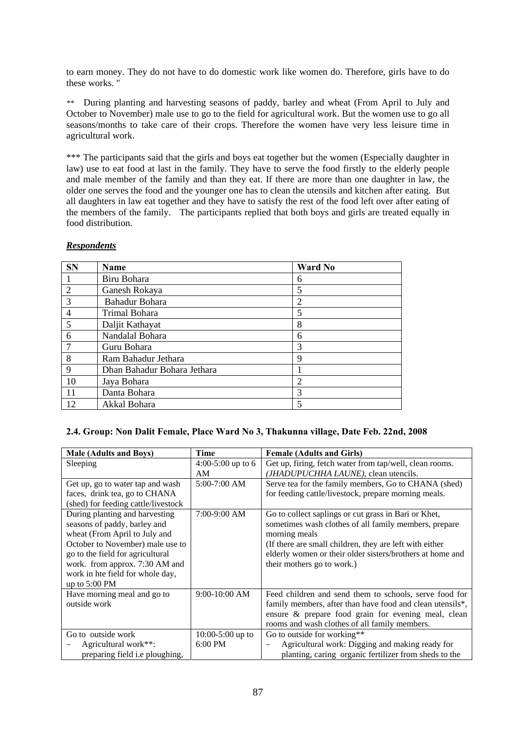to earn money. They do not have to do domestic work like women do. Therefore, girls have to do these works. "

** During planting and harvesting seasons of paddy, barley and wheat (From April to July and October to November) male use to go to the field for agricultural work. But the women use to go all seasons/months to take care of their crops. Therefore the women have very less leisure time in agricultural work.

*** The participants said that the girls and boys eat together but the women (Especially daughter in law) use to eat food at last in the family. They have to serve the food firstly to the elderly people and male member of the family and than they eat. If there are more than one daughter in law, the older one serves the food and the younger one has to clean the utensils and kitchen after eating. But all daughters in law eat together and they have to satisfy the rest of the food left over after eating of the members of the family. The participants replied that both boys and girls are treated equally in food distribution.

***Respondents***

| SN | Name | Ward No |
|---|---|---|
| 1 | Biru Bohara | 6 |
| 2 | Ganesh Rokaya | 5 |
| 3 | Bahadur Bohara | 2 |
| 4 | Trimal Bohara | 5 |
| 5 | Daljit Kathayat | 8 |
| 6 | Nandalal Bohara | 6 |
| 7 | Guru Bohara | 3 |
| 8 | Ram Bahadur Jethara | 9 |
| 9 | Dhan Bahadur Bohara Jethara | 1 |
| 10 | Jaya Bohara | 2 |
| 11 | Danta Bohara | 3 |
| 12 | Akkal Bohara | 5 |

### 2.4. Group: Non Dalit Female, Place Ward No 3, Thakunna village, Date Feb. 22nd, 2008

| Male (Adults and Boys) | Time | Female (Adults and Girls) |
|---|---|---|
| Sleeping | 4:00-5:00 up to 6 AM | Get up, firing, fetch water from tap/well, clean rooms. *(JHADUPUCHHA LAUNE)*, clean utencils. |
| Get up, go to water tap and wash faces, drink tea, go to CHANA (shed) for feeding cattle/livestock | 5:00-7:00 AM | Serve tea for the family members, Go to CHANA (shed) for feeding cattle/livestock, prepare morning meals. |
| During planting and harvesting seasons of paddy, barley and wheat (From April to July and October to November) male use to go to the field for agricultural work. from approx. 7:30 AM and work in hte field for whole day, up to 5:00 PM | 7:00-9:00 AM | Go to collect saplings or cut grass in Bari or Khet, sometimes wash clothes of all family members, prepare morning meals (If there are small children, they are left with either elderly women or their older sisters/brothers at home and their mothers go to work.) |
| Have morning meal and go to outside work | 9:00-10:00 AM | Feed children and send them to schools, serve food for family members, after than have food and clean utensils*, ensure & prepare food grain for evening meal, clean rooms and wash clothes of all family members. |
| Go to outside work<br>– Agricultural work**: preparing field i.e ploughing, | 10:00-5:00 up to 6:00 PM | Go to outside for working**<br>– Agricultural work: Digging and making ready for planting, caring organic fertilizer from sheds to the |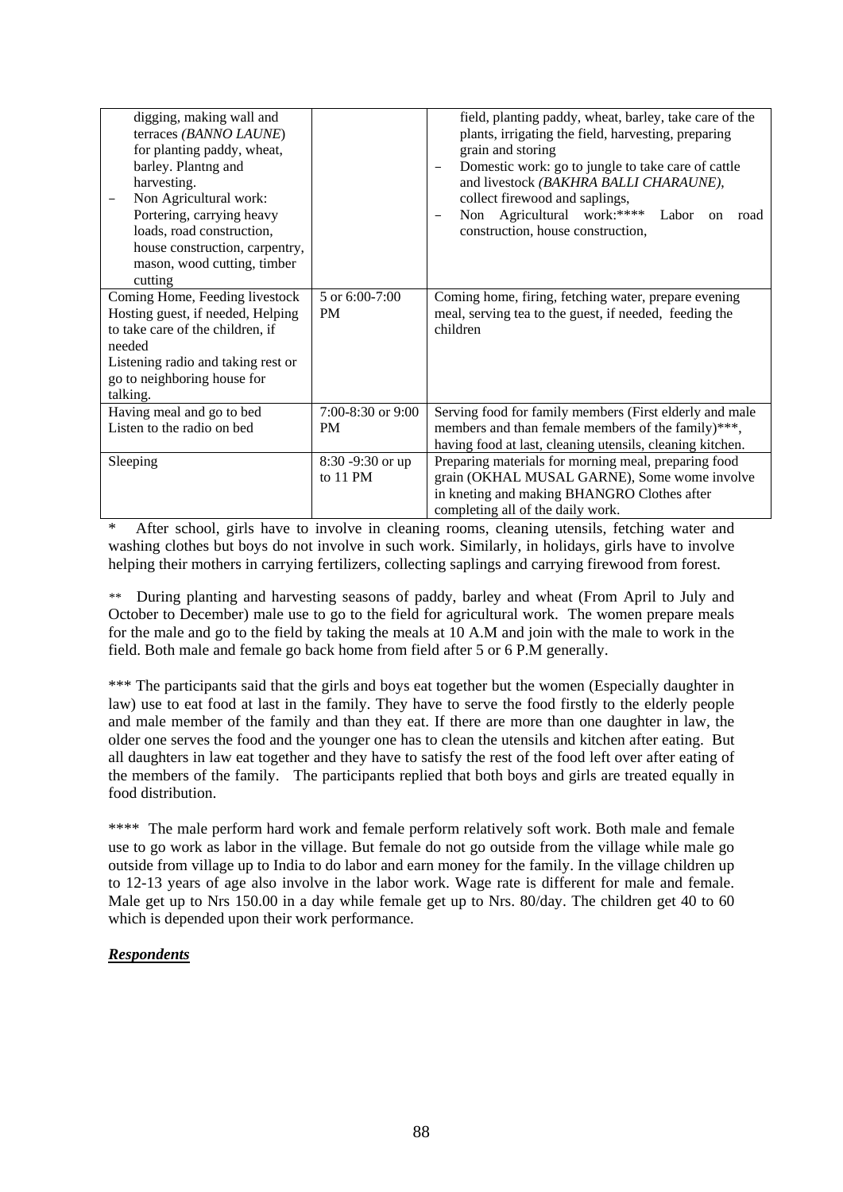| | | |
|---|---|---|
| digging, making wall and terraces *(BANNO LAUNE)* for planting paddy, wheat, barley. Plantng and harvesting.<br>– Non Agricultural work: Portering, carrying heavy loads, road construction, house construction, carpentry, mason, wood cutting, timber cutting | | field, planting paddy, wheat, barley, take care of the plants, irrigating the field, harvesting, preparing grain and storing<br>– Domestic work: go to jungle to take care of cattle and livestock *(BAKHRA BALLI CHARAUNE)*, collect firewood and saplings,<br>– Non Agricultural work:**** Labor on road construction, house construction, |
| Coming Home, Feeding livestock Hosting guest, if needed, Helping to take care of the children, if needed<br>Listening radio and taking rest or go to neighboring house for talking. | 5 or 6:00-7:00 PM | Coming home, firing, fetching water, prepare evening meal, serving tea to the guest, if needed, feeding the children |
| Having meal and go to bed<br>Listen to the radio on bed | 7:00-8:30 or 9:00 PM | Serving food for family members (First elderly and male members and than female members of the family)***, having food at last, cleaning utensils, cleaning kitchen. |
| Sleeping | 8:30 -9:30 or up to 11 PM | Preparing materials for morning meal, preparing food grain (OKHAL MUSAL GARNE), Some wome involve in kneting and making BHANGRO Clothes after completing all of the daily work. |

\* After school, girls have to involve in cleaning rooms, cleaning utensils, fetching water and washing clothes but boys do not involve in such work. Similarly, in holidays, girls have to involve helping their mothers in carrying fertilizers, collecting saplings and carrying firewood from forest.

** During planting and harvesting seasons of paddy, barley and wheat (From April to July and October to December) male use to go to the field for agricultural work. The women prepare meals for the male and go to the field by taking the meals at 10 A.M and join with the male to work in the field. Both male and female go back home from field after 5 or 6 P.M generally.

*** The participants said that the girls and boys eat together but the women (Especially daughter in law) use to eat food at last in the family. They have to serve the food firstly to the elderly people and male member of the family and than they eat. If there are more than one daughter in law, the older one serves the food and the younger one has to clean the utensils and kitchen after eating. But all daughters in law eat together and they have to satisfy the rest of the food left over after eating of the members of the family. The participants replied that both boys and girls are treated equally in food distribution.

**** The male perform hard work and female perform relatively soft work. Both male and female use to go work as labor in the village. But female do not go outside from the village while male go outside from village up to India to do labor and earn money for the family. In the village children up to 12-13 years of age also involve in the labor work. Wage rate is different for male and female. Male get up to Nrs 150.00 in a day while female get up to Nrs. 80/day. The children get 40 to 60 which is depended upon their work performance.

***<u>Respondents</u>***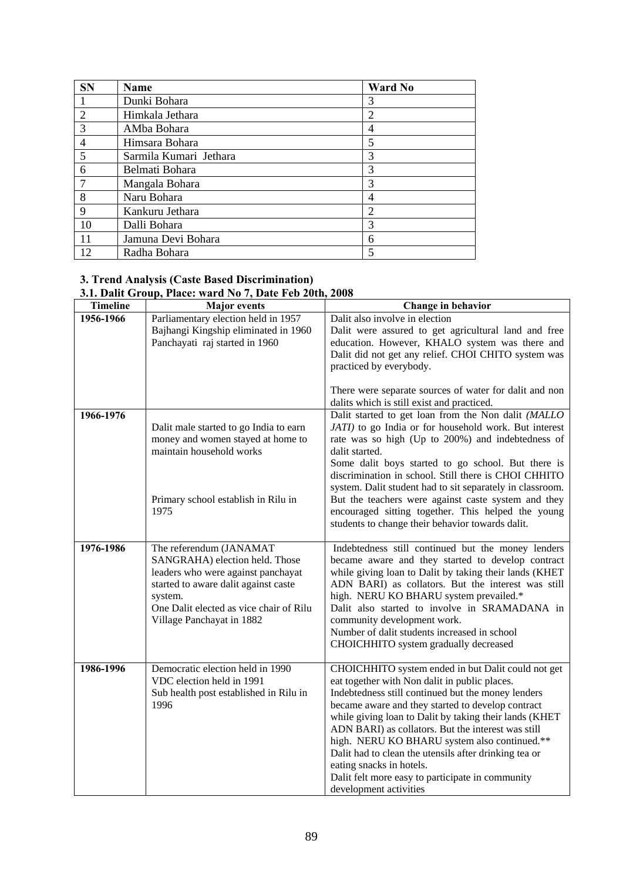| SN | Name | Ward No |
|---|---|---|
| 1 | Dunki Bohara | 3 |
| 2 | Himkala Jethara | 2 |
| 3 | AMba Bohara | 4 |
| 4 | Himsara Bohara | 5 |
| 5 | Sarmila Kumari Jethara | 3 |
| 6 | Belmati Bohara | 3 |
| 7 | Mangala Bohara | 3 |
| 8 | Naru Bohara | 4 |
| 9 | Kankuru Jethara | 2 |
| 10 | Dalli Bohara | 3 |
| 11 | Jamuna Devi Bohara | 6 |
| 12 | Radha Bohara | 5 |

**3. Trend Analysis (Caste Based Discrimination)**

**3.1. Dalit Group, Place: ward No 7, Date Feb 20th, 2008**

| Timeline | Major events | Change in behavior |
|---|---|---|
| **1956-1966** | Parliamentary election held in 1957<br>Bajhangi Kingship eliminated in 1960<br>Panchayati raj started in 1960 | Dalit also involve in election<br>Dalit were assured to get agricultural land and free education. However, KHALO system was there and Dalit did not get any relief. CHOI CHITO system was practiced by everybody.<br><br>There were separate sources of water for dalit and non dalits which is still exist and practiced. |
| **1966-1976** | Dalit male started to go India to earn money and women stayed at home to maintain household works<br><br>Primary school establish in Rilu in 1975 | Dalit started to get loan from the Non dalit *(MALLO JATI)* to go India or for household work. But interest rate was so high (Up to 200%) and indebtedness of dalit started.<br>Some dalit boys started to go school. But there is discrimination in school. Still there is CHOI CHHITO system. Dalit student had to sit separately in classroom. But the teachers were against caste system and they encouraged sitting together. This helped the young students to change their behavior towards dalit. |
| **1976-1986** | The referendum (JANAMAT SANGRAHA) election held. Those leaders who were against panchayat started to aware dalit against caste system.<br>One Dalit elected as vice chair of Rilu Village Panchayat in 1882 | Indebtedness still continued but the money lenders became aware and they started to develop contract while giving loan to Dalit by taking their lands (KHET ADN BARI) as collators. But the interest was still high. NERU KO BHARU system prevailed.*<br>Dalit also started to involve in SRAMADANA in community development work.<br>Number of dalit students increased in school<br>CHOICHHITO system gradually decreased |
| **1986-1996** | Democratic election held in 1990<br>VDC election held in 1991<br>Sub health post established in Rilu in 1996 | CHOICHHITO system ended in but Dalit could not get eat together with Non dalit in public places.<br>Indebtedness still continued but the money lenders became aware and they started to develop contract while giving loan to Dalit by taking their lands (KHET ADN BARI) as collators. But the interest was still high. NERU KO BHARU system also continued.**<br>Dalit had to clean the utensils after drinking tea or eating snacks in hotels.<br>Dalit felt more easy to participate in community development activities |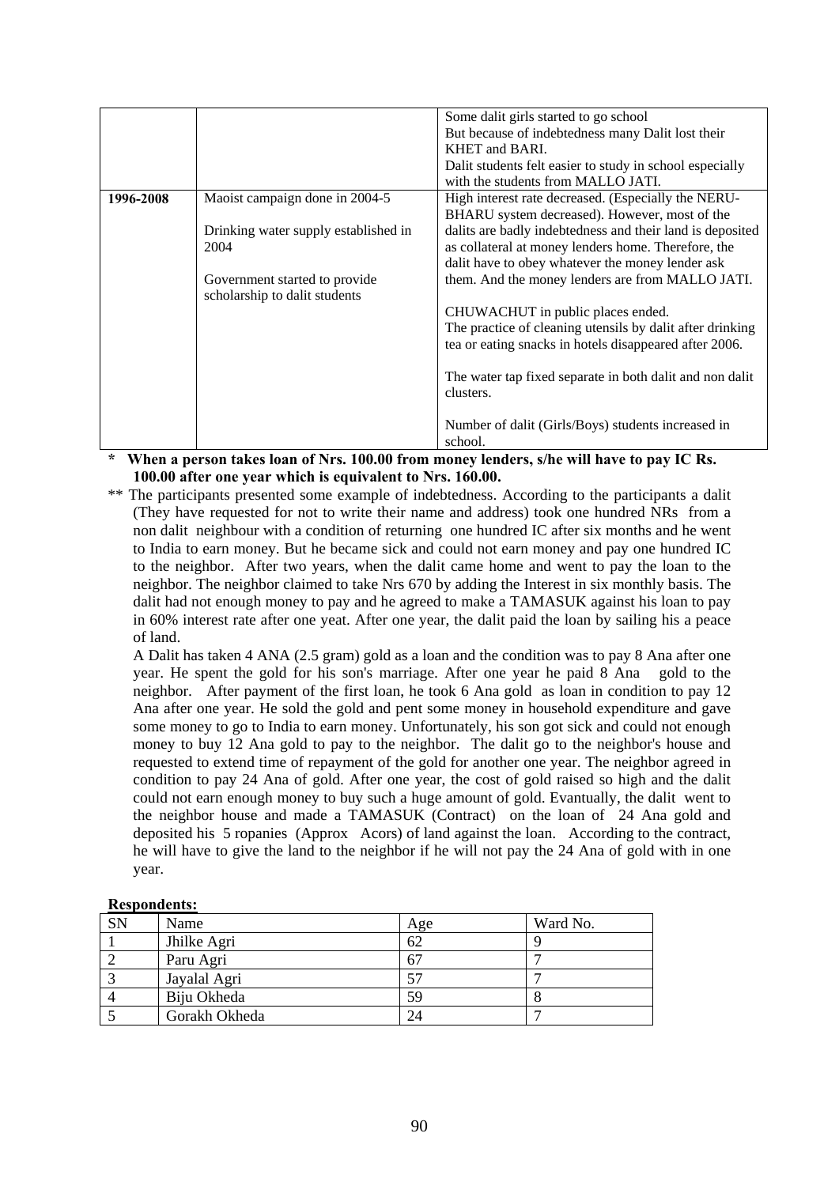| | | |
|---|---|---|
| | | Some dalit girls started to go school<br>But because of indebtedness many Dalit lost their KHET and BARI.<br>Dalit students felt easier to study in school especially with the students from MALLO JATI. |
| **1996-2008** | Maoist campaign done in 2004-5<br><br>Drinking water supply established in 2004<br><br>Government started to provide scholarship to dalit students | High interest rate decreased. (Especially the NERU-BHARU system decreased). However, most of the dalits are badly indebtedness and their land is deposited as collateral at money lenders home. Therefore, the dalit have to obey whatever the money lender ask them. And the money lenders are from MALLO JATI.<br><br>CHUWACHUT in public places ended.<br>The practice of cleaning utensils by dalit after drinking tea or eating snacks in hotels disappeared after 2006.<br><br>The water tap fixed separate in both dalit and non dalit clusters.<br><br>Number of dalit (Girls/Boys) students increased in school. |

**\* When a person takes loan of Nrs. 100.00 from money lenders, s/he will have to pay IC Rs. 100.00 after one year which is equivalent to Nrs. 160.00.**

\*\* The participants presented some example of indebtedness. According to the participants a dalit (They have requested for not to write their name and address) took one hundred NRs from a non dalit neighbour with a condition of returning one hundred IC after six months and he went to India to earn money. But he became sick and could not earn money and pay one hundred IC to the neighbor. After two years, when the dalit came home and went to pay the loan to the neighbor. The neighbor claimed to take Nrs 670 by adding the Interest in six monthly basis. The dalit had not enough money to pay and he agreed to make a TAMASUK against his loan to pay in 60% interest rate after one yeat. After one year, the dalit paid the loan by sailing his a peace of land.

A Dalit has taken 4 ANA (2.5 gram) gold as a loan and the condition was to pay 8 Ana after one year. He spent the gold for his son's marriage. After one year he paid 8 Ana gold to the neighbor. After payment of the first loan, he took 6 Ana gold as loan in condition to pay 12 Ana after one year. He sold the gold and pent some money in household expenditure and gave some money to go to India to earn money. Unfortunately, his son got sick and could not enough money to buy 12 Ana gold to pay to the neighbor. The dalit go to the neighbor's house and requested to extend time of repayment of the gold for another one year. The neighbor agreed in condition to pay 24 Ana of gold. After one year, the cost of gold raised so high and the dalit could not earn enough money to buy such a huge amount of gold. Evantually, the dalit went to the neighbor house and made a TAMASUK (Contract) on the loan of 24 Ana gold and deposited his 5 ropanies (Approx Acors) of land against the loan. According to the contract, he will have to give the land to the neighbor if he will not pay the 24 Ana of gold with in one year.

**Respondents:**

| SN | Name | Age | Ward No. |
|---|---|---|---|
| 1 | Jhilke Agri | 62 | 9 |
| 2 | Paru Agri | 67 | 7 |
| 3 | Jayalal Agri | 57 | 7 |
| 4 | Biju Okheda | 59 | 8 |
| 5 | Gorakh Okheda | 24 | 7 |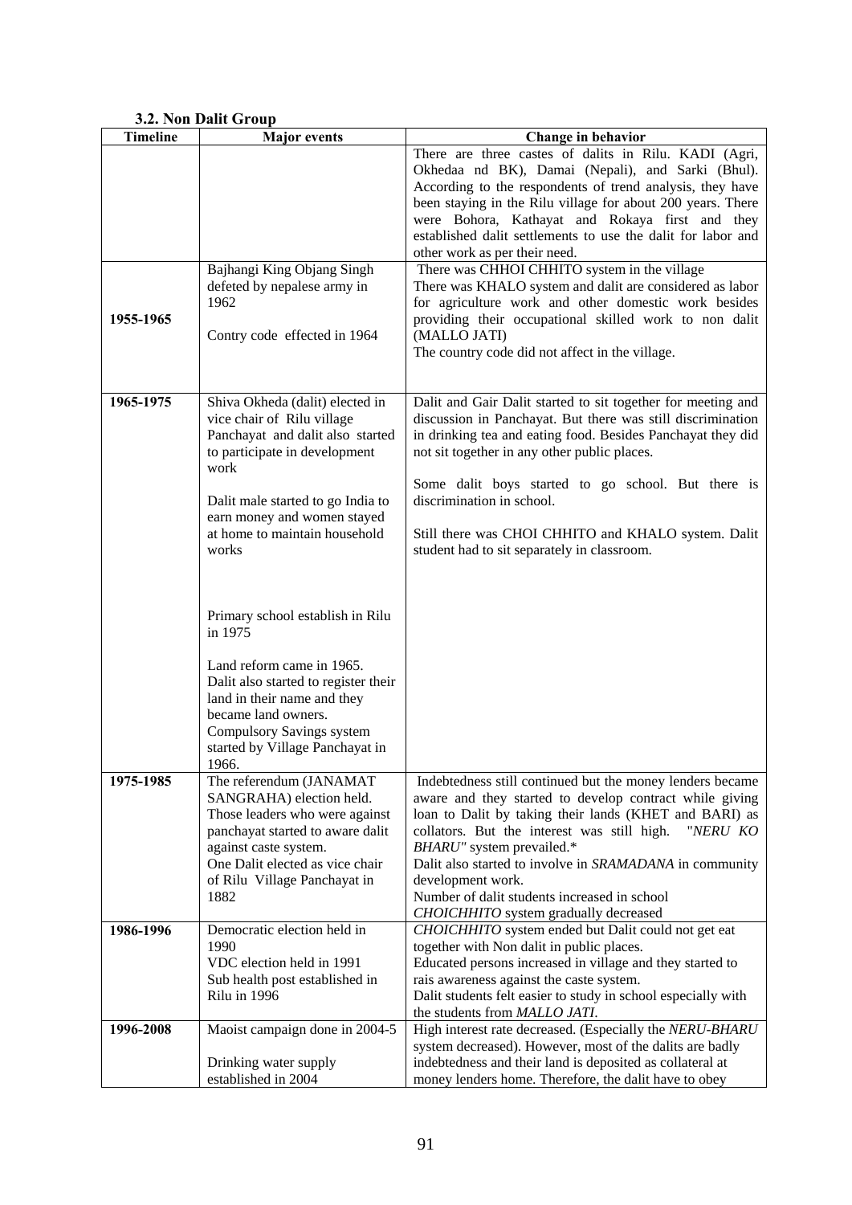### 3.2. Non Dalit Group

| Timeline | Major events | Change in behavior |
|---|---|---|
| | | There are three castes of dalits in Rilu. KADI (Agri, Okhedaa nd BK), Damai (Nepali), and Sarki (Bhul). According to the respondents of trend analysis, they have been staying in the Rilu village for about 200 years. There were Bohora, Kathayat and Rokaya first and they established dalit settlements to use the dalit for labor and other work as per their need. |
| 1955-1965 | Bajhangi King Objang Singh defeted by nepalese army in 1962<br><br>Contry code effected in 1964 | There was CHHOI CHHITO system in the village<br>There was KHALO system and dalit are considered as labor for agriculture work and other domestic work besides providing their occupational skilled work to non dalit (MALLO JATI)<br>The country code did not affect in the village. |
| **1965-1975** | Shiva Okheda (dalit) elected in vice chair of Rilu village Panchayat and dalit also started to participate in development work<br><br>Dalit male started to go India to earn money and women stayed at home to maintain household works<br><br>Primary school establish in Rilu in 1975<br><br>Land reform came in 1965. Dalit also started to register their land in their name and they became land owners. Compulsory Savings system started by Village Panchayat in 1966. | Dalit and Gair Dalit started to sit together for meeting and discussion in Panchayat. But there was still discrimination in drinking tea and eating food. Besides Panchayat they did not sit together in any other public places.<br><br>Some dalit boys started to go school. But there is discrimination in school.<br><br>Still there was CHOI CHHITO and KHALO system. Dalit student had to sit separately in classroom. |
| **1975-1985** | The referendum (JANAMAT SANGRAHA) election held. Those leaders who were against panchayat started to aware dalit against caste system.<br>One Dalit elected as vice chair of Rilu Village Panchayat in 1882 | Indebtedness still continued but the money lenders became aware and they started to develop contract while giving loan to Dalit by taking their lands (KHET and BARI) as collators. But the interest was still high. *"NERU KO BHARU"* system prevailed.*<br>Dalit also started to involve in *SRAMADANA* in community development work.<br>Number of dalit students increased in school<br>*CHOICHHITO* system gradually decreased |
| **1986-1996** | Democratic election held in 1990<br>VDC election held in 1991<br>Sub health post established in Rilu in 1996 | *CHOICHHITO* system ended but Dalit could not get eat together with Non dalit in public places.<br>Educated persons increased in village and they started to rais awareness against the caste system.<br>Dalit students felt easier to study in school especially with the students from *MALLO JATI*. |
| **1996-2008** | Maoist campaign done in 2004-5<br><br>Drinking water supply established in 2004 | High interest rate decreased. (Especially the *NERU-BHARU* system decreased). However, most of the dalits are badly indebtedness and their land is deposited as collateral at money lenders home. Therefore, the dalit have to obey |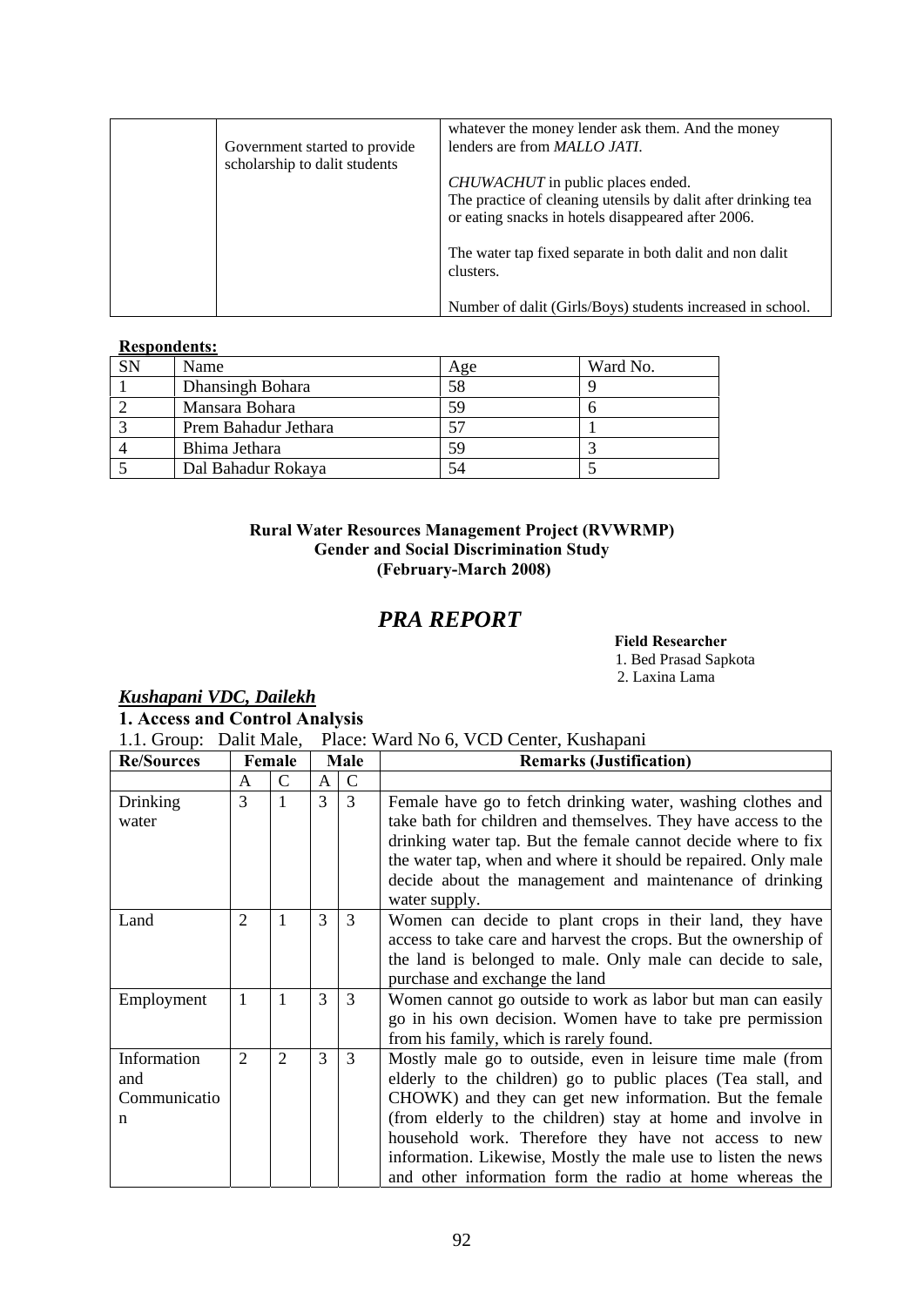| | | |
|---|---|---|
| | Government started to provide scholarship to dalit students | whatever the money lender ask them. And the money lenders are from *MALLO JATI*.<br><br>*CHUWACHUT* in public places ended.<br>The practice of cleaning utensils by dalit after drinking tea or eating snacks in hotels disappeared after 2006.<br><br>The water tap fixed separate in both dalit and non dalit clusters.<br><br>Number of dalit (Girls/Boys) students increased in school. |

**Respondents:**

| SN | Name | Age | Ward No. |
|---|---|---|---|
| 1 | Dhansingh Bohara | 58 | 9 |
| 2 | Mansara Bohara | 59 | 6 |
| 3 | Prem Bahadur Jethara | 57 | 1 |
| 4 | Bhima Jethara | 59 | 3 |
| 5 | Dal Bahadur Rokaya | 54 | 5 |

**Rural Water Resources Management Project (RVWRMP)**
**Gender and Social Discrimination Study**
**(February-March 2008)**

# *PRA REPORT*

**Field Researcher**
1. Bed Prasad Sapkota
2. Laxina Lama

## ***Kushapani VDC, Dailekh***

### 1. Access and Control Analysis

1.1. Group: Dalit Male, Place: Ward No 6, VCD Center, Kushapani

| Re/Sources | Female | | Male | | Remarks (Justification) |
|---|---|---|---|---|---|
| | A | C | A | C | |
| Drinking water | 3 | 1 | 3 | 3 | Female have go to fetch drinking water, washing clothes and take bath for children and themselves. They have access to the drinking water tap. But the female cannot decide where to fix the water tap, when and where it should be repaired. Only male decide about the management and maintenance of drinking water supply. |
| Land | 2 | 1 | 3 | 3 | Women can decide to plant crops in their land, they have access to take care and harvest the crops. But the ownership of the land is belonged to male. Only male can decide to sale, purchase and exchange the land |
| Employment | 1 | 1 | 3 | 3 | Women cannot go outside to work as labor but man can easily go in his own decision. Women have to take pre permission from his family, which is rarely found. |
| Information and Communication | 2 | 2 | 3 | 3 | Mostly male go to outside, even in leisure time male (from elderly to the children) go to public places (Tea stall, and CHOWK) and they can get new information. But the female (from elderly to the children) stay at home and involve in household work. Therefore they have not access to new information. Likewise, Mostly the male use to listen the news and other information form the radio at home whereas the |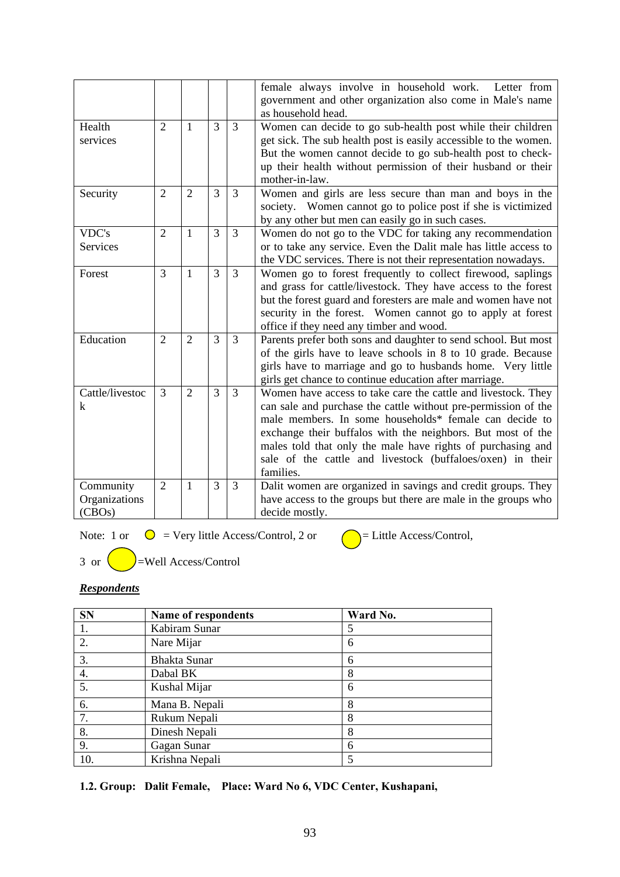| | | | | | |
|---|---|---|---|---|---|
| | | | | | female always involve in household work. Letter from government and other organization also come in Male's name as household head. |
| Health services | 2 | 1 | 3 | 3 | Women can decide to go sub-health post while their children get sick. The sub health post is easily accessible to the women. But the women cannot decide to go sub-health post to check-up their health without permission of their husband or their mother-in-law. |
| Security | 2 | 2 | 3 | 3 | Women and girls are less secure than man and boys in the society. Women cannot go to police post if she is victimized by any other but men can easily go in such cases. |
| VDC's Services | 2 | 1 | 3 | 3 | Women do not go to the VDC for taking any recommendation or to take any service. Even the Dalit male has little access to the VDC services. There is not their representation nowadays. |
| Forest | 3 | 1 | 3 | 3 | Women go to forest frequently to collect firewood, saplings and grass for cattle/livestock. They have access to the forest but the forest guard and foresters are male and women have not security in the forest. Women cannot go to apply at forest office if they need any timber and wood. |
| Education | 2 | 2 | 3 | 3 | Parents prefer both sons and daughter to send school. But most of the girls have to leave schools in 8 to 10 grade. Because girls have to marriage and go to husbands home. Very little girls get chance to continue education after marriage. |
| Cattle/livestock | 3 | 2 | 3 | 3 | Women have access to take care the cattle and livestock. They can sale and purchase the cattle without pre-permission of the male members. In some households* female can decide to exchange their buffalos with the neighbors. But most of the males told that only the male have rights of purchasing and sale of the cattle and livestock (buffaloes/oxen) in their families. |
| Community Organizations (CBOs) | 2 | 1 | 3 | 3 | Dalit women are organized in savings and credit groups. They have access to the groups but there are male in the groups who decide mostly. |

Note: 1 or ○ = Very little Access/Control, 2 or ○ = Little Access/Control, 3 or ○ =Well Access/Control

***Respondents***

| SN | Name of respondents | Ward No. |
|---|---|---|
| 1. | Kabiram Sunar | 5 |
| 2. | Nare Mijar | 6 |
| 3. | Bhakta Sunar | 6 |
| 4. | Dabal BK | 8 |
| 5. | Kushal Mijar | 6 |
| 6. | Mana B. Nepali | 8 |
| 7. | Rukum Nepali | 8 |
| 8. | Dinesh Nepali | 8 |
| 9. | Gagan Sunar | 6 |
| 10. | Krishna Nepali | 5 |

**1.2. Group: Dalit Female, Place: Ward No 6, VDC Center, Kushapani,**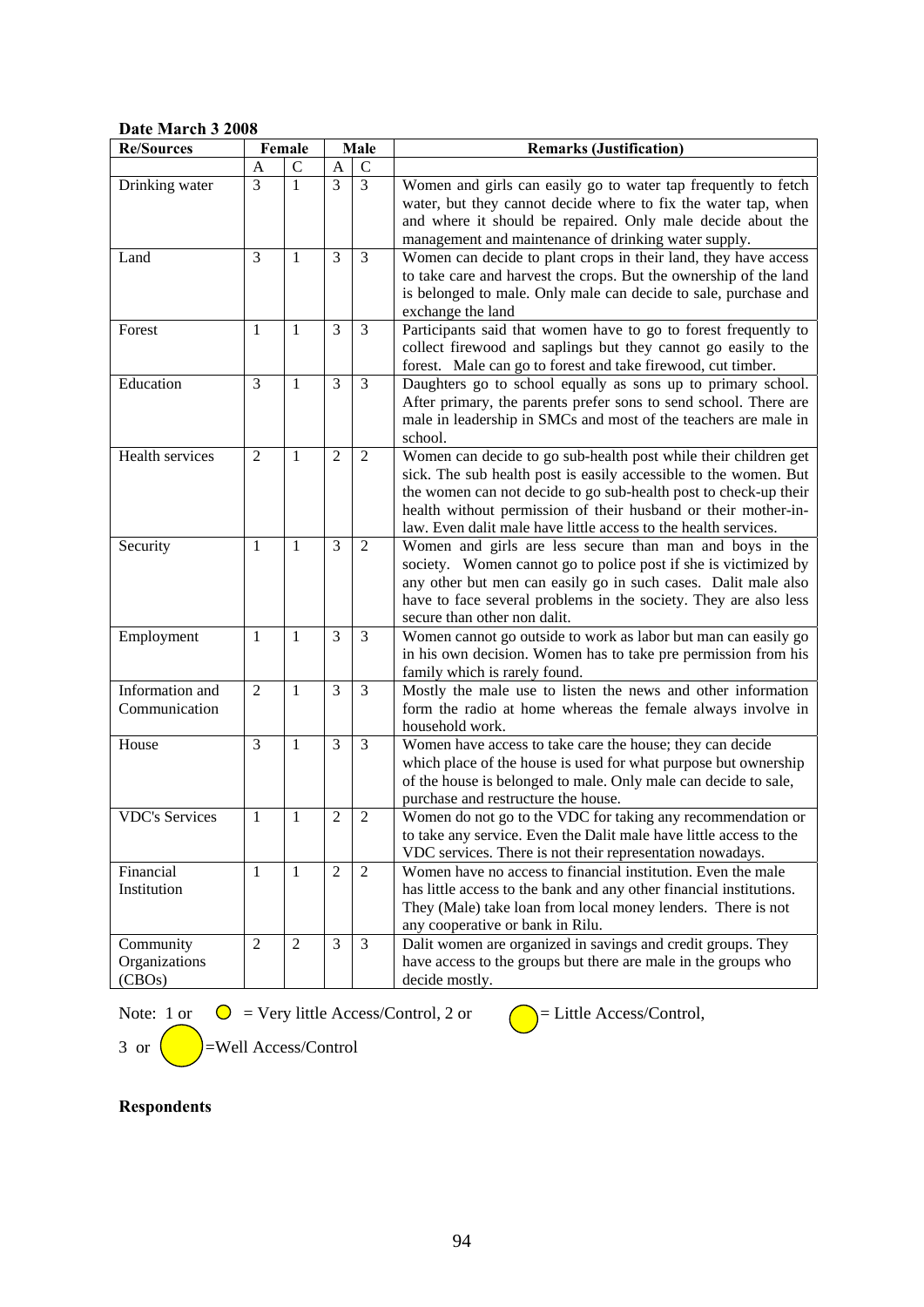**Date March 3 2008**

| Re/Sources | Female | | Male | | Remarks (Justification) |
|---|---|---|---|---|---|
| | A | C | A | C | |
| Drinking water | 3 | 1 | 3 | 3 | Women and girls can easily go to water tap frequently to fetch water, but they cannot decide where to fix the water tap, when and where it should be repaired. Only male decide about the management and maintenance of drinking water supply. |
| Land | 3 | 1 | 3 | 3 | Women can decide to plant crops in their land, they have access to take care and harvest the crops. But the ownership of the land is belonged to male. Only male can decide to sale, purchase and exchange the land |
| Forest | 1 | 1 | 3 | 3 | Participants said that women have to go to forest frequently to collect firewood and saplings but they cannot go easily to the forest. Male can go to forest and take firewood, cut timber. |
| Education | 3 | 1 | 3 | 3 | Daughters go to school equally as sons up to primary school. After primary, the parents prefer sons to send school. There are male in leadership in SMCs and most of the teachers are male in school. |
| Health services | 2 | 1 | 2 | 2 | Women can decide to go sub-health post while their children get sick. The sub health post is easily accessible to the women. But the women can not decide to go sub-health post to check-up their health without permission of their husband or their mother-in-law. Even dalit male have little access to the health services. |
| Security | 1 | 1 | 3 | 2 | Women and girls are less secure than man and boys in the society. Women cannot go to police post if she is victimized by any other but men can easily go in such cases. Dalit male also have to face several problems in the society. They are also less secure than other non dalit. |
| Employment | 1 | 1 | 3 | 3 | Women cannot go outside to work as labor but man can easily go in his own decision. Women has to take pre permission from his family which is rarely found. |
| Information and Communication | 2 | 1 | 3 | 3 | Mostly the male use to listen the news and other information form the radio at home whereas the female always involve in household work. |
| House | 3 | 1 | 3 | 3 | Women have access to take care the house; they can decide which place of the house is used for what purpose but ownership of the house is belonged to male. Only male can decide to sale, purchase and restructure the house. |
| VDC's Services | 1 | 1 | 2 | 2 | Women do not go to the VDC for taking any recommendation or to take any service. Even the Dalit male have little access to the VDC services. There is not their representation nowadays. |
| Financial Institution | 1 | 1 | 2 | 2 | Women have no access to financial institution. Even the male has little access to the bank and any other financial institutions. They (Male) take loan from local money lenders. There is not any cooperative or bank in Rilu. |
| Community Organizations (CBOs) | 2 | 2 | 3 | 3 | Dalit women are organized in savings and credit groups. They have access to the groups but there are male in the groups who decide mostly. |

Note: 1 or ○ = Very little Access/Control, 2 or ○ = Little Access/Control, 3 or ○ =Well Access/Control

**Respondents**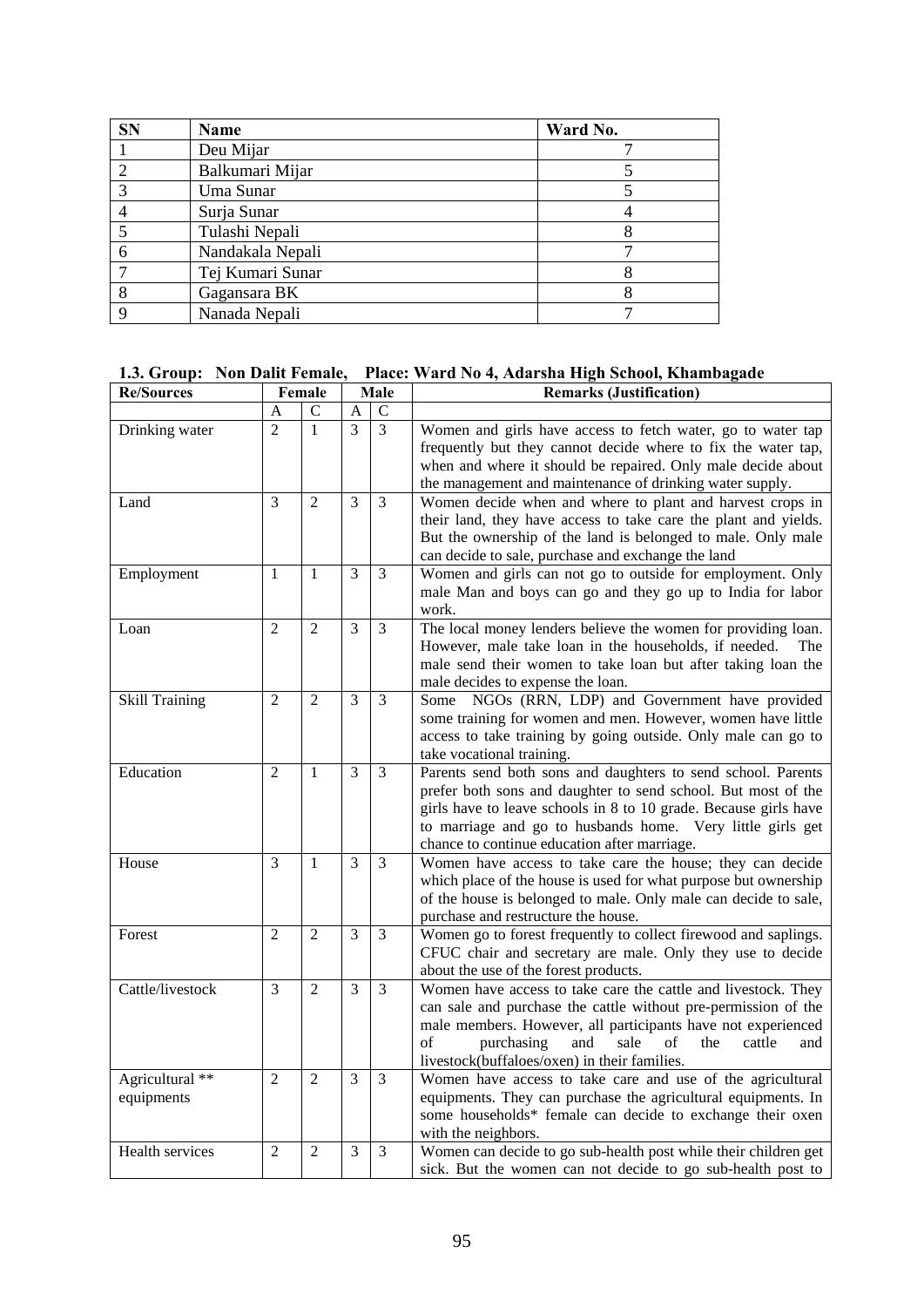| SN | Name | Ward No. |
|---|---|---|
| 1 | Deu Mijar | 7 |
| 2 | Balkumari Mijar | 5 |
| 3 | Uma Sunar | 5 |
| 4 | Surja Sunar | 4 |
| 5 | Tulashi Nepali | 8 |
| 6 | Nandakala Nepali | 7 |
| 7 | Tej Kumari Sunar | 8 |
| 8 | Gagansara BK | 8 |
| 9 | Nanada Nepali | 7 |

**1.3. Group: Non Dalit Female, Place: Ward No 4, Adarsha High School, Khambagade**

| Re/Sources | Female | | Male | | Remarks (Justification) |
|---|---|---|---|---|---|
| | A | C | A | C | |
| Drinking water | 2 | 1 | 3 | 3 | Women and girls have access to fetch water, go to water tap frequently but they cannot decide where to fix the water tap, when and where it should be repaired. Only male decide about the management and maintenance of drinking water supply. |
| Land | 3 | 2 | 3 | 3 | Women decide when and where to plant and harvest crops in their land, they have access to take care the plant and yields. But the ownership of the land is belonged to male. Only male can decide to sale, purchase and exchange the land |
| Employment | 1 | 1 | 3 | 3 | Women and girls can not go to outside for employment. Only male Man and boys can go and they go up to India for labor work. |
| Loan | 2 | 2 | 3 | 3 | The local money lenders believe the women for providing loan. However, male take loan in the households, if needed. The male send their women to take loan but after taking loan the male decides to expense the loan. |
| Skill Training | 2 | 2 | 3 | 3 | Some NGOs (RRN, LDP) and Government have provided some training for women and men. However, women have little access to take training by going outside. Only male can go to take vocational training. |
| Education | 2 | 1 | 3 | 3 | Parents send both sons and daughters to send school. Parents prefer both sons and daughter to send school. But most of the girls have to leave schools in 8 to 10 grade. Because girls have to marriage and go to husbands home. Very little girls get chance to continue education after marriage. |
| House | 3 | 1 | 3 | 3 | Women have access to take care the house; they can decide which place of the house is used for what purpose but ownership of the house is belonged to male. Only male can decide to sale, purchase and restructure the house. |
| Forest | 2 | 2 | 3 | 3 | Women go to forest frequently to collect firewood and saplings. CFUC chair and secretary are male. Only they use to decide about the use of the forest products. |
| Cattle/livestock | 3 | 2 | 3 | 3 | Women have access to take care the cattle and livestock. They can sale and purchase the cattle without pre-permission of the male members. However, all participants have not experienced of purchasing and sale of the cattle and livestock(buffaloes/oxen) in their families. |
| Agricultural ** equipments | 2 | 2 | 3 | 3 | Women have access to take care and use of the agricultural equipments. They can purchase the agricultural equipments. In some households* female can decide to exchange their oxen with the neighbors. |
| Health services | 2 | 2 | 3 | 3 | Women can decide to go sub-health post while their children get sick. But the women can not decide to go sub-health post to |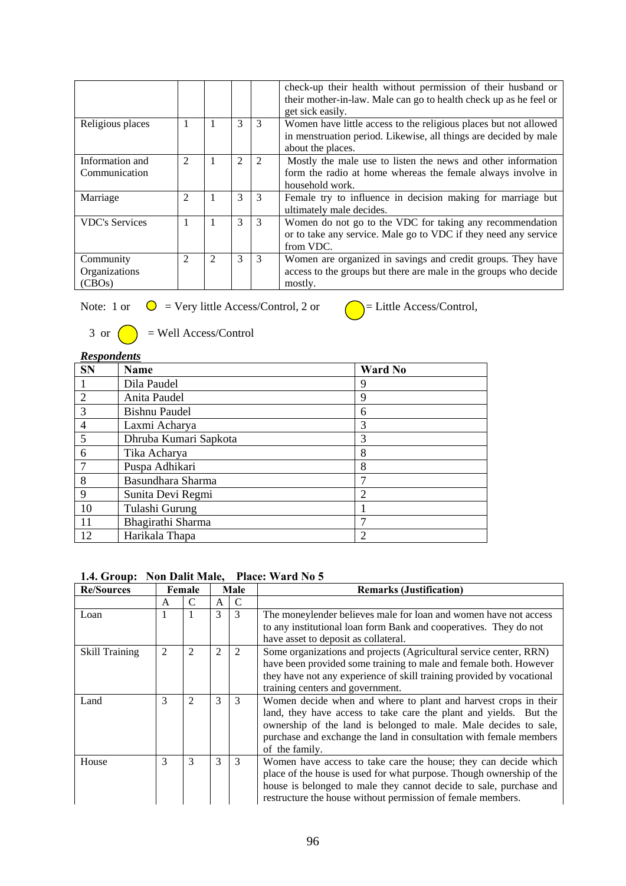| | | | | | |
|---|---|---|---|---|---|
| | | | | | check-up their health without permission of their husband or their mother-in-law. Male can go to health check up as he feel or get sick easily. |
| Religious places | 1 | 1 | 3 | 3 | Women have little access to the religious places but not allowed in menstruation period. Likewise, all things are decided by male about the places. |
| Information and Communication | 2 | 1 | 2 | 2 | Mostly the male use to listen the news and other information form the radio at home whereas the female always involve in household work. |
| Marriage | 2 | 1 | 3 | 3 | Female try to influence in decision making for marriage but ultimately male decides. |
| VDC's Services | 1 | 1 | 3 | 3 | Women do not go to the VDC for taking any recommendation or to take any service. Male go to VDC if they need any service from VDC. |
| Community Organizations (CBOs) | 2 | 2 | 3 | 3 | Women are organized in savings and credit groups. They have access to the groups but there are male in the groups who decide mostly. |

Note: 1 or ○ = Very little Access/Control, 2 or ○ = Little Access/Control,

3 or ○ = Well Access/Control

***Respondents***

| SN | Name | Ward No |
|---|---|---|
| 1 | Dila Paudel | 9 |
| 2 | Anita Paudel | 9 |
| 3 | Bishnu Paudel | 6 |
| 4 | Laxmi Acharya | 3 |
| 5 | Dhruba Kumari Sapkota | 3 |
| 6 | Tika Acharya | 8 |
| 7 | Puspa Adhikari | 8 |
| 8 | Basundhara Sharma | 7 |
| 9 | Sunita Devi Regmi | 2 |
| 10 | Tulashi Gurung | 1 |
| 11 | Bhagirathi Sharma | 7 |
| 12 | Harikala Thapa | 2 |

**1.4. Group: Non Dalit Male, Place: Ward No 5**

| Re/Sources | Female | | Male | | Remarks (Justification) |
|---|---|---|---|---|---|
| | A | C | A | C | |
| Loan | 1 | 1 | 3 | 3 | The moneylender believes male for loan and women have not access to any institutional loan form Bank and cooperatives. They do not have asset to deposit as collateral. |
| Skill Training | 2 | 2 | 2 | 2 | Some organizations and projects (Agricultural service center, RRN) have been provided some training to male and female both. However they have not any experience of skill training provided by vocational training centers and government. |
| Land | 3 | 2 | 3 | 3 | Women decide when and where to plant and harvest crops in their land, they have access to take care the plant and yields. But the ownership of the land is belonged to male. Male decides to sale, purchase and exchange the land in consultation with female members of the family. |
| House | 3 | 3 | 3 | 3 | Women have access to take care the house; they can decide which place of the house is used for what purpose. Though ownership of the house is belonged to male they cannot decide to sale, purchase and restructure the house without permission of female members. |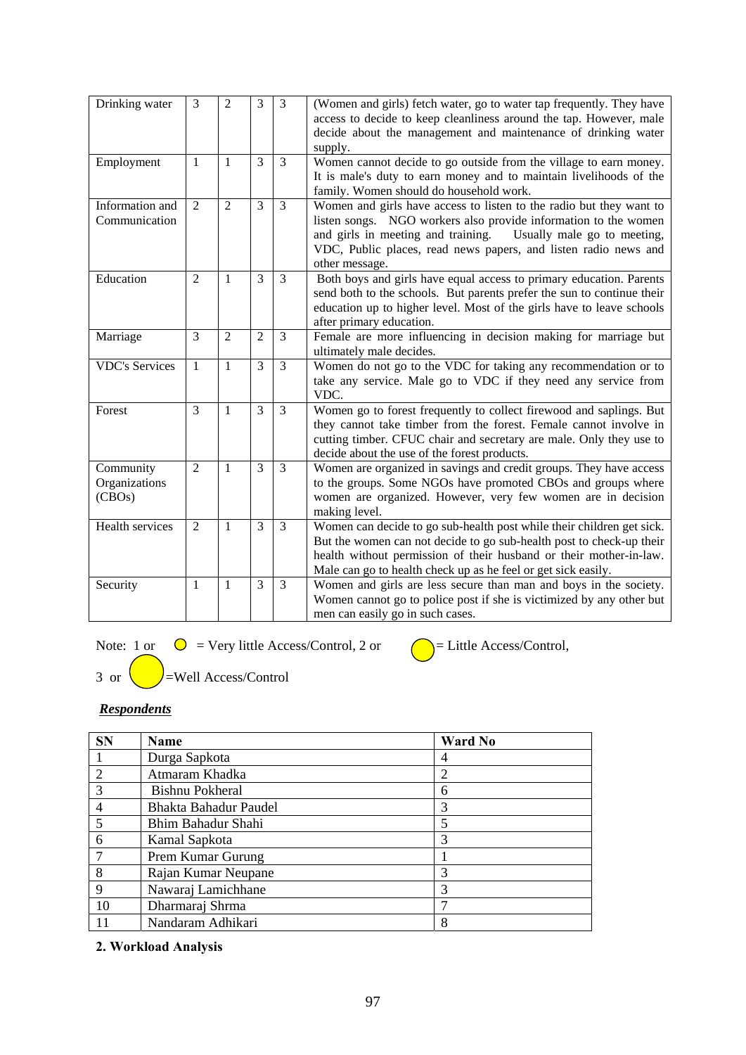| Drinking water | 3 | 2 | 3 | 3 | (Women and girls) fetch water, go to water tap frequently. They have access to decide to keep cleanliness around the tap. However, male decide about the management and maintenance of drinking water supply. |
|---|---|---|---|---|---|
| Employment | 1 | 1 | 3 | 3 | Women cannot decide to go outside from the village to earn money. It is male's duty to earn money and to maintain livelihoods of the family. Women should do household work. |
| Information and Communication | 2 | 2 | 3 | 3 | Women and girls have access to listen to the radio but they want to listen songs. NGO workers also provide information to the women and girls in meeting and training. Usually male go to meeting, VDC, Public places, read news papers, and listen radio news and other message. |
| Education | 2 | 1 | 3 | 3 | Both boys and girls have equal access to primary education. Parents send both to the schools. But parents prefer the sun to continue their education up to higher level. Most of the girls have to leave schools after primary education. |
| Marriage | 3 | 2 | 2 | 3 | Female are more influencing in decision making for marriage but ultimately male decides. |
| VDC's Services | 1 | 1 | 3 | 3 | Women do not go to the VDC for taking any recommendation or to take any service. Male go to VDC if they need any service from VDC. |
| Forest | 3 | 1 | 3 | 3 | Women go to forest frequently to collect firewood and saplings. But they cannot take timber from the forest. Female cannot involve in cutting timber. CFUC chair and secretary are male. Only they use to decide about the use of the forest products. |
| Community Organizations (CBOs) | 2 | 1 | 3 | 3 | Women are organized in savings and credit groups. They have access to the groups. Some NGOs have promoted CBOs and groups where women are organized. However, very few women are in decision making level. |
| Health services | 2 | 1 | 3 | 3 | Women can decide to go sub-health post while their children get sick. But the women can not decide to go sub-health post to check-up their health without permission of their husband or their mother-in-law. Male can go to health check up as he feel or get sick easily. |
| Security | 1 | 1 | 3 | 3 | Women and girls are less secure than man and boys in the society. Women cannot go to police post if she is victimized by any other but men can easily go in such cases. |

Note: 1 or ○ = Very little Access/Control, 2 or ○ = Little Access/Control,

3 or ○ =Well Access/Control

***Respondents***

| SN | Name | Ward No |
|---|---|---|
| 1 | Durga Sapkota | 4 |
| 2 | Atmaram Khadka | 2 |
| 3 | Bishnu Pokheral | 6 |
| 4 | Bhakta Bahadur Paudel | 3 |
| 5 | Bhim Bahadur Shahi | 5 |
| 6 | Kamal Sapkota | 3 |
| 7 | Prem Kumar Gurung | 1 |
| 8 | Rajan Kumar Neupane | 3 |
| 9 | Nawaraj Lamichhane | 3 |
| 10 | Dharmaraj Shrma | 7 |
| 11 | Nandaram Adhikari | 8 |

**2. Workload Analysis**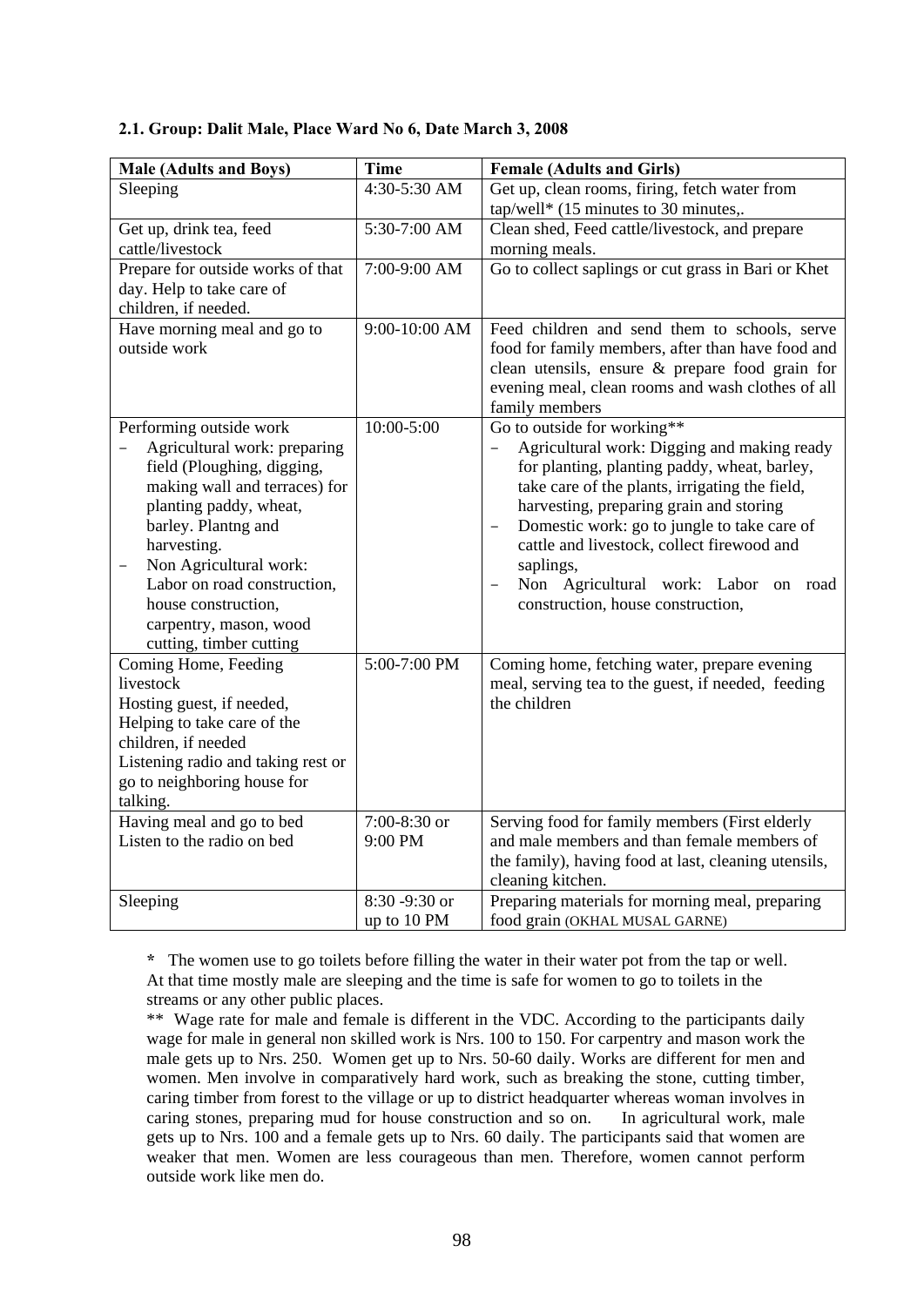**2.1. Group: Dalit Male, Place Ward No 6, Date March 3, 2008**

| Male (Adults and Boys) | Time | Female (Adults and Girls) |
|---|---|---|
| Sleeping | 4:30-5:30 AM | Get up, clean rooms, firing, fetch water from tap/well* (15 minutes to 30 minutes,. |
| Get up, drink tea, feed cattle/livestock | 5:30-7:00 AM | Clean shed, Feed cattle/livestock, and prepare morning meals. |
| Prepare for outside works of that day. Help to take care of children, if needed. | 7:00-9:00 AM | Go to collect saplings or cut grass in Bari or Khet |
| Have morning meal and go to outside work | 9:00-10:00 AM | Feed children and send them to schools, serve food for family members, after than have food and clean utensils, ensure & prepare food grain for evening meal, clean rooms and wash clothes of all family members |
| Performing outside work<br>– Agricultural work: preparing field (Ploughing, digging, making wall and terraces) for planting paddy, wheat, barley. Plantng and harvesting.<br>– Non Agricultural work: Labor on road construction, house construction, carpentry, mason, wood cutting, timber cutting | 10:00-5:00 | Go to outside for working**<br>– Agricultural work: Digging and making ready for planting, planting paddy, wheat, barley, take care of the plants, irrigating the field, harvesting, preparing grain and storing<br>– Domestic work: go to jungle to take care of cattle and livestock, collect firewood and saplings,<br>– Non Agricultural work: Labor on road construction, house construction, |
| Coming Home, Feeding livestock<br>Hosting guest, if needed,<br>Helping to take care of the children, if needed<br>Listening radio and taking rest or go to neighboring house for talking. | 5:00-7:00 PM | Coming home, fetching water, prepare evening meal, serving tea to the guest, if needed, feeding the children |
| Having meal and go to bed<br>Listen to the radio on bed | 7:00-8:30 or 9:00 PM | Serving food for family members (First elderly and male members and than female members of the family), having food at last, cleaning utensils, cleaning kitchen. |
| Sleeping | 8:30 -9:30 or up to 10 PM | Preparing materials for morning meal, preparing food grain (OKHAL MUSAL GARNE) |

\* The women use to go toilets before filling the water in their water pot from the tap or well. At that time mostly male are sleeping and the time is safe for women to go to toilets in the streams or any other public places.

** Wage rate for male and female is different in the VDC. According to the participants daily wage for male in general non skilled work is Nrs. 100 to 150. For carpentry and mason work the male gets up to Nrs. 250. Women get up to Nrs. 50-60 daily. Works are different for men and women. Men involve in comparatively hard work, such as breaking the stone, cutting timber, caring timber from forest to the village or up to district headquarter whereas woman involves in caring stones, preparing mud for house construction and so on. In agricultural work, male gets up to Nrs. 100 and a female gets up to Nrs. 60 daily. The participants said that women are weaker that men. Women are less courageous than men. Therefore, women cannot perform outside work like men do.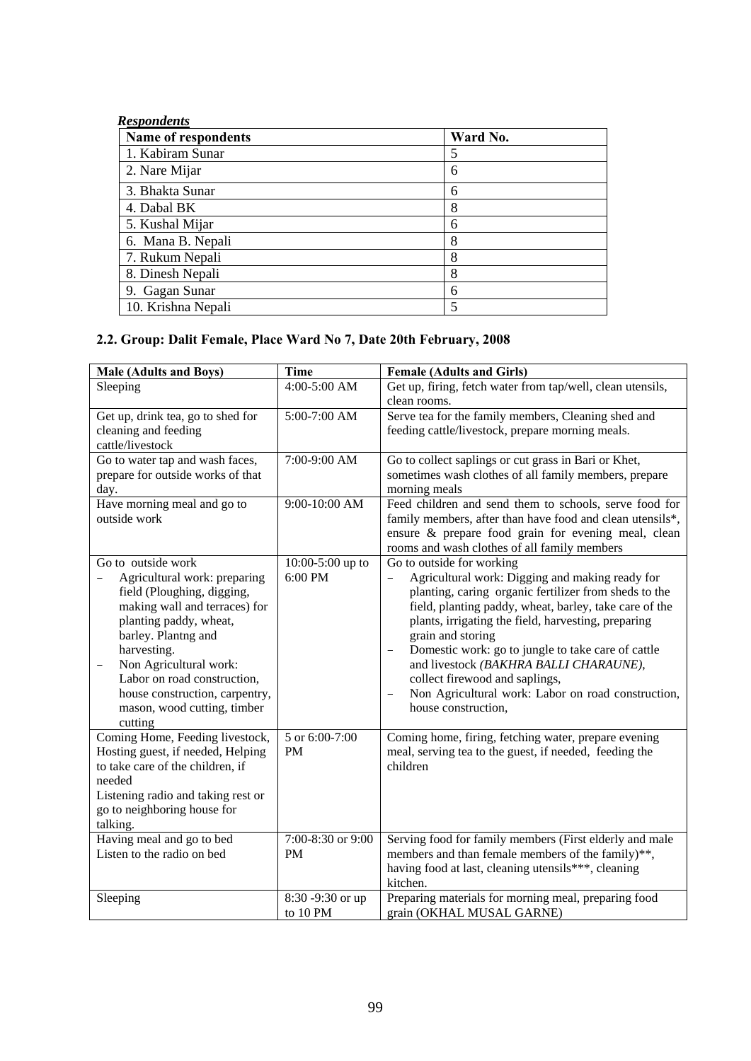***Respondents***

| Name of respondents | Ward No. |
|---|---|
| 1. Kabiram Sunar | 5 |
| 2. Nare Mijar | 6 |
| 3. Bhakta Sunar | 6 |
| 4. Dabal BK | 8 |
| 5. Kushal Mijar | 6 |
| 6. Mana B. Nepali | 8 |
| 7. Rukum Nepali | 8 |
| 8. Dinesh Nepali | 8 |
| 9. Gagan Sunar | 6 |
| 10. Krishna Nepali | 5 |

## 2.2. Group: Dalit Female, Place Ward No 7, Date 20th February, 2008

| Male (Adults and Boys) | Time | Female (Adults and Girls) |
|---|---|---|
| Sleeping | 4:00-5:00 AM | Get up, firing, fetch water from tap/well, clean utensils, clean rooms. |
| Get up, drink tea, go to shed for cleaning and feeding cattle/livestock | 5:00-7:00 AM | Serve tea for the family members, Cleaning shed and feeding cattle/livestock, prepare morning meals. |
| Go to water tap and wash faces, prepare for outside works of that day. | 7:00-9:00 AM | Go to collect saplings or cut grass in Bari or Khet, sometimes wash clothes of all family members, prepare morning meals |
| Have morning meal and go to outside work | 9:00-10:00 AM | Feed children and send them to schools, serve food for family members, after than have food and clean utensils*, ensure & prepare food grain for evening meal, clean rooms and wash clothes of all family members |
| Go to outside work<br>– Agricultural work: preparing field (Ploughing, digging, making wall and terraces) for planting paddy, wheat, barley. Plantng and harvesting.<br>– Non Agricultural work: Labor on road construction, house construction, carpentry, mason, wood cutting, timber cutting | 10:00-5:00 up to 6:00 PM | Go to outside for working<br>– Agricultural work: Digging and making ready for planting, caring organic fertilizer from sheds to the field, planting paddy, wheat, barley, take care of the plants, irrigating the field, harvesting, preparing grain and storing<br>– Domestic work: go to jungle to take care of cattle and livestock *(BAKHRA BALLI CHARAUNE)*, collect firewood and saplings,<br>– Non Agricultural work: Labor on road construction, house construction, |
| Coming Home, Feeding livestock, Hosting guest, if needed, Helping to take care of the children, if needed<br>Listening radio and taking rest or go to neighboring house for talking. | 5 or 6:00-7:00 PM | Coming home, firing, fetching water, prepare evening meal, serving tea to the guest, if needed, feeding the children |
| Having meal and go to bed<br>Listen to the radio on bed | 7:00-8:30 or 9:00 PM | Serving food for family members (First elderly and male members and than female members of the family)**, having food at last, cleaning utensils***, cleaning kitchen. |
| Sleeping | 8:30 -9:30 or up to 10 PM | Preparing materials for morning meal, preparing food grain (OKHAL MUSAL GARNE) |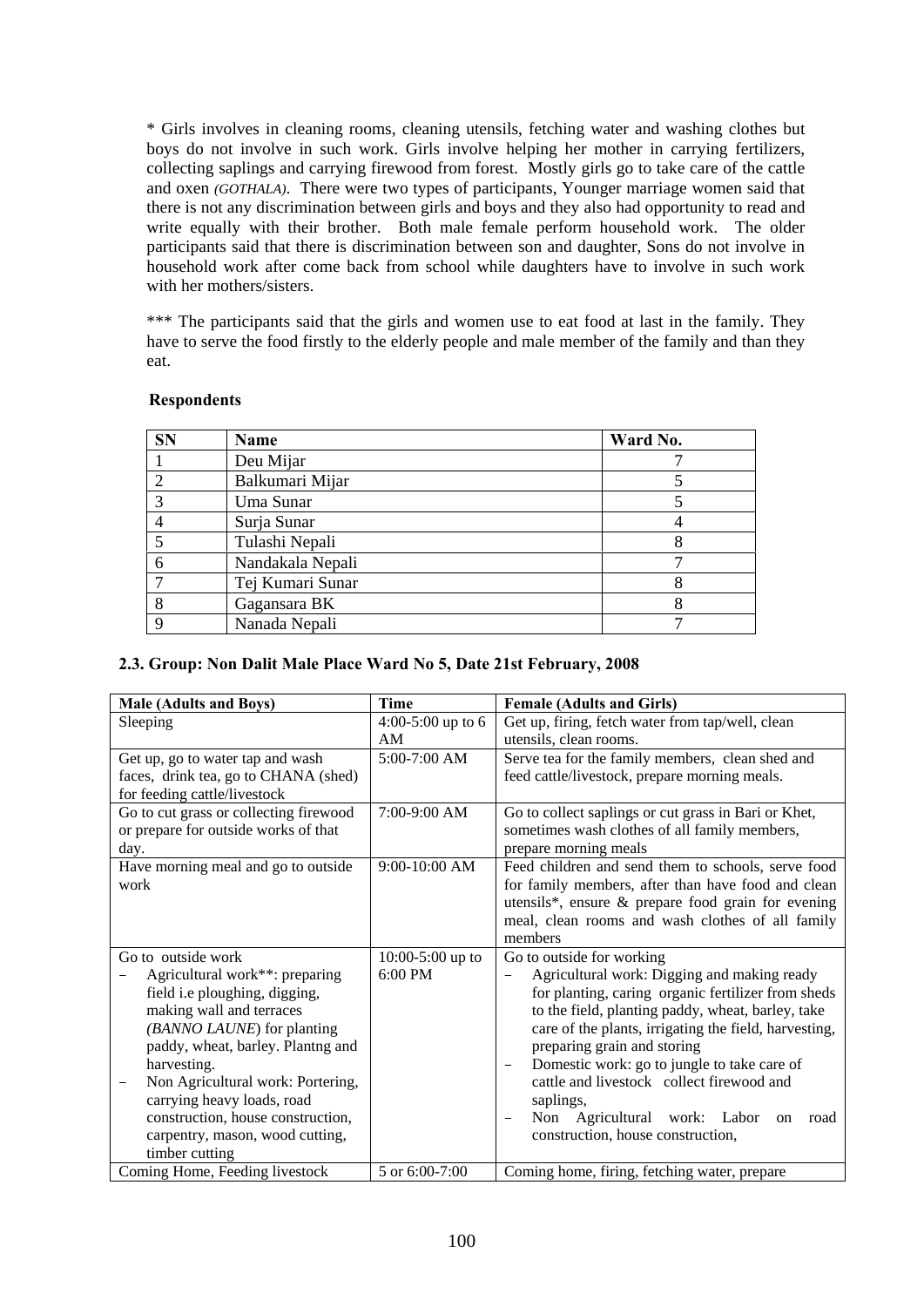* Girls involves in cleaning rooms, cleaning utensils, fetching water and washing clothes but boys do not involve in such work. Girls involve helping her mother in carrying fertilizers, collecting saplings and carrying firewood from forest. Mostly girls go to take care of the cattle and oxen *(GOTHALA)*. There were two types of participants, Younger marriage women said that there is not any discrimination between girls and boys and they also had opportunity to read and write equally with their brother. Both male female perform household work. The older participants said that there is discrimination between son and daughter, Sons do not involve in household work after come back from school while daughters have to involve in such work with her mothers/sisters.

*** The participants said that the girls and women use to eat food at last in the family. They have to serve the food firstly to the elderly people and male member of the family and than they eat.

**Respondents**

| SN | Name | Ward No. |
|---|---|---|
| 1 | Deu Mijar | 7 |
| 2 | Balkumari Mijar | 5 |
| 3 | Uma Sunar | 5 |
| 4 | Surja Sunar | 4 |
| 5 | Tulashi Nepali | 8 |
| 6 | Nandakala Nepali | 7 |
| 7 | Tej Kumari Sunar | 8 |
| 8 | Gagansara BK | 8 |
| 9 | Nanada Nepali | 7 |

### 2.3. Group: Non Dalit Male Place Ward No 5, Date 21st February, 2008

| Male (Adults and Boys) | Time | Female (Adults and Girls) |
|---|---|---|
| Sleeping | 4:00-5:00 up to 6 AM | Get up, firing, fetch water from tap/well, clean utensils, clean rooms. |
| Get up, go to water tap and wash faces, drink tea, go to CHANA (shed) for feeding cattle/livestock | 5:00-7:00 AM | Serve tea for the family members, clean shed and feed cattle/livestock, prepare morning meals. |
| Go to cut grass or collecting firewood or prepare for outside works of that day. | 7:00-9:00 AM | Go to collect saplings or cut grass in Bari or Khet, sometimes wash clothes of all family members, prepare morning meals |
| Have morning meal and go to outside work | 9:00-10:00 AM | Feed children and send them to schools, serve food for family members, after than have food and clean utensils*, ensure & prepare food grain for evening meal, clean rooms and wash clothes of all family members |
| Go to outside work<br>– Agricultural work**: preparing field i.e ploughing, digging, making wall and terraces *(BANNO LAUNE*) for planting paddy, wheat, barley. Plantng and harvesting.<br>– Non Agricultural work: Portering, carrying heavy loads, road construction, house construction, carpentry, mason, wood cutting, timber cutting | 10:00-5:00 up to 6:00 PM | Go to outside for working<br>– Agricultural work: Digging and making ready for planting, caring organic fertilizer from sheds to the field, planting paddy, wheat, barley, take care of the plants, irrigating the field, harvesting, preparing grain and storing<br>– Domestic work: go to jungle to take care of cattle and livestock collect firewood and saplings,<br>– Non Agricultural work: Labor on road construction, house construction, |
| Coming Home, Feeding livestock | 5 or 6:00-7:00 | Coming home, firing, fetching water, prepare |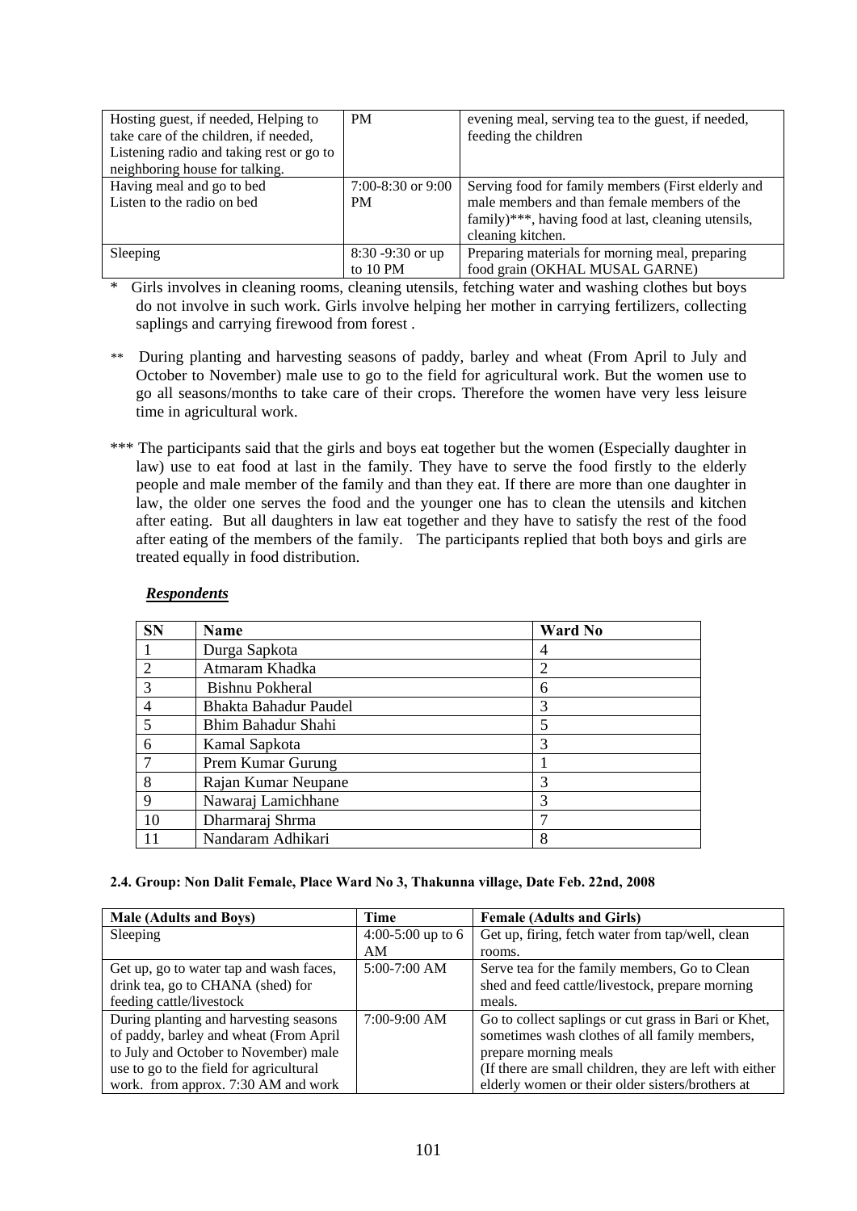| | | |
|---|---|---|
| Hosting guest, if needed, Helping to take care of the children, if needed, Listening radio and taking rest or go to neighboring house for talking. | PM | evening meal, serving tea to the guest, if needed, feeding the children |
| Having meal and go to bed Listen to the radio on bed | 7:00-8:30 or 9:00 PM | Serving food for family members (First elderly and male members and than female members of the family)***, having food at last, cleaning utensils, cleaning kitchen. |
| Sleeping | 8:30 -9:30 or up to 10 PM | Preparing materials for morning meal, preparing food grain (OKHAL MUSAL GARNE) |

\* Girls involves in cleaning rooms, cleaning utensils, fetching water and washing clothes but boys do not involve in such work. Girls involve helping her mother in carrying fertilizers, collecting saplings and carrying firewood from forest .

** During planting and harvesting seasons of paddy, barley and wheat (From April to July and October to November) male use to go to the field for agricultural work. But the women use to go all seasons/months to take care of their crops. Therefore the women have very less leisure time in agricultural work.

*** The participants said that the girls and boys eat together but the women (Especially daughter in law) use to eat food at last in the family. They have to serve the food firstly to the elderly people and male member of the family and than they eat. If there are more than one daughter in law, the older one serves the food and the younger one has to clean the utensils and kitchen after eating. But all daughters in law eat together and they have to satisfy the rest of the food after eating of the members of the family. The participants replied that both boys and girls are treated equally in food distribution.

***Respondents***

| SN | Name | Ward No |
|---|---|---|
| 1 | Durga Sapkota | 4 |
| 2 | Atmaram Khadka | 2 |
| 3 | Bishnu Pokheral | 6 |
| 4 | Bhakta Bahadur Paudel | 3 |
| 5 | Bhim Bahadur Shahi | 5 |
| 6 | Kamal Sapkota | 3 |
| 7 | Prem Kumar Gurung | 1 |
| 8 | Rajan Kumar Neupane | 3 |
| 9 | Nawaraj Lamichhane | 3 |
| 10 | Dharmaraj Shrma | 7 |
| 11 | Nandaram Adhikari | 8 |

**2.4. Group: Non Dalit Female, Place Ward No 3, Thakunna village, Date Feb. 22nd, 2008**

| Male (Adults and Boys) | Time | Female (Adults and Girls) |
|---|---|---|
| Sleeping | 4:00-5:00 up to 6 AM | Get up, firing, fetch water from tap/well, clean rooms. |
| Get up, go to water tap and wash faces, drink tea, go to CHANA (shed) for feeding cattle/livestock | 5:00-7:00 AM | Serve tea for the family members, Go to Clean shed and feed cattle/livestock, prepare morning meals. |
| During planting and harvesting seasons of paddy, barley and wheat (From April to July and October to November) male use to go to the field for agricultural work. from approx. 7:30 AM and work | 7:00-9:00 AM | Go to collect saplings or cut grass in Bari or Khet, sometimes wash clothes of all family members, prepare morning meals (If there are small children, they are left with either elderly women or their older sisters/brothers at |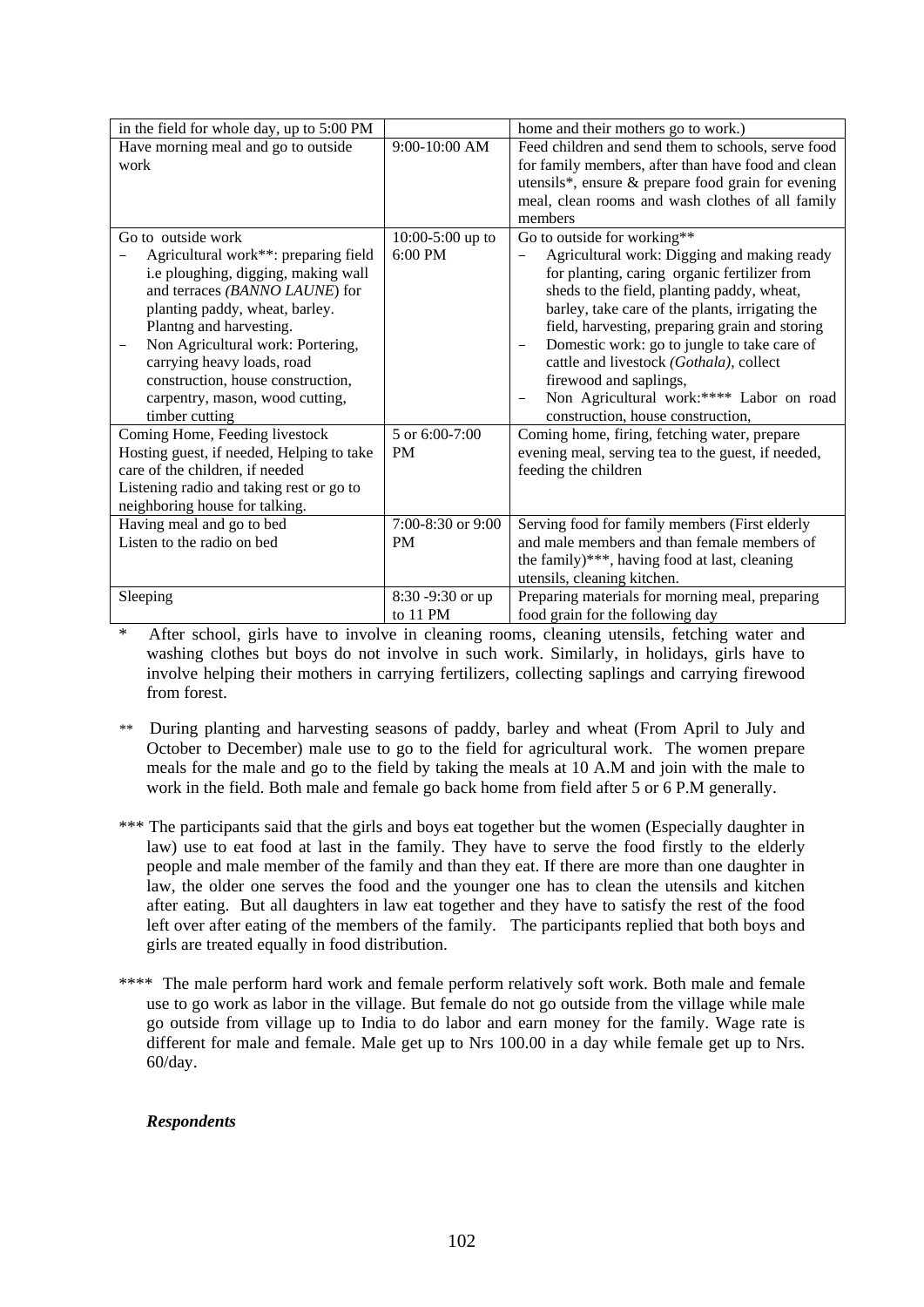| | | |
|---|---|---|
| in the field for whole day, up to 5:00 PM | | home and their mothers go to work.) |
| Have morning meal and go to outside work | 9:00-10:00 AM | Feed children and send them to schools, serve food for family members, after than have food and clean utensils*, ensure & prepare food grain for evening meal, clean rooms and wash clothes of all family members |
| Go to outside work<br>– Agricultural work**: preparing field i.e ploughing, digging, making wall and terraces *(BANNO LAUNE*) for planting paddy, wheat, barley. Plantng and harvesting.<br>– Non Agricultural work: Portering, carrying heavy loads, road construction, house construction, carpentry, mason, wood cutting, timber cutting | 10:00-5:00 up to 6:00 PM | Go to outside for working**<br>– Agricultural work: Digging and making ready for planting, caring organic fertilizer from sheds to the field, planting paddy, wheat, barley, take care of the plants, irrigating the field, harvesting, preparing grain and storing<br>– Domestic work: go to jungle to take care of cattle and livestock *(Gothala)*, collect firewood and saplings,<br>– Non Agricultural work:**** Labor on road construction, house construction, |
| Coming Home, Feeding livestock<br>Hosting guest, if needed, Helping to take care of the children, if needed<br>Listening radio and taking rest or go to neighboring house for talking. | 5 or 6:00-7:00 PM | Coming home, firing, fetching water, prepare evening meal, serving tea to the guest, if needed, feeding the children |
| Having meal and go to bed<br>Listen to the radio on bed | 7:00-8:30 or 9:00 PM | Serving food for family members (First elderly and male members and than female members of the family)***, having food at last, cleaning utensils, cleaning kitchen. |
| Sleeping | 8:30 -9:30 or up to 11 PM | Preparing materials for morning meal, preparing food grain for the following day |

\* After school, girls have to involve in cleaning rooms, cleaning utensils, fetching water and washing clothes but boys do not involve in such work. Similarly, in holidays, girls have to involve helping their mothers in carrying fertilizers, collecting saplings and carrying firewood from forest.

\*\* During planting and harvesting seasons of paddy, barley and wheat (From April to July and October to December) male use to go to the field for agricultural work. The women prepare meals for the male and go to the field by taking the meals at 10 A.M and join with the male to work in the field. Both male and female go back home from field after 5 or 6 P.M generally.

\*\*\* The participants said that the girls and boys eat together but the women (Especially daughter in law) use to eat food at last in the family. They have to serve the food firstly to the elderly people and male member of the family and than they eat. If there are more than one daughter in law, the older one serves the food and the younger one has to clean the utensils and kitchen after eating. But all daughters in law eat together and they have to satisfy the rest of the food left over after eating of the members of the family. The participants replied that both boys and girls are treated equally in food distribution.

\*\*\*\* The male perform hard work and female perform relatively soft work. Both male and female use to go work as labor in the village. But female do not go outside from the village while male go outside from village up to India to do labor and earn money for the family. Wage rate is different for male and female. Male get up to Nrs 100.00 in a day while female get up to Nrs. 60/day.

***Respondents***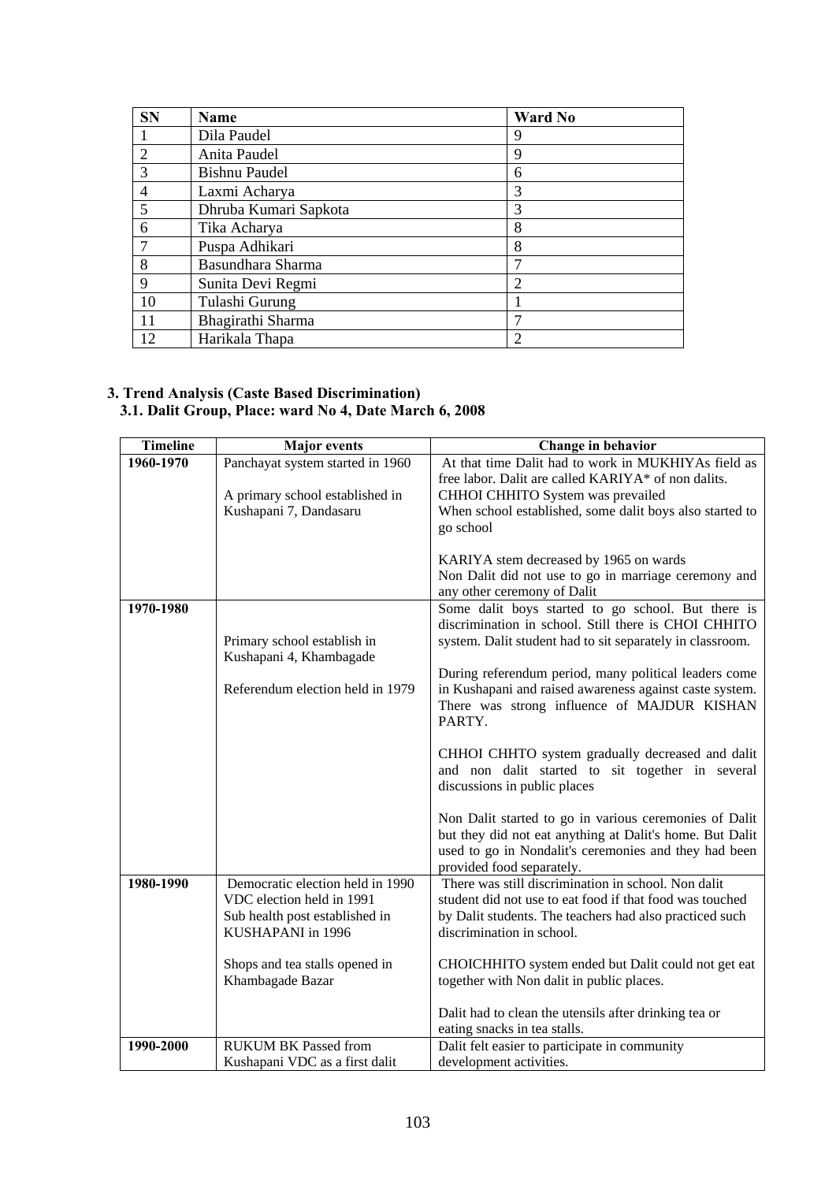| SN | Name | Ward No |
|---|---|---|
| 1 | Dila Paudel | 9 |
| 2 | Anita Paudel | 9 |
| 3 | Bishnu Paudel | 6 |
| 4 | Laxmi Acharya | 3 |
| 5 | Dhruba Kumari Sapkota | 3 |
| 6 | Tika Acharya | 8 |
| 7 | Puspa Adhikari | 8 |
| 8 | Basundhara Sharma | 7 |
| 9 | Sunita Devi Regmi | 2 |
| 10 | Tulashi Gurung | 1 |
| 11 | Bhagirathi Sharma | 7 |
| 12 | Harikala Thapa | 2 |

### 3. Trend Analysis (Caste Based Discrimination)

#### 3.1. Dalit Group, Place: ward No 4, Date March 6, 2008

| Timeline | Major events | Change in behavior |
|---|---|---|
| **1960-1970** | Panchayat system started in 1960<br><br>A primary school established in Kushapani 7, Dandasaru | At that time Dalit had to work in MUKHIYAs field as free labor. Dalit are called KARIYA* of non dalits.<br>CHHOI CHHITO System was prevailed<br>When school established, some dalit boys also started to go school<br><br>KARIYA stem decreased by 1965 on wards<br>Non Dalit did not use to go in marriage ceremony and any other ceremony of Dalit |
| **1970-1980** | Primary school establish in Kushapani 4, Khambagade<br><br>Referendum election held in 1979 | Some dalit boys started to go school. But there is discrimination in school. Still there is CHOI CHHITO system. Dalit student had to sit separately in classroom.<br><br>During referendum period, many political leaders come in Kushapani and raised awareness against caste system. There was strong influence of MAJDUR KISHAN PARTY.<br><br>CHHOI CHHTO system gradually decreased and dalit and non dalit started to sit together in several discussions in public places<br><br>Non Dalit started to go in various ceremonies of Dalit but they did not eat anything at Dalit's home. But Dalit used to go in Nondalit's ceremonies and they had been provided food separately. |
| **1980-1990** | Democratic election held in 1990<br>VDC election held in 1991<br>Sub health post established in KUSHAPANI in 1996<br><br>Shops and tea stalls opened in Khambagade Bazar | There was still discrimination in school. Non dalit student did not use to eat food if that food was touched by Dalit students. The teachers had also practiced such discrimination in school.<br><br>CHOICHHITO system ended but Dalit could not get eat together with Non dalit in public places.<br><br>Dalit had to clean the utensils after drinking tea or eating snacks in tea stalls. |
| **1990-2000** | RUKUM BK Passed from Kushapani VDC as a first dalit | Dalit felt easier to participate in community development activities. |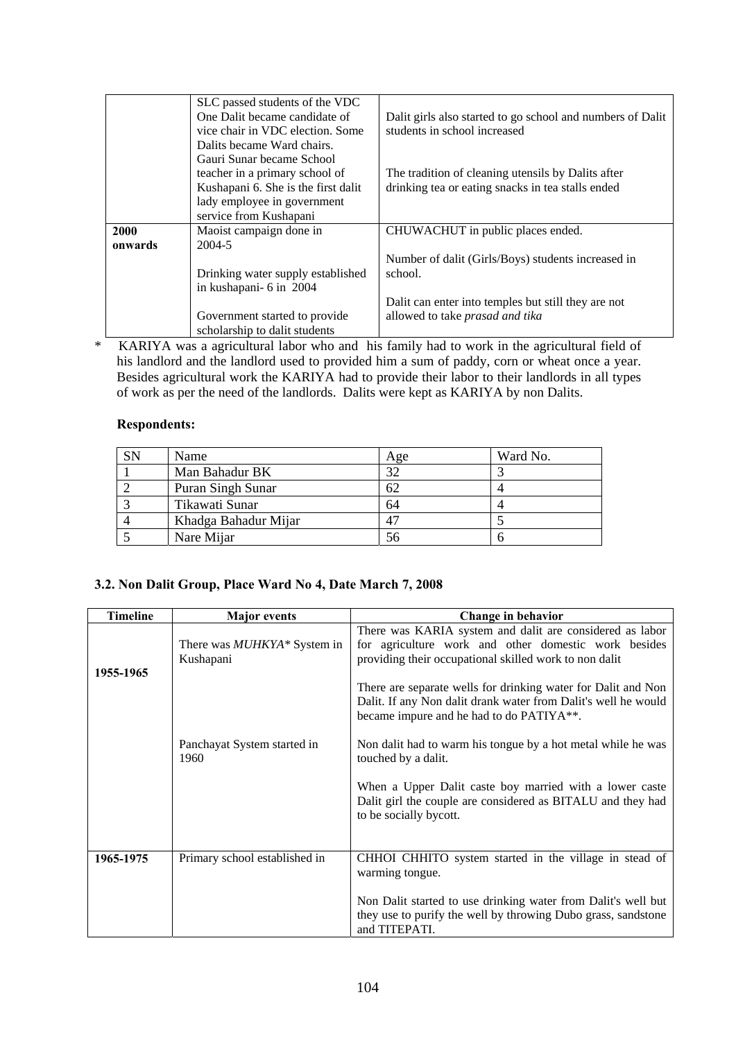| | | |
|---|---|---|
| | SLC passed students of the VDC<br>One Dalit became candidate of vice chair in VDC election. Some Dalits became Ward chairs.<br>Gauri Sunar became School teacher in a primary school of Kushapani 6. She is the first dalit lady employee in government service from Kushapani | Dalit girls also started to go school and numbers of Dalit students in school increased<br><br>The tradition of cleaning utensils by Dalits after drinking tea or eating snacks in tea stalls ended |
| **2000 onwards** | Maoist campaign done in 2004-5<br><br>Drinking water supply established in kushapani- 6 in 2004<br><br>Government started to provide scholarship to dalit students | CHUWACHUT in public places ended.<br><br>Number of dalit (Girls/Boys) students increased in school.<br><br>Dalit can enter into temples but still they are not allowed to take *prasad and tika* |

\* KARIYA was a agricultural labor who and his family had to work in the agricultural field of his landlord and the landlord used to provided him a sum of paddy, corn or wheat once a year. Besides agricultural work the KARIYA had to provide their labor to their landlords in all types of work as per the need of the landlords. Dalits were kept as KARIYA by non Dalits.

**Respondents:**

| SN | Name | Age | Ward No. |
|---|---|---|---|
| 1 | Man Bahadur BK | 32 | 3 |
| 2 | Puran Singh Sunar | 62 | 4 |
| 3 | Tikawati Sunar | 64 | 4 |
| 4 | Khadga Bahadur Mijar | 47 | 5 |
| 5 | Nare Mijar | 56 | 6 |

### 3.2. Non Dalit Group, Place Ward No 4, Date March 7, 2008

| Timeline | Major events | Change in behavior |
|---|---|---|
| **1955-1965** | There was *MUHKYA\** System in Kushapani<br><br>Panchayat System started in 1960 | There was KARIA system and dalit are considered as labor for agriculture work and other domestic work besides providing their occupational skilled work to non dalit<br><br>There are separate wells for drinking water for Dalit and Non Dalit. If any Non dalit drank water from Dalit's well he would became impure and he had to do PATIYA\*\*.<br><br>Non dalit had to warm his tongue by a hot metal while he was touched by a dalit.<br><br>When a Upper Dalit caste boy married with a lower caste Dalit girl the couple are considered as BITALU and they had to be socially bycott. |
| **1965-1975** | Primary school established in | CHHOI CHHITO system started in the village in stead of warming tongue.<br><br>Non Dalit started to use drinking water from Dalit's well but they use to purify the well by throwing Dubo grass, sandstone and TITEPATI. |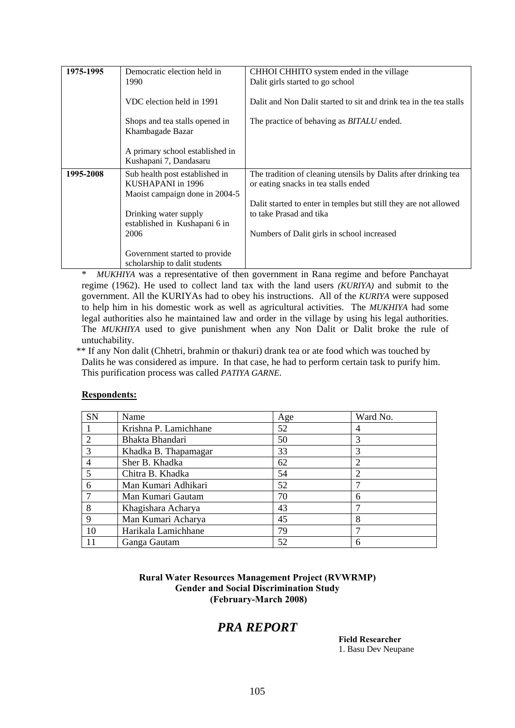| 1975-1995 | Democratic election held in 1990<br><br>VDC election held in 1991<br><br>Shops and tea stalls opened in Khambagade Bazar<br><br>A primary school established in Kushapani 7, Dandasaru | CHHOI CHHITO system ended in the village<br>Dalit girls started to go school<br><br>Dalit and Non Dalit started to sit and drink tea in the tea stalls<br><br>The practice of behaving as *BITALU* ended. |
|---|---|---|
| **1995-2008** | Sub health post established in KUSHAPANI in 1996<br>Maoist campaign done in 2004-5<br><br>Drinking water supply established in Kushapani 6 in 2006<br><br>Government started to provide scholarship to dalit students | The tradition of cleaning utensils by Dalits after drinking tea or eating snacks in tea stalls ended<br><br>Dalit started to enter in temples but still they are not allowed to take Prasad and tika<br><br>Numbers of Dalit girls in school increased |

\* *MUKHIYA* was a representative of then government in Rana regime and before Panchayat regime (1962). He used to collect land tax with the land users *(KURIYA)* and submit to the government. All the KURIYAs had to obey his instructions. All of the *KURIYA* were supposed to help him in his domestic work as well as agricultural activities. The *MUKHIYA* had some legal authorities also he maintained law and order in the village by using his legal authorities. The *MUKHIYA* used to give punishment when any Non Dalit or Dalit broke the rule of untuchability.

** If any Non dalit (Chhetri, brahmin or thakuri) drank tea or ate food which was touched by Dalits he was considered as impure. In that case, he had to perform certain task to purify him. This purification process was called *PATIYA GARNE.*

**Respondents:**

| SN | Name | Age | Ward No. |
|---|---|---|---|
| 1 | Krishna P. Lamichhane | 52 | 4 |
| 2 | Bhakta Bhandari | 50 | 3 |
| 3 | Khadka B. Thapamagar | 33 | 3 |
| 4 | Sher B. Khadka | 62 | 2 |
| 5 | Chitra B. Khadka | 54 | 2 |
| 6 | Man Kumari Adhikari | 52 | 7 |
| 7 | Man Kumari Gautam | 70 | 6 |
| 8 | Khagishara Acharya | 43 | 7 |
| 9 | Man Kumari Acharya | 45 | 8 |
| 10 | Harikala Lamichhane | 79 | 7 |
| 11 | Ganga Gautam | 52 | 6 |

**Rural Water Resources Management Project (RVWRMP)**
**Gender and Social Discrimination Study**
**(February-March 2008)**

# *PRA REPORT*

**Field Researcher**
1. Basu Dev Neupane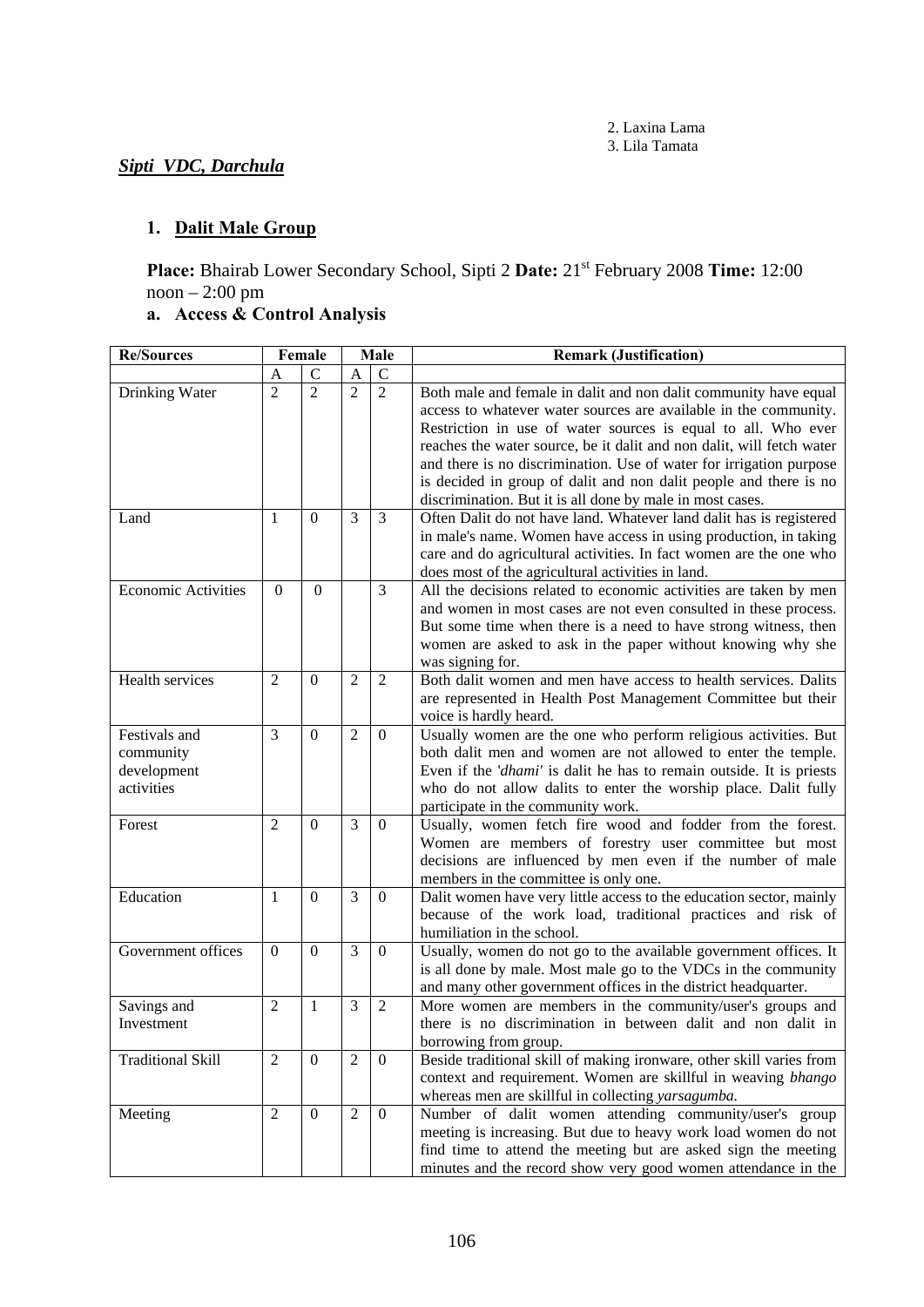2. Laxina Lama
3. Lila Tamata

***Sipti VDC, Darchula***

## 1. Dalit Male Group

**Place:** Bhairab Lower Secondary School, Sipti 2 **Date:** 21st February 2008 **Time:** 12:00 noon – 2:00 pm

### a. Access & Control Analysis

| Re/Sources | Female | | Male | | Remark (Justification) |
|---|---|---|---|---|---|
| | A | C | A | C | |
| Drinking Water | 2 | 2 | 2 | 2 | Both male and female in dalit and non dalit community have equal access to whatever water sources are available in the community. Restriction in use of water sources is equal to all. Who ever reaches the water source, be it dalit and non dalit, will fetch water and there is no discrimination. Use of water for irrigation purpose is decided in group of dalit and non dalit people and there is no discrimination. But it is all done by male in most cases. |
| Land | 1 | 0 | 3 | 3 | Often Dalit do not have land. Whatever land dalit has is registered in male's name. Women have access in using production, in taking care and do agricultural activities. In fact women are the one who does most of the agricultural activities in land. |
| Economic Activities | 0 | 0 | | 3 | All the decisions related to economic activities are taken by men and women in most cases are not even consulted in these process. But some time when there is a need to have strong witness, then women are asked to ask in the paper without knowing why she was signing for. |
| Health services | 2 | 0 | 2 | 2 | Both dalit women and men have access to health services. Dalits are represented in Health Post Management Committee but their voice is hardly heard. |
| Festivals and community development activities | 3 | 0 | 2 | 0 | Usually women are the one who perform religious activities. But both dalit men and women are not allowed to enter the temple. Even if the '*dhami'* is dalit he has to remain outside. It is priests who do not allow dalits to enter the worship place. Dalit fully participate in the community work. |
| Forest | 2 | 0 | 3 | 0 | Usually, women fetch fire wood and fodder from the forest. Women are members of forestry user committee but most decisions are influenced by men even if the number of male members in the committee is only one. |
| Education | 1 | 0 | 3 | 0 | Dalit women have very little access to the education sector, mainly because of the work load, traditional practices and risk of humiliation in the school. |
| Government offices | 0 | 0 | 3 | 0 | Usually, women do not go to the available government offices. It is all done by male. Most male go to the VDCs in the community and many other government offices in the district headquarter. |
| Savings and Investment | 2 | 1 | 3 | 2 | More women are members in the community/user's groups and there is no discrimination in between dalit and non dalit in borrowing from group. |
| Traditional Skill | 2 | 0 | 2 | 0 | Beside traditional skill of making ironware, other skill varies from context and requirement. Women are skillful in weaving *bhango* whereas men are skillful in collecting *yarsagumba.* |
| Meeting | 2 | 0 | 2 | 0 | Number of dalit women attending community/user's group meeting is increasing. But due to heavy work load women do not find time to attend the meeting but are asked sign the meeting minutes and the record show very good women attendance in the |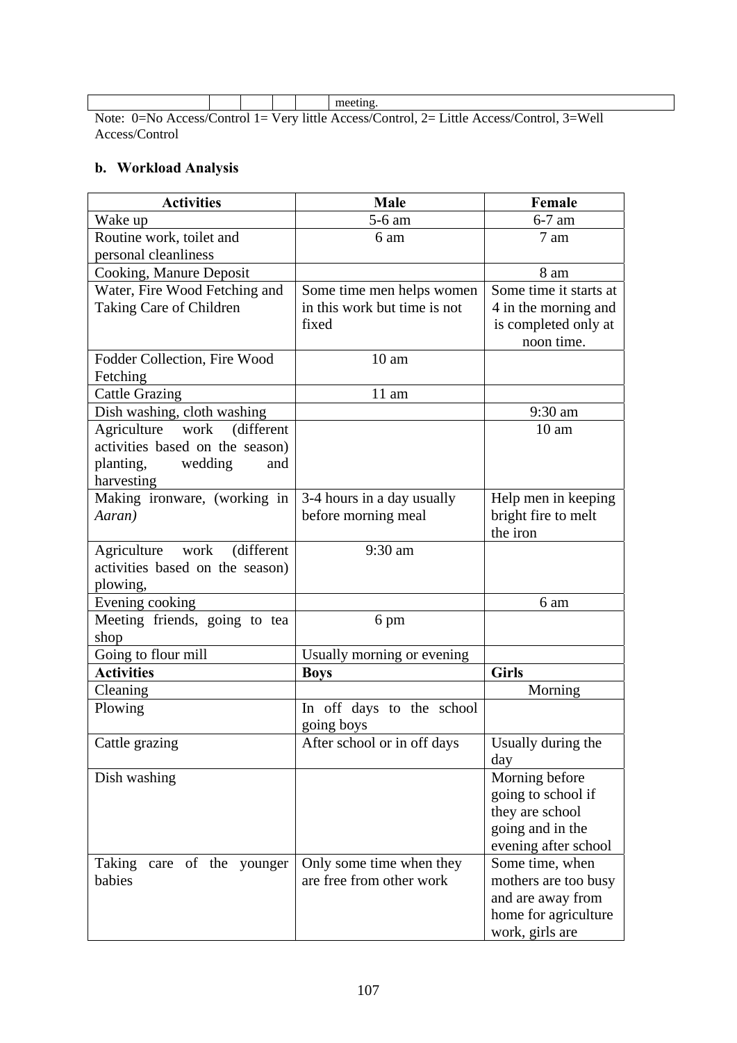| | | | | | meeting. |
|---|---|---|---|---|---|

Note: 0=No Access/Control 1= Very little Access/Control, 2= Little Access/Control, 3=Well Access/Control

**b. Workload Analysis**

| Activities | Male | Female |
|---|---|---|
| Wake up | 5-6 am | 6-7 am |
| Routine work, toilet and personal cleanliness | 6 am | 7 am |
| Cooking, Manure Deposit | | 8 am |
| Water, Fire Wood Fetching and Taking Care of Children | Some time men helps women in this work but time is not fixed | Some time it starts at 4 in the morning and is completed only at noon time. |
| Fodder Collection, Fire Wood Fetching | 10 am | |
| Cattle Grazing | 11 am | |
| Dish washing, cloth washing | | 9:30 am |
| Agriculture work (different activities based on the season) planting, wedding and harvesting | | 10 am |
| Making ironware, (working in *Aaran)* | 3-4 hours in a day usually before morning meal | Help men in keeping bright fire to melt the iron |
| Agriculture work (different activities based on the season) plowing, | 9:30 am | |
| Evening cooking | | 6 am |
| Meeting friends, going to tea shop | 6 pm | |
| Going to flour mill | Usually morning or evening | |
| **Activities** | **Boys** | **Girls** |
| Cleaning | | Morning |
| Plowing | In off days to the school going boys | |
| Cattle grazing | After school or in off days | Usually during the day |
| Dish washing | | Morning before going to school if they are school going and in the evening after school |
| Taking care of the younger babies | Only some time when they are free from other work | Some time, when mothers are too busy and are away from home for agriculture work, girls are |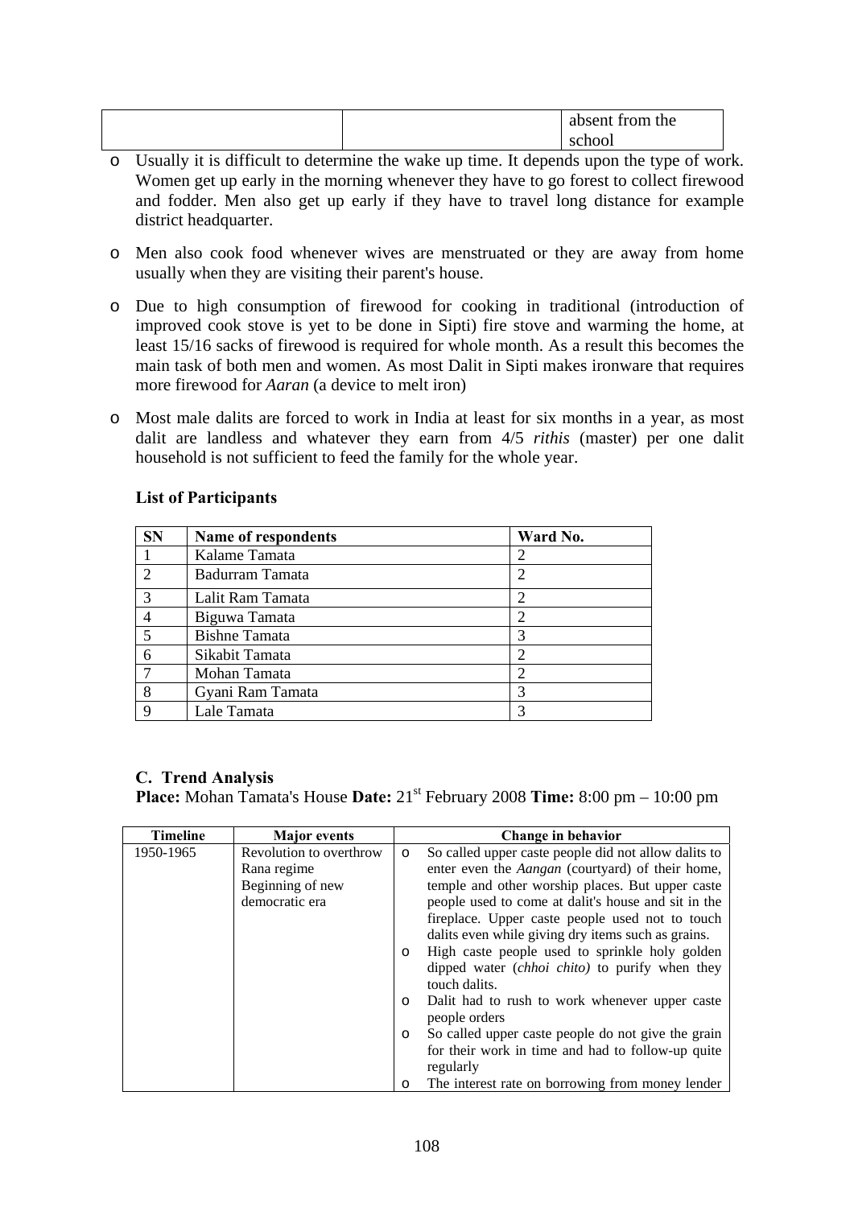| | | absent from the school |
|---|---|---|

- Usually it is difficult to determine the wake up time. It depends upon the type of work. Women get up early in the morning whenever they have to go forest to collect firewood and fodder. Men also get up early if they have to travel long distance for example district headquarter.
- Men also cook food whenever wives are menstruated or they are away from home usually when they are visiting their parent's house.
- Due to high consumption of firewood for cooking in traditional (introduction of improved cook stove is yet to be done in Sipti) fire stove and warming the home, at least 15/16 sacks of firewood is required for whole month. As a result this becomes the main task of both men and women. As most Dalit in Sipti makes ironware that requires more firewood for *Aaran* (a device to melt iron)
- Most male dalits are forced to work in India at least for six months in a year, as most dalit are landless and whatever they earn from 4/5 *rithis* (master) per one dalit household is not sufficient to feed the family for the whole year.

**List of Participants**

| SN | Name of respondents | Ward No. |
|---|---|---|
| 1 | Kalame Tamata | 2 |
| 2 | Badurram Tamata | 2 |
| 3 | Lalit Ram Tamata | 2 |
| 4 | Biguwa Tamata | 2 |
| 5 | Bishne Tamata | 3 |
| 6 | Sikabit Tamata | 2 |
| 7 | Mohan Tamata | 2 |
| 8 | Gyani Ram Tamata | 3 |
| 9 | Lale Tamata | 3 |

### C. Trend Analysis

**Place:** Mohan Tamata's House **Date:** 21st February 2008 **Time:** 8:00 pm – 10:00 pm

| Timeline | Major events | Change in behavior |
|---|---|---|
| 1950-1965 | Revolution to overthrow Rana regime<br>Beginning of new democratic era | ○ So called upper caste people did not allow dalits to enter even the *Aangan* (courtyard) of their home, temple and other worship places. But upper caste people used to come at dalit's house and sit in the fireplace. Upper caste people used not to touch dalits even while giving dry items such as grains.<br>○ High caste people used to sprinkle holy golden dipped water (*chhoi chito)* to purify when they touch dalits.<br>○ Dalit had to rush to work whenever upper caste people orders<br>○ So called upper caste people do not give the grain for their work in time and had to follow-up quite regularly<br>○ The interest rate on borrowing from money lender |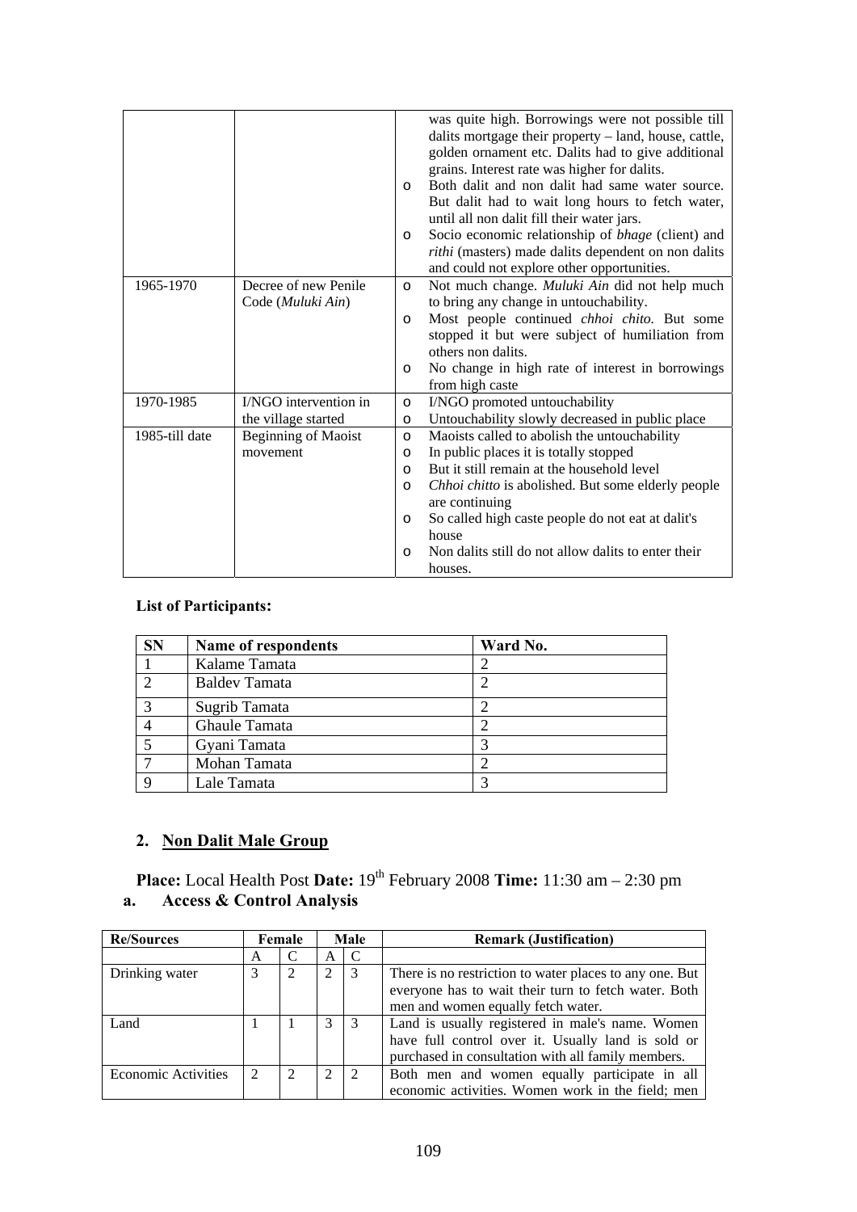| | | |
|---|---|---|
| | | ○ was quite high. Borrowings were not possible till dalits mortgage their property – land, house, cattle, golden ornament etc. Dalits had to give additional grains. Interest rate was higher for dalits.<br>○ Both dalit and non dalit had same water source. But dalit had to wait long hours to fetch water, until all non dalit fill their water jars.<br>○ Socio economic relationship of *bhage* (client) and *rithi* (masters) made dalits dependent on non dalits and could not explore other opportunities. |
| 1965-1970 | Decree of new Penile Code (*Muluki Ain*) | ○ Not much change. *Muluki Ain* did not help much to bring any change in untouchability.<br>○ Most people continued *chhoi chito.* But some stopped it but were subject of humiliation from others non dalits.<br>○ No change in high rate of interest in borrowings from high caste |
| 1970-1985 | I/NGO intervention in the village started | ○ I/NGO promoted untouchability<br>○ Untouchability slowly decreased in public place |
| 1985-till date | Beginning of Maoist movement | ○ Maoists called to abolish the untouchability<br>○ In public places it is totally stopped<br>○ But it still remain at the household level<br>○ *Chhoi chitto* is abolished. But some elderly people are continuing<br>○ So called high caste people do not eat at dalit's house<br>○ Non dalits still do not allow dalits to enter their houses. |

**List of Participants:**

| SN | Name of respondents | Ward No. |
|---|---|---|
| 1 | Kalame Tamata | 2 |
| 2 | Baldev Tamata | 2 |
| 3 | Sugrib Tamata | 2 |
| 4 | Ghaule Tamata | 2 |
| 5 | Gyani Tamata | 3 |
| 7 | Mohan Tamata | 2 |
| 9 | Lale Tamata | 3 |

## 2. Non Dalit Male Group

**Place:** Local Health Post **Date:** 19th February 2008 **Time:** 11:30 am – 2:30 pm

### a. Access & Control Analysis

| Re/Sources | Female | | Male | | Remark (Justification) |
|---|---|---|---|---|---|
| | A | C | A | C | |
| Drinking water | 3 | 2 | 2 | 3 | There is no restriction to water places to any one. But everyone has to wait their turn to fetch water. Both men and women equally fetch water. |
| Land | 1 | 1 | 3 | 3 | Land is usually registered in male's name. Women have full control over it. Usually land is sold or purchased in consultation with all family members. |
| Economic Activities | 2 | 2 | 2 | 2 | Both men and women equally participate in all economic activities. Women work in the field; men |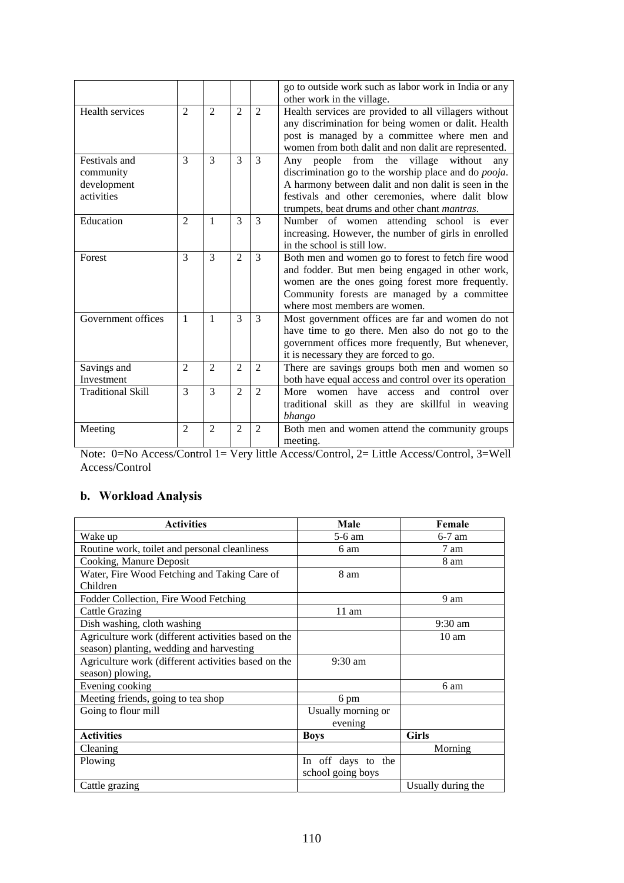| | | | | | |
|---|---|---|---|---|---|
| | | | | | go to outside work such as labor work in India or any other work in the village. |
| Health services | 2 | 2 | 2 | 2 | Health services are provided to all villagers without any discrimination for being women or dalit. Health post is managed by a committee where men and women from both dalit and non dalit are represented. |
| Festivals and community development activities | 3 | 3 | 3 | 3 | Any people from the village without any discrimination go to the worship place and do *pooja*. A harmony between dalit and non dalit is seen in the festivals and other ceremonies, where dalit blow trumpets, beat drums and other chant *mantras*. |
| Education | 2 | 1 | 3 | 3 | Number of women attending school is ever increasing. However, the number of girls in enrolled in the school is still low. |
| Forest | 3 | 3 | 2 | 3 | Both men and women go to forest to fetch fire wood and fodder. But men being engaged in other work, women are the ones going forest more frequently. Community forests are managed by a committee where most members are women. |
| Government offices | 1 | 1 | 3 | 3 | Most government offices are far and women do not have time to go there. Men also do not go to the government offices more frequently, But whenever, it is necessary they are forced to go. |
| Savings and Investment | 2 | 2 | 2 | 2 | There are savings groups both men and women so both have equal access and control over its operation |
| Traditional Skill | 3 | 3 | 2 | 2 | More women have access and control over traditional skill as they are skillful in weaving *bhango* |
| Meeting | 2 | 2 | 2 | 2 | Both men and women attend the community groups meeting. |

Note: 0=No Access/Control 1= Very little Access/Control, 2= Little Access/Control, 3=Well Access/Control

## b. Workload Analysis

| Activities | Male | Female |
|---|---|---|
| Wake up | 5-6 am | 6-7 am |
| Routine work, toilet and personal cleanliness | 6 am | 7 am |
| Cooking, Manure Deposit | | 8 am |
| Water, Fire Wood Fetching and Taking Care of Children | 8 am | |
| Fodder Collection, Fire Wood Fetching | | 9 am |
| Cattle Grazing | 11 am | |
| Dish washing, cloth washing | | 9:30 am |
| Agriculture work (different activities based on the season) planting, wedding and harvesting | | 10 am |
| Agriculture work (different activities based on the season) plowing, | 9:30 am | |
| Evening cooking | | 6 am |
| Meeting friends, going to tea shop | 6 pm | |
| Going to flour mill | Usually morning or evening | |
| **Activities** | **Boys** | **Girls** |
| Cleaning | | Morning |
| Plowing | In off days to the school going boys | |
| Cattle grazing | | Usually during the |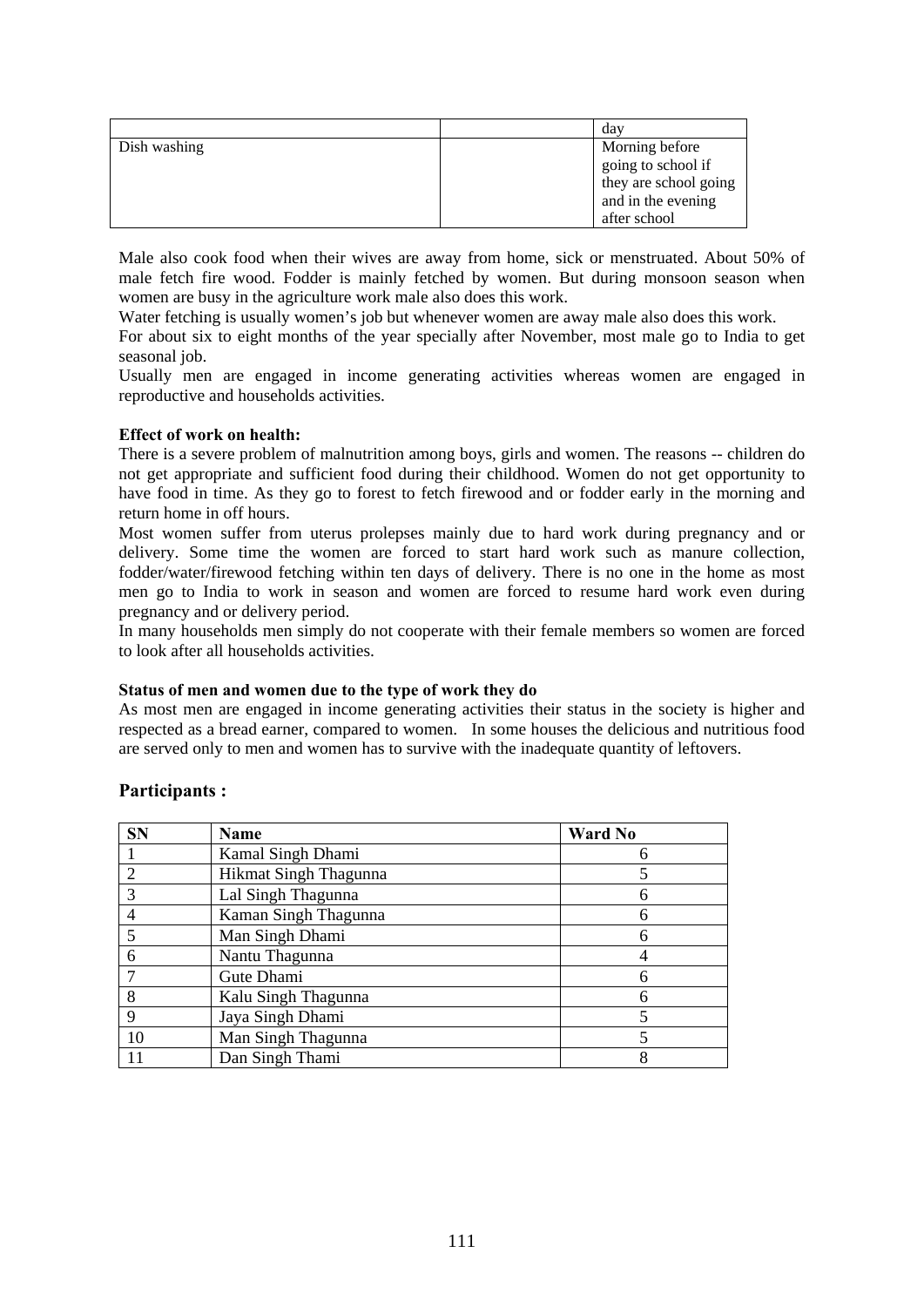|  |  | day |
|---|---|---|
| Dish washing |  | Morning before going to school if they are school going and in the evening after school |

Male also cook food when their wives are away from home, sick or menstruated. About 50% of male fetch fire wood. Fodder is mainly fetched by women. But during monsoon season when women are busy in the agriculture work male also does this work.

Water fetching is usually women's job but whenever women are away male also does this work.

For about six to eight months of the year specially after November, most male go to India to get seasonal job.

Usually men are engaged in income generating activities whereas women are engaged in reproductive and households activities.

**Effect of work on health:**

There is a severe problem of malnutrition among boys, girls and women. The reasons -- children do not get appropriate and sufficient food during their childhood. Women do not get opportunity to have food in time. As they go to forest to fetch firewood and or fodder early in the morning and return home in off hours.

Most women suffer from uterus prolepses mainly due to hard work during pregnancy and or delivery. Some time the women are forced to start hard work such as manure collection, fodder/water/firewood fetching within ten days of delivery. There is no one in the home as most men go to India to work in season and women are forced to resume hard work even during pregnancy and or delivery period.

In many households men simply do not cooperate with their female members so women are forced to look after all households activities.

**Status of men and women due to the type of work they do**

As most men are engaged in income generating activities their status in the society is higher and respected as a bread earner, compared to women. In some houses the delicious and nutritious food are served only to men and women has to survive with the inadequate quantity of leftovers.

## Participants :

| SN | Name | Ward No |
|---|---|---|
| 1 | Kamal Singh Dhami | 6 |
| 2 | Hikmat Singh Thagunna | 5 |
| 3 | Lal Singh Thagunna | 6 |
| 4 | Kaman Singh Thagunna | 6 |
| 5 | Man Singh Dhami | 6 |
| 6 | Nantu Thagunna | 4 |
| 7 | Gute Dhami | 6 |
| 8 | Kalu Singh Thagunna | 6 |
| 9 | Jaya Singh Dhami | 5 |
| 10 | Man Singh Thagunna | 5 |
| 11 | Dan Singh Thami | 8 |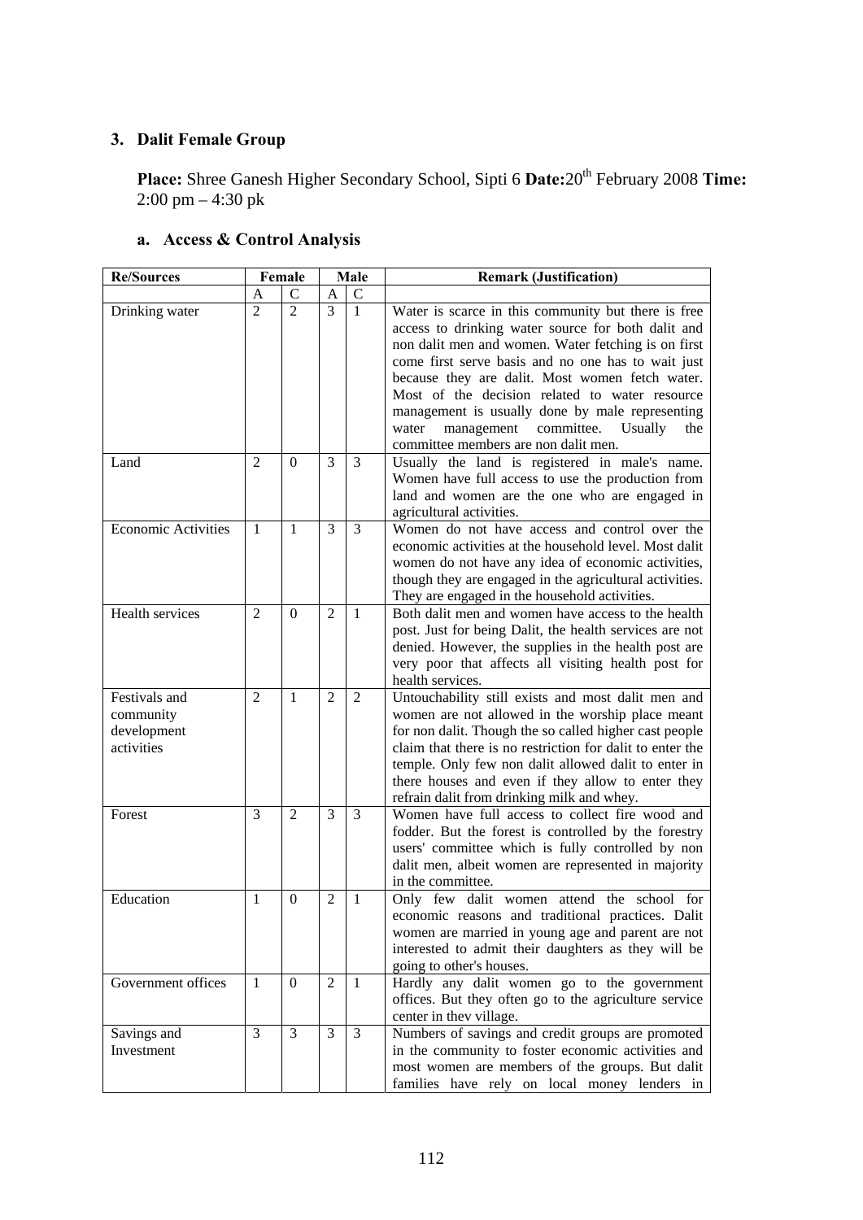## 3. Dalit Female Group

**Place:** Shree Ganesh Higher Secondary School, Sipti 6 **Date:** 20th February 2008 **Time:** 2:00 pm – 4:30 pk

### a. Access & Control Analysis

| Re/Sources | Female | | Male | | Remark (Justification) |
|---|---|---|---|---|---|
| | A | C | A | C | |
| Drinking water | 2 | 2 | 3 | 1 | Water is scarce in this community but there is free access to drinking water source for both dalit and non dalit men and women. Water fetching is on first come first serve basis and no one has to wait just because they are dalit. Most women fetch water. Most of the decision related to water resource management is usually done by male representing water management committee. Usually the committee members are non dalit men. |
| Land | 2 | 0 | 3 | 3 | Usually the land is registered in male's name. Women have full access to use the production from land and women are the one who are engaged in agricultural activities. |
| Economic Activities | 1 | 1 | 3 | 3 | Women do not have access and control over the economic activities at the household level. Most dalit women do not have any idea of economic activities, though they are engaged in the agricultural activities. They are engaged in the household activities. |
| Health services | 2 | 0 | 2 | 1 | Both dalit men and women have access to the health post. Just for being Dalit, the health services are not denied. However, the supplies in the health post are very poor that affects all visiting health post for health services. |
| Festivals and community development activities | 2 | 1 | 2 | 2 | Untouchability still exists and most dalit men and women are not allowed in the worship place meant for non dalit. Though the so called higher cast people claim that there is no restriction for dalit to enter the temple. Only few non dalit allowed dalit to enter in there houses and even if they allow to enter they refrain dalit from drinking milk and whey. |
| Forest | 3 | 2 | 3 | 3 | Women have full access to collect fire wood and fodder. But the forest is controlled by the forestry users' committee which is fully controlled by non dalit men, albeit women are represented in majority in the committee. |
| Education | 1 | 0 | 2 | 1 | Only few dalit women attend the school for economic reasons and traditional practices. Dalit women are married in young age and parent are not interested to admit their daughters as they will be going to other's houses. |
| Government offices | 1 | 0 | 2 | 1 | Hardly any dalit women go to the government offices. But they often go to the agriculture service center in thev village. |
| Savings and Investment | 3 | 3 | 3 | 3 | Numbers of savings and credit groups are promoted in the community to foster economic activities and most women are members of the groups. But dalit families have rely on local money lenders in |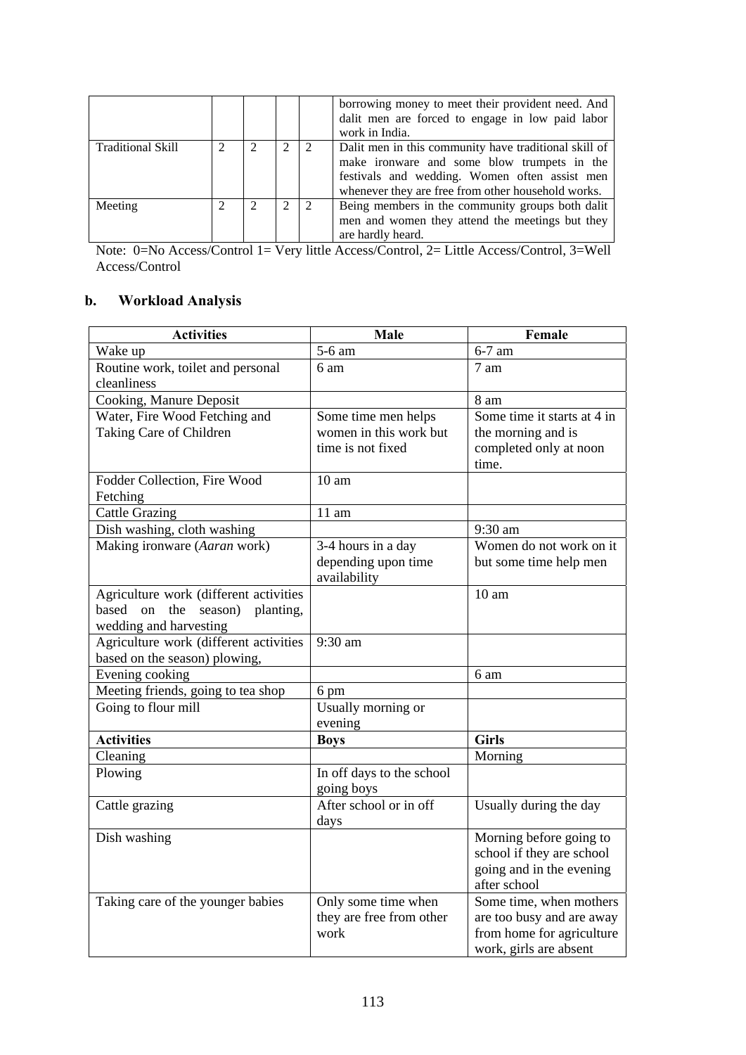| | | | | | |
|---|---|---|---|---|---|
| | | | | | borrowing money to meet their provident need. And dalit men are forced to engage in low paid labor work in India. |
| Traditional Skill | 2 | 2 | 2 | 2 | Dalit men in this community have traditional skill of make ironware and some blow trumpets in the festivals and wedding. Women often assist men whenever they are free from other household works. |
| Meeting | 2 | 2 | 2 | 2 | Being members in the community groups both dalit men and women they attend the meetings but they are hardly heard. |

Note: 0=No Access/Control 1= Very little Access/Control, 2= Little Access/Control, 3=Well Access/Control

## b. Workload Analysis

| Activities | Male | Female |
|---|---|---|
| Wake up | 5-6 am | 6-7 am |
| Routine work, toilet and personal cleanliness | 6 am | 7 am |
| Cooking, Manure Deposit | | 8 am |
| Water, Fire Wood Fetching and Taking Care of Children | Some time men helps women in this work but time is not fixed | Some time it starts at 4 in the morning and is completed only at noon time. |
| Fodder Collection, Fire Wood Fetching | 10 am | |
| Cattle Grazing | 11 am | |
| Dish washing, cloth washing | | 9:30 am |
| Making ironware (*Aaran* work) | 3-4 hours in a day depending upon time availability | Women do not work on it but some time help men |
| Agriculture work (different activities based on the season) planting, wedding and harvesting | | 10 am |
| Agriculture work (different activities based on the season) plowing, | 9:30 am | |
| Evening cooking | | 6 am |
| Meeting friends, going to tea shop | 6 pm | |
| Going to flour mill | Usually morning or evening | |
| **Activities** | **Boys** | **Girls** |
| Cleaning | | Morning |
| Plowing | In off days to the school going boys | |
| Cattle grazing | After school or in off days | Usually during the day |
| Dish washing | | Morning before going to school if they are school going and in the evening after school |
| Taking care of the younger babies | Only some time when they are free from other work | Some time, when mothers are too busy and are away from home for agriculture work, girls are absent |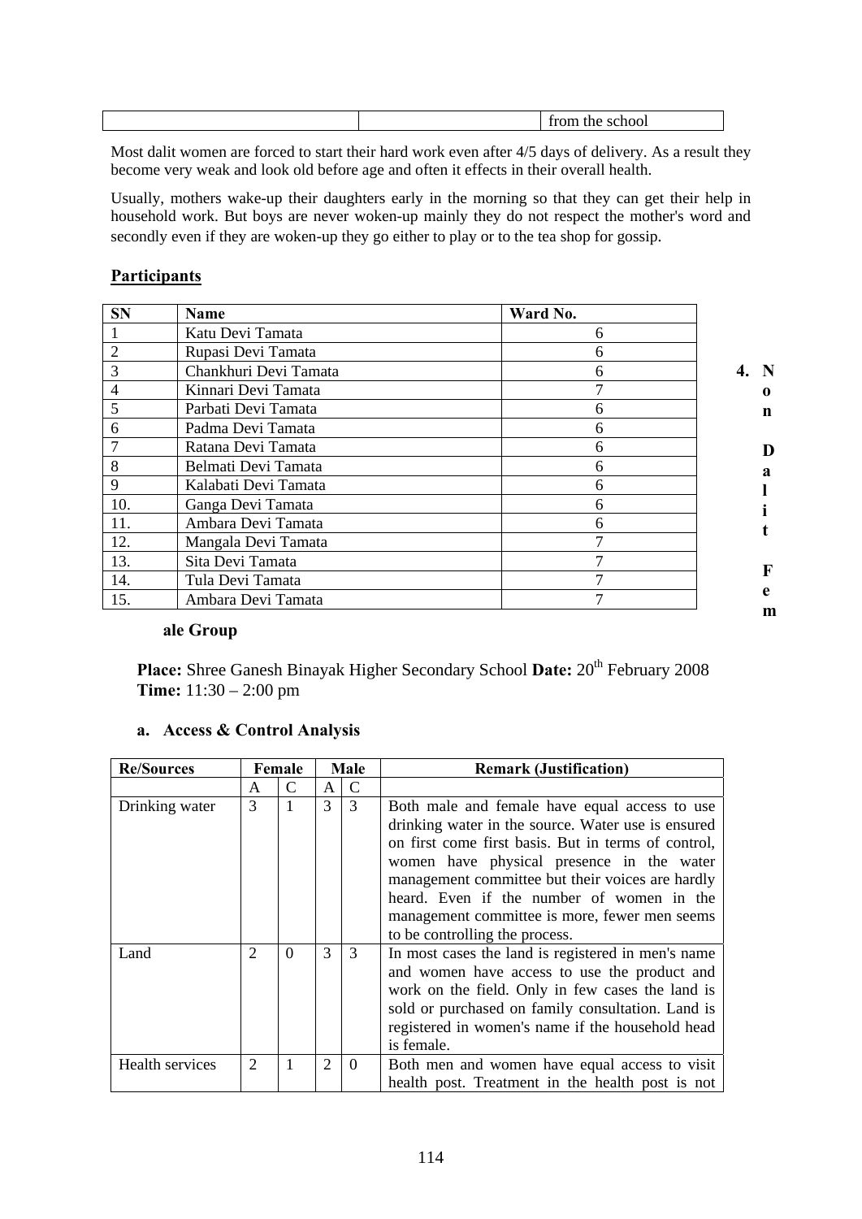| | | from the school |
|---|---|---|

Most dalit women are forced to start their hard work even after 4/5 days of delivery. As a result they become very weak and look old before age and often it effects in their overall health.

Usually, mothers wake-up their daughters early in the morning so that they can get their help in household work. But boys are never woken-up mainly they do not respect the mother's word and secondly even if they are woken-up they go either to play or to the tea shop for gossip.

**Participants**

| SN | Name | Ward No. |
|---|---|---|
| 1 | Katu Devi Tamata | 6 |
| 2 | Rupasi Devi Tamata | 6 |
| 3 | Chankhuri Devi Tamata | 6 |
| 4 | Kinnari Devi Tamata | 7 |
| 5 | Parbati Devi Tamata | 6 |
| 6 | Padma Devi Tamata | 6 |
| 7 | Ratana Devi Tamata | 6 |
| 8 | Belmati Devi Tamata | 6 |
| 9 | Kalabati Devi Tamata | 6 |
| 10. | Ganga Devi Tamata | 6 |
| 11. | Ambara Devi Tamata | 6 |
| 12. | Mangala Devi Tamata | 7 |
| 13. | Sita Devi Tamata | 7 |
| 14. | Tula Devi Tamata | 7 |
| 15. | Ambara Devi Tamata | 7 |

## 4. Non Dalit Female Group

**Place:** Shree Ganesh Binayak Higher Secondary School **Date:** 20th February 2008
**Time:** 11:30 – 2:00 pm

### a. Access & Control Analysis

| Re/Sources | Female | | Male | | Remark (Justification) |
|---|---|---|---|---|---|
| | A | C | A | C | |
| Drinking water | 3 | 1 | 3 | 3 | Both male and female have equal access to use drinking water in the source. Water use is ensured on first come first basis. But in terms of control, women have physical presence in the water management committee but their voices are hardly heard. Even if the number of women in the management committee is more, fewer men seems to be controlling the process. |
| Land | 2 | 0 | 3 | 3 | In most cases the land is registered in men's name and women have access to use the product and work on the field. Only in few cases the land is sold or purchased on family consultation. Land is registered in women's name if the household head is female. |
| Health services | 2 | 1 | 2 | 0 | Both men and women have equal access to visit health post. Treatment in the health post is not |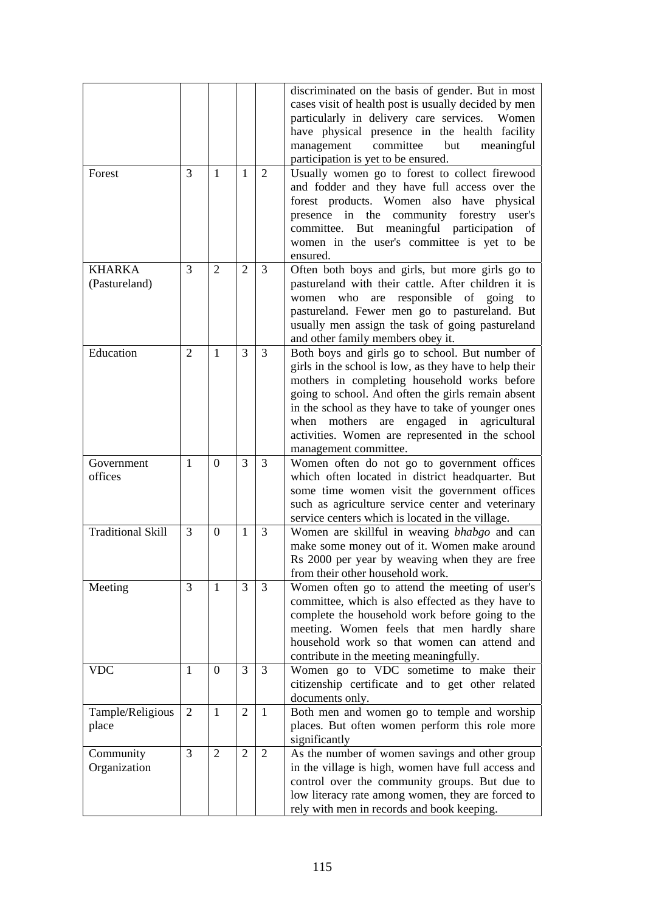| | | | | | |
|---|---|---|---|---|---|
| | | | | | discriminated on the basis of gender. But in most cases visit of health post is usually decided by men particularly in delivery care services. Women have physical presence in the health facility management committee but meaningful participation is yet to be ensured. |
| Forest | 3 | 1 | 1 | 2 | Usually women go to forest to collect firewood and fodder and they have full access over the forest products. Women also have physical presence in the community forestry user's committee. But meaningful participation of women in the user's committee is yet to be ensured. |
| KHARKA (Pastureland) | 3 | 2 | 2 | 3 | Often both boys and girls, but more girls go to pastureland with their cattle. After children it is women who are responsible of going to pastureland. Fewer men go to pastureland. But usually men assign the task of going pastureland and other family members obey it. |
| Education | 2 | 1 | 3 | 3 | Both boys and girls go to school. But number of girls in the school is low, as they have to help their mothers in completing household works before going to school. And often the girls remain absent in the school as they have to take of younger ones when mothers are engaged in agricultural activities. Women are represented in the school management committee. |
| Government offices | 1 | 0 | 3 | 3 | Women often do not go to government offices which often located in district headquarter. But some time women visit the government offices such as agriculture service center and veterinary service centers which is located in the village. |
| Traditional Skill | 3 | 0 | 1 | 3 | Women are skillful in weaving *bhabgo* and can make some money out of it. Women make around Rs 2000 per year by weaving when they are free from their other household work. |
| Meeting | 3 | 1 | 3 | 3 | Women often go to attend the meeting of user's committee, which is also effected as they have to complete the household work before going to the meeting. Women feels that men hardly share household work so that women can attend and contribute in the meeting meaningfully. |
| VDC | 1 | 0 | 3 | 3 | Women go to VDC sometime to make their citizenship certificate and to get other related documents only. |
| Tample/Religious place | 2 | 1 | 2 | 1 | Both men and women go to temple and worship places. But often women perform this role more significantly |
| Community Organization | 3 | 2 | 2 | 2 | As the number of women savings and other group in the village is high, women have full access and control over the community groups. But due to low literacy rate among women, they are forced to rely with men in records and book keeping. |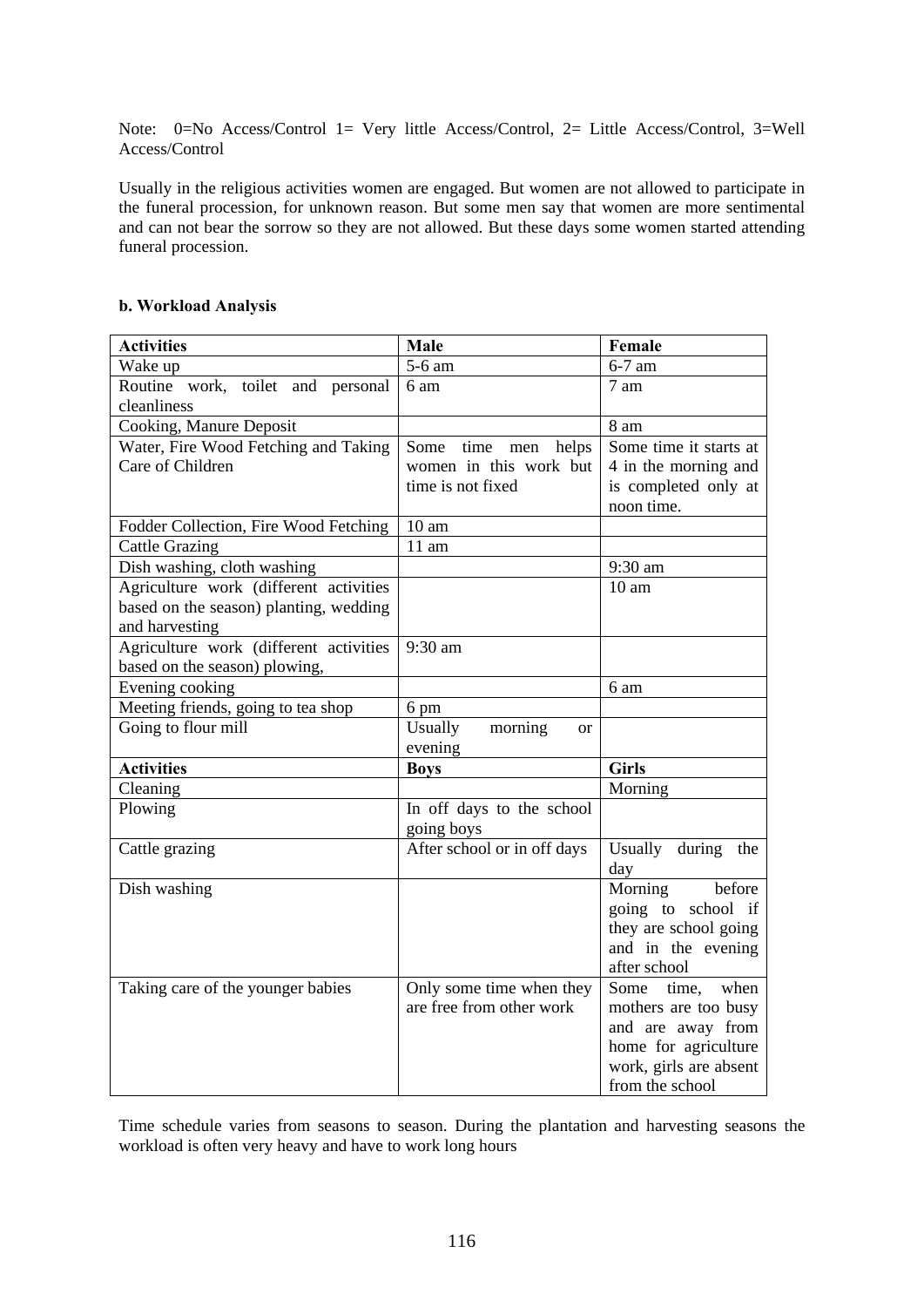Note: 0=No Access/Control 1= Very little Access/Control, 2= Little Access/Control, 3=Well Access/Control

Usually in the religious activities women are engaged. But women are not allowed to participate in the funeral procession, for unknown reason. But some men say that women are more sentimental and can not bear the sorrow so they are not allowed. But these days some women started attending funeral procession.

**b. Workload Analysis**

| **Activities** | **Male** | **Female** |
|---|---|---|
| Wake up | 5-6 am | 6-7 am |
| Routine work, toilet and personal cleanliness | 6 am | 7 am |
| Cooking, Manure Deposit | | 8 am |
| Water, Fire Wood Fetching and Taking Care of Children | Some time men helps women in this work but time is not fixed | Some time it starts at 4 in the morning and is completed only at noon time. |
| Fodder Collection, Fire Wood Fetching | 10 am | |
| Cattle Grazing | 11 am | |
| Dish washing, cloth washing | | 9:30 am |
| Agriculture work (different activities based on the season) planting, wedding and harvesting | | 10 am |
| Agriculture work (different activities based on the season) plowing, | 9:30 am | |
| Evening cooking | | 6 am |
| Meeting friends, going to tea shop | 6 pm | |
| Going to flour mill | Usually morning or evening | |
| **Activities** | **Boys** | **Girls** |
| Cleaning | | Morning |
| Plowing | In off days to the school going boys | |
| Cattle grazing | After school or in off days | Usually during the day |
| Dish washing | | Morning before going to school if they are school going and in the evening after school |
| Taking care of the younger babies | Only some time when they are free from other work | Some time, when mothers are too busy and are away from home for agriculture work, girls are absent from the school |

Time schedule varies from seasons to season. During the plantation and harvesting seasons the workload is often very heavy and have to work long hours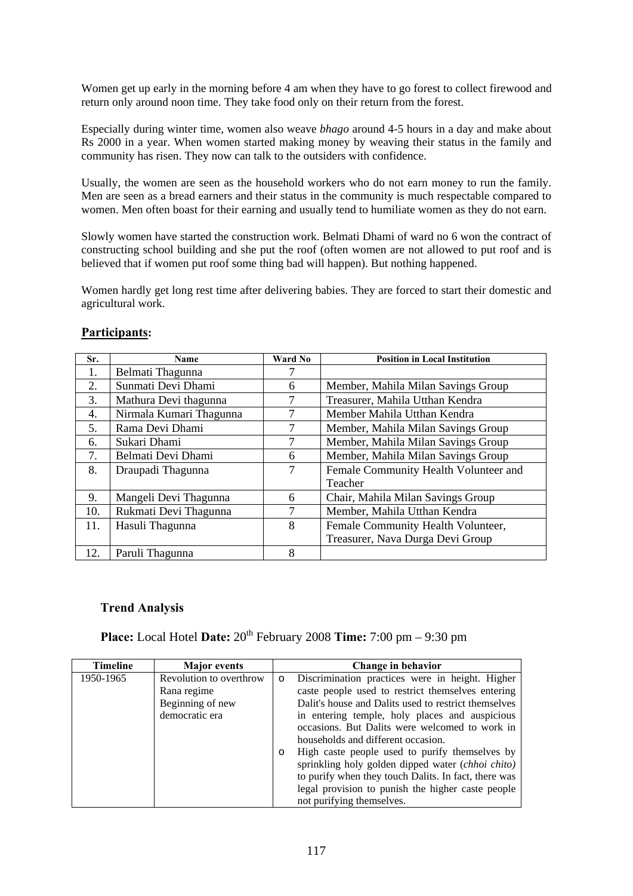Women get up early in the morning before 4 am when they have to go forest to collect firewood and return only around noon time. They take food only on their return from the forest.

Especially during winter time, women also weave *bhago* around 4-5 hours in a day and make about Rs 2000 in a year. When women started making money by weaving their status in the family and community has risen. They now can talk to the outsiders with confidence.

Usually, the women are seen as the household workers who do not earn money to run the family. Men are seen as a bread earners and their status in the community is much respectable compared to women. Men often boast for their earning and usually tend to humiliate women as they do not earn.

Slowly women have started the construction work. Belmati Dhami of ward no 6 won the contract of constructing school building and she put the roof (often women are not allowed to put roof and is believed that if women put roof some thing bad will happen). But nothing happened.

Women hardly get long rest time after delivering babies. They are forced to start their domestic and agricultural work.

**Participants:**

| Sr. | Name | Ward No | Position in Local Institution |
|---|---|---|---|
| 1. | Belmati Thagunna | 7 | |
| 2. | Sunmati Devi Dhami | 6 | Member, Mahila Milan Savings Group |
| 3. | Mathura Devi thagunna | 7 | Treasurer, Mahila Utthan Kendra |
| 4. | Nirmala Kumari Thagunna | 7 | Member Mahila Utthan Kendra |
| 5. | Rama Devi Dhami | 7 | Member, Mahila Milan Savings Group |
| 6. | Sukari Dhami | 7 | Member, Mahila Milan Savings Group |
| 7. | Belmati Devi Dhami | 6 | Member, Mahila Milan Savings Group |
| 8. | Draupadi Thagunna | 7 | Female Community Health Volunteer and Teacher |
| 9. | Mangeli Devi Thagunna | 6 | Chair, Mahila Milan Savings Group |
| 10. | Rukmati Devi Thagunna | 7 | Member, Mahila Utthan Kendra |
| 11. | Hasuli Thagunna | 8 | Female Community Health Volunteer, Treasurer, Nava Durga Devi Group |
| 12. | Paruli Thagunna | 8 | |

### Trend Analysis

**Place:** Local Hotel **Date:** 20th February 2008 **Time:** 7:00 pm – 9:30 pm

| Timeline | Major events | Change in behavior |
|---|---|---|
| 1950-1965 | Revolution to overthrow Rana regime<br>Beginning of new democratic era | o Discrimination practices were in height. Higher caste people used to restrict themselves entering Dalit's house and Dalits used to restrict themselves in entering temple, holy places and auspicious occasions. But Dalits were welcomed to work in households and different occasion.<br>o High caste people used to purify themselves by sprinkling holy golden dipped water (*chhoi chito)* to purify when they touch Dalits. In fact, there was legal provision to punish the higher caste people not purifying themselves. |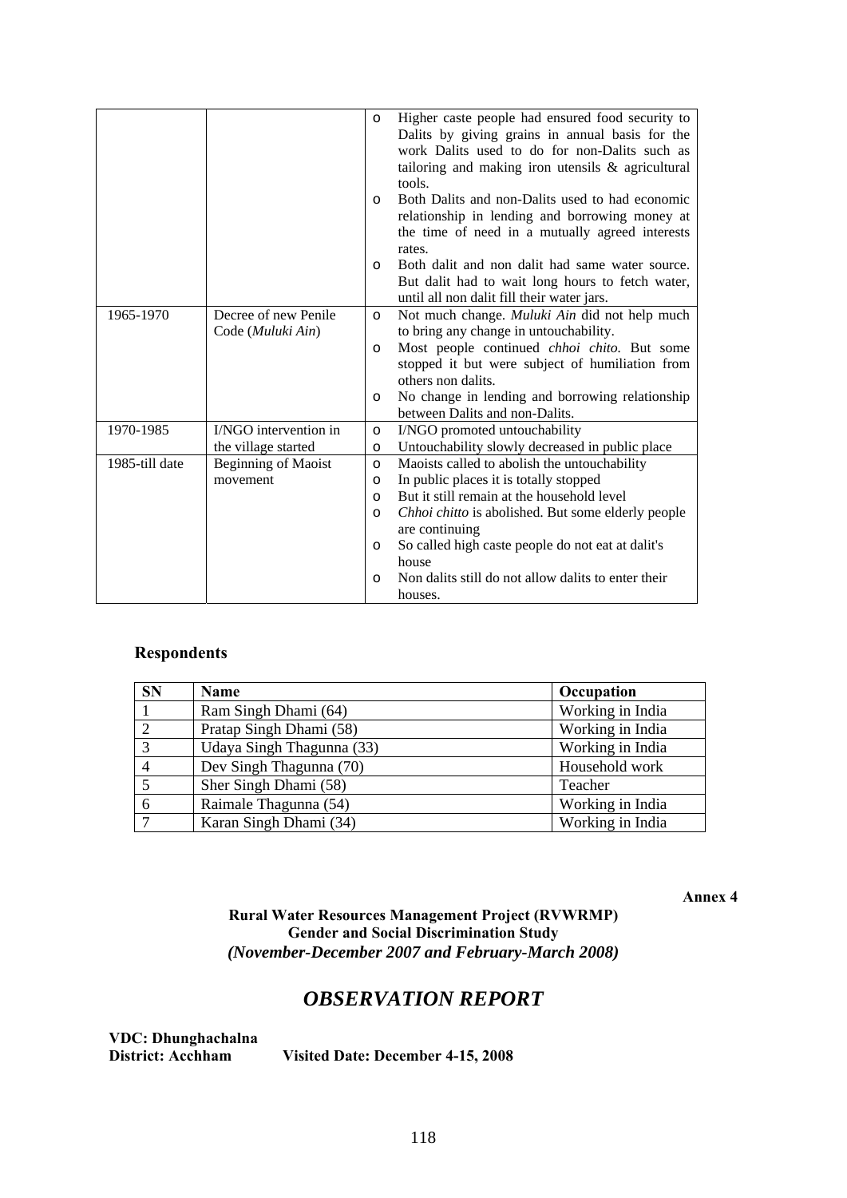| | | |
|---|---|---|
| | | <ul><li>Higher caste people had ensured food security to Dalits by giving grains in annual basis for the work Dalits used to do for non-Dalits such as tailoring and making iron utensils & agricultural tools.</li><li>Both Dalits and non-Dalits used to had economic relationship in lending and borrowing money at the time of need in a mutually agreed interests rates.</li><li>Both dalit and non dalit had same water source. But dalit had to wait long hours to fetch water, until all non dalit fill their water jars.</li></ul> |
| 1965-1970 | Decree of new Penile Code (*Muluki Ain*) | <ul><li>Not much change. *Muluki Ain* did not help much to bring any change in untouchability.</li><li>Most people continued *chhoi chito.* But some stopped it but were subject of humiliation from others non dalits.</li><li>No change in lending and borrowing relationship between Dalits and non-Dalits.</li></ul> |
| 1970-1985 | I/NGO intervention in the village started | <ul><li>I/NGO promoted untouchability</li><li>Untouchability slowly decreased in public place</li></ul> |
| 1985-till date | Beginning of Maoist movement | <ul><li>Maoists called to abolish the untouchability</li><li>In public places it is totally stopped</li><li>But it still remain at the household level</li><li>*Chhoi chitto* is abolished. But some elderly people are continuing</li><li>So called high caste people do not eat at dalit's house</li><li>Non dalits still do not allow dalits to enter their houses.</li></ul> |

### Respondents

| SN | Name | Occupation |
|---|---|---|
| 1 | Ram Singh Dhami (64) | Working in India |
| 2 | Pratap Singh Dhami (58) | Working in India |
| 3 | Udaya Singh Thagunna (33) | Working in India |
| 4 | Dev Singh Thagunna (70) | Household work |
| 5 | Sher Singh Dhami (58) | Teacher |
| 6 | Raimale Thagunna (54) | Working in India |
| 7 | Karan Singh Dhami (34) | Working in India |

**Annex 4**

**Rural Water Resources Management Project (RVWRMP)**
**Gender and Social Discrimination Study**
***(November-December 2007 and February-March 2008)***

## *OBSERVATION REPORT*

**VDC: Dhunghachalna**
**District: Acchham** **Visited Date: December 4-15, 2008**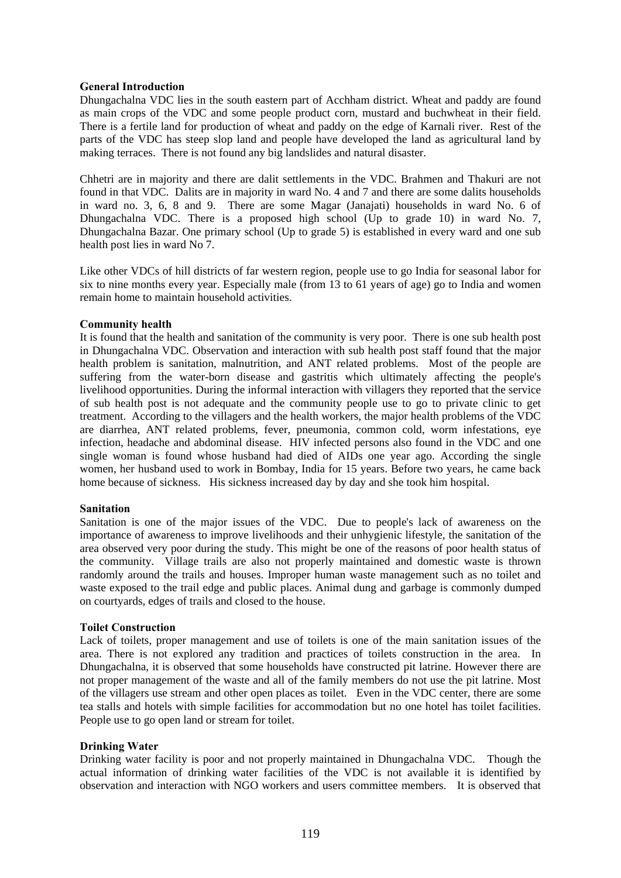**General Introduction**

Dhungachalna VDC lies in the south eastern part of Acchham district. Wheat and paddy are found as main crops of the VDC and some people product corn, mustard and buchwheat in their field. There is a fertile land for production of wheat and paddy on the edge of Karnali river. Rest of the parts of the VDC has steep slop land and people have developed the land as agricultural land by making terraces. There is not found any big landslides and natural disaster.

Chhetri are in majority and there are dalit settlements in the VDC. Brahmen and Thakuri are not found in that VDC. Dalits are in majority in ward No. 4 and 7 and there are some dalits households in ward no. 3, 6, 8 and 9. There are some Magar (Janajati) households in ward No. 6 of Dhungachalna VDC. There is a proposed high school (Up to grade 10) in ward No. 7, Dhungachalna Bazar. One primary school (Up to grade 5) is established in every ward and one sub health post lies in ward No 7.

Like other VDCs of hill districts of far western region, people use to go India for seasonal labor for six to nine months every year. Especially male (from 13 to 61 years of age) go to India and women remain home to maintain household activities.

**Community health**

It is found that the health and sanitation of the community is very poor. There is one sub health post in Dhungachalna VDC. Observation and interaction with sub health post staff found that the major health problem is sanitation, malnutrition, and ANT related problems. Most of the people are suffering from the water-born disease and gastritis which ultimately affecting the people's livelihood opportunities. During the informal interaction with villagers they reported that the service of sub health post is not adequate and the community people use to go to private clinic to get treatment. According to the villagers and the health workers, the major health problems of the VDC are diarrhea, ANT related problems, fever, pneumonia, common cold, worm infestations, eye infection, headache and abdominal disease. HIV infected persons also found in the VDC and one single woman is found whose husband had died of AIDs one year ago. According the single women, her husband used to work in Bombay, India for 15 years. Before two years, he came back home because of sickness. His sickness increased day by day and she took him hospital.

**Sanitation**

Sanitation is one of the major issues of the VDC. Due to people's lack of awareness on the importance of awareness to improve livelihoods and their unhygienic lifestyle, the sanitation of the area observed very poor during the study. This might be one of the reasons of poor health status of the community. Village trails are also not properly maintained and domestic waste is thrown randomly around the trails and houses. Improper human waste management such as no toilet and waste exposed to the trail edge and public places. Animal dung and garbage is commonly dumped on courtyards, edges of trails and closed to the house.

**Toilet Construction**

Lack of toilets, proper management and use of toilets is one of the main sanitation issues of the area. There is not explored any tradition and practices of toilets construction in the area. In Dhungachalna, it is observed that some households have constructed pit latrine. However there are not proper management of the waste and all of the family members do not use the pit latrine. Most of the villagers use stream and other open places as toilet. Even in the VDC center, there are some tea stalls and hotels with simple facilities for accommodation but no one hotel has toilet facilities. People use to go open land or stream for toilet.

**Drinking Water**

Drinking water facility is poor and not properly maintained in Dhungachalna VDC. Though the actual information of drinking water facilities of the VDC is not available it is identified by observation and interaction with NGO workers and users committee members. It is observed that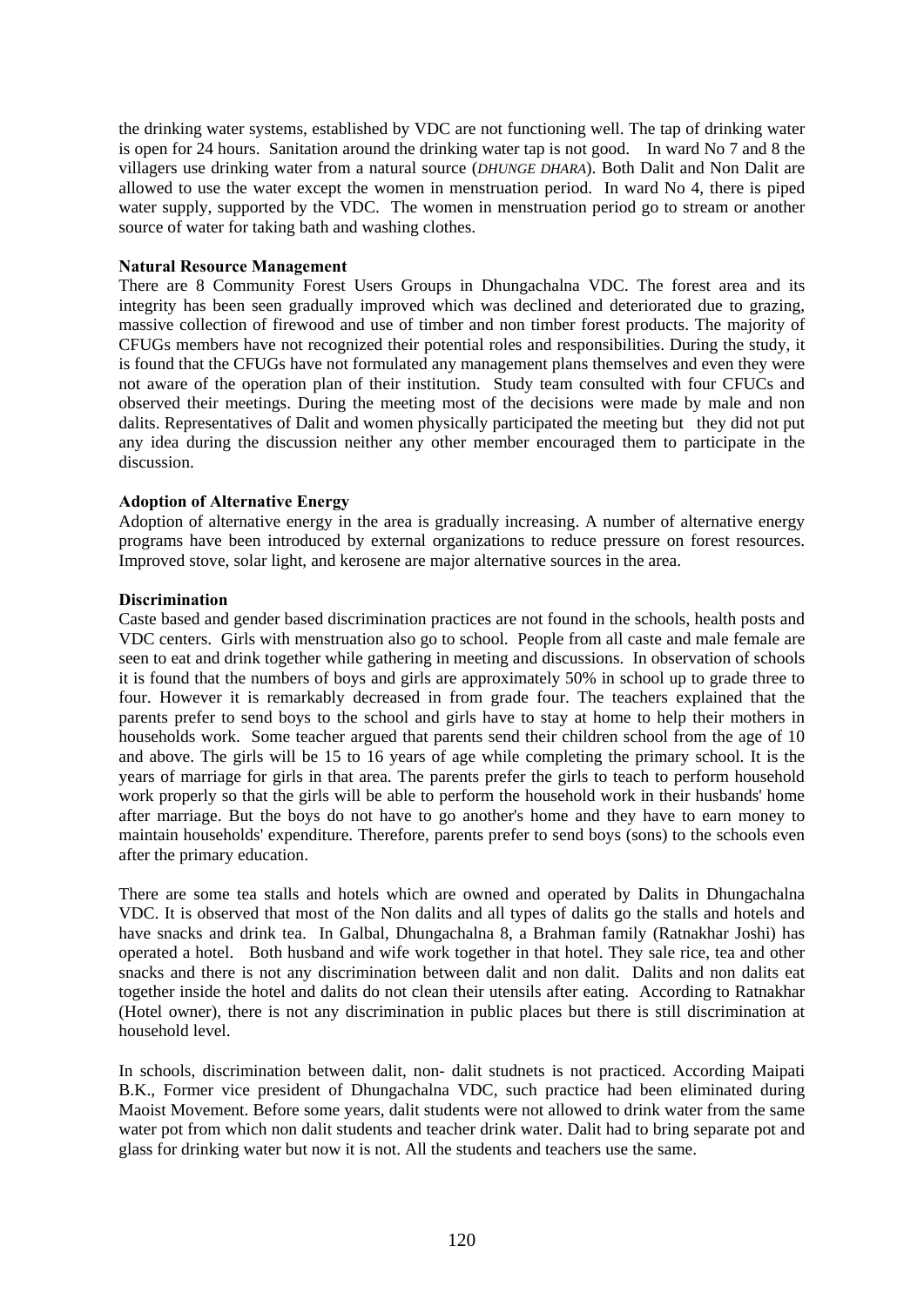the drinking water systems, established by VDC are not functioning well. The tap of drinking water is open for 24 hours. Sanitation around the drinking water tap is not good. In ward No 7 and 8 the villagers use drinking water from a natural source (*DHUNGE DHARA*). Both Dalit and Non Dalit are allowed to use the water except the women in menstruation period. In ward No 4, there is piped water supply, supported by the VDC. The women in menstruation period go to stream or another source of water for taking bath and washing clothes.

**Natural Resource Management**

There are 8 Community Forest Users Groups in Dhungachalna VDC. The forest area and its integrity has been seen gradually improved which was declined and deteriorated due to grazing, massive collection of firewood and use of timber and non timber forest products. The majority of CFUGs members have not recognized their potential roles and responsibilities. During the study, it is found that the CFUGs have not formulated any management plans themselves and even they were not aware of the operation plan of their institution. Study team consulted with four CFUCs and observed their meetings. During the meeting most of the decisions were made by male and non dalits. Representatives of Dalit and women physically participated the meeting but they did not put any idea during the discussion neither any other member encouraged them to participate in the discussion.

**Adoption of Alternative Energy**

Adoption of alternative energy in the area is gradually increasing. A number of alternative energy programs have been introduced by external organizations to reduce pressure on forest resources. Improved stove, solar light, and kerosene are major alternative sources in the area.

**Discrimination**

Caste based and gender based discrimination practices are not found in the schools, health posts and VDC centers. Girls with menstruation also go to school. People from all caste and male female are seen to eat and drink together while gathering in meeting and discussions. In observation of schools it is found that the numbers of boys and girls are approximately 50% in school up to grade three to four. However it is remarkably decreased in from grade four. The teachers explained that the parents prefer to send boys to the school and girls have to stay at home to help their mothers in households work. Some teacher argued that parents send their children school from the age of 10 and above. The girls will be 15 to 16 years of age while completing the primary school. It is the years of marriage for girls in that area. The parents prefer the girls to teach to perform household work properly so that the girls will be able to perform the household work in their husbands' home after marriage. But the boys do not have to go another's home and they have to earn money to maintain households' expenditure. Therefore, parents prefer to send boys (sons) to the schools even after the primary education.

There are some tea stalls and hotels which are owned and operated by Dalits in Dhungachalna VDC. It is observed that most of the Non dalits and all types of dalits go the stalls and hotels and have snacks and drink tea. In Galbal, Dhungachalna 8, a Brahman family (Ratnakhar Joshi) has operated a hotel. Both husband and wife work together in that hotel. They sale rice, tea and other snacks and there is not any discrimination between dalit and non dalit. Dalits and non dalits eat together inside the hotel and dalits do not clean their utensils after eating. According to Ratnakhar (Hotel owner), there is not any discrimination in public places but there is still discrimination at household level.

In schools, discrimination between dalit, non- dalit studnets is not practiced. According Maipati B.K., Former vice president of Dhungachalna VDC, such practice had been eliminated during Maoist Movement. Before some years, dalit students were not allowed to drink water from the same water pot from which non dalit students and teacher drink water. Dalit had to bring separate pot and glass for drinking water but now it is not. All the students and teachers use the same.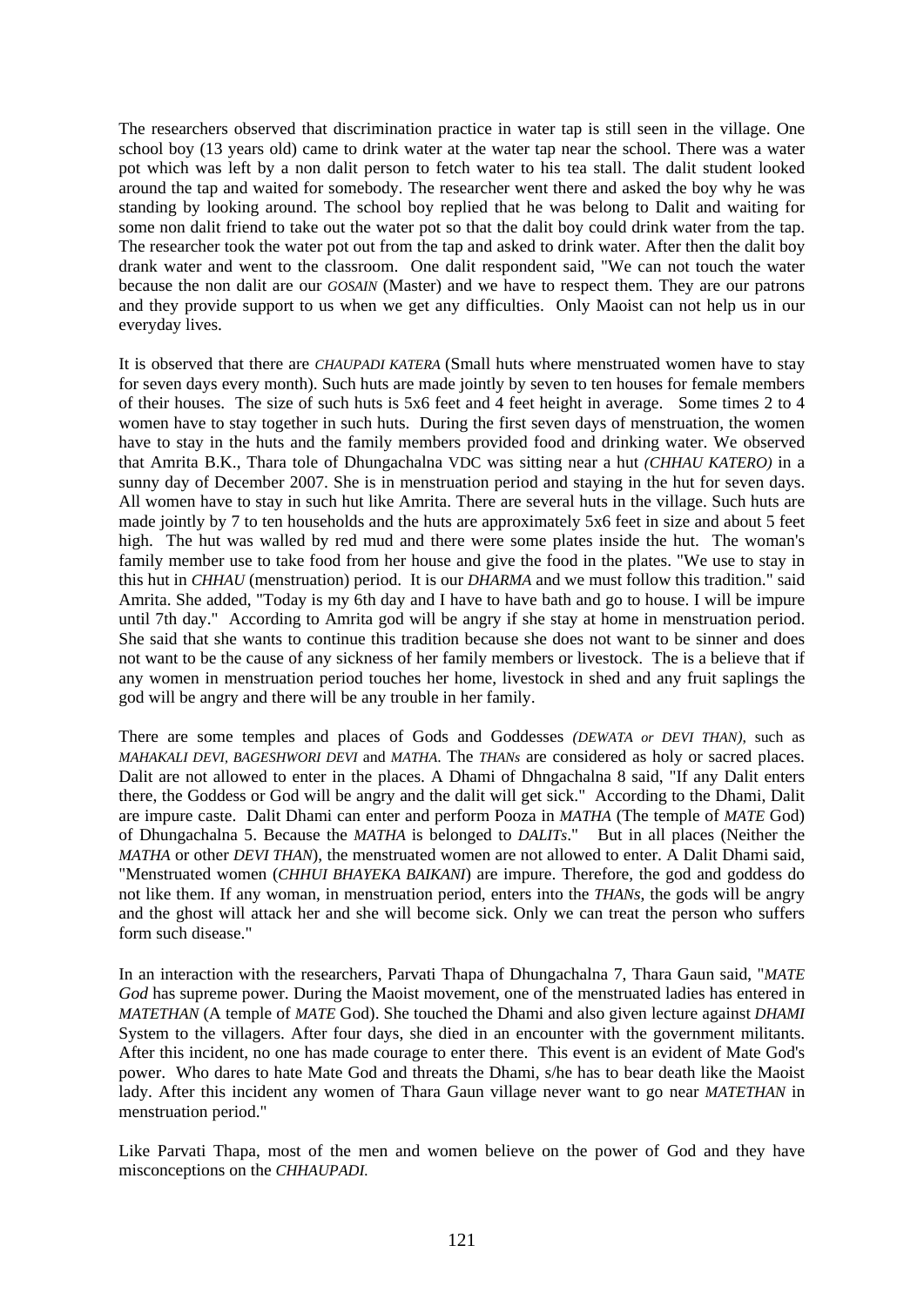The researchers observed that discrimination practice in water tap is still seen in the village. One school boy (13 years old) came to drink water at the water tap near the school. There was a water pot which was left by a non dalit person to fetch water to his tea stall. The dalit student looked around the tap and waited for somebody. The researcher went there and asked the boy why he was standing by looking around. The school boy replied that he was belong to Dalit and waiting for some non dalit friend to take out the water pot so that the dalit boy could drink water from the tap. The researcher took the water pot out from the tap and asked to drink water. After then the dalit boy drank water and went to the classroom. One dalit respondent said, "We can not touch the water because the non dalit are our *GOSAIN* (Master) and we have to respect them. They are our patrons and they provide support to us when we get any difficulties. Only Maoist can not help us in our everyday lives.

It is observed that there are *CHAUPADI KATERA* (Small huts where menstruated women have to stay for seven days every month). Such huts are made jointly by seven to ten houses for female members of their houses. The size of such huts is 5x6 feet and 4 feet height in average. Some times 2 to 4 women have to stay together in such huts. During the first seven days of menstruation, the women have to stay in the huts and the family members provided food and drinking water. We observed that Amrita B.K., Thara tole of Dhungachalna VDC was sitting near a hut *(CHHAU KATERO)* in a sunny day of December 2007. She is in menstruation period and staying in the hut for seven days. All women have to stay in such hut like Amrita. There are several huts in the village. Such huts are made jointly by 7 to ten households and the huts are approximately 5x6 feet in size and about 5 feet high. The hut was walled by red mud and there were some plates inside the hut. The woman's family member use to take food from her house and give the food in the plates. "We use to stay in this hut in *CHHAU* (menstruation) period. It is our *DHARMA* and we must follow this tradition." said Amrita. She added, "Today is my 6th day and I have to have bath and go to house. I will be impure until 7th day." According to Amrita god will be angry if she stay at home in menstruation period. She said that she wants to continue this tradition because she does not want to be sinner and does not want to be the cause of any sickness of her family members or livestock. The is a believe that if any women in menstruation period touches her home, livestock in shed and any fruit saplings the god will be angry and there will be any trouble in her family.

There are some temples and places of Gods and Goddesses *(DEWATA or DEVI THAN)*, such as *MAHAKALI DEVI, BAGESHWORI DEVI* and *MATHA*. The *THANs* are considered as holy or sacred places. Dalit are not allowed to enter in the places. A Dhami of Dhngachalna 8 said, "If any Dalit enters there, the Goddess or God will be angry and the dalit will get sick." According to the Dhami, Dalit are impure caste. Dalit Dhami can enter and perform Pooza in *MATHA* (The temple of *MATE* God) of Dhungachalna 5. Because the *MATHA* is belonged to *DALITs*." But in all places (Neither the *MATHA* or other *DEVI THAN*), the menstruated women are not allowed to enter. A Dalit Dhami said, "Menstruated women (*CHHUI BHAYEKA BAIKANI*) are impure. Therefore, the god and goddess do not like them. If any woman, in menstruation period, enters into the *THANs*, the gods will be angry and the ghost will attack her and she will become sick. Only we can treat the person who suffers form such disease."

In an interaction with the researchers, Parvati Thapa of Dhungachalna 7, Thara Gaun said, "*MATE God* has supreme power. During the Maoist movement, one of the menstruated ladies has entered in *MATETHAN* (A temple of *MATE* God). She touched the Dhami and also given lecture against *DHAMI* System to the villagers. After four days, she died in an encounter with the government militants. After this incident, no one has made courage to enter there. This event is an evident of Mate God's power. Who dares to hate Mate God and threats the Dhami, s/he has to bear death like the Maoist lady. After this incident any women of Thara Gaun village never want to go near *MATETHAN* in menstruation period."

Like Parvati Thapa, most of the men and women believe on the power of God and they have misconceptions on the *CHHAUPADI.*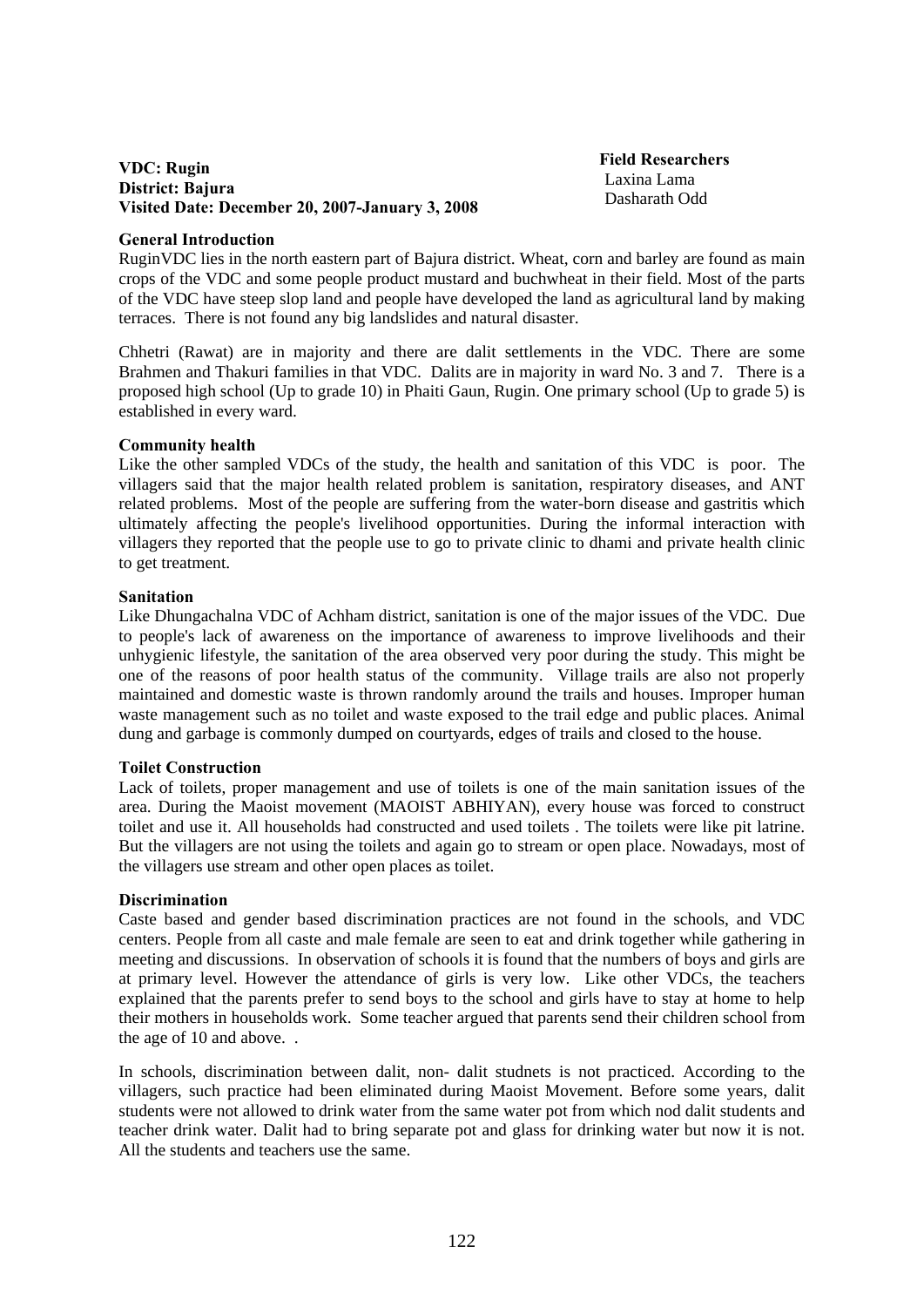**VDC: Rugin**
**District: Bajura**
**Visited Date: December 20, 2007-January 3, 2008**

**Field Researchers**
Laxina Lama
Dasharath Odd

**General Introduction**

RuginVDC lies in the north eastern part of Bajura district. Wheat, corn and barley are found as main crops of the VDC and some people product mustard and buchwheat in their field. Most of the parts of the VDC have steep slop land and people have developed the land as agricultural land by making terraces. There is not found any big landslides and natural disaster.

Chhetri (Rawat) are in majority and there are dalit settlements in the VDC. There are some Brahmen and Thakuri families in that VDC. Dalits are in majority in ward No. 3 and 7. There is a proposed high school (Up to grade 10) in Phaiti Gaun, Rugin. One primary school (Up to grade 5) is established in every ward.

**Community health**

Like the other sampled VDCs of the study, the health and sanitation of this VDC is poor. The villagers said that the major health related problem is sanitation, respiratory diseases, and ANT related problems. Most of the people are suffering from the water-born disease and gastritis which ultimately affecting the people's livelihood opportunities. During the informal interaction with villagers they reported that the people use to go to private clinic to dhami and private health clinic to get treatment.

**Sanitation**

Like Dhungachalna VDC of Achham district, sanitation is one of the major issues of the VDC. Due to people's lack of awareness on the importance of awareness to improve livelihoods and their unhygienic lifestyle, the sanitation of the area observed very poor during the study. This might be one of the reasons of poor health status of the community. Village trails are also not properly maintained and domestic waste is thrown randomly around the trails and houses. Improper human waste management such as no toilet and waste exposed to the trail edge and public places. Animal dung and garbage is commonly dumped on courtyards, edges of trails and closed to the house.

**Toilet Construction**

Lack of toilets, proper management and use of toilets is one of the main sanitation issues of the area. During the Maoist movement (MAOIST ABHIYAN), every house was forced to construct toilet and use it. All households had constructed and used toilets . The toilets were like pit latrine. But the villagers are not using the toilets and again go to stream or open place. Nowadays, most of the villagers use stream and other open places as toilet.

**Discrimination**

Caste based and gender based discrimination practices are not found in the schools, and VDC centers. People from all caste and male female are seen to eat and drink together while gathering in meeting and discussions. In observation of schools it is found that the numbers of boys and girls are at primary level. However the attendance of girls is very low. Like other VDCs, the teachers explained that the parents prefer to send boys to the school and girls have to stay at home to help their mothers in households work. Some teacher argued that parents send their children school from the age of 10 and above. .

In schools, discrimination between dalit, non- dalit studnets is not practiced. According to the villagers, such practice had been eliminated during Maoist Movement. Before some years, dalit students were not allowed to drink water from the same water pot from which nod dalit students and teacher drink water. Dalit had to bring separate pot and glass for drinking water but now it is not. All the students and teachers use the same.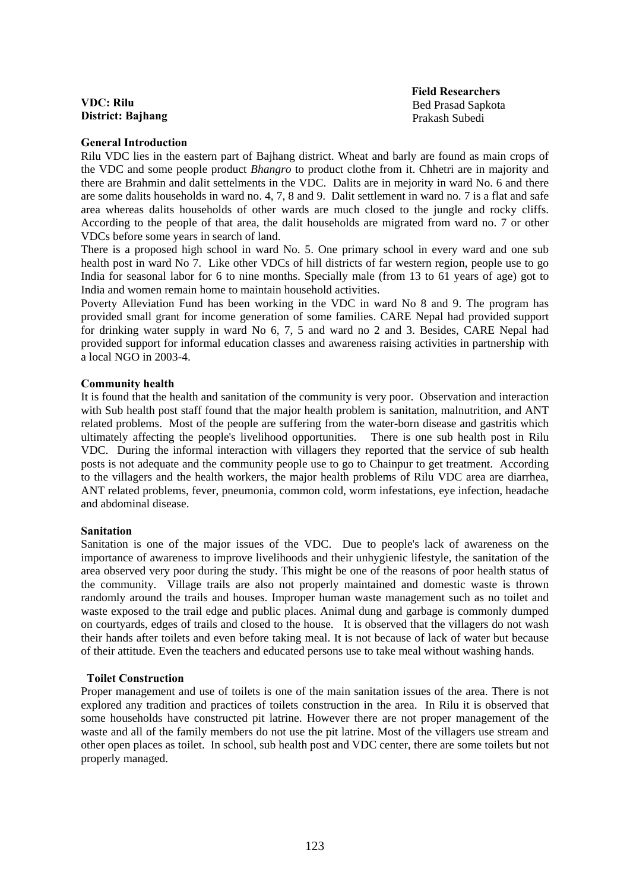**VDC: Rilu**
**District: Bajhang**

**Field Researchers**
Bed Prasad Sapkota
Prakash Subedi

**General Introduction**

Rilu VDC lies in the eastern part of Bajhang district. Wheat and barly are found as main crops of the VDC and some people product *Bhangro* to product clothe from it. Chhetri are in majority and there are Brahmin and dalit settelments in the VDC. Dalits are in mejority in ward No. 6 and there are some dalits households in ward no. 4, 7, 8 and 9. Dalit settlement in ward no. 7 is a flat and safe area whereas dalits households of other wards are much closed to the jungle and rocky cliffs. According to the people of that area, the dalit households are migrated from ward no. 7 or other VDCs before some years in search of land.

There is a proposed high school in ward No. 5. One primary school in every ward and one sub health post in ward No 7. Like other VDCs of hill districts of far western region, people use to go India for seasonal labor for 6 to nine months. Specially male (from 13 to 61 years of age) got to India and women remain home to maintain household activities.

Poverty Alleviation Fund has been working in the VDC in ward No 8 and 9. The program has provided small grant for income generation of some families. CARE Nepal had provided support for drinking water supply in ward No 6, 7, 5 and ward no 2 and 3. Besides, CARE Nepal had provided support for informal education classes and awareness raising activities in partnership with a local NGO in 2003-4.

**Community health**

It is found that the health and sanitation of the community is very poor. Observation and interaction with Sub health post staff found that the major health problem is sanitation, malnutrition, and ANT related problems. Most of the people are suffering from the water-born disease and gastritis which ultimately affecting the people's livelihood opportunities. There is one sub health post in Rilu VDC. During the informal interaction with villagers they reported that the service of sub health posts is not adequate and the community people use to go to Chainpur to get treatment. According to the villagers and the health workers, the major health problems of Rilu VDC area are diarrhea, ANT related problems, fever, pneumonia, common cold, worm infestations, eye infection, headache and abdominal disease.

**Sanitation**

Sanitation is one of the major issues of the VDC. Due to people's lack of awareness on the importance of awareness to improve livelihoods and their unhygienic lifestyle, the sanitation of the area observed very poor during the study. This might be one of the reasons of poor health status of the community. Village trails are also not properly maintained and domestic waste is thrown randomly around the trails and houses. Improper human waste management such as no toilet and waste exposed to the trail edge and public places. Animal dung and garbage is commonly dumped on courtyards, edges of trails and closed to the house. It is observed that the villagers do not wash their hands after toilets and even before taking meal. It is not because of lack of water but because of their attitude. Even the teachers and educated persons use to take meal without washing hands.

**Toilet Construction**

Proper management and use of toilets is one of the main sanitation issues of the area. There is not explored any tradition and practices of toilets construction in the area. In Rilu it is observed that some households have constructed pit latrine. However there are not proper management of the waste and all of the family members do not use the pit latrine. Most of the villagers use stream and other open places as toilet. In school, sub health post and VDC center, there are some toilets but not properly managed.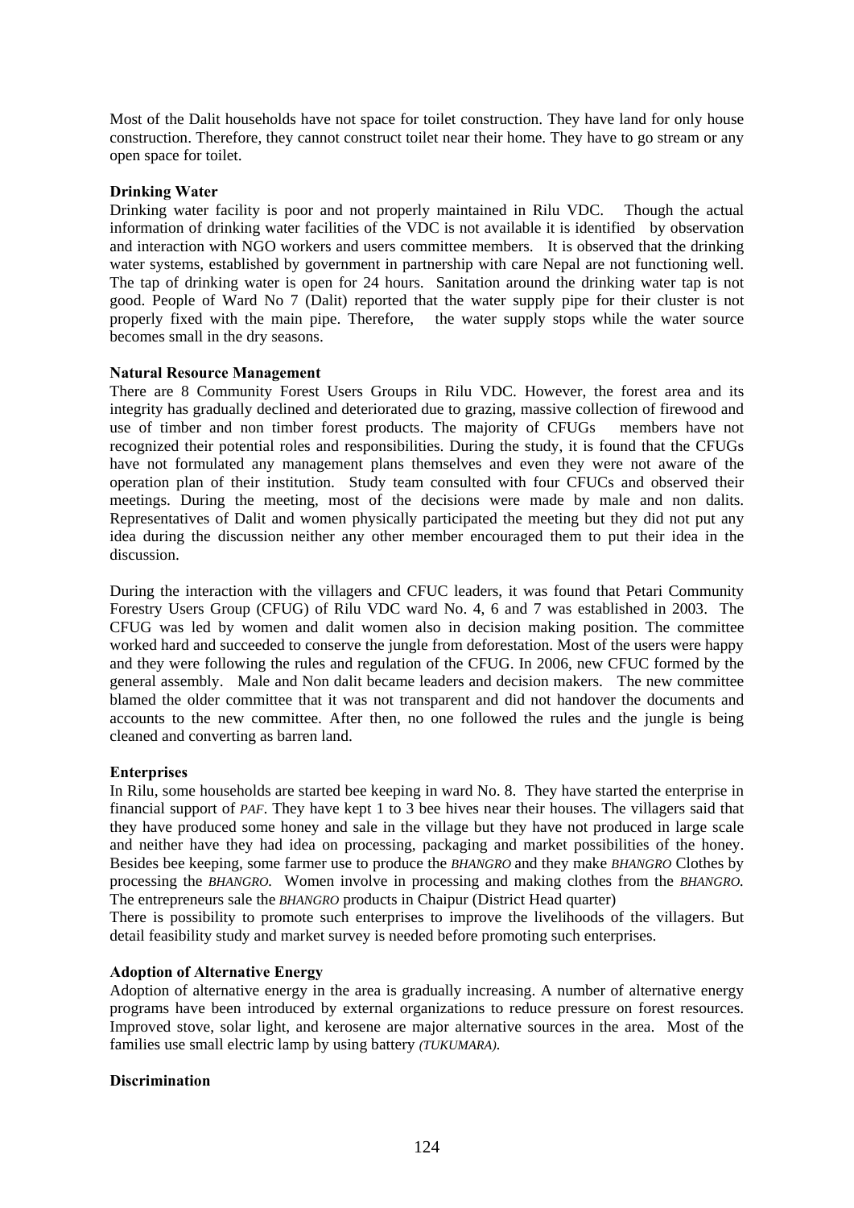Most of the Dalit households have not space for toilet construction. They have land for only house construction. Therefore, they cannot construct toilet near their home. They have to go stream or any open space for toilet.

**Drinking Water**

Drinking water facility is poor and not properly maintained in Rilu VDC. Though the actual information of drinking water facilities of the VDC is not available it is identified by observation and interaction with NGO workers and users committee members. It is observed that the drinking water systems, established by government in partnership with care Nepal are not functioning well. The tap of drinking water is open for 24 hours. Sanitation around the drinking water tap is not good. People of Ward No 7 (Dalit) reported that the water supply pipe for their cluster is not properly fixed with the main pipe. Therefore, the water supply stops while the water source becomes small in the dry seasons.

**Natural Resource Management**

There are 8 Community Forest Users Groups in Rilu VDC. However, the forest area and its integrity has gradually declined and deteriorated due to grazing, massive collection of firewood and use of timber and non timber forest products. The majority of CFUGs members have not recognized their potential roles and responsibilities. During the study, it is found that the CFUGs have not formulated any management plans themselves and even they were not aware of the operation plan of their institution. Study team consulted with four CFUCs and observed their meetings. During the meeting, most of the decisions were made by male and non dalits. Representatives of Dalit and women physically participated the meeting but they did not put any idea during the discussion neither any other member encouraged them to put their idea in the discussion.

During the interaction with the villagers and CFUC leaders, it was found that Petari Community Forestry Users Group (CFUG) of Rilu VDC ward No. 4, 6 and 7 was established in 2003. The CFUG was led by women and dalit women also in decision making position. The committee worked hard and succeeded to conserve the jungle from deforestation. Most of the users were happy and they were following the rules and regulation of the CFUG. In 2006, new CFUC formed by the general assembly. Male and Non dalit became leaders and decision makers. The new committee blamed the older committee that it was not transparent and did not handover the documents and accounts to the new committee. After then, no one followed the rules and the jungle is being cleaned and converting as barren land.

**Enterprises**

In Rilu, some households are started bee keeping in ward No. 8. They have started the enterprise in financial support of *PAF*. They have kept 1 to 3 bee hives near their houses. The villagers said that they have produced some honey and sale in the village but they have not produced in large scale and neither have they had idea on processing, packaging and market possibilities of the honey. Besides bee keeping, some farmer use to produce the *BHANGRO* and they make *BHANGRO* Clothes by processing the *BHANGRO*. Women involve in processing and making clothes from the *BHANGRO*. The entrepreneurs sale the *BHANGRO* products in Chaipur (District Head quarter)

There is possibility to promote such enterprises to improve the livelihoods of the villagers. But detail feasibility study and market survey is needed before promoting such enterprises.

**Adoption of Alternative Energy**

Adoption of alternative energy in the area is gradually increasing. A number of alternative energy programs have been introduced by external organizations to reduce pressure on forest resources. Improved stove, solar light, and kerosene are major alternative sources in the area. Most of the families use small electric lamp by using battery *(TUKUMARA)*.

**Discrimination**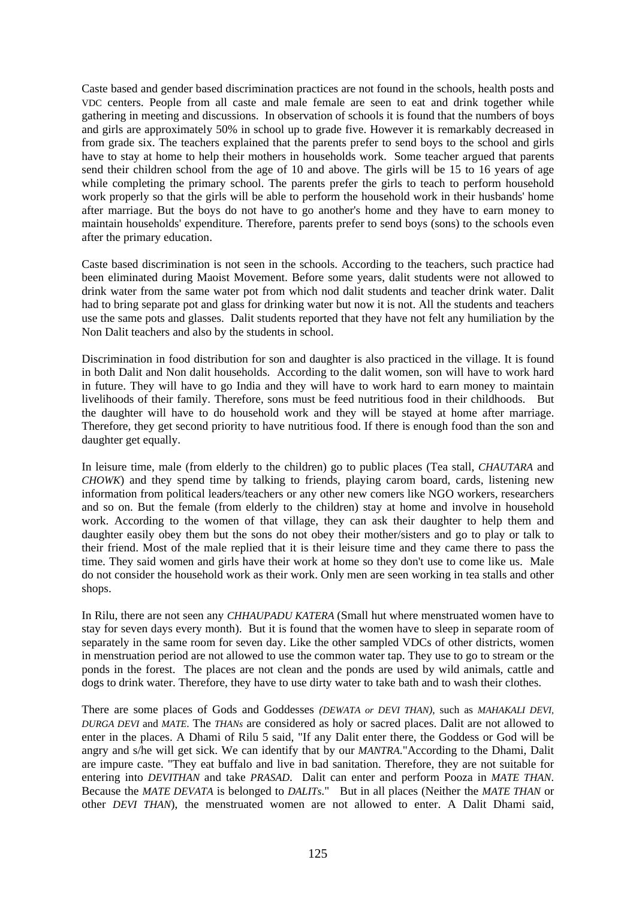Caste based and gender based discrimination practices are not found in the schools, health posts and VDC centers. People from all caste and male female are seen to eat and drink together while gathering in meeting and discussions. In observation of schools it is found that the numbers of boys and girls are approximately 50% in school up to grade five. However it is remarkably decreased in from grade six. The teachers explained that the parents prefer to send boys to the school and girls have to stay at home to help their mothers in households work. Some teacher argued that parents send their children school from the age of 10 and above. The girls will be 15 to 16 years of age while completing the primary school. The parents prefer the girls to teach to perform household work properly so that the girls will be able to perform the household work in their husbands' home after marriage. But the boys do not have to go another's home and they have to earn money to maintain households' expenditure. Therefore, parents prefer to send boys (sons) to the schools even after the primary education.

Caste based discrimination is not seen in the schools. According to the teachers, such practice had been eliminated during Maoist Movement. Before some years, dalit students were not allowed to drink water from the same water pot from which nod dalit students and teacher drink water. Dalit had to bring separate pot and glass for drinking water but now it is not. All the students and teachers use the same pots and glasses. Dalit students reported that they have not felt any humiliation by the Non Dalit teachers and also by the students in school.

Discrimination in food distribution for son and daughter is also practiced in the village. It is found in both Dalit and Non dalit households. According to the dalit women, son will have to work hard in future. They will have to go India and they will have to work hard to earn money to maintain livelihoods of their family. Therefore, sons must be feed nutritious food in their childhoods. But the daughter will have to do household work and they will be stayed at home after marriage. Therefore, they get second priority to have nutritious food. If there is enough food than the son and daughter get equally.

In leisure time, male (from elderly to the children) go to public places (Tea stall, *CHAUTARA* and *CHOWK*) and they spend time by talking to friends, playing carom board, cards, listening new information from political leaders/teachers or any other new comers like NGO workers, researchers and so on. But the female (from elderly to the children) stay at home and involve in household work. According to the women of that village, they can ask their daughter to help them and daughter easily obey them but the sons do not obey their mother/sisters and go to play or talk to their friend. Most of the male replied that it is their leisure time and they came there to pass the time. They said women and girls have their work at home so they don't use to come like us. Male do not consider the household work as their work. Only men are seen working in tea stalls and other shops.

In Rilu, there are not seen any *CHHAUPADU KATERA* (Small hut where menstruated women have to stay for seven days every month). But it is found that the women have to sleep in separate room of separately in the same room for seven day. Like the other sampled VDCs of other districts, women in menstruation period are not allowed to use the common water tap. They use to go to stream or the ponds in the forest. The places are not clean and the ponds are used by wild animals, cattle and dogs to drink water. Therefore, they have to use dirty water to take bath and to wash their clothes.

There are some places of Gods and Goddesses *(DEWATA or DEVI THAN)*, such as *MAHAKALI DEVI*, *DURGA DEVI* and *MATE*. The *THANs* are considered as holy or sacred places. Dalit are not allowed to enter in the places. A Dhami of Rilu 5 said, "If any Dalit enter there, the Goddess or God will be angry and s/he will get sick. We can identify that by our *MANTRA*."According to the Dhami, Dalit are impure caste. "They eat buffalo and live in bad sanitation. Therefore, they are not suitable for entering into *DEVITHAN* and take *PRASAD*. Dalit can enter and perform Pooza in *MATE THAN*. Because the *MATE DEVATA* is belonged to *DALITs*." But in all places (Neither the *MATE THAN* or other *DEVI THAN*), the menstruated women are not allowed to enter. A Dalit Dhami said,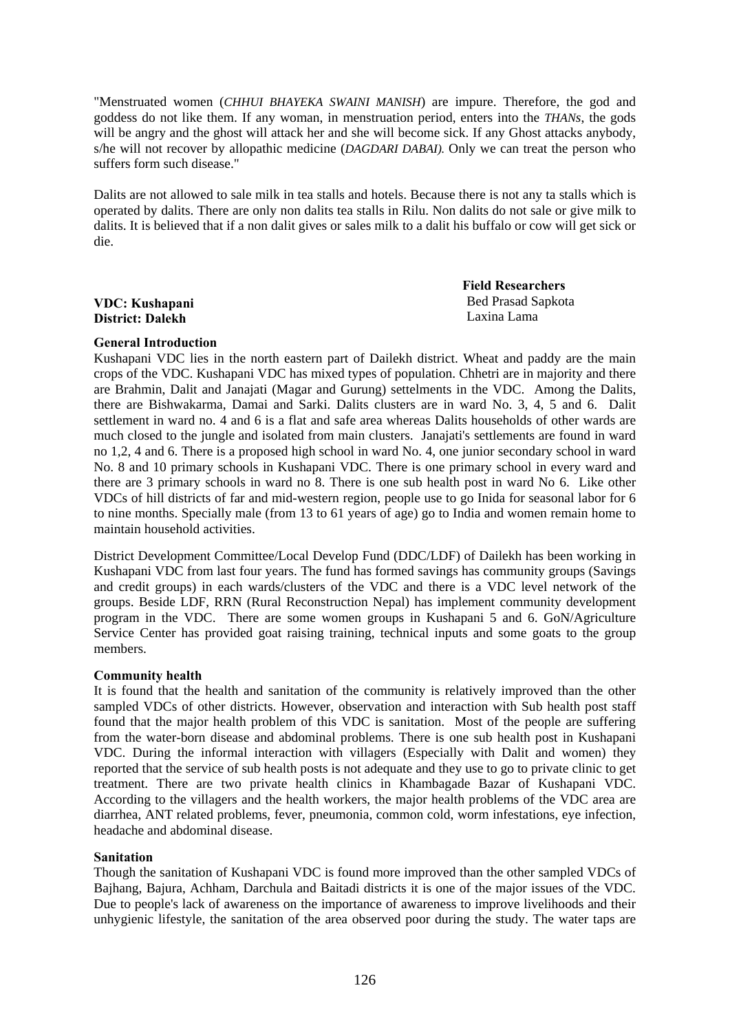"Menstruated women (*CHHUI BHAYEKA SWAINI MANISH*) are impure. Therefore, the god and goddess do not like them. If any woman, in menstruation period, enters into the *THANs*, the gods will be angry and the ghost will attack her and she will become sick. If any Ghost attacks anybody, s/he will not recover by allopathic medicine (*DAGDARI DABAI).* Only we can treat the person who suffers form such disease."

Dalits are not allowed to sale milk in tea stalls and hotels. Because there is not any ta stalls which is operated by dalits. There are only non dalits tea stalls in Rilu. Non dalits do not sale or give milk to dalits. It is believed that if a non dalit gives or sales milk to a dalit his buffalo or cow will get sick or die.

**VDC: Kushapani**
**District: Dalekh**

**Field Researchers**
Bed Prasad Sapkota
Laxina Lama

**General Introduction**

Kushapani VDC lies in the north eastern part of Dailekh district. Wheat and paddy are the main crops of the VDC. Kushapani VDC has mixed types of population. Chhetri are in majority and there are Brahmin, Dalit and Janajati (Magar and Gurung) settelments in the VDC. Among the Dalits, there are Bishwakarma, Damai and Sarki. Dalits clusters are in ward No. 3, 4, 5 and 6. Dalit settlement in ward no. 4 and 6 is a flat and safe area whereas Dalits households of other wards are much closed to the jungle and isolated from main clusters. Janajati's settlements are found in ward no 1,2, 4 and 6. There is a proposed high school in ward No. 4, one junior secondary school in ward No. 8 and 10 primary schools in Kushapani VDC. There is one primary school in every ward and there are 3 primary schools in ward no 8. There is one sub health post in ward No 6. Like other VDCs of hill districts of far and mid-western region, people use to go Inida for seasonal labor for 6 to nine months. Specially male (from 13 to 61 years of age) go to India and women remain home to maintain household activities.

District Development Committee/Local Develop Fund (DDC/LDF) of Dailekh has been working in Kushapani VDC from last four years. The fund has formed savings has community groups (Savings and credit groups) in each wards/clusters of the VDC and there is a VDC level network of the groups. Beside LDF, RRN (Rural Reconstruction Nepal) has implement community development program in the VDC. There are some women groups in Kushapani 5 and 6. GoN/Agriculture Service Center has provided goat raising training, technical inputs and some goats to the group members.

**Community health**

It is found that the health and sanitation of the community is relatively improved than the other sampled VDCs of other districts. However, observation and interaction with Sub health post staff found that the major health problem of this VDC is sanitation. Most of the people are suffering from the water-born disease and abdominal problems. There is one sub health post in Kushapani VDC. During the informal interaction with villagers (Especially with Dalit and women) they reported that the service of sub health posts is not adequate and they use to go to private clinic to get treatment. There are two private health clinics in Khambagade Bazar of Kushapani VDC. According to the villagers and the health workers, the major health problems of the VDC area are diarrhea, ANT related problems, fever, pneumonia, common cold, worm infestations, eye infection, headache and abdominal disease.

**Sanitation**

Though the sanitation of Kushapani VDC is found more improved than the other sampled VDCs of Bajhang, Bajura, Achham, Darchula and Baitadi districts it is one of the major issues of the VDC. Due to people's lack of awareness on the importance of awareness to improve livelihoods and their unhygienic lifestyle, the sanitation of the area observed poor during the study. The water taps are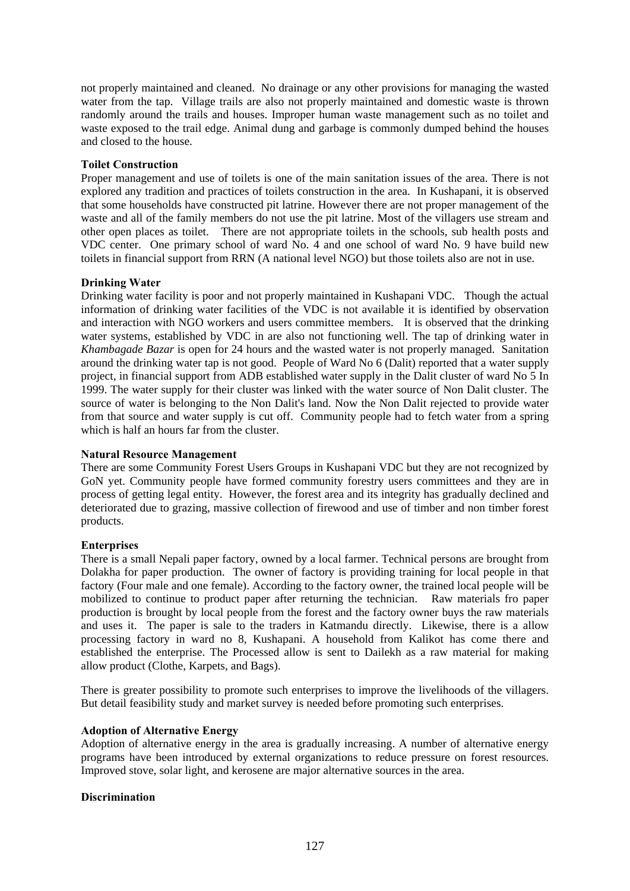not properly maintained and cleaned. No drainage or any other provisions for managing the wasted water from the tap. Village trails are also not properly maintained and domestic waste is thrown randomly around the trails and houses. Improper human waste management such as no toilet and waste exposed to the trail edge. Animal dung and garbage is commonly dumped behind the houses and closed to the house.

**Toilet Construction**

Proper management and use of toilets is one of the main sanitation issues of the area. There is not explored any tradition and practices of toilets construction in the area. In Kushapani, it is observed that some households have constructed pit latrine. However there are not proper management of the waste and all of the family members do not use the pit latrine. Most of the villagers use stream and other open places as toilet. There are not appropriate toilets in the schools, sub health posts and VDC center. One primary school of ward No. 4 and one school of ward No. 9 have build new toilets in financial support from RRN (A national level NGO) but those toilets also are not in use.

**Drinking Water**

Drinking water facility is poor and not properly maintained in Kushapani VDC. Though the actual information of drinking water facilities of the VDC is not available it is identified by observation and interaction with NGO workers and users committee members. It is observed that the drinking water systems, established by VDC in are also not functioning well. The tap of drinking water in *Khambagade Bazar* is open for 24 hours and the wasted water is not properly managed. Sanitation around the drinking water tap is not good. People of Ward No 6 (Dalit) reported that a water supply project, in financial support from ADB established water supply in the Dalit cluster of ward No 5 In 1999. The water supply for their cluster was linked with the water source of Non Dalit cluster. The source of water is belonging to the Non Dalit's land. Now the Non Dalit rejected to provide water from that source and water supply is cut off. Community people had to fetch water from a spring which is half an hours far from the cluster.

**Natural Resource Management**

There are some Community Forest Users Groups in Kushapani VDC but they are not recognized by GoN yet. Community people have formed community forestry users committees and they are in process of getting legal entity. However, the forest area and its integrity has gradually declined and deteriorated due to grazing, massive collection of firewood and use of timber and non timber forest products.

**Enterprises**

There is a small Nepali paper factory, owned by a local farmer. Technical persons are brought from Dolakha for paper production. The owner of factory is providing training for local people in that factory (Four male and one female). According to the factory owner, the trained local people will be mobilized to continue to product paper after returning the technician. Raw materials fro paper production is brought by local people from the forest and the factory owner buys the raw materials and uses it. The paper is sale to the traders in Katmandu directly. Likewise, there is a allow processing factory in ward no 8, Kushapani. A household from Kalikot has come there and established the enterprise. The Processed allow is sent to Dailekh as a raw material for making allow product (Clothe, Karpets, and Bags).

There is greater possibility to promote such enterprises to improve the livelihoods of the villagers. But detail feasibility study and market survey is needed before promoting such enterprises.

**Adoption of Alternative Energy**

Adoption of alternative energy in the area is gradually increasing. A number of alternative energy programs have been introduced by external organizations to reduce pressure on forest resources. Improved stove, solar light, and kerosene are major alternative sources in the area.

**Discrimination**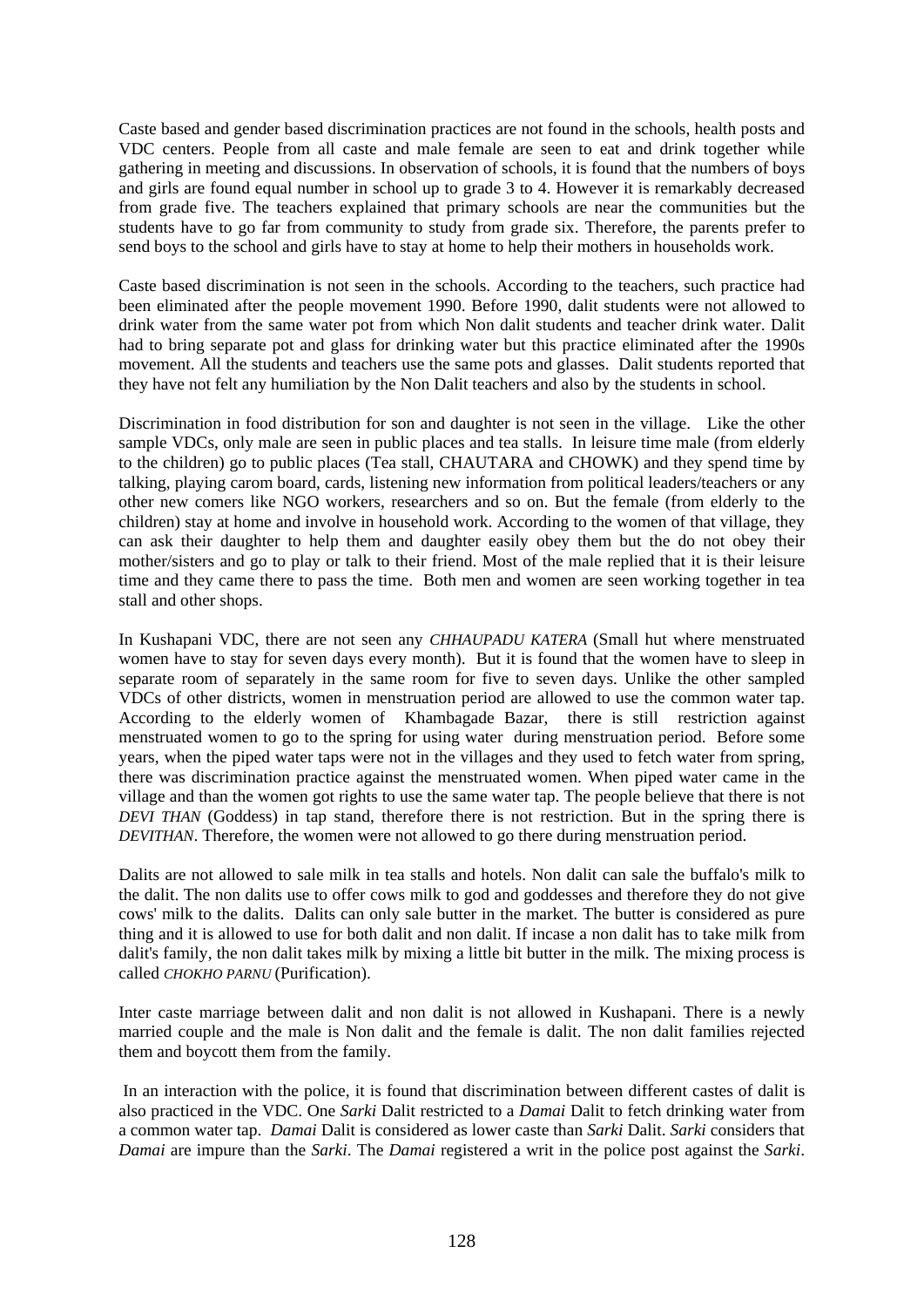Caste based and gender based discrimination practices are not found in the schools, health posts and VDC centers. People from all caste and male female are seen to eat and drink together while gathering in meeting and discussions. In observation of schools, it is found that the numbers of boys and girls are found equal number in school up to grade 3 to 4. However it is remarkably decreased from grade five. The teachers explained that primary schools are near the communities but the students have to go far from community to study from grade six. Therefore, the parents prefer to send boys to the school and girls have to stay at home to help their mothers in households work.

Caste based discrimination is not seen in the schools. According to the teachers, such practice had been eliminated after the people movement 1990. Before 1990, dalit students were not allowed to drink water from the same water pot from which Non dalit students and teacher drink water. Dalit had to bring separate pot and glass for drinking water but this practice eliminated after the 1990s movement. All the students and teachers use the same pots and glasses. Dalit students reported that they have not felt any humiliation by the Non Dalit teachers and also by the students in school.

Discrimination in food distribution for son and daughter is not seen in the village. Like the other sample VDCs, only male are seen in public places and tea stalls. In leisure time male (from elderly to the children) go to public places (Tea stall, CHAUTARA and CHOWK) and they spend time by talking, playing carom board, cards, listening new information from political leaders/teachers or any other new comers like NGO workers, researchers and so on. But the female (from elderly to the children) stay at home and involve in household work. According to the women of that village, they can ask their daughter to help them and daughter easily obey them but the do not obey their mother/sisters and go to play or talk to their friend. Most of the male replied that it is their leisure time and they came there to pass the time. Both men and women are seen working together in tea stall and other shops.

In Kushapani VDC, there are not seen any *CHHAUPADU KATERA* (Small hut where menstruated women have to stay for seven days every month). But it is found that the women have to sleep in separate room of separately in the same room for five to seven days. Unlike the other sampled VDCs of other districts, women in menstruation period are allowed to use the common water tap. According to the elderly women of Khambagade Bazar, there is still restriction against menstruated women to go to the spring for using water during menstruation period. Before some years, when the piped water taps were not in the villages and they used to fetch water from spring, there was discrimination practice against the menstruated women. When piped water came in the village and than the women got rights to use the same water tap. The people believe that there is not *DEVI THAN* (Goddess) in tap stand, therefore there is not restriction. But in the spring there is *DEVITHAN*. Therefore, the women were not allowed to go there during menstruation period.

Dalits are not allowed to sale milk in tea stalls and hotels. Non dalit can sale the buffalo's milk to the dalit. The non dalits use to offer cows milk to god and goddesses and therefore they do not give cows' milk to the dalits. Dalits can only sale butter in the market. The butter is considered as pure thing and it is allowed to use for both dalit and non dalit. If incase a non dalit has to take milk from dalit's family, the non dalit takes milk by mixing a little bit butter in the milk. The mixing process is called *CHOKHO PARNU* (Purification).

Inter caste marriage between dalit and non dalit is not allowed in Kushapani. There is a newly married couple and the male is Non dalit and the female is dalit. The non dalit families rejected them and boycott them from the family.

In an interaction with the police, it is found that discrimination between different castes of dalit is also practiced in the VDC. One *Sarki* Dalit restricted to a *Damai* Dalit to fetch drinking water from a common water tap. *Damai* Dalit is considered as lower caste than *Sarki* Dalit. *Sarki* considers that *Damai* are impure than the *Sarki*. The *Damai* registered a writ in the police post against the *Sarki*.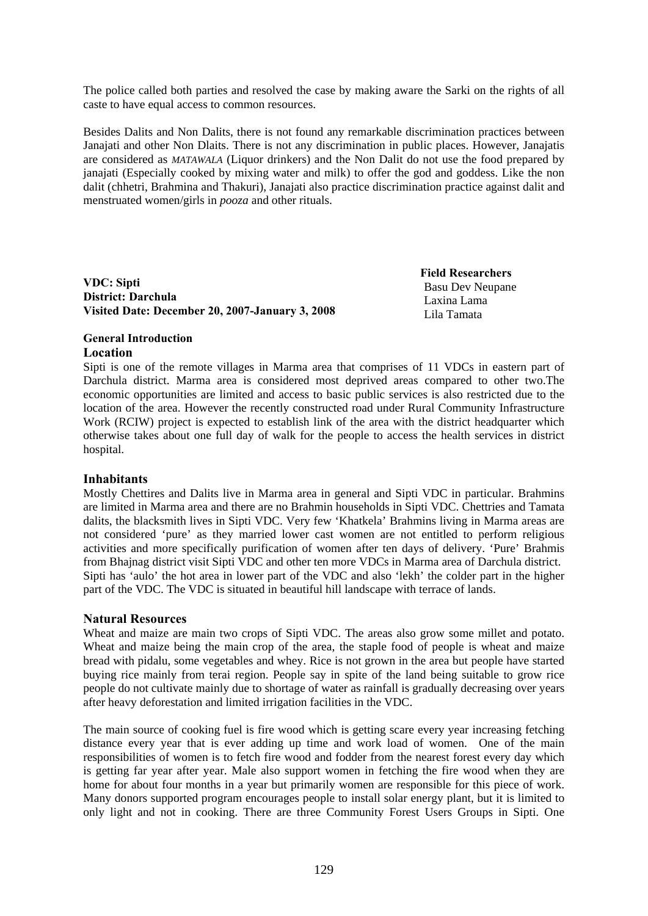The police called both parties and resolved the case by making aware the Sarki on the rights of all caste to have equal access to common resources.

Besides Dalits and Non Dalits, there is not found any remarkable discrimination practices between Janajati and other Non Dlaits. There is not any discrimination in public places. However, Janajatis are considered as *MATAWALA* (Liquor drinkers) and the Non Dalit do not use the food prepared by janajati (Especially cooked by mixing water and milk) to offer the god and goddess. Like the non dalit (chhetri, Brahmina and Thakuri), Janajati also practice discrimination practice against dalit and menstruated women/girls in *pooza* and other rituals.

**VDC: Sipti**
**District: Darchula**
**Visited Date: December 20, 2007-January 3, 2008**

**Field Researchers**
Basu Dev Neupane
Laxina Lama
Lila Tamata

**General Introduction**

### Location

Sipti is one of the remote villages in Marma area that comprises of 11 VDCs in eastern part of Darchula district. Marma area is considered most deprived areas compared to other two.The economic opportunities are limited and access to basic public services is also restricted due to the location of the area. However the recently constructed road under Rural Community Infrastructure Work (RCIW) project is expected to establish link of the area with the district headquarter which otherwise takes about one full day of walk for the people to access the health services in district hospital.

### Inhabitants

Mostly Chettires and Dalits live in Marma area in general and Sipti VDC in particular. Brahmins are limited in Marma area and there are no Brahmin households in Sipti VDC. Chettries and Tamata dalits, the blacksmith lives in Sipti VDC. Very few 'Khatkela' Brahmins living in Marma areas are not considered 'pure' as they married lower cast women are not entitled to perform religious activities and more specifically purification of women after ten days of delivery. 'Pure' Brahmis from Bhajnag district visit Sipti VDC and other ten more VDCs in Marma area of Darchula district. Sipti has 'aulo' the hot area in lower part of the VDC and also 'lekh' the colder part in the higher part of the VDC. The VDC is situated in beautiful hill landscape with terrace of lands.

### Natural Resources

Wheat and maize are main two crops of Sipti VDC. The areas also grow some millet and potato. Wheat and maize being the main crop of the area, the staple food of people is wheat and maize bread with pidalu, some vegetables and whey. Rice is not grown in the area but people have started buying rice mainly from terai region. People say in spite of the land being suitable to grow rice people do not cultivate mainly due to shortage of water as rainfall is gradually decreasing over years after heavy deforestation and limited irrigation facilities in the VDC.

The main source of cooking fuel is fire wood which is getting scare every year increasing fetching distance every year that is ever adding up time and work load of women. One of the main responsibilities of women is to fetch fire wood and fodder from the nearest forest every day which is getting far year after year. Male also support women in fetching the fire wood when they are home for about four months in a year but primarily women are responsible for this piece of work. Many donors supported program encourages people to install solar energy plant, but it is limited to only light and not in cooking. There are three Community Forest Users Groups in Sipti. One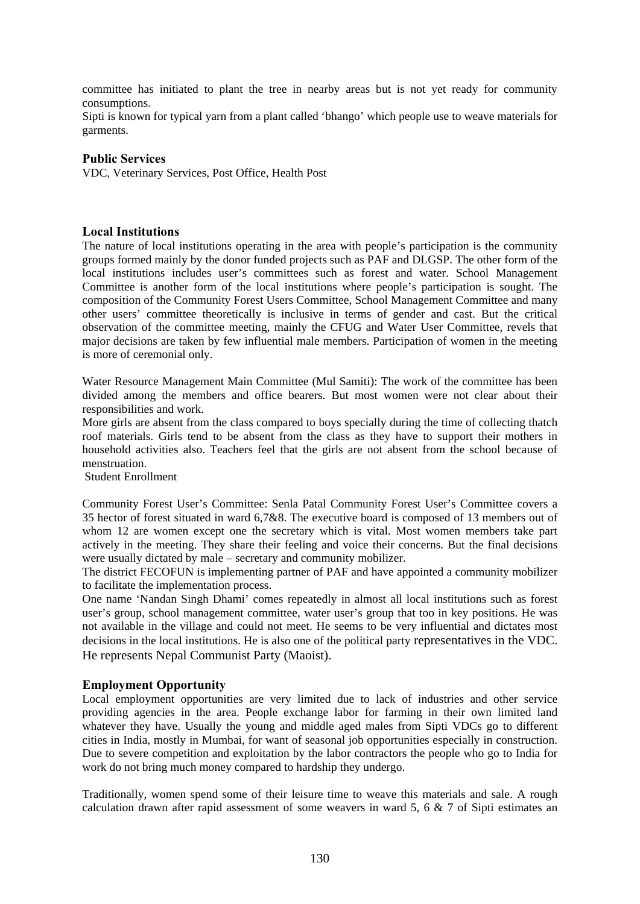committee has initiated to plant the tree in nearby areas but is not yet ready for community consumptions.
Sipti is known for typical yarn from a plant called 'bhango' which people use to weave materials for garments.

### Public Services

VDC, Veterinary Services, Post Office, Health Post

### Local Institutions

The nature of local institutions operating in the area with people's participation is the community groups formed mainly by the donor funded projects such as PAF and DLGSP. The other form of the local institutions includes user's committees such as forest and water. School Management Committee is another form of the local institutions where people's participation is sought. The composition of the Community Forest Users Committee, School Management Committee and many other users' committee theoretically is inclusive in terms of gender and cast. But the critical observation of the committee meeting, mainly the CFUG and Water User Committee, revels that major decisions are taken by few influential male members. Participation of women in the meeting is more of ceremonial only.

Water Resource Management Main Committee (Mul Samiti): The work of the committee has been divided among the members and office bearers. But most women were not clear about their responsibilities and work.
More girls are absent from the class compared to boys specially during the time of collecting thatch roof materials. Girls tend to be absent from the class as they have to support their mothers in household activities also. Teachers feel that the girls are not absent from the school because of menstruation.
Student Enrollment

Community Forest User's Committee: Senla Patal Community Forest User's Committee covers a 35 hector of forest situated in ward 6,7&8. The executive board is composed of 13 members out of whom 12 are women except one the secretary which is vital. Most women members take part actively in the meeting. They share their feeling and voice their concerns. But the final decisions were usually dictated by male – secretary and community mobilizer.
The district FECOFUN is implementing partner of PAF and have appointed a community mobilizer to facilitate the implementation process.
One name 'Nandan Singh Dhami' comes repeatedly in almost all local institutions such as forest user's group, school management committee, water user's group that too in key positions. He was not available in the village and could not meet. He seems to be very influential and dictates most decisions in the local institutions. He is also one of the political party representatives in the VDC. He represents Nepal Communist Party (Maoist).

### Employment Opportunity

Local employment opportunities are very limited due to lack of industries and other service providing agencies in the area. People exchange labor for farming in their own limited land whatever they have. Usually the young and middle aged males from Sipti VDCs go to different cities in India, mostly in Mumbai, for want of seasonal job opportunities especially in construction. Due to severe competition and exploitation by the labor contractors the people who go to India for work do not bring much money compared to hardship they undergo.

Traditionally, women spend some of their leisure time to weave this materials and sale. A rough calculation drawn after rapid assessment of some weavers in ward 5, 6 & 7 of Sipti estimates an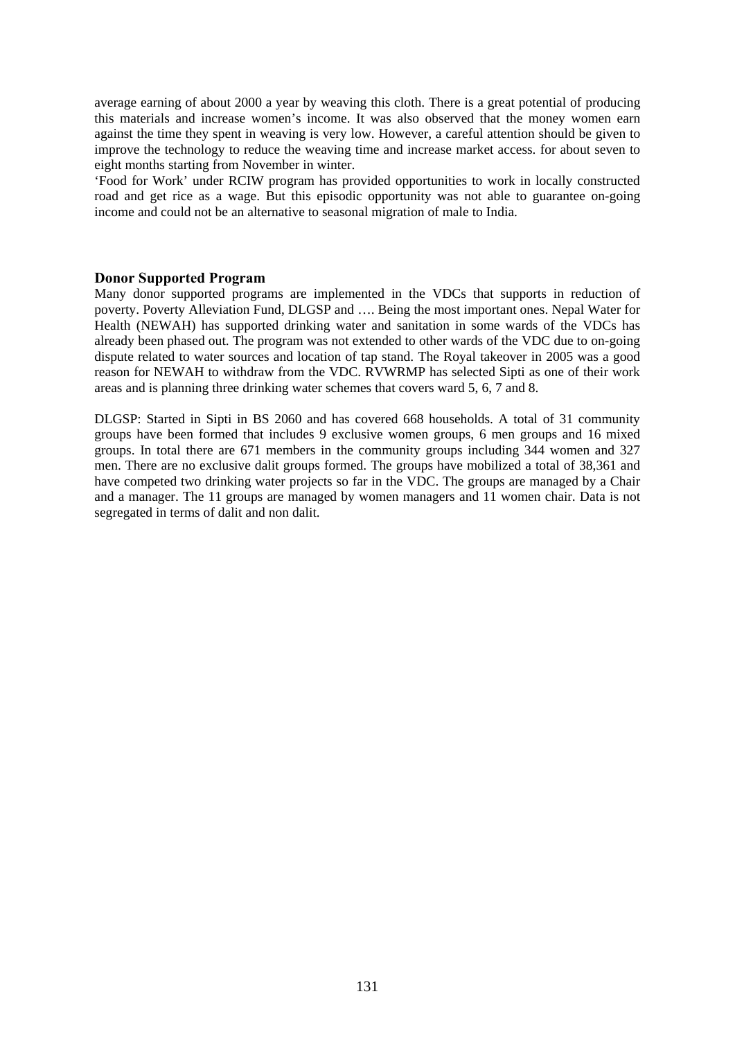average earning of about 2000 a year by weaving this cloth. There is a great potential of producing this materials and increase women's income. It was also observed that the money women earn against the time they spent in weaving is very low. However, a careful attention should be given to improve the technology to reduce the weaving time and increase market access. for about seven to eight months starting from November in winter.

'Food for Work' under RCIW program has provided opportunities to work in locally constructed road and get rice as a wage. But this episodic opportunity was not able to guarantee on-going income and could not be an alternative to seasonal migration of male to India.

### Donor Supported Program

Many donor supported programs are implemented in the VDCs that supports in reduction of poverty. Poverty Alleviation Fund, DLGSP and …. Being the most important ones. Nepal Water for Health (NEWAH) has supported drinking water and sanitation in some wards of the VDCs has already been phased out. The program was not extended to other wards of the VDC due to on-going dispute related to water sources and location of tap stand. The Royal takeover in 2005 was a good reason for NEWAH to withdraw from the VDC. RVWRMP has selected Sipti as one of their work areas and is planning three drinking water schemes that covers ward 5, 6, 7 and 8.

DLGSP: Started in Sipti in BS 2060 and has covered 668 households. A total of 31 community groups have been formed that includes 9 exclusive women groups, 6 men groups and 16 mixed groups. In total there are 671 members in the community groups including 344 women and 327 men. There are no exclusive dalit groups formed. The groups have mobilized a total of 38,361 and have competed two drinking water projects so far in the VDC. The groups are managed by a Chair and a manager. The 11 groups are managed by women managers and 11 women chair. Data is not segregated in terms of dalit and non dalit.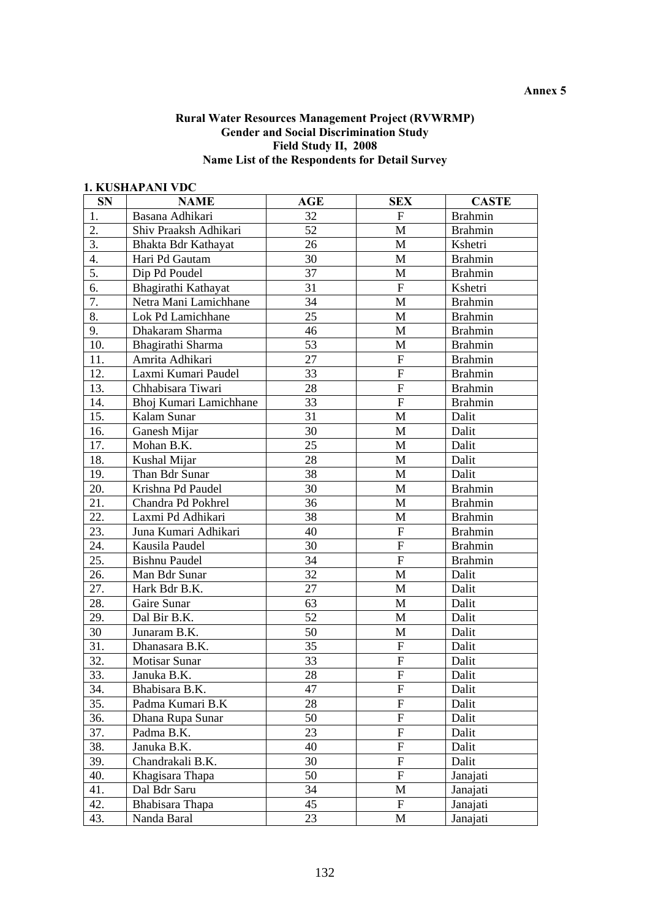Annex 5

**Rural Water Resources Management Project (RVWRMP)**
**Gender and Social Discrimination Study**
**Field Study II, 2008**
**Name List of the Respondents for Detail Survey**

**1. KUSHAPANI VDC**

| SN | NAME | AGE | SEX | CASTE |
|---|---|---|---|---|
| 1. | Basana Adhikari | 32 | F | Brahmin |
| 2. | Shiv Praaksh Adhikari | 52 | M | Brahmin |
| 3. | Bhakta Bdr Kathayat | 26 | M | Kshetri |
| 4. | Hari Pd Gautam | 30 | M | Brahmin |
| 5. | Dip Pd Poudel | 37 | M | Brahmin |
| 6. | Bhagirathi Kathayat | 31 | F | Kshetri |
| 7. | Netra Mani Lamichhane | 34 | M | Brahmin |
| 8. | Lok Pd Lamichhane | 25 | M | Brahmin |
| 9. | Dhakaram Sharma | 46 | M | Brahmin |
| 10. | Bhagirathi Sharma | 53 | M | Brahmin |
| 11. | Amrita Adhikari | 27 | F | Brahmin |
| 12. | Laxmi Kumari Paudel | 33 | F | Brahmin |
| 13. | Chhabisara Tiwari | 28 | F | Brahmin |
| 14. | Bhoj Kumari Lamichhane | 33 | F | Brahmin |
| 15. | Kalam Sunar | 31 | M | Dalit |
| 16. | Ganesh Mijar | 30 | M | Dalit |
| 17. | Mohan B.K. | 25 | M | Dalit |
| 18. | Kushal Mijar | 28 | M | Dalit |
| 19. | Than Bdr Sunar | 38 | M | Dalit |
| 20. | Krishna Pd Paudel | 30 | M | Brahmin |
| 21. | Chandra Pd Pokhrel | 36 | M | Brahmin |
| 22. | Laxmi Pd Adhikari | 38 | M | Brahmin |
| 23. | Juna Kumari Adhikari | 40 | F | Brahmin |
| 24. | Kausila Paudel | 30 | F | Brahmin |
| 25. | Bishnu Paudel | 34 | F | Brahmin |
| 26. | Man Bdr Sunar | 32 | M | Dalit |
| 27. | Hark Bdr B.K. | 27 | M | Dalit |
| 28. | Gaire Sunar | 63 | M | Dalit |
| 29. | Dal Bir B.K. | 52 | M | Dalit |
| 30 | Junaram B.K. | 50 | M | Dalit |
| 31. | Dhanasara B.K. | 35 | F | Dalit |
| 32. | Motisar Sunar | 33 | F | Dalit |
| 33. | Januka B.K. | 28 | F | Dalit |
| 34. | Bhabisara B.K. | 47 | F | Dalit |
| 35. | Padma Kumari B.K | 28 | F | Dalit |
| 36. | Dhana Rupa Sunar | 50 | F | Dalit |
| 37. | Padma B.K. | 23 | F | Dalit |
| 38. | Januka B.K. | 40 | F | Dalit |
| 39. | Chandrakali B.K. | 30 | F | Dalit |
| 40. | Khagisara Thapa | 50 | F | Janajati |
| 41. | Dal Bdr Saru | 34 | M | Janajati |
| 42. | Bhabisara Thapa | 45 | F | Janajati |
| 43. | Nanda Baral | 23 | M | Janajati |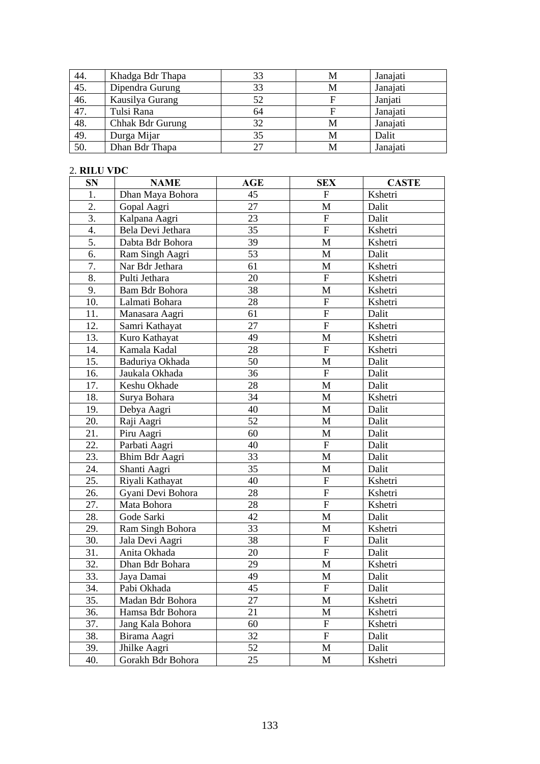| 44. | Khadga Bdr Thapa | 33 | M | Janajati |
|---|---|---|---|---|
| 45. | Dipendra Gurung | 33 | M | Janajati |
| 46. | Kausilya Gurang | 52 | F | Janjati |
| 47. | Tulsi Rana | 64 | F | Janajati |
| 48. | Chhak Bdr Gurung | 32 | M | Janajati |
| 49. | Durga Mijar | 35 | M | Dalit |
| 50. | Dhan Bdr Thapa | 27 | M | Janajati |

2. **RILU VDC**

| SN | NAME | AGE | SEX | CASTE |
|---|---|---|---|---|
| 1. | Dhan Maya Bohora | 45 | F | Kshetri |
| 2. | Gopal Aagri | 27 | M | Dalit |
| 3. | Kalpana Aagri | 23 | F | Dalit |
| 4. | Bela Devi Jethara | 35 | F | Kshetri |
| 5. | Dabta Bdr Bohora | 39 | M | Kshetri |
| 6. | Ram Singh Aagri | 53 | M | Dalit |
| 7. | Nar Bdr Jethara | 61 | M | Kshetri |
| 8. | Pulti Jethara | 20 | F | Kshetri |
| 9. | Bam Bdr Bohora | 38 | M | Kshetri |
| 10. | Lalmati Bohara | 28 | F | Kshetri |
| 11. | Manasara Aagri | 61 | F | Dalit |
| 12. | Samri Kathayat | 27 | F | Kshetri |
| 13. | Kuro Kathayat | 49 | M | Kshetri |
| 14. | Kamala Kadal | 28 | F | Kshetri |
| 15. | Baduriya Okhada | 50 | M | Dalit |
| 16. | Jaukala Okhada | 36 | F | Dalit |
| 17. | Keshu Okhade | 28 | M | Dalit |
| 18. | Surya Bohara | 34 | M | Kshetri |
| 19. | Debya Aagri | 40 | M | Dalit |
| 20. | Raji Aagri | 52 | M | Dalit |
| 21. | Piru Aagri | 60 | M | Dalit |
| 22. | Parbati Aagri | 40 | F | Dalit |
| 23. | Bhim Bdr Aagri | 33 | M | Dalit |
| 24. | Shanti Aagri | 35 | M | Dalit |
| 25. | Riyali Kathayat | 40 | F | Kshetri |
| 26. | Gyani Devi Bohora | 28 | F | Kshetri |
| 27. | Mata Bohora | 28 | F | Kshetri |
| 28. | Gode Sarki | 42 | M | Dalit |
| 29. | Ram Singh Bohora | 33 | M | Kshetri |
| 30. | Jala Devi Aagri | 38 | F | Dalit |
| 31. | Anita Okhada | 20 | F | Dalit |
| 32. | Dhan Bdr Bohara | 29 | M | Kshetri |
| 33. | Jaya Damai | 49 | M | Dalit |
| 34. | Pabi Okhada | 45 | F | Dalit |
| 35. | Madan Bdr Bohora | 27 | M | Kshetri |
| 36. | Hamsa Bdr Bohora | 21 | M | Kshetri |
| 37. | Jang Kala Bohora | 60 | F | Kshetri |
| 38. | Birama Aagri | 32 | F | Dalit |
| 39. | Jhilke Aagri | 52 | M | Dalit |
| 40. | Gorakh Bdr Bohora | 25 | M | Kshetri |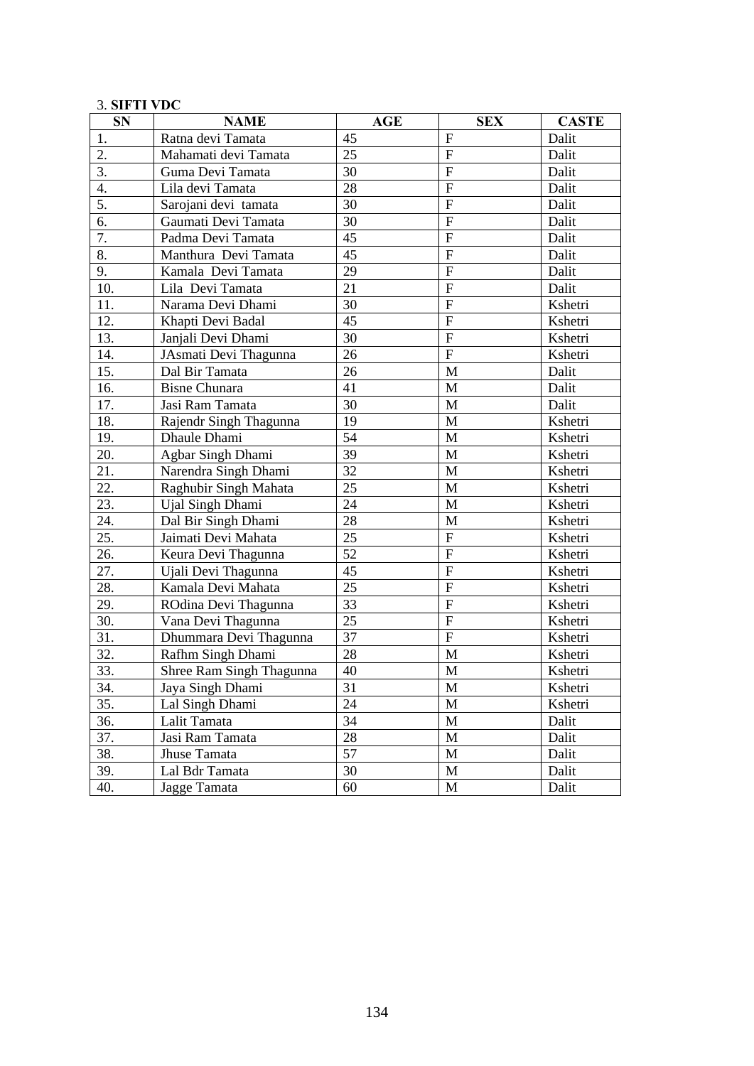3. **SIFTI VDC**

| SN | NAME | AGE | SEX | CASTE |
|---|---|---|---|---|
| 1. | Ratna devi Tamata | 45 | F | Dalit |
| 2. | Mahamati devi Tamata | 25 | F | Dalit |
| 3. | Guma Devi Tamata | 30 | F | Dalit |
| 4. | Lila devi Tamata | 28 | F | Dalit |
| 5. | Sarojani devi tamata | 30 | F | Dalit |
| 6. | Gaumati Devi Tamata | 30 | F | Dalit |
| 7. | Padma Devi Tamata | 45 | F | Dalit |
| 8. | Manthura Devi Tamata | 45 | F | Dalit |
| 9. | Kamala Devi Tamata | 29 | F | Dalit |
| 10. | Lila Devi Tamata | 21 | F | Dalit |
| 11. | Narama Devi Dhami | 30 | F | Kshetri |
| 12. | Khapti Devi Badal | 45 | F | Kshetri |
| 13. | Janjali Devi Dhami | 30 | F | Kshetri |
| 14. | JAsmati Devi Thagunna | 26 | F | Kshetri |
| 15. | Dal Bir Tamata | 26 | M | Dalit |
| 16. | Bisne Chunara | 41 | M | Dalit |
| 17. | Jasi Ram Tamata | 30 | M | Dalit |
| 18. | Rajendr Singh Thagunna | 19 | M | Kshetri |
| 19. | Dhaule Dhami | 54 | M | Kshetri |
| 20. | Agbar Singh Dhami | 39 | M | Kshetri |
| 21. | Narendra Singh Dhami | 32 | M | Kshetri |
| 22. | Raghubir Singh Mahata | 25 | M | Kshetri |
| 23. | Ujal Singh Dhami | 24 | M | Kshetri |
| 24. | Dal Bir Singh Dhami | 28 | M | Kshetri |
| 25. | Jaimati Devi Mahata | 25 | F | Kshetri |
| 26. | Keura Devi Thagunna | 52 | F | Kshetri |
| 27. | Ujali Devi Thagunna | 45 | F | Kshetri |
| 28. | Kamala Devi Mahata | 25 | F | Kshetri |
| 29. | ROdina Devi Thagunna | 33 | F | Kshetri |
| 30. | Vana Devi Thagunna | 25 | F | Kshetri |
| 31. | Dhummara Devi Thagunna | 37 | F | Kshetri |
| 32. | Rafhm Singh Dhami | 28 | M | Kshetri |
| 33. | Shree Ram Singh Thagunna | 40 | M | Kshetri |
| 34. | Jaya Singh Dhami | 31 | M | Kshetri |
| 35. | Lal Singh Dhami | 24 | M | Kshetri |
| 36. | Lalit Tamata | 34 | M | Dalit |
| 37. | Jasi Ram Tamata | 28 | M | Dalit |
| 38. | Jhuse Tamata | 57 | M | Dalit |
| 39. | Lal Bdr Tamata | 30 | M | Dalit |
| 40. | Jagge Tamata | 60 | M | Dalit |